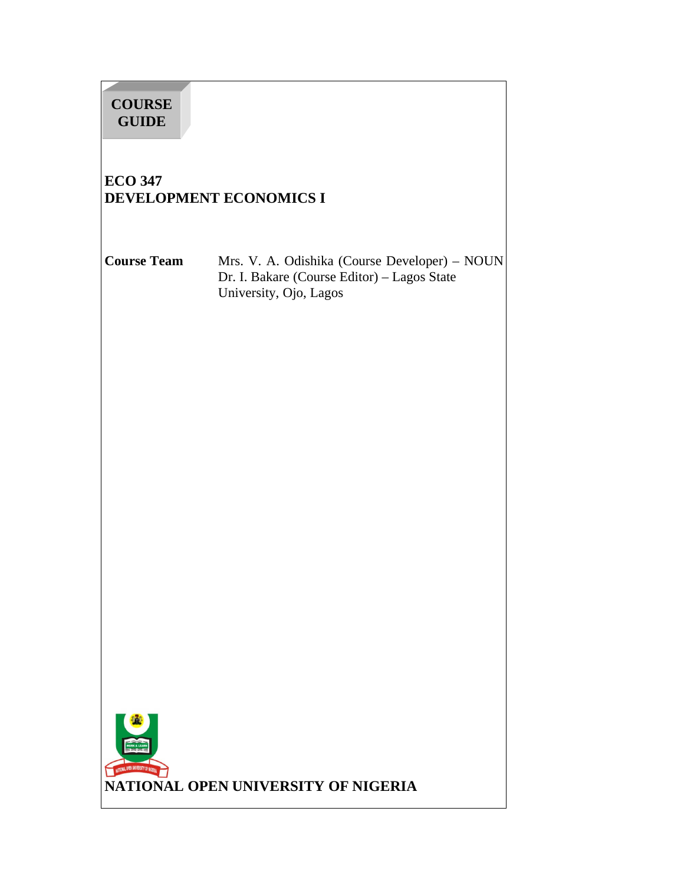**COURSE GUIDE**

# ECO 347
# DEVELOPMENT ECONOMICS I

**Course Team** Mrs. V. A. Odishika (Course Developer) – NOUN
Dr. I. Bakare (Course Editor) – Lagos State University, Ojo, Lagos

**NATIONAL OPEN UNIVERSITY OF NIGERIA**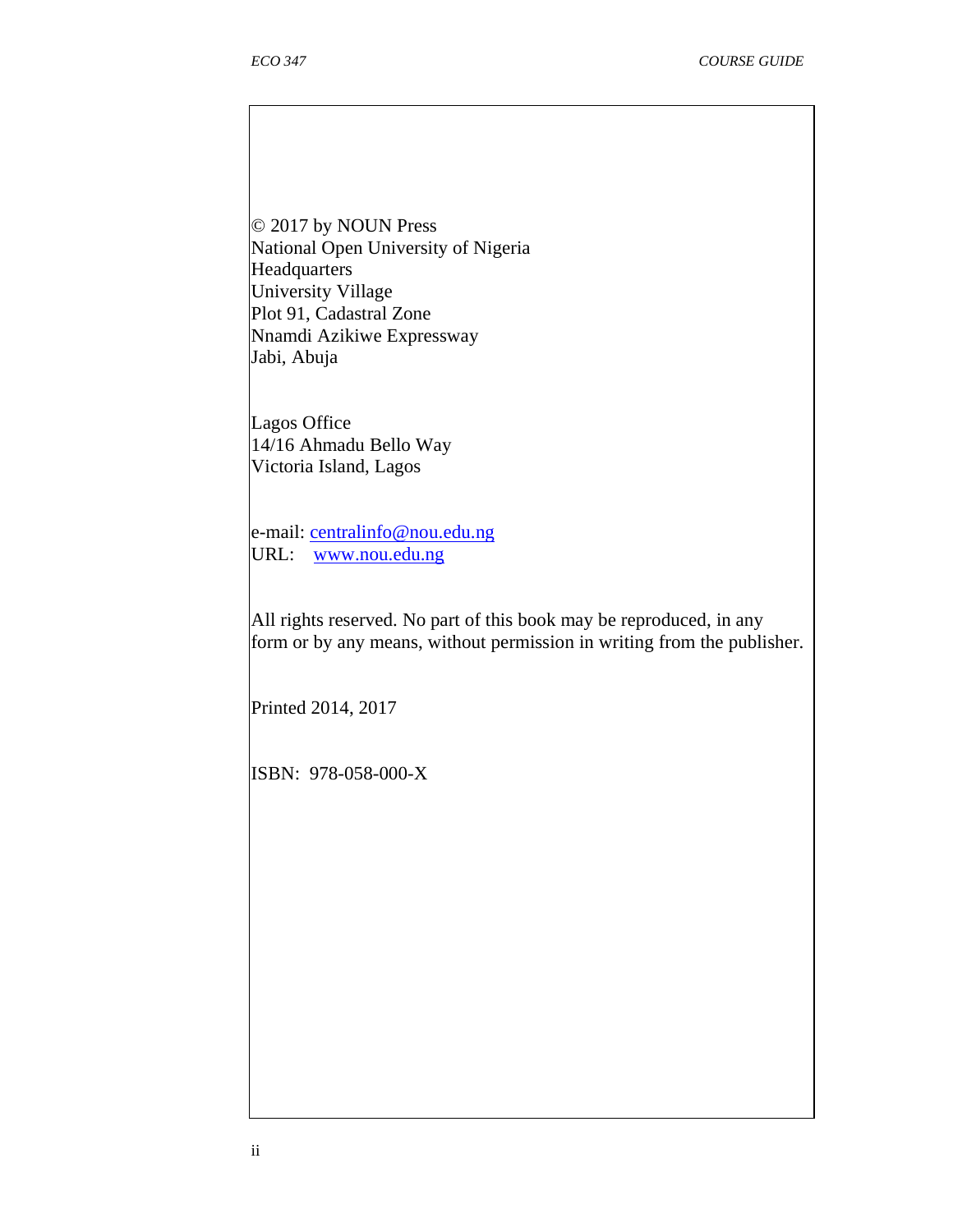© 2017 by NOUN Press
National Open University of Nigeria
Headquarters
University Village
Plot 91, Cadastral Zone
Nnamdi Azikiwe Expressway
Jabi, Abuja

Lagos Office
14/16 Ahmadu Bello Way
Victoria Island, Lagos

e-mail: centralinfo@nou.edu.ng
URL: www.nou.edu.ng

All rights reserved. No part of this book may be reproduced, in any form or by any means, without permission in writing from the publisher.

Printed 2014, 2017

ISBN: 978-058-000-X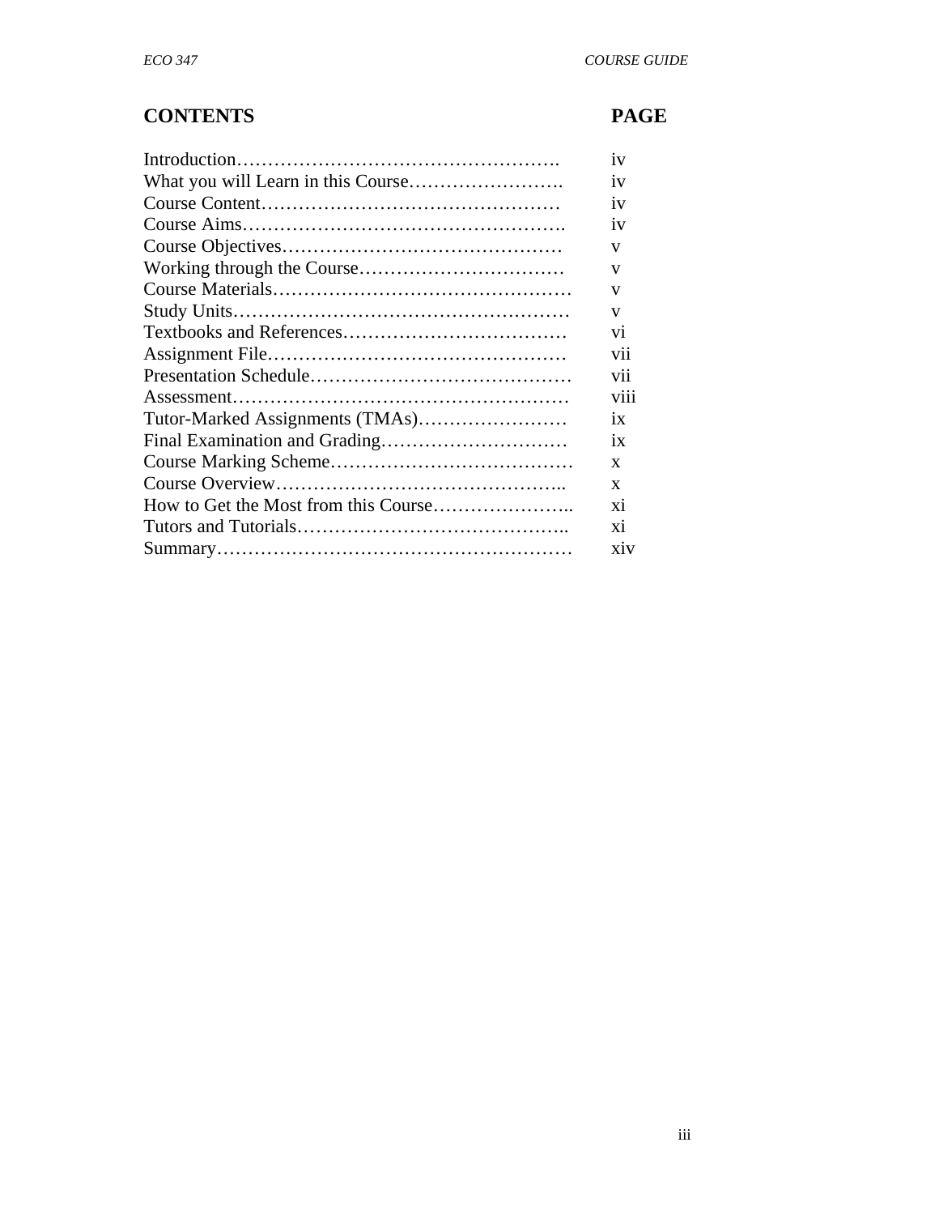| CONTENTS | PAGE |
|---|---|
| Introduction | iv |
| What you will Learn in this Course | iv |
| Course Content | iv |
| Course Aims | iv |
| Course Objectives | v |
| Working through the Course | v |
| Course Materials | v |
| Study Units | v |
| Textbooks and References | vi |
| Assignment File | vii |
| Presentation Schedule | vii |
| Assessment | viii |
| Tutor-Marked Assignments (TMAs) | ix |
| Final Examination and Grading | ix |
| Course Marking Scheme | x |
| Course Overview | x |
| How to Get the Most from this Course | xi |
| Tutors and Tutorials | xi |
| Summary | xiv |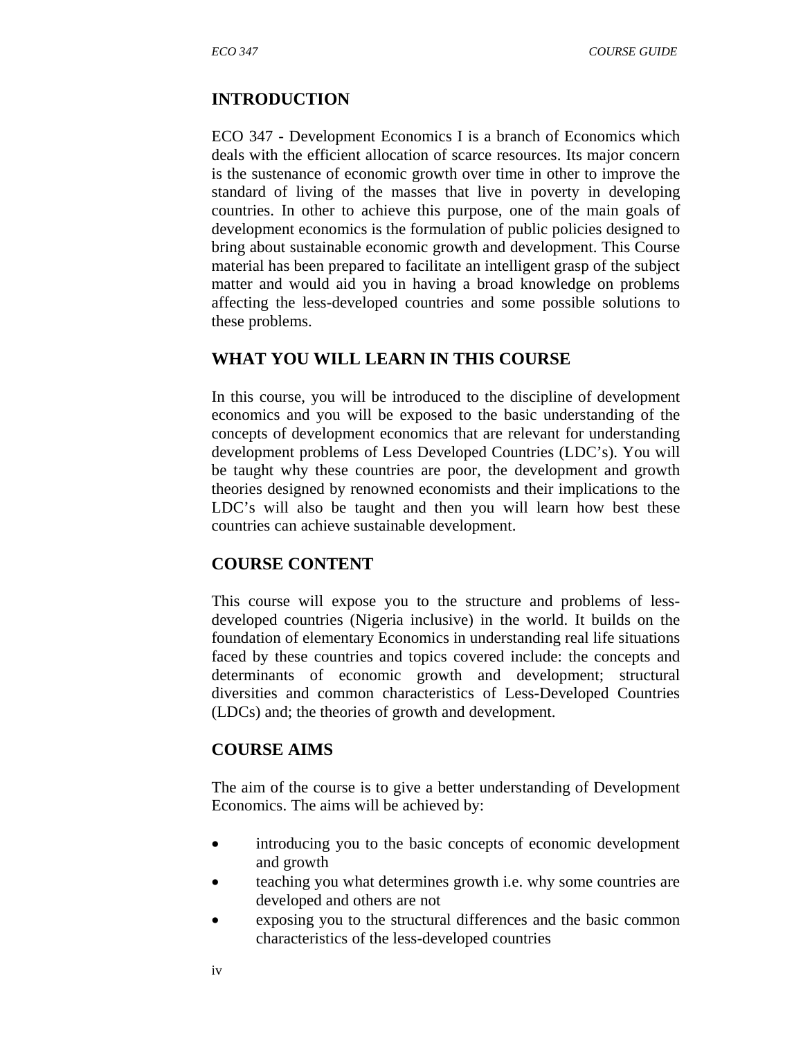## INTRODUCTION

ECO 347 - Development Economics I is a branch of Economics which deals with the efficient allocation of scarce resources. Its major concern is the sustenance of economic growth over time in other to improve the standard of living of the masses that live in poverty in developing countries. In other to achieve this purpose, one of the main goals of development economics is the formulation of public policies designed to bring about sustainable economic growth and development. This Course material has been prepared to facilitate an intelligent grasp of the subject matter and would aid you in having a broad knowledge on problems affecting the less-developed countries and some possible solutions to these problems.

## WHAT YOU WILL LEARN IN THIS COURSE

In this course, you will be introduced to the discipline of development economics and you will be exposed to the basic understanding of the concepts of development economics that are relevant for understanding development problems of Less Developed Countries (LDC's). You will be taught why these countries are poor, the development and growth theories designed by renowned economists and their implications to the LDC's will also be taught and then you will learn how best these countries can achieve sustainable development.

## COURSE CONTENT

This course will expose you to the structure and problems of less-developed countries (Nigeria inclusive) in the world. It builds on the foundation of elementary Economics in understanding real life situations faced by these countries and topics covered include: the concepts and determinants of economic growth and development; structural diversities and common characteristics of Less-Developed Countries (LDCs) and; the theories of growth and development.

## COURSE AIMS

The aim of the course is to give a better understanding of Development Economics. The aims will be achieved by:

- introducing you to the basic concepts of economic development and growth
- teaching you what determines growth i.e. why some countries are developed and others are not
- exposing you to the structural differences and the basic common characteristics of the less-developed countries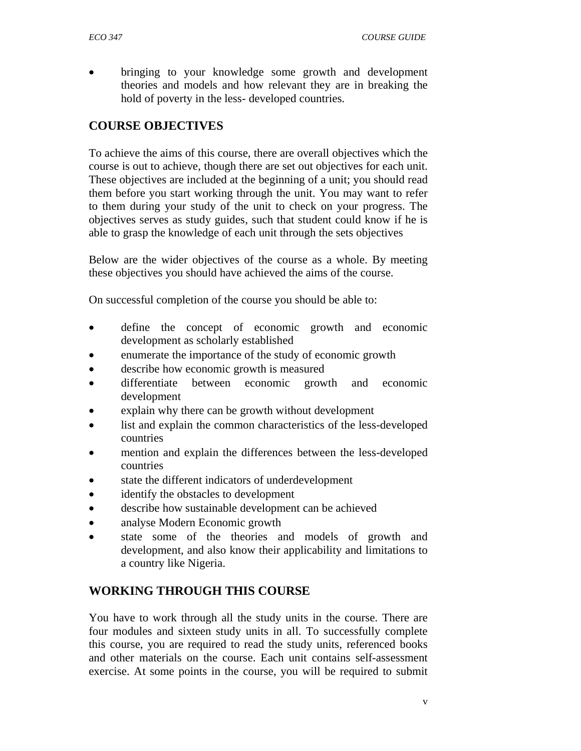- bringing to your knowledge some growth and development theories and models and how relevant they are in breaking the hold of poverty in the less- developed countries.

## COURSE OBJECTIVES

To achieve the aims of this course, there are overall objectives which the course is out to achieve, though there are set out objectives for each unit. These objectives are included at the beginning of a unit; you should read them before you start working through the unit. You may want to refer to them during your study of the unit to check on your progress. The objectives serves as study guides, such that student could know if he is able to grasp the knowledge of each unit through the sets objectives

Below are the wider objectives of the course as a whole. By meeting these objectives you should have achieved the aims of the course.

On successful completion of the course you should be able to:

- define the concept of economic growth and economic development as scholarly established
- enumerate the importance of the study of economic growth
- describe how economic growth is measured
- differentiate between economic growth and economic development
- explain why there can be growth without development
- list and explain the common characteristics of the less-developed countries
- mention and explain the differences between the less-developed countries
- state the different indicators of underdevelopment
- identify the obstacles to development
- describe how sustainable development can be achieved
- analyse Modern Economic growth
- state some of the theories and models of growth and development, and also know their applicability and limitations to a country like Nigeria.

## WORKING THROUGH THIS COURSE

You have to work through all the study units in the course. There are four modules and sixteen study units in all. To successfully complete this course, you are required to read the study units, referenced books and other materials on the course. Each unit contains self-assessment exercise. At some points in the course, you will be required to submit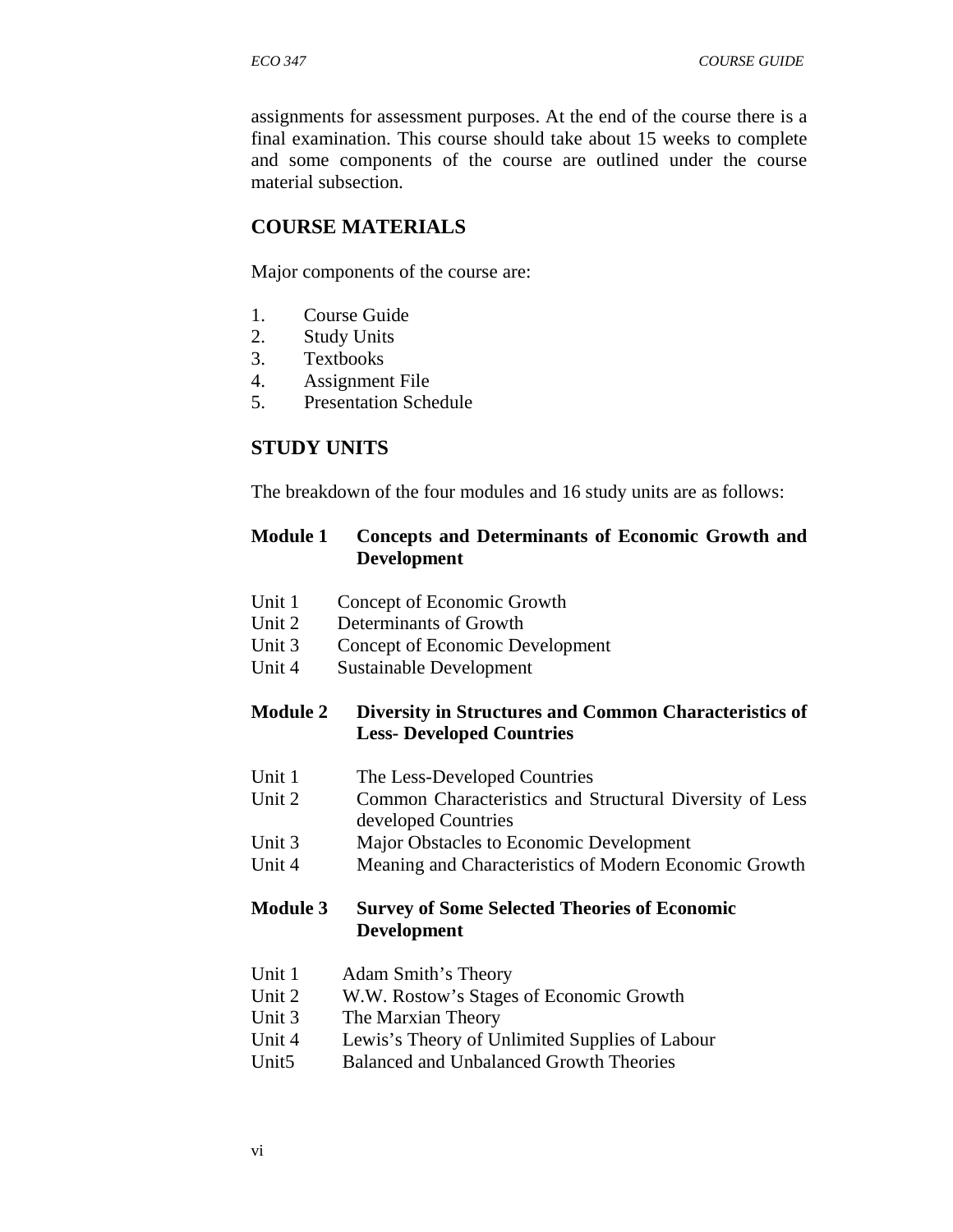assignments for assessment purposes. At the end of the course there is a final examination. This course should take about 15 weeks to complete and some components of the course are outlined under the course material subsection.

## COURSE MATERIALS

Major components of the course are:

1. Course Guide
2. Study Units
3. Textbooks
4. Assignment File
5. Presentation Schedule

## STUDY UNITS

The breakdown of the four modules and 16 study units are as follows:

**Module 1 Concepts and Determinants of Economic Growth and Development**

Unit 1 Concept of Economic Growth
Unit 2 Determinants of Growth
Unit 3 Concept of Economic Development
Unit 4 Sustainable Development

**Module 2 Diversity in Structures and Common Characteristics of Less- Developed Countries**

Unit 1 The Less-Developed Countries
Unit 2 Common Characteristics and Structural Diversity of Less developed Countries
Unit 3 Major Obstacles to Economic Development
Unit 4 Meaning and Characteristics of Modern Economic Growth

**Module 3 Survey of Some Selected Theories of Economic Development**

Unit 1 Adam Smith's Theory
Unit 2 W.W. Rostow's Stages of Economic Growth
Unit 3 The Marxian Theory
Unit 4 Lewis's Theory of Unlimited Supplies of Labour
Unit5 Balanced and Unbalanced Growth Theories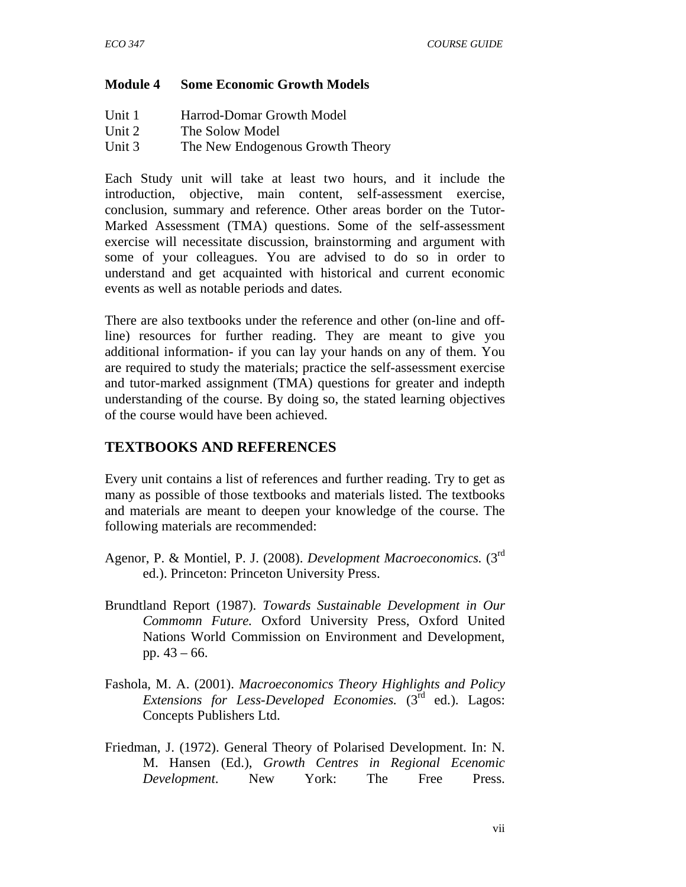**Module 4 Some Economic Growth Models**

Unit 1 Harrod-Domar Growth Model
Unit 2 The Solow Model
Unit 3 The New Endogenous Growth Theory

Each Study unit will take at least two hours, and it include the introduction, objective, main content, self-assessment exercise, conclusion, summary and reference. Other areas border on the Tutor-Marked Assessment (TMA) questions. Some of the self-assessment exercise will necessitate discussion, brainstorming and argument with some of your colleagues. You are advised to do so in order to understand and get acquainted with historical and current economic events as well as notable periods and dates.

There are also textbooks under the reference and other (on-line and off-line) resources for further reading. They are meant to give you additional information- if you can lay your hands on any of them. You are required to study the materials; practice the self-assessment exercise and tutor-marked assignment (TMA) questions for greater and indepth understanding of the course. By doing so, the stated learning objectives of the course would have been achieved.

## TEXTBOOKS AND REFERENCES

Every unit contains a list of references and further reading. Try to get as many as possible of those textbooks and materials listed. The textbooks and materials are meant to deepen your knowledge of the course. The following materials are recommended:

Agenor, P. & Montiel, P. J. (2008). *Development Macroeconomics.* (3rd ed.). Princeton: Princeton University Press.

Brundtland Report (1987). *Towards Sustainable Development in Our Commomn Future.* Oxford University Press, Oxford United Nations World Commission on Environment and Development, pp. 43 – 66.

Fashola, M. A. (2001). *Macroeconomics Theory Highlights and Policy Extensions for Less-Developed Economies.* (3rd ed.). Lagos: Concepts Publishers Ltd.

Friedman, J. (1972). General Theory of Polarised Development. In: N. M. Hansen (Ed.), *Growth Centres in Regional Ecenomic Development*. New York: The Free Press.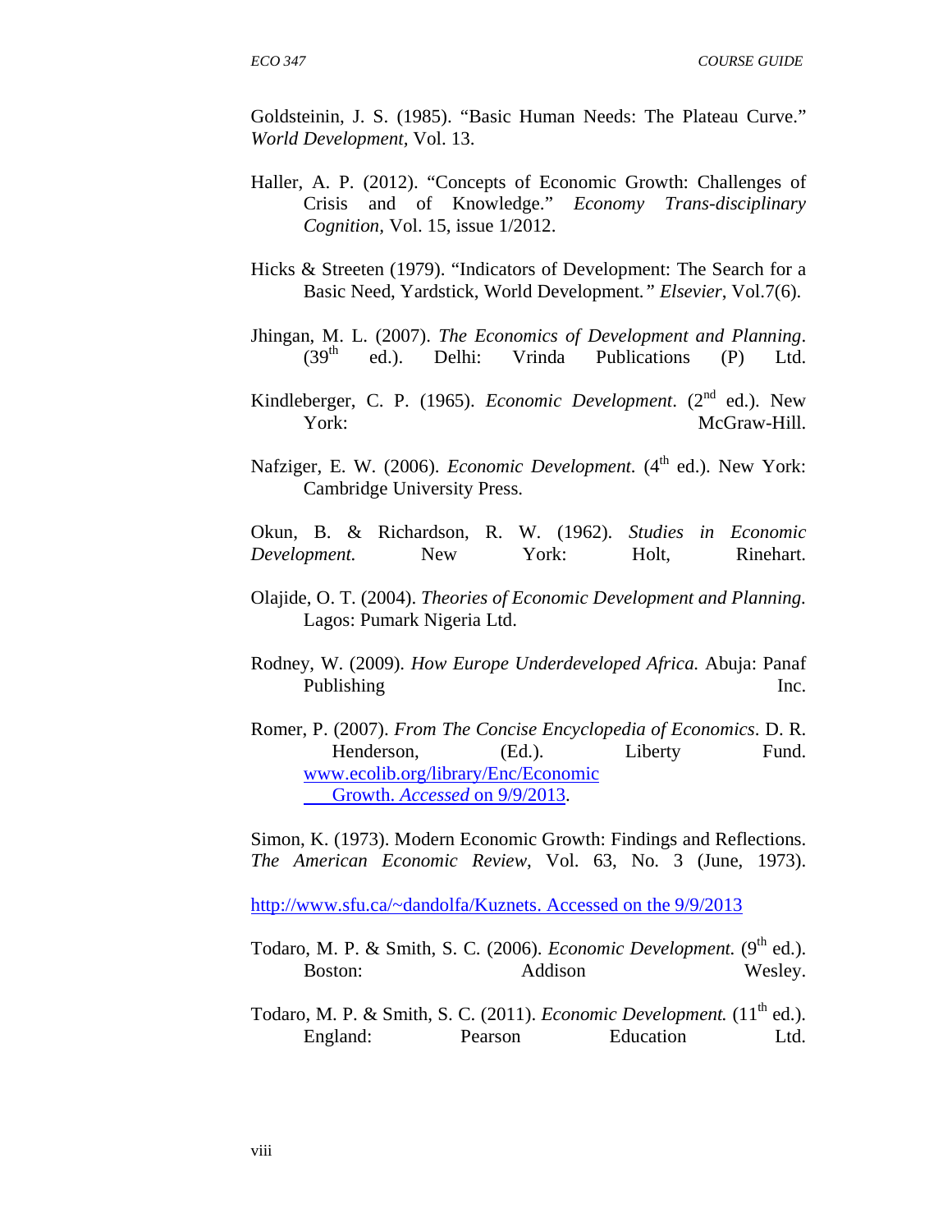Goldsteinin, J. S. (1985). "Basic Human Needs: The Plateau Curve." *World Development*, Vol. 13.

Haller, A. P. (2012). "Concepts of Economic Growth: Challenges of Crisis and of Knowledge." *Economy Trans-disciplinary Cognition*, Vol. 15, issue 1/2012.

Hicks & Streeten (1979). "Indicators of Development: The Search for a Basic Need, Yardstick, World Development.*" Elsevier*, Vol.7(6).

Jhingan, M. L. (2007). *The Economics of Development and Planning*. (39th ed.). Delhi: Vrinda Publications (P) Ltd.

Kindleberger, C. P. (1965). *Economic Development*. (2nd ed.). New York: McGraw-Hill.

Nafziger, E. W. (2006). *Economic Development.* (4th ed.). New York: Cambridge University Press.

Okun, B. & Richardson, R. W. (1962). *Studies in Economic Development.* New York: Holt, Rinehart.

Olajide, O. T. (2004). *Theories of Economic Development and Planning.* Lagos: Pumark Nigeria Ltd.

Rodney, W. (2009). *How Europe Underdeveloped Africa.* Abuja: Panaf Publishing Inc.

Romer, P. (2007). *From The Concise Encyclopedia of Economics*. D. R. Henderson, (Ed.). Liberty Fund. www.ecolib.org/library/Enc/Economic Growth. *Accessed* on 9/9/2013.

Simon, K. (1973). Modern Economic Growth: Findings and Reflections. *The American Economic Review*, Vol. 63, No. 3 (June, 1973).

http://www.sfu.ca/~dandolfa/Kuznets. Accessed on the 9/9/2013

Todaro, M. P. & Smith, S. C. (2006). *Economic Development.* (9th ed.). Boston: Addison Wesley.

Todaro, M. P. & Smith, S. C. (2011). *Economic Development.* (11th ed.). England: Pearson Education Ltd.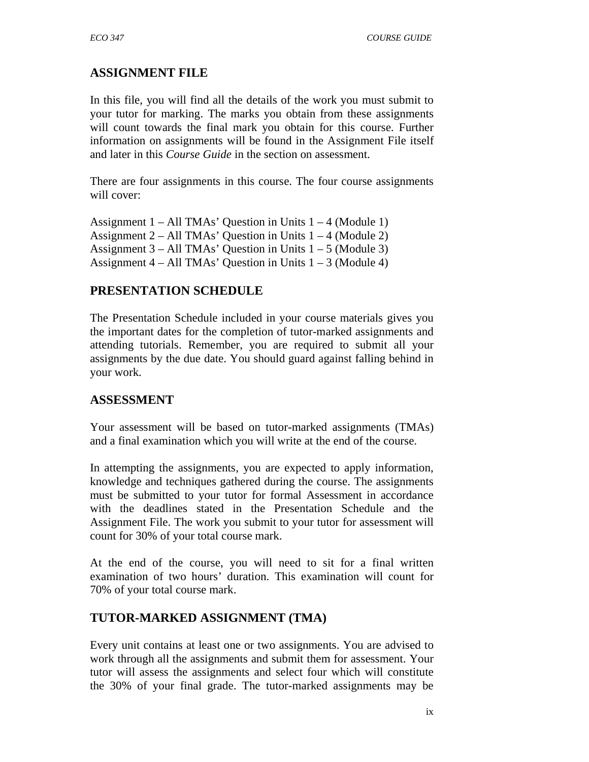## ASSIGNMENT FILE

In this file, you will find all the details of the work you must submit to your tutor for marking. The marks you obtain from these assignments will count towards the final mark you obtain for this course. Further information on assignments will be found in the Assignment File itself and later in this *Course Guide* in the section on assessment.

There are four assignments in this course. The four course assignments will cover:

Assignment 1 – All TMAs' Question in Units 1 – 4 (Module 1)
Assignment 2 – All TMAs' Question in Units 1 – 4 (Module 2)
Assignment 3 – All TMAs' Question in Units 1 – 5 (Module 3)
Assignment 4 – All TMAs' Question in Units 1 – 3 (Module 4)

## PRESENTATION SCHEDULE

The Presentation Schedule included in your course materials gives you the important dates for the completion of tutor-marked assignments and attending tutorials. Remember, you are required to submit all your assignments by the due date. You should guard against falling behind in your work.

## ASSESSMENT

Your assessment will be based on tutor-marked assignments (TMAs) and a final examination which you will write at the end of the course.

In attempting the assignments, you are expected to apply information, knowledge and techniques gathered during the course. The assignments must be submitted to your tutor for formal Assessment in accordance with the deadlines stated in the Presentation Schedule and the Assignment File. The work you submit to your tutor for assessment will count for 30% of your total course mark.

At the end of the course, you will need to sit for a final written examination of two hours' duration. This examination will count for 70% of your total course mark.

## TUTOR-MARKED ASSIGNMENT (TMA)

Every unit contains at least one or two assignments. You are advised to work through all the assignments and submit them for assessment. Your tutor will assess the assignments and select four which will constitute the 30% of your final grade. The tutor-marked assignments may be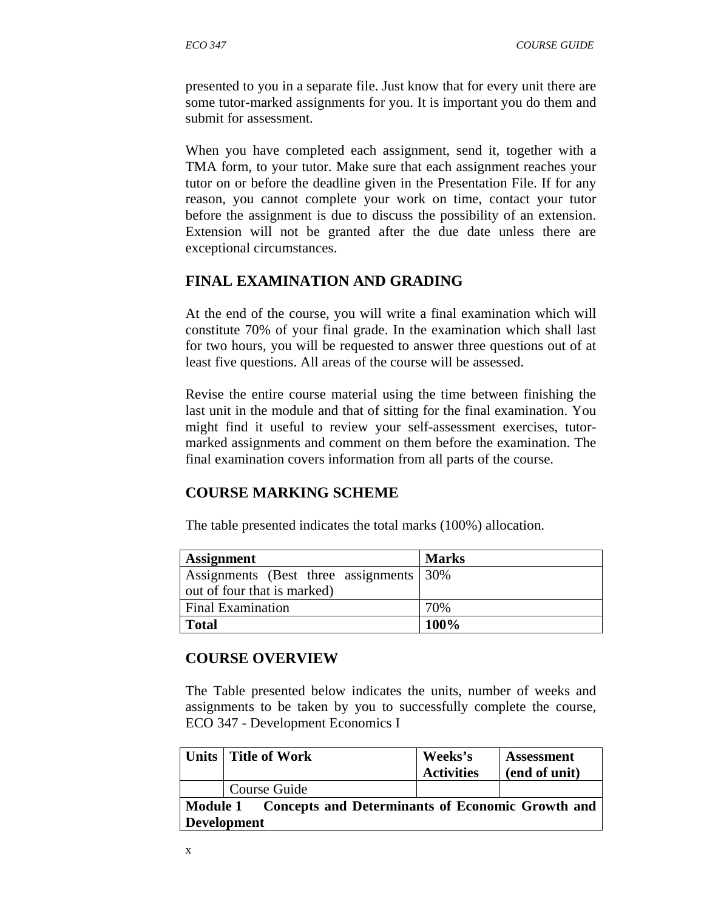presented to you in a separate file. Just know that for every unit there are some tutor-marked assignments for you. It is important you do them and submit for assessment.

When you have completed each assignment, send it, together with a TMA form, to your tutor. Make sure that each assignment reaches your tutor on or before the deadline given in the Presentation File. If for any reason, you cannot complete your work on time, contact your tutor before the assignment is due to discuss the possibility of an extension. Extension will not be granted after the due date unless there are exceptional circumstances.

## FINAL EXAMINATION AND GRADING

At the end of the course, you will write a final examination which will constitute 70% of your final grade. In the examination which shall last for two hours, you will be requested to answer three questions out of at least five questions. All areas of the course will be assessed.

Revise the entire course material using the time between finishing the last unit in the module and that of sitting for the final examination. You might find it useful to review your self-assessment exercises, tutor-marked assignments and comment on them before the examination. The final examination covers information from all parts of the course.

## COURSE MARKING SCHEME

The table presented indicates the total marks (100%) allocation.

| Assignment | Marks |
|---|---|
| Assignments (Best three assignments out of four that is marked) | 30% |
| Final Examination | 70% |
| **Total** | **100%** |

## COURSE OVERVIEW

The Table presented below indicates the units, number of weeks and assignments to be taken by you to successfully complete the course, ECO 347 - Development Economics I

| Units | Title of Work | Weeks's Activities | Assessment (end of unit) |
|---|---|---|---|
| | Course Guide | | |
| **Module 1 Concepts and Determinants of Economic Growth and Development** | | | |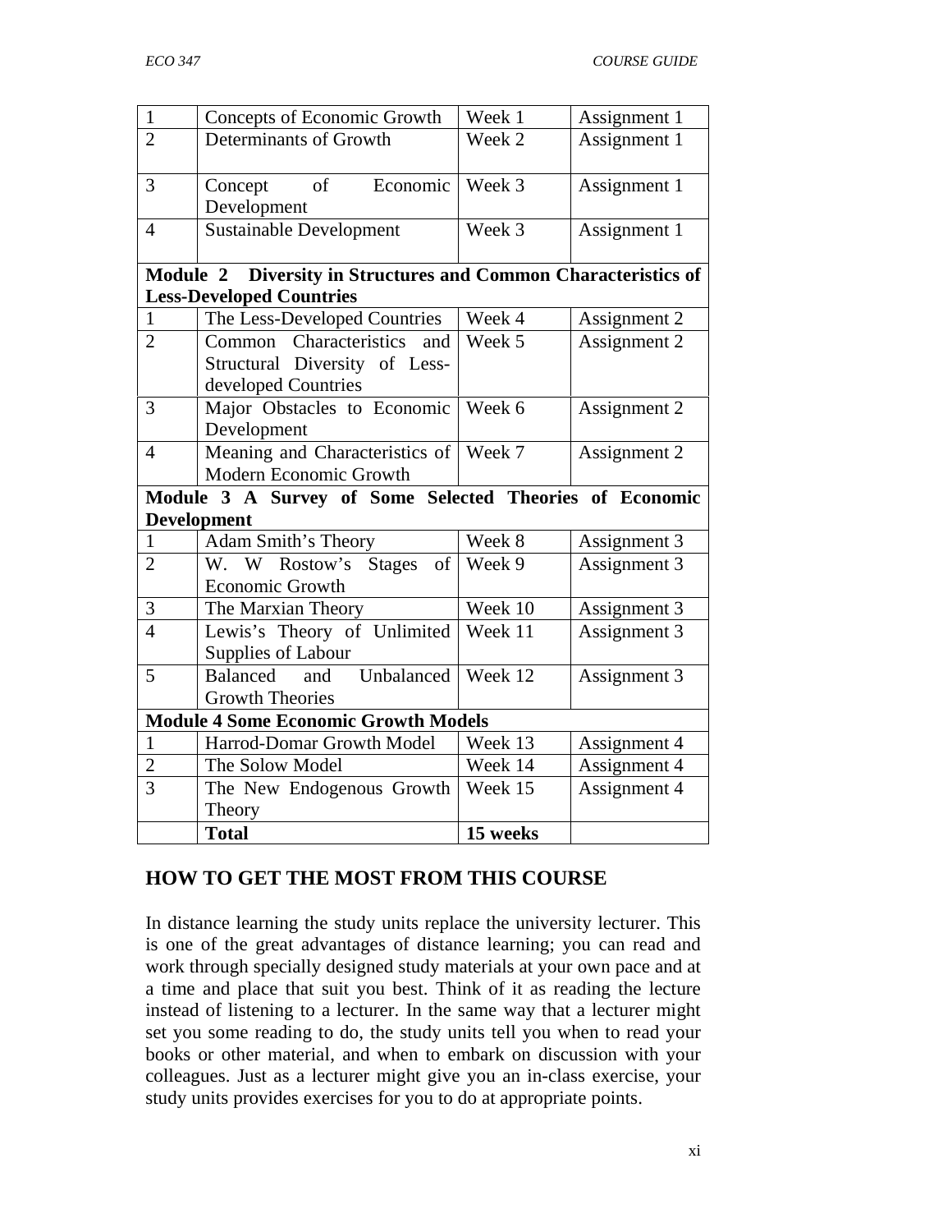| | | | |
|---|---|---|---|
| 1 | Concepts of Economic Growth | Week 1 | Assignment 1 |
| 2 | Determinants of Growth | Week 2 | Assignment 1 |
| 3 | Concept of Economic Development | Week 3 | Assignment 1 |
| 4 | Sustainable Development | Week 3 | Assignment 1 |
| **Module 2 Diversity in Structures and Common Characteristics of Less-Developed Countries** | | | |
| 1 | The Less-Developed Countries | Week 4 | Assignment 2 |
| 2 | Common Characteristics and Structural Diversity of Less-developed Countries | Week 5 | Assignment 2 |
| 3 | Major Obstacles to Economic Development | Week 6 | Assignment 2 |
| 4 | Meaning and Characteristics of Modern Economic Growth | Week 7 | Assignment 2 |
| **Module 3 A Survey of Some Selected Theories of Economic Development** | | | |
| 1 | Adam Smith's Theory | Week 8 | Assignment 3 |
| 2 | W. W Rostow's Stages of Economic Growth | Week 9 | Assignment 3 |
| 3 | The Marxian Theory | Week 10 | Assignment 3 |
| 4 | Lewis's Theory of Unlimited Supplies of Labour | Week 11 | Assignment 3 |
| 5 | Balanced and Unbalanced Growth Theories | Week 12 | Assignment 3 |
| **Module 4 Some Economic Growth Models** | | | |
| 1 | Harrod-Domar Growth Model | Week 13 | Assignment 4 |
| 2 | The Solow Model | Week 14 | Assignment 4 |
| 3 | The New Endogenous Growth Theory | Week 15 | Assignment 4 |
| | **Total** | **15 weeks** | |

## HOW TO GET THE MOST FROM THIS COURSE

In distance learning the study units replace the university lecturer. This is one of the great advantages of distance learning; you can read and work through specially designed study materials at your own pace and at a time and place that suit you best. Think of it as reading the lecture instead of listening to a lecturer. In the same way that a lecturer might set you some reading to do, the study units tell you when to read your books or other material, and when to embark on discussion with your colleagues. Just as a lecturer might give you an in-class exercise, your study units provides exercises for you to do at appropriate points.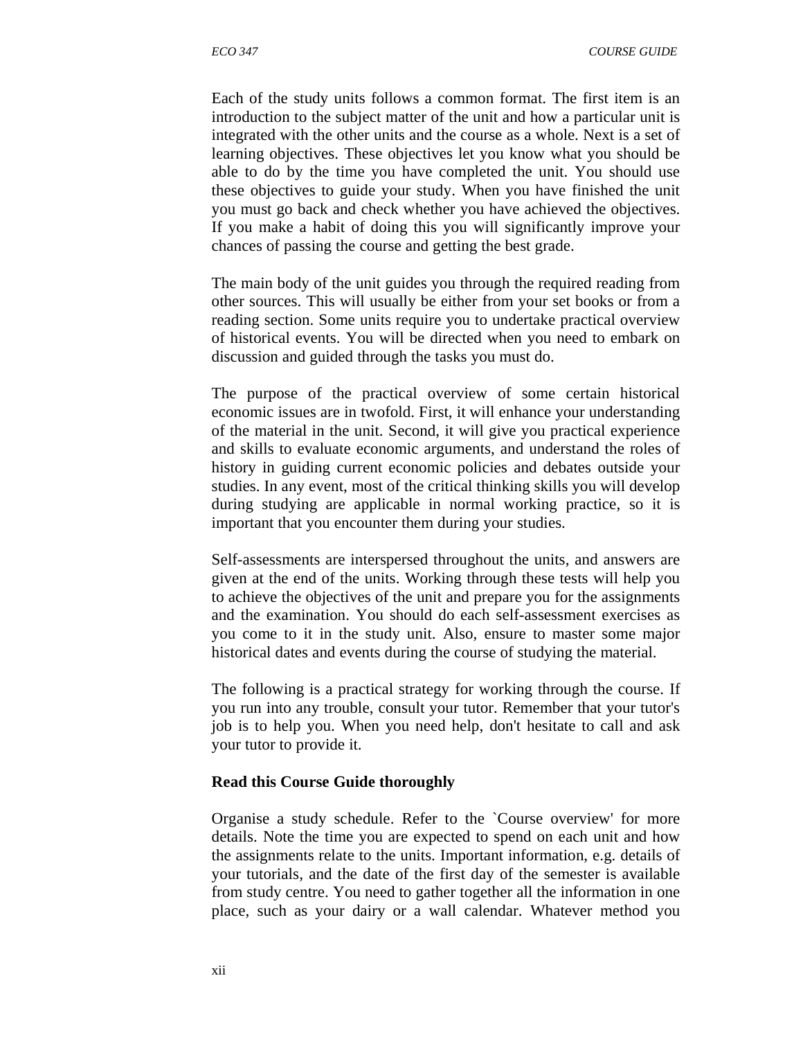Each of the study units follows a common format. The first item is an introduction to the subject matter of the unit and how a particular unit is integrated with the other units and the course as a whole. Next is a set of learning objectives. These objectives let you know what you should be able to do by the time you have completed the unit. You should use these objectives to guide your study. When you have finished the unit you must go back and check whether you have achieved the objectives. If you make a habit of doing this you will significantly improve your chances of passing the course and getting the best grade.

The main body of the unit guides you through the required reading from other sources. This will usually be either from your set books or from a reading section. Some units require you to undertake practical overview of historical events. You will be directed when you need to embark on discussion and guided through the tasks you must do.

The purpose of the practical overview of some certain historical economic issues are in twofold. First, it will enhance your understanding of the material in the unit. Second, it will give you practical experience and skills to evaluate economic arguments, and understand the roles of history in guiding current economic policies and debates outside your studies. In any event, most of the critical thinking skills you will develop during studying are applicable in normal working practice, so it is important that you encounter them during your studies.

Self-assessments are interspersed throughout the units, and answers are given at the end of the units. Working through these tests will help you to achieve the objectives of the unit and prepare you for the assignments and the examination. You should do each self-assessment exercises as you come to it in the study unit. Also, ensure to master some major historical dates and events during the course of studying the material.

The following is a practical strategy for working through the course. If you run into any trouble, consult your tutor. Remember that your tutor's job is to help you. When you need help, don't hesitate to call and ask your tutor to provide it.

**Read this Course Guide thoroughly**

Organise a study schedule. Refer to the `Course overview' for more details. Note the time you are expected to spend on each unit and how the assignments relate to the units. Important information, e.g. details of your tutorials, and the date of the first day of the semester is available from study centre. You need to gather together all the information in one place, such as your dairy or a wall calendar. Whatever method you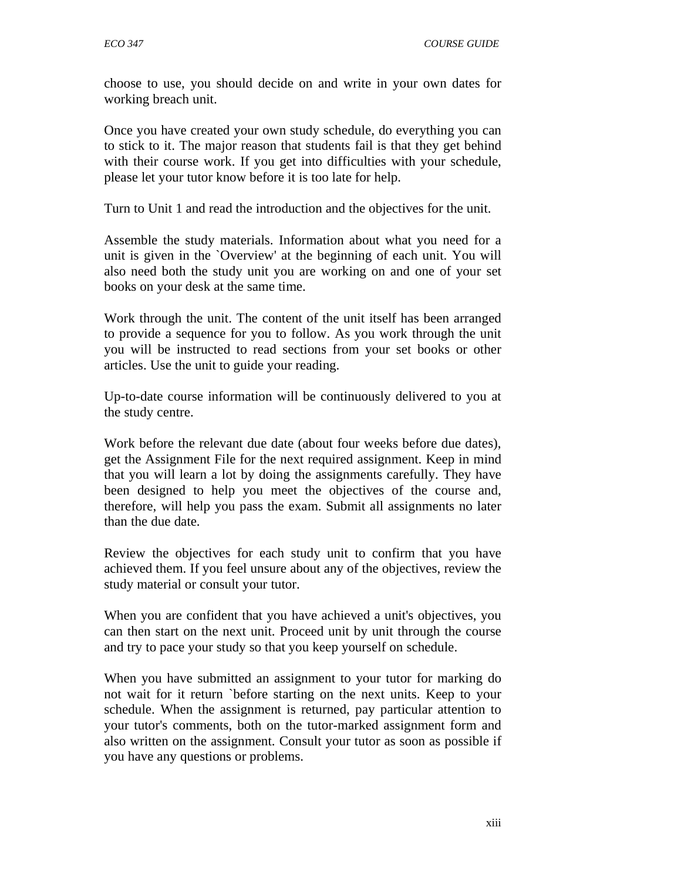choose to use, you should decide on and write in your own dates for working breach unit.

Once you have created your own study schedule, do everything you can to stick to it. The major reason that students fail is that they get behind with their course work. If you get into difficulties with your schedule, please let your tutor know before it is too late for help.

Turn to Unit 1 and read the introduction and the objectives for the unit.

Assemble the study materials. Information about what you need for a unit is given in the `Overview' at the beginning of each unit. You will also need both the study unit you are working on and one of your set books on your desk at the same time.

Work through the unit. The content of the unit itself has been arranged to provide a sequence for you to follow. As you work through the unit you will be instructed to read sections from your set books or other articles. Use the unit to guide your reading.

Up-to-date course information will be continuously delivered to you at the study centre.

Work before the relevant due date (about four weeks before due dates), get the Assignment File for the next required assignment. Keep in mind that you will learn a lot by doing the assignments carefully. They have been designed to help you meet the objectives of the course and, therefore, will help you pass the exam. Submit all assignments no later than the due date.

Review the objectives for each study unit to confirm that you have achieved them. If you feel unsure about any of the objectives, review the study material or consult your tutor.

When you are confident that you have achieved a unit's objectives, you can then start on the next unit. Proceed unit by unit through the course and try to pace your study so that you keep yourself on schedule.

When you have submitted an assignment to your tutor for marking do not wait for it return `before starting on the next units. Keep to your schedule. When the assignment is returned, pay particular attention to your tutor's comments, both on the tutor-marked assignment form and also written on the assignment. Consult your tutor as soon as possible if you have any questions or problems.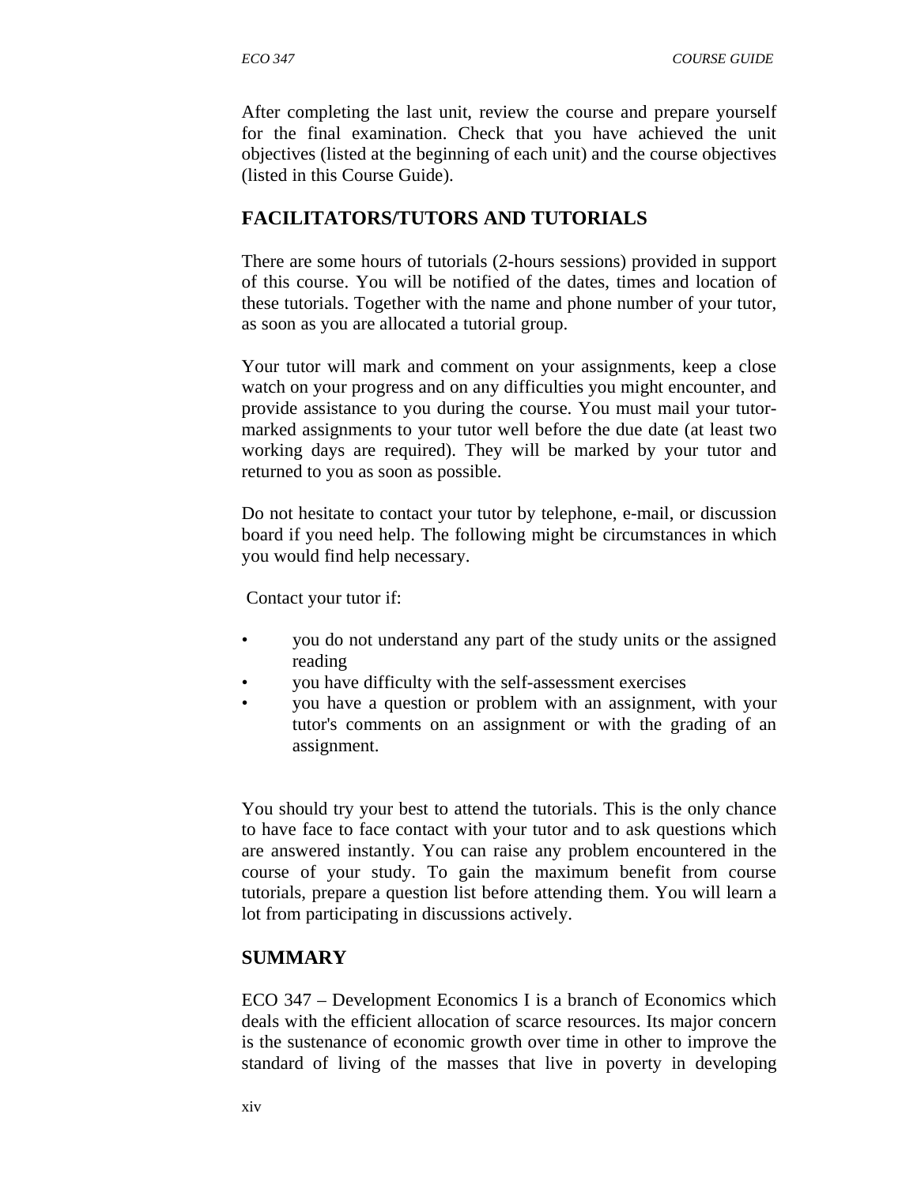After completing the last unit, review the course and prepare yourself for the final examination. Check that you have achieved the unit objectives (listed at the beginning of each unit) and the course objectives (listed in this Course Guide).

## FACILITATORS/TUTORS AND TUTORIALS

There are some hours of tutorials (2-hours sessions) provided in support of this course. You will be notified of the dates, times and location of these tutorials. Together with the name and phone number of your tutor, as soon as you are allocated a tutorial group.

Your tutor will mark and comment on your assignments, keep a close watch on your progress and on any difficulties you might encounter, and provide assistance to you during the course. You must mail your tutor-marked assignments to your tutor well before the due date (at least two working days are required). They will be marked by your tutor and returned to you as soon as possible.

Do not hesitate to contact your tutor by telephone, e-mail, or discussion board if you need help. The following might be circumstances in which you would find help necessary.

Contact your tutor if:

- you do not understand any part of the study units or the assigned reading
- you have difficulty with the self-assessment exercises
- you have a question or problem with an assignment, with your tutor's comments on an assignment or with the grading of an assignment.

You should try your best to attend the tutorials. This is the only chance to have face to face contact with your tutor and to ask questions which are answered instantly. You can raise any problem encountered in the course of your study. To gain the maximum benefit from course tutorials, prepare a question list before attending them. You will learn a lot from participating in discussions actively.

## SUMMARY

ECO 347 – Development Economics I is a branch of Economics which deals with the efficient allocation of scarce resources. Its major concern is the sustenance of economic growth over time in other to improve the standard of living of the masses that live in poverty in developing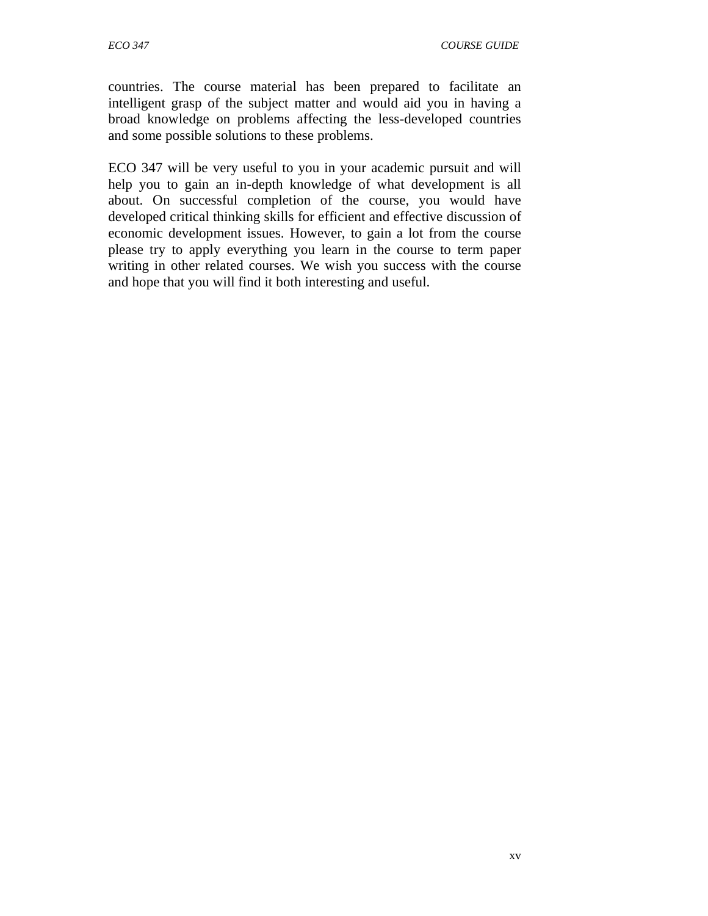countries. The course material has been prepared to facilitate an intelligent grasp of the subject matter and would aid you in having a broad knowledge on problems affecting the less-developed countries and some possible solutions to these problems.

ECO 347 will be very useful to you in your academic pursuit and will help you to gain an in-depth knowledge of what development is all about. On successful completion of the course, you would have developed critical thinking skills for efficient and effective discussion of economic development issues. However, to gain a lot from the course please try to apply everything you learn in the course to term paper writing in other related courses. We wish you success with the course and hope that you will find it both interesting and useful.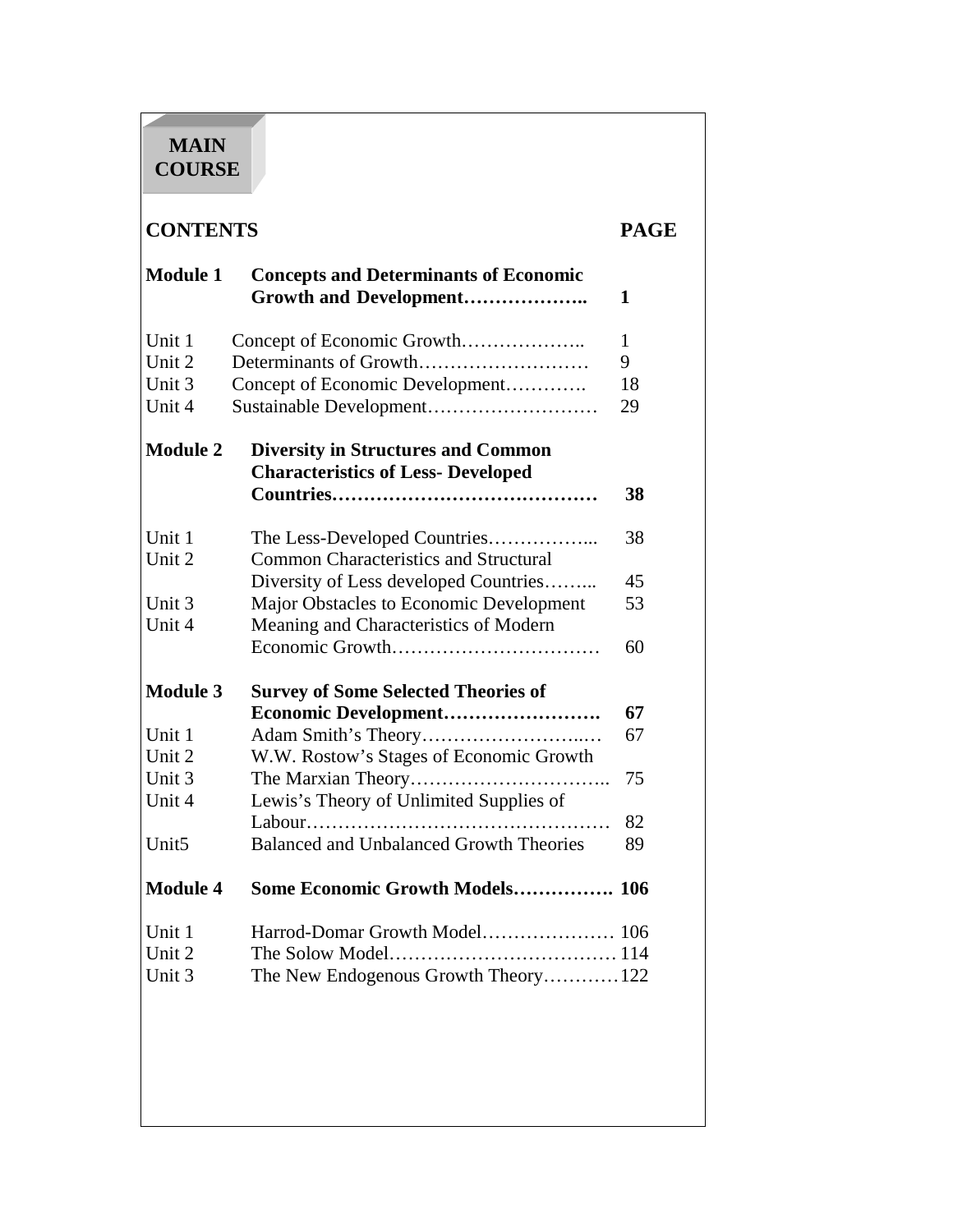**MAIN COURSE**

| CONTENTS | | PAGE |
|---|---|---|
| **Module 1** | **Concepts and Determinants of Economic Growth and Development……………….** | **1** |
| Unit 1 | Concept of Economic Growth……………….. | 1 |
| Unit 2 | Determinants of Growth……………………… | 9 |
| Unit 3 | Concept of Economic Development…………. | 18 |
| Unit 4 | Sustainable Development……………………… | 29 |
| **Module 2** | **Diversity in Structures and Common Characteristics of Less- Developed Countries……………………………………** | **38** |
| Unit 1 | The Less-Developed Countries……………... | 38 |
| Unit 2 | Common Characteristics and Structural Diversity of Less developed Countries……... | 45 |
| Unit 3 | Major Obstacles to Economic Development | 53 |
| Unit 4 | Meaning and Characteristics of Modern Economic Growth…………………………… | 60 |
| **Module 3** | **Survey of Some Selected Theories of Economic Development…………………….** | **67** |
| Unit 1 | Adam Smith's Theory……………………..… | 67 |
| Unit 2 | W.W. Rostow's Stages of Economic Growth | |
| Unit 3 | The Marxian Theory………………………….. | 75 |
| Unit 4 | Lewis's Theory of Unlimited Supplies of Labour………………………………………… | 82 |
| Unit5 | Balanced and Unbalanced Growth Theories | 89 |
| **Module 4** | **Some Economic Growth Models…………….** | **106** |
| Unit 1 | Harrod-Domar Growth Model………………… | 106 |
| Unit 2 | The Solow Model……………………………… | 114 |
| Unit 3 | The New Endogenous Growth Theory………… | 122 |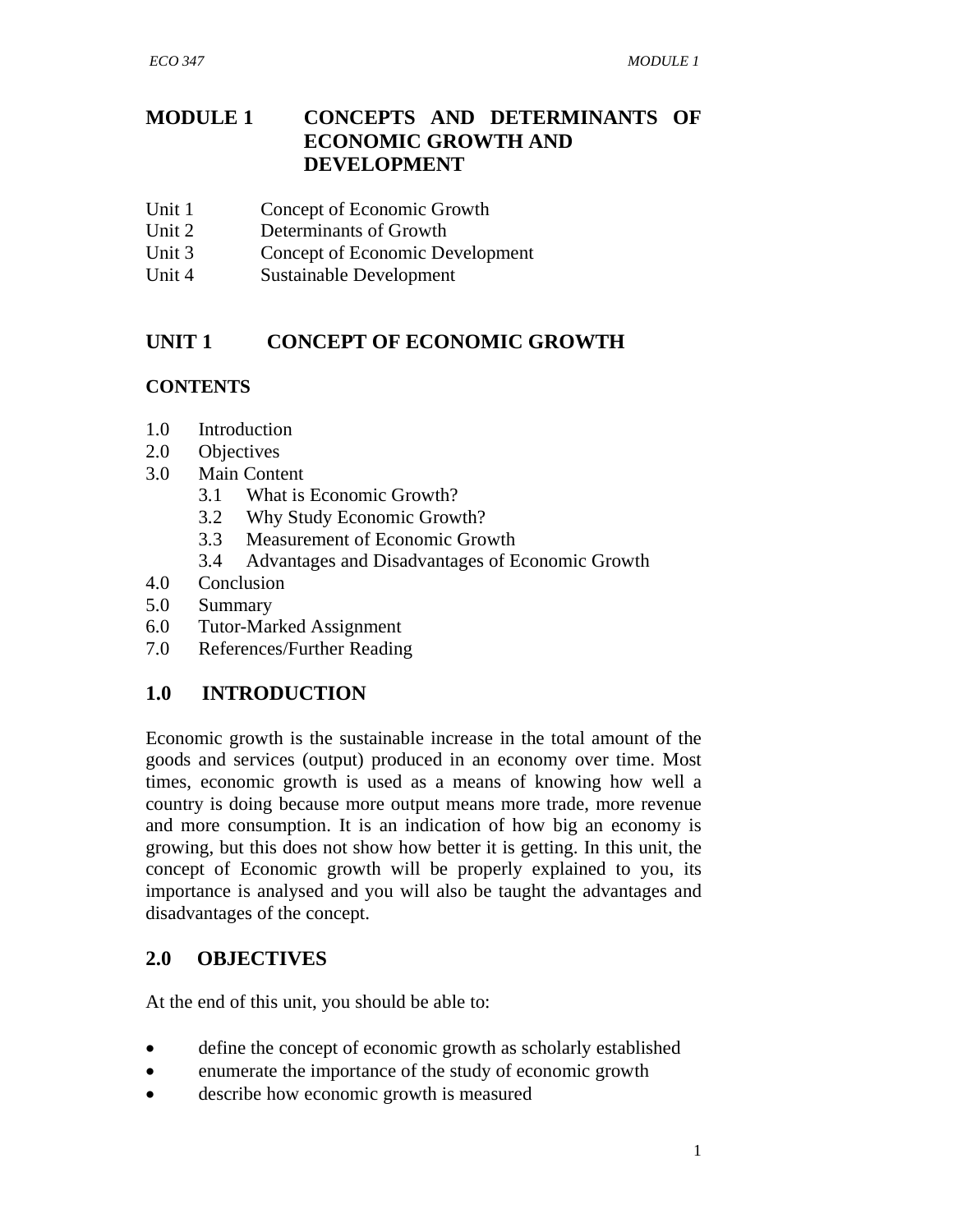# MODULE 1 CONCEPTS AND DETERMINANTS OF ECONOMIC GROWTH AND DEVELOPMENT

Unit 1 Concept of Economic Growth
Unit 2 Determinants of Growth
Unit 3 Concept of Economic Development
Unit 4 Sustainable Development

## UNIT 1 CONCEPT OF ECONOMIC GROWTH

### CONTENTS

1.0 Introduction
2.0 Objectives
3.0 Main Content
  3.1 What is Economic Growth?
  3.2 Why Study Economic Growth?
  3.3 Measurement of Economic Growth
  3.4 Advantages and Disadvantages of Economic Growth
4.0 Conclusion
5.0 Summary
6.0 Tutor-Marked Assignment
7.0 References/Further Reading

## 1.0 INTRODUCTION

Economic growth is the sustainable increase in the total amount of the goods and services (output) produced in an economy over time. Most times, economic growth is used as a means of knowing how well a country is doing because more output means more trade, more revenue and more consumption. It is an indication of how big an economy is growing, but this does not show how better it is getting. In this unit, the concept of Economic growth will be properly explained to you, its importance is analysed and you will also be taught the advantages and disadvantages of the concept.

## 2.0 OBJECTIVES

At the end of this unit, you should be able to:

- define the concept of economic growth as scholarly established
- enumerate the importance of the study of economic growth
- describe how economic growth is measured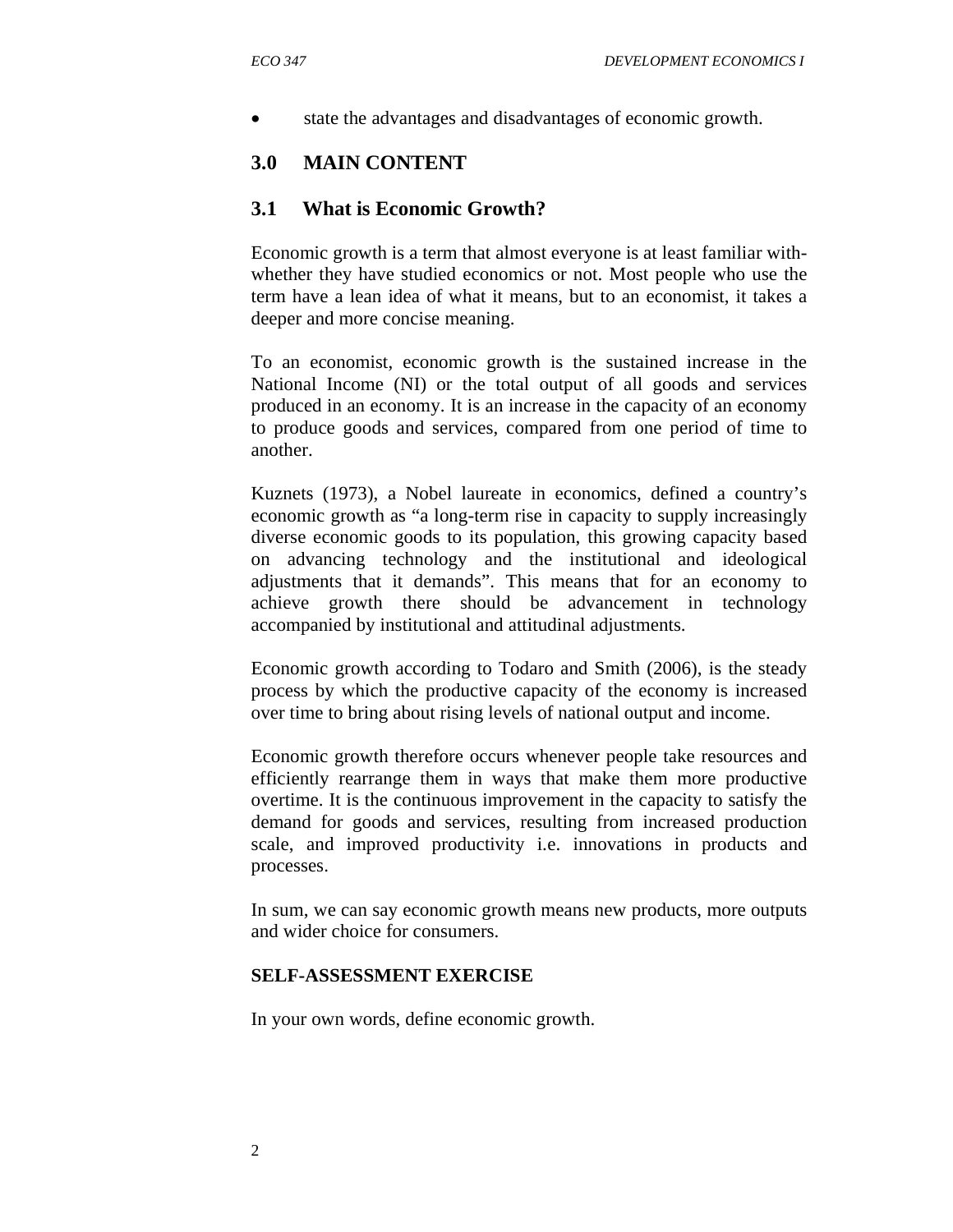- state the advantages and disadvantages of economic growth.

## 3.0 MAIN CONTENT

### 3.1 What is Economic Growth?

Economic growth is a term that almost everyone is at least familiar with- whether they have studied economics or not. Most people who use the term have a lean idea of what it means, but to an economist, it takes a deeper and more concise meaning.

To an economist, economic growth is the sustained increase in the National Income (NI) or the total output of all goods and services produced in an economy. It is an increase in the capacity of an economy to produce goods and services, compared from one period of time to another.

Kuznets (1973), a Nobel laureate in economics, defined a country's economic growth as "a long-term rise in capacity to supply increasingly diverse economic goods to its population, this growing capacity based on advancing technology and the institutional and ideological adjustments that it demands". This means that for an economy to achieve growth there should be advancement in technology accompanied by institutional and attitudinal adjustments.

Economic growth according to Todaro and Smith (2006), is the steady process by which the productive capacity of the economy is increased over time to bring about rising levels of national output and income.

Economic growth therefore occurs whenever people take resources and efficiently rearrange them in ways that make them more productive overtime. It is the continuous improvement in the capacity to satisfy the demand for goods and services, resulting from increased production scale, and improved productivity i.e. innovations in products and processes.

In sum, we can say economic growth means new products, more outputs and wider choice for consumers.

**SELF-ASSESSMENT EXERCISE**

In your own words, define economic growth.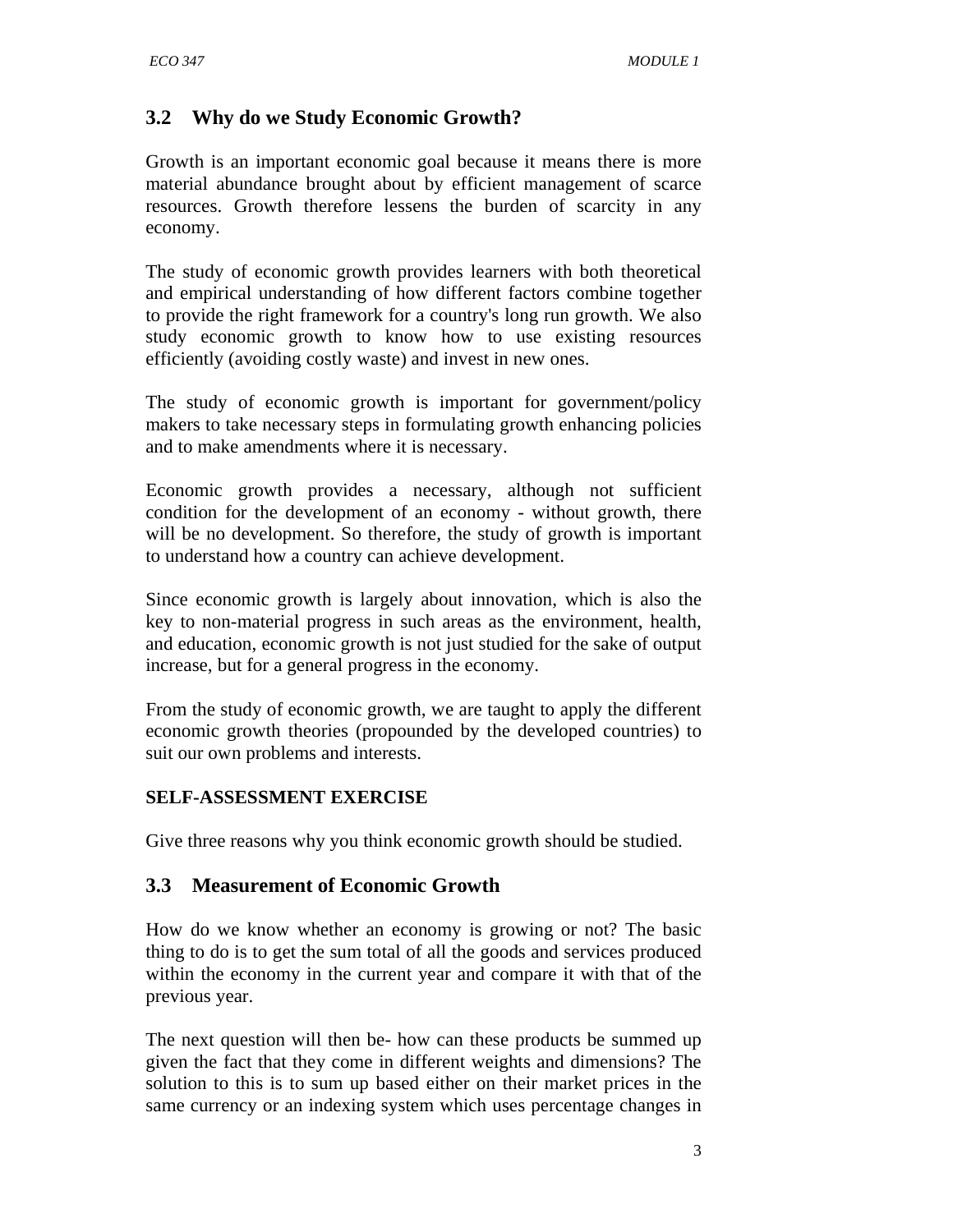## 3.2 Why do we Study Economic Growth?

Growth is an important economic goal because it means there is more material abundance brought about by efficient management of scarce resources. Growth therefore lessens the burden of scarcity in any economy.

The study of economic growth provides learners with both theoretical and empirical understanding of how different factors combine together to provide the right framework for a country's long run growth. We also study economic growth to know how to use existing resources efficiently (avoiding costly waste) and invest in new ones.

The study of economic growth is important for government/policy makers to take necessary steps in formulating growth enhancing policies and to make amendments where it is necessary.

Economic growth provides a necessary, although not sufficient condition for the development of an economy - without growth, there will be no development. So therefore, the study of growth is important to understand how a country can achieve development.

Since economic growth is largely about innovation, which is also the key to non-material progress in such areas as the environment, health, and education, economic growth is not just studied for the sake of output increase, but for a general progress in the economy.

From the study of economic growth, we are taught to apply the different economic growth theories (propounded by the developed countries) to suit our own problems and interests.

**SELF-ASSESSMENT EXERCISE**

Give three reasons why you think economic growth should be studied.

## 3.3 Measurement of Economic Growth

How do we know whether an economy is growing or not? The basic thing to do is to get the sum total of all the goods and services produced within the economy in the current year and compare it with that of the previous year.

The next question will then be- how can these products be summed up given the fact that they come in different weights and dimensions? The solution to this is to sum up based either on their market prices in the same currency or an indexing system which uses percentage changes in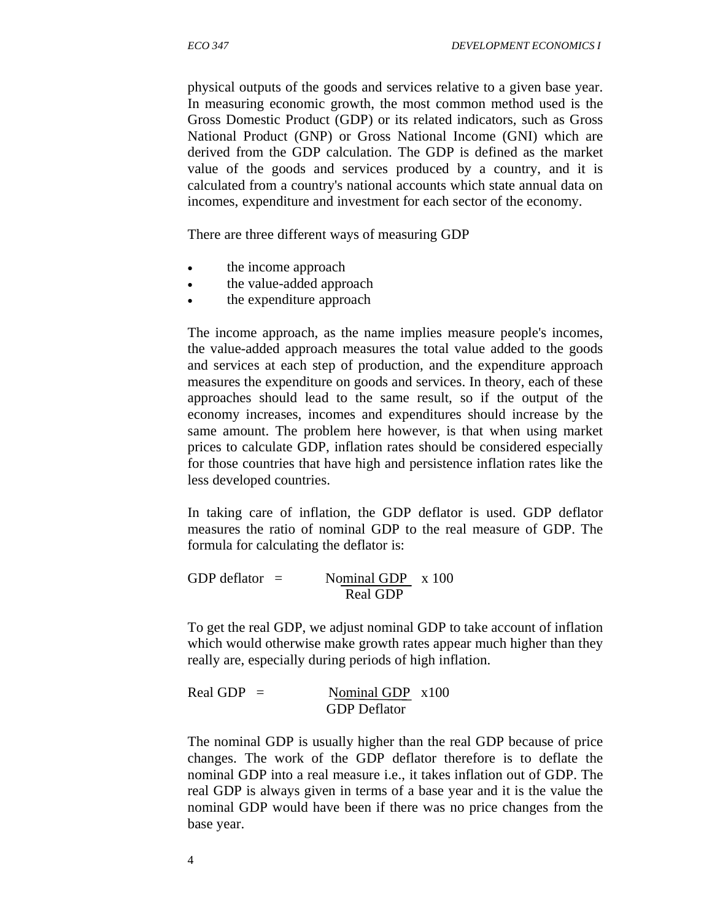physical outputs of the goods and services relative to a given base year. In measuring economic growth, the most common method used is the Gross Domestic Product (GDP) or its related indicators, such as Gross National Product (GNP) or Gross National Income (GNI) which are derived from the GDP calculation. The GDP is defined as the market value of the goods and services produced by a country, and it is calculated from a country's national accounts which state annual data on incomes, expenditure and investment for each sector of the economy.

There are three different ways of measuring GDP

- the income approach
- the value-added approach
- the expenditure approach

The income approach, as the name implies measure people's incomes, the value-added approach measures the total value added to the goods and services at each step of production, and the expenditure approach measures the expenditure on goods and services. In theory, each of these approaches should lead to the same result, so if the output of the economy increases, incomes and expenditures should increase by the same amount. The problem here however, is that when using market prices to calculate GDP, inflation rates should be considered especially for those countries that have high and persistence inflation rates like the less developed countries.

In taking care of inflation, the GDP deflator is used. GDP deflator measures the ratio of nominal GDP to the real measure of GDP. The formula for calculating the deflator is:

$$\text{GDP deflator} = \frac{\text{Nominal GDP}}{\text{Real GDP}} \times 100$$

To get the real GDP, we adjust nominal GDP to take account of inflation which would otherwise make growth rates appear much higher than they really are, especially during periods of high inflation.

$$\text{Real GDP} = \frac{\text{Nominal GDP}}{\text{GDP Deflator}} \times 100$$

The nominal GDP is usually higher than the real GDP because of price changes. The work of the GDP deflator therefore is to deflate the nominal GDP into a real measure i.e., it takes inflation out of GDP. The real GDP is always given in terms of a base year and it is the value the nominal GDP would have been if there was no price changes from the base year.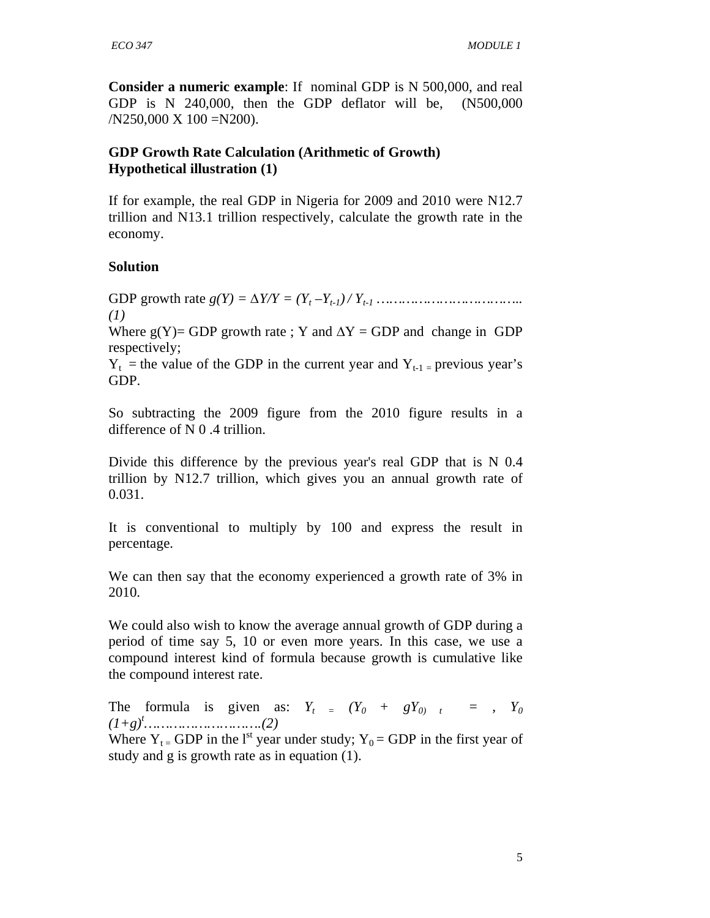**Consider a numeric example**: If nominal GDP is N 500,000, and real GDP is N 240,000, then the GDP deflator will be, (N500,000 /N250,000 X 100 =N200).

**GDP Growth Rate Calculation (Arithmetic of Growth)**
**Hypothetical illustration (1)**

If for example, the real GDP in Nigeria for 2009 and 2010 were N12.7 trillion and N13.1 trillion respectively, calculate the growth rate in the economy.

**Solution**

GDP growth rate $g(Y) = \Delta Y/Y = (Y_t - Y_{t-1}) / Y_{t-1}$ ……………………………... *(1)*

Where g(Y)= GDP growth rate ; Y and $\Delta Y$ = GDP and change in GDP respectively;

$Y_t$ = the value of the GDP in the current year and $Y_{t-1}$ = previous year's GDP.

So subtracting the 2009 figure from the 2010 figure results in a difference of N 0 .4 trillion.

Divide this difference by the previous year's real GDP that is N 0.4 trillion by N12.7 trillion, which gives you an annual growth rate of 0.031.

It is conventional to multiply by 100 and express the result in percentage.

We can then say that the economy experienced a growth rate of 3% in 2010.

We could also wish to know the average annual growth of GDP during a period of time say 5, 10 or even more years. In this case, we use a compound interest kind of formula because growth is cumulative like the compound interest rate.

The formula is given as: $Y_t = (Y_0 + gY_0)_t = , Y_0 (1+g)^t$………………………..*(2)*

Where $Y_t$ = GDP in the l[st] year under study; $Y_0$ = GDP in the first year of study and g is growth rate as in equation (1).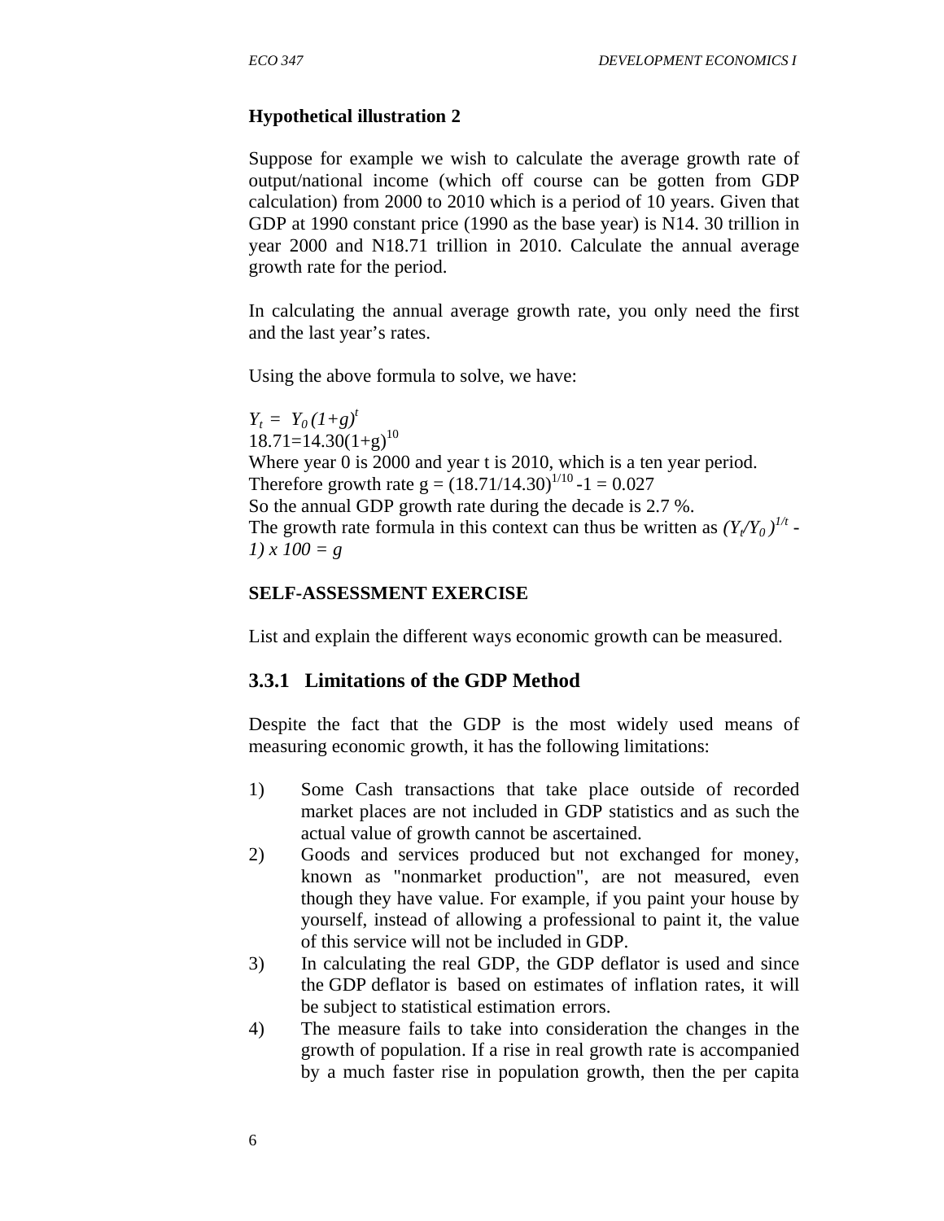**Hypothetical illustration 2**

Suppose for example we wish to calculate the average growth rate of output/national income (which off course can be gotten from GDP calculation) from 2000 to 2010 which is a period of 10 years. Given that GDP at 1990 constant price (1990 as the base year) is N14. 30 trillion in year 2000 and N18.71 trillion in 2010. Calculate the annual average growth rate for the period.

In calculating the annual average growth rate, you only need the first and the last year's rates.

Using the above formula to solve, we have:

$Y_t = Y_0 (1+g)^t$
$18.71 = 14.30(1+g)^{10}$
Where year 0 is 2000 and year t is 2010, which is a ten year period.
Therefore growth rate $g = (18.71/14.30)^{1/10} - 1 = 0.027$
So the annual GDP growth rate during the decade is 2.7 %.
The growth rate formula in this context can thus be written as $(Y_t/Y_0)^{1/t} - 1) \times 100 = g$

**SELF-ASSESSMENT EXERCISE**

List and explain the different ways economic growth can be measured.

### 3.3.1 Limitations of the GDP Method

Despite the fact that the GDP is the most widely used means of measuring economic growth, it has the following limitations:

1) Some Cash transactions that take place outside of recorded market places are not included in GDP statistics and as such the actual value of growth cannot be ascertained.
2) Goods and services produced but not exchanged for money, known as "nonmarket production", are not measured, even though they have value. For example, if you paint your house by yourself, instead of allowing a professional to paint it, the value of this service will not be included in GDP.
3) In calculating the real GDP, the GDP deflator is used and since the GDP deflator is based on estimates of inflation rates, it will be subject to statistical estimation errors.
4) The measure fails to take into consideration the changes in the growth of population. If a rise in real growth rate is accompanied by a much faster rise in population growth, then the per capita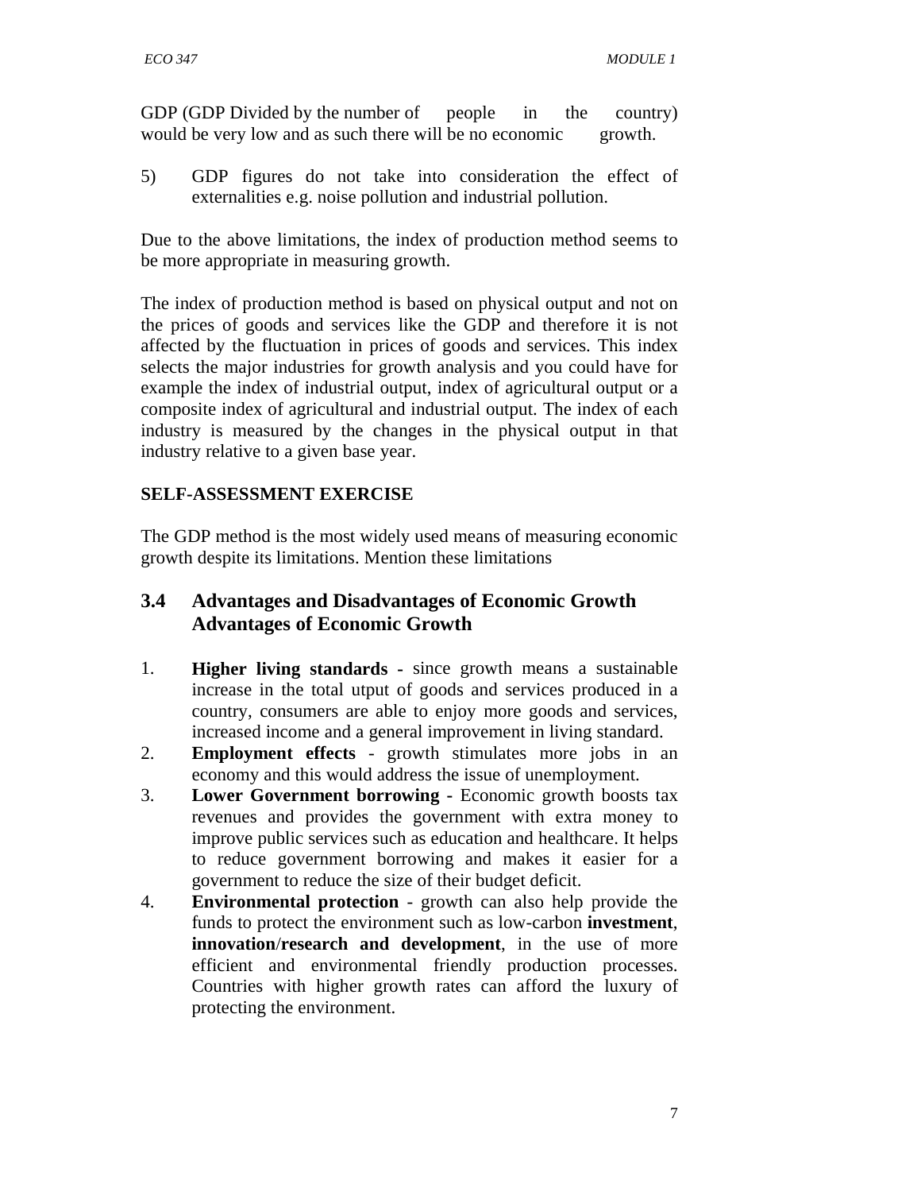GDP (GDP Divided by the number of people in the country) would be very low and as such there will be no economic growth.

5) GDP figures do not take into consideration the effect of externalities e.g. noise pollution and industrial pollution.

Due to the above limitations, the index of production method seems to be more appropriate in measuring growth.

The index of production method is based on physical output and not on the prices of goods and services like the GDP and therefore it is not affected by the fluctuation in prices of goods and services. This index selects the major industries for growth analysis and you could have for example the index of industrial output, index of agricultural output or a composite index of agricultural and industrial output. The index of each industry is measured by the changes in the physical output in that industry relative to a given base year.

**SELF-ASSESSMENT EXERCISE**

The GDP method is the most widely used means of measuring economic growth despite its limitations. Mention these limitations

## 3.4 Advantages and Disadvantages of Economic Growth Advantages of Economic Growth

1. **Higher living standards -** since growth means a sustainable increase in the total utput of goods and services produced in a country, consumers are able to enjoy more goods and services, increased income and a general improvement in living standard.
2. **Employment effects** - growth stimulates more jobs in an economy and this would address the issue of unemployment.
3. **Lower Government borrowing -** Economic growth boosts tax revenues and provides the government with extra money to improve public services such as education and healthcare. It helps to reduce government borrowing and makes it easier for a government to reduce the size of their budget deficit.
4. **Environmental protection** - growth can also help provide the funds to protect the environment such as low-carbon **investment**, **innovation**/**research and development**, in the use of more efficient and environmental friendly production processes. Countries with higher growth rates can afford the luxury of protecting the environment.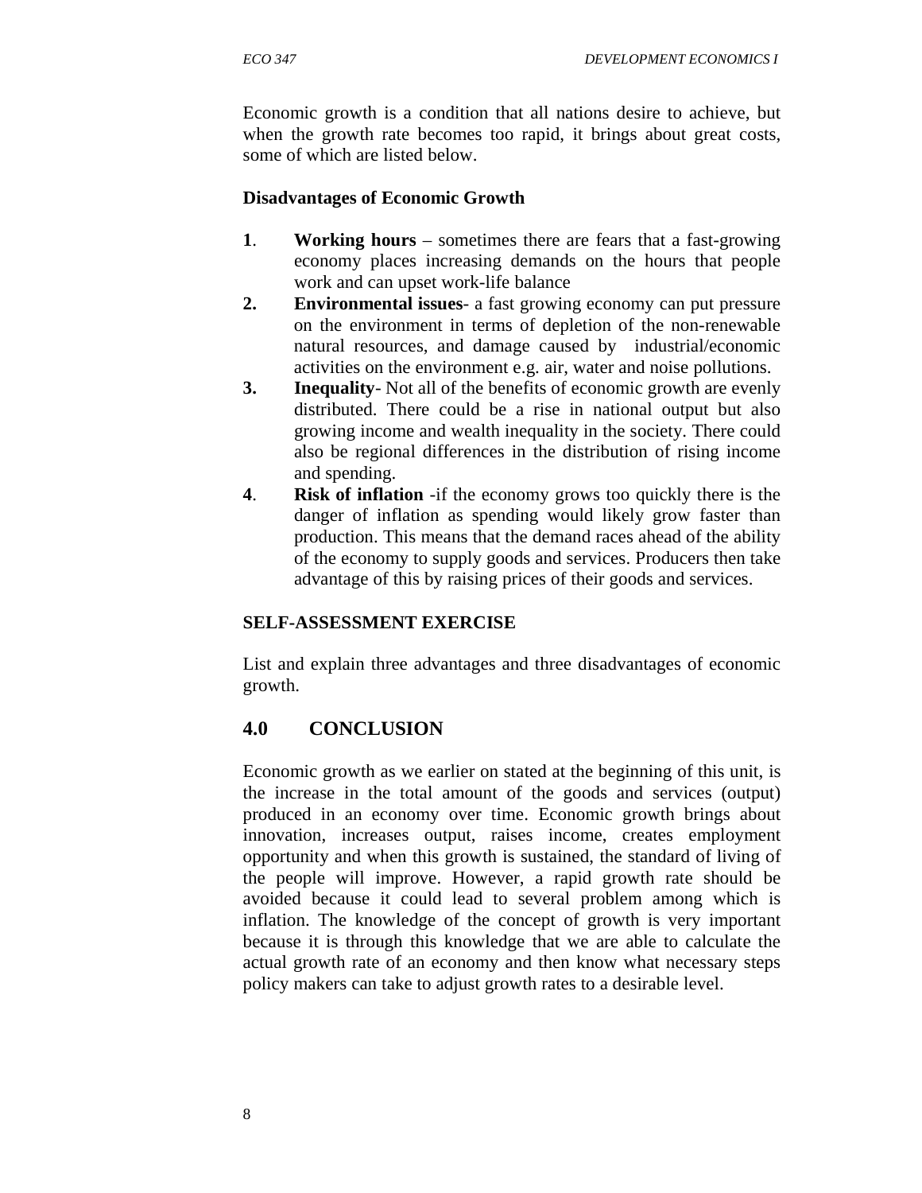Economic growth is a condition that all nations desire to achieve, but when the growth rate becomes too rapid, it brings about great costs, some of which are listed below.

**Disadvantages of Economic Growth**

1. **Working hours** – sometimes there are fears that a fast-growing economy places increasing demands on the hours that people work and can upset work-life balance
2. **Environmental issues**- a fast growing economy can put pressure on the environment in terms of depletion of the non-renewable natural resources, and damage caused by industrial/economic activities on the environment e.g. air, water and noise pollutions.
3. **Inequality**- Not all of the benefits of economic growth are evenly distributed. There could be a rise in national output but also growing income and wealth inequality in the society. There could also be regional differences in the distribution of rising income and spending.
4. **Risk of inflation** -if the economy grows too quickly there is the danger of inflation as spending would likely grow faster than production. This means that the demand races ahead of the ability of the economy to supply goods and services. Producers then take advantage of this by raising prices of their goods and services.

**SELF-ASSESSMENT EXERCISE**

List and explain three advantages and three disadvantages of economic growth.

## 4.0 CONCLUSION

Economic growth as we earlier on stated at the beginning of this unit, is the increase in the total amount of the goods and services (output) produced in an economy over time. Economic growth brings about innovation, increases output, raises income, creates employment opportunity and when this growth is sustained, the standard of living of the people will improve. However, a rapid growth rate should be avoided because it could lead to several problem among which is inflation. The knowledge of the concept of growth is very important because it is through this knowledge that we are able to calculate the actual growth rate of an economy and then know what necessary steps policy makers can take to adjust growth rates to a desirable level.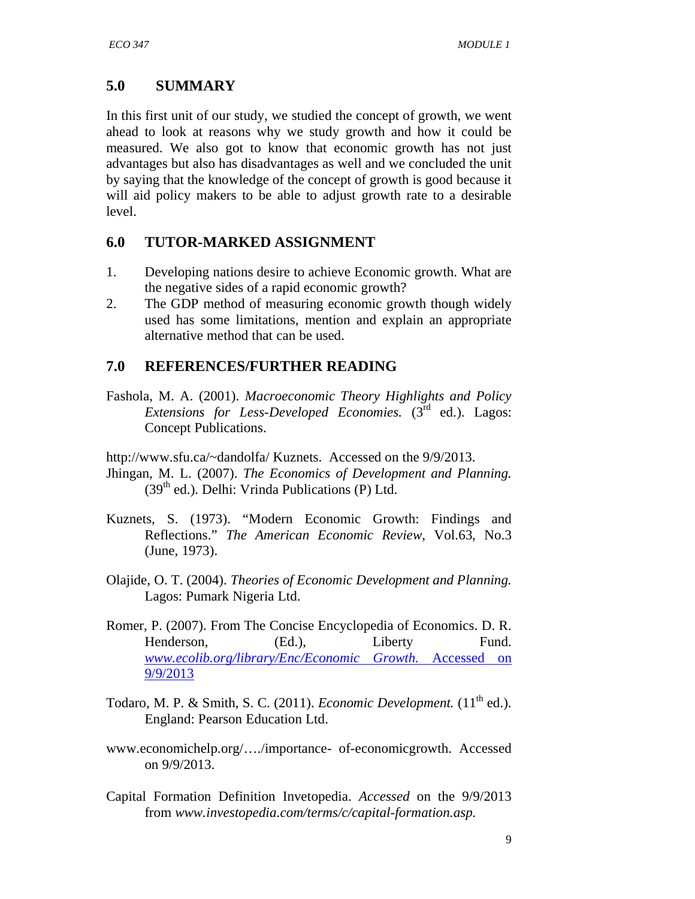## 5.0 SUMMARY

In this first unit of our study, we studied the concept of growth, we went ahead to look at reasons why we study growth and how it could be measured. We also got to know that economic growth has not just advantages but also has disadvantages as well and we concluded the unit by saying that the knowledge of the concept of growth is good because it will aid policy makers to be able to adjust growth rate to a desirable level.

## 6.0 TUTOR-MARKED ASSIGNMENT

1. Developing nations desire to achieve Economic growth. What are the negative sides of a rapid economic growth?
2. The GDP method of measuring economic growth though widely used has some limitations, mention and explain an appropriate alternative method that can be used.

## 7.0 REFERENCES/FURTHER READING

Fashola, M. A. (2001). *Macroeconomic Theory Highlights and Policy Extensions for Less-Developed Economies.* (3rd ed.). Lagos: Concept Publications.

http://www.sfu.ca/~dandolfa/ Kuznets. Accessed on the 9/9/2013.

Jhingan, M. L. (2007). *The Economics of Development and Planning.* (39th ed.). Delhi: Vrinda Publications (P) Ltd.

Kuznets, S. (1973). "Modern Economic Growth: Findings and Reflections." *The American Economic Review*, Vol.63, No.3 (June, 1973).

Olajide, O. T. (2004). *Theories of Economic Development and Planning.* Lagos: Pumark Nigeria Ltd.

Romer, P. (2007). From The Concise Encyclopedia of Economics. D. R. Henderson, (Ed.), Liberty Fund. *www.ecolib.org/library/Enc/Economic Growth.* Accessed on 9/9/2013

Todaro, M. P. & Smith, S. C. (2011). *Economic Development.* (11th ed.). England: Pearson Education Ltd.

www.economichelp.org/…./importance- of-economicgrowth. Accessed on 9/9/2013.

Capital Formation Definition Invetopedia. *Accessed* on the 9/9/2013 from *www.investopedia.com/terms/c/capital-formation.asp.*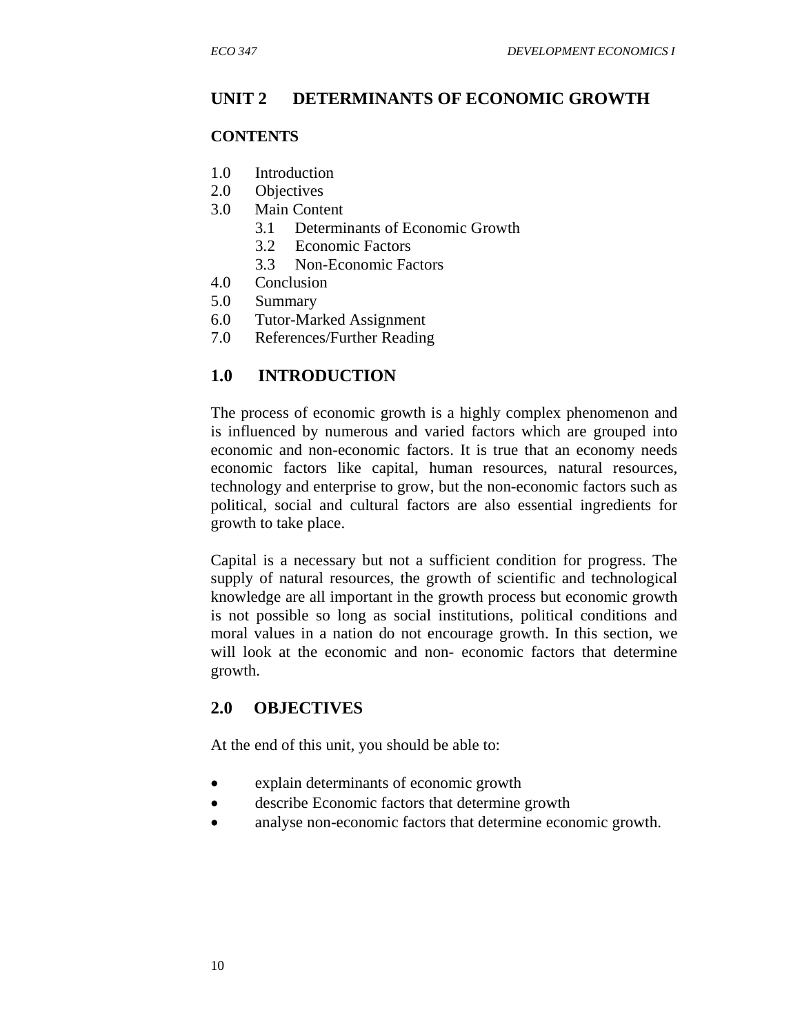# UNIT 2 DETERMINANTS OF ECONOMIC GROWTH

## CONTENTS

1.0 Introduction
2.0 Objectives
3.0 Main Content
   3.1 Determinants of Economic Growth
   3.2 Economic Factors
   3.3 Non-Economic Factors
4.0 Conclusion
5.0 Summary
6.0 Tutor-Marked Assignment
7.0 References/Further Reading

## 1.0 INTRODUCTION

The process of economic growth is a highly complex phenomenon and is influenced by numerous and varied factors which are grouped into economic and non-economic factors. It is true that an economy needs economic factors like capital, human resources, natural resources, technology and enterprise to grow, but the non-economic factors such as political, social and cultural factors are also essential ingredients for growth to take place.

Capital is a necessary but not a sufficient condition for progress. The supply of natural resources, the growth of scientific and technological knowledge are all important in the growth process but economic growth is not possible so long as social institutions, political conditions and moral values in a nation do not encourage growth. In this section, we will look at the economic and non- economic factors that determine growth.

## 2.0 OBJECTIVES

At the end of this unit, you should be able to:

- explain determinants of economic growth
- describe Economic factors that determine growth
- analyse non-economic factors that determine economic growth.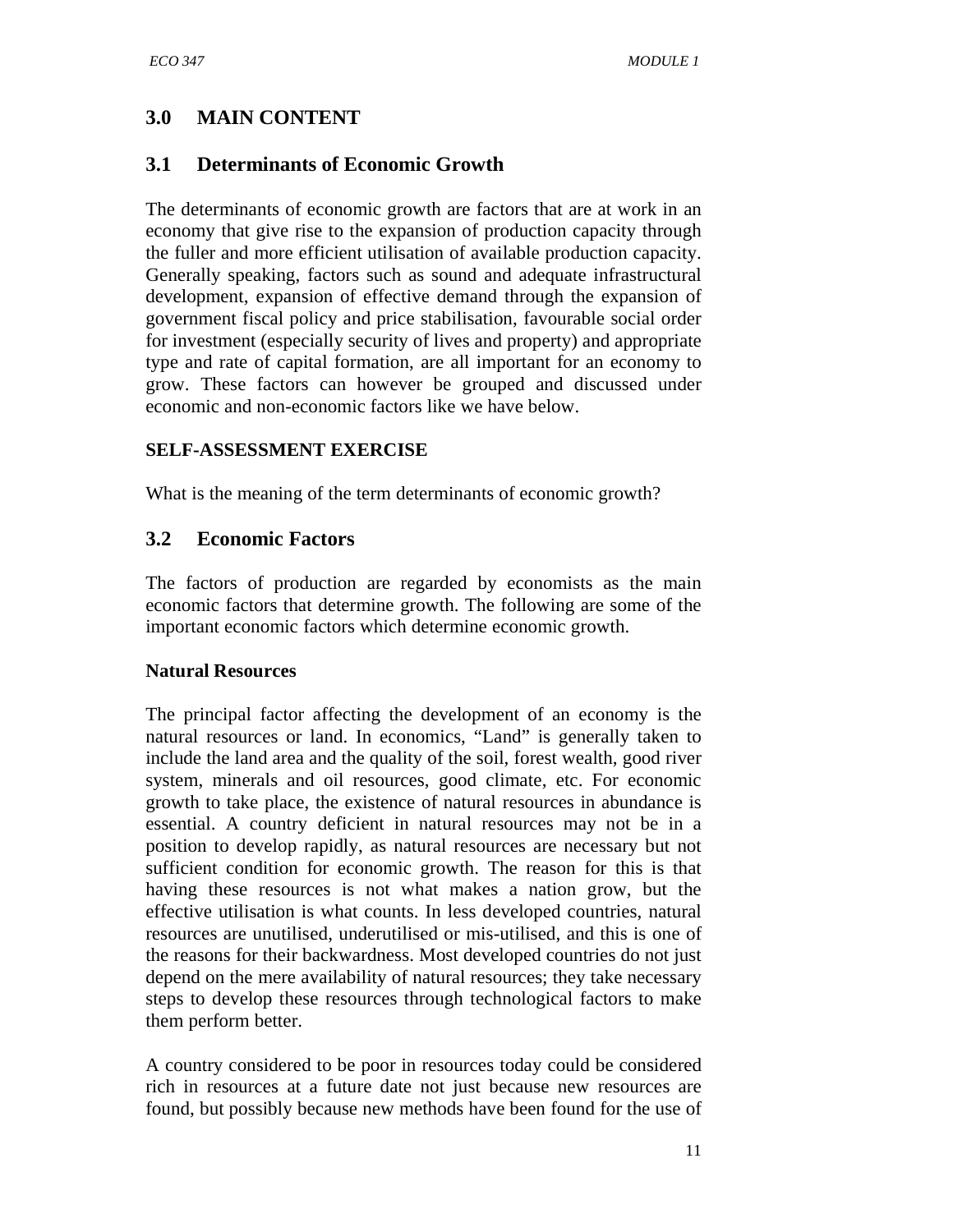## 3.0 MAIN CONTENT

### 3.1 Determinants of Economic Growth

The determinants of economic growth are factors that are at work in an economy that give rise to the expansion of production capacity through the fuller and more efficient utilisation of available production capacity. Generally speaking, factors such as sound and adequate infrastructural development, expansion of effective demand through the expansion of government fiscal policy and price stabilisation, favourable social order for investment (especially security of lives and property) and appropriate type and rate of capital formation, are all important for an economy to grow. These factors can however be grouped and discussed under economic and non-economic factors like we have below.

**SELF-ASSESSMENT EXERCISE**

What is the meaning of the term determinants of economic growth?

### 3.2 Economic Factors

The factors of production are regarded by economists as the main economic factors that determine growth. The following are some of the important economic factors which determine economic growth.

**Natural Resources**

The principal factor affecting the development of an economy is the natural resources or land. In economics, "Land" is generally taken to include the land area and the quality of the soil, forest wealth, good river system, minerals and oil resources, good climate, etc. For economic growth to take place, the existence of natural resources in abundance is essential. A country deficient in natural resources may not be in a position to develop rapidly, as natural resources are necessary but not sufficient condition for economic growth. The reason for this is that having these resources is not what makes a nation grow, but the effective utilisation is what counts. In less developed countries, natural resources are unutilised, underutilised or mis-utilised, and this is one of the reasons for their backwardness. Most developed countries do not just depend on the mere availability of natural resources; they take necessary steps to develop these resources through technological factors to make them perform better.

A country considered to be poor in resources today could be considered rich in resources at a future date not just because new resources are found, but possibly because new methods have been found for the use of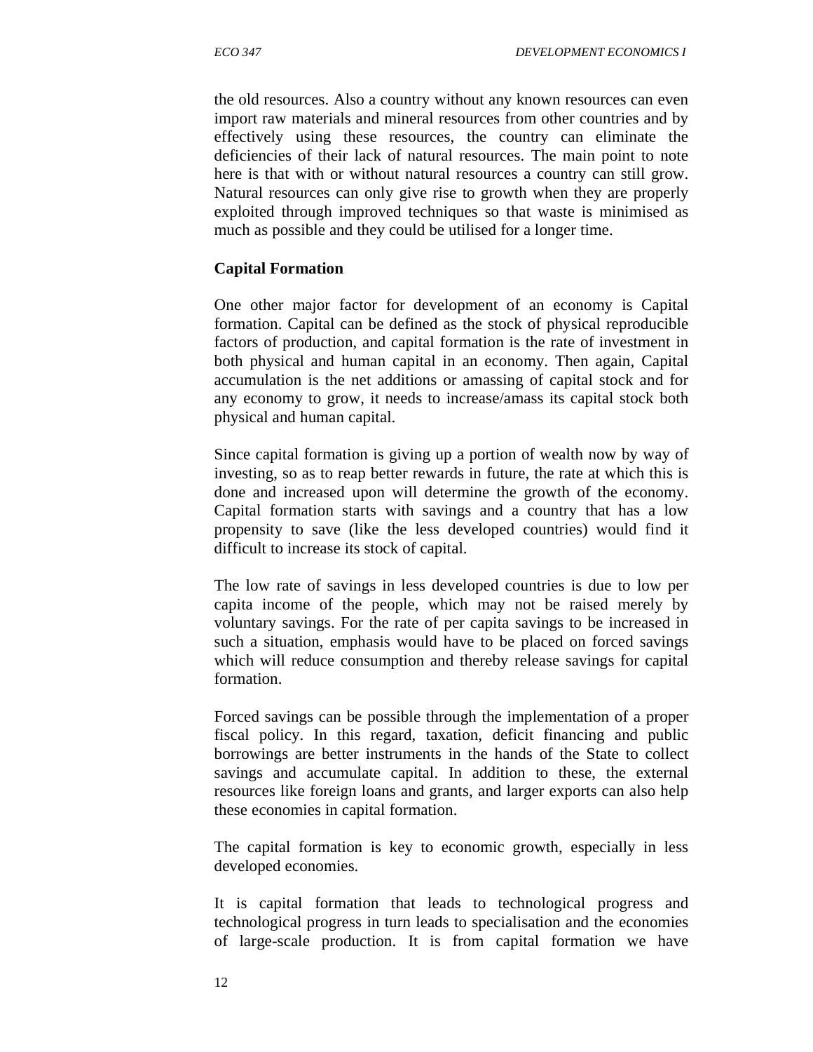the old resources. Also a country without any known resources can even import raw materials and mineral resources from other countries and by effectively using these resources, the country can eliminate the deficiencies of their lack of natural resources. The main point to note here is that with or without natural resources a country can still grow. Natural resources can only give rise to growth when they are properly exploited through improved techniques so that waste is minimised as much as possible and they could be utilised for a longer time.

**Capital Formation**

One other major factor for development of an economy is Capital formation. Capital can be defined as the stock of physical reproducible factors of production, and capital formation is the rate of investment in both physical and human capital in an economy. Then again, Capital accumulation is the net additions or amassing of capital stock and for any economy to grow, it needs to increase/amass its capital stock both physical and human capital.

Since capital formation is giving up a portion of wealth now by way of investing, so as to reap better rewards in future, the rate at which this is done and increased upon will determine the growth of the economy. Capital formation starts with savings and a country that has a low propensity to save (like the less developed countries) would find it difficult to increase its stock of capital.

The low rate of savings in less developed countries is due to low per capita income of the people, which may not be raised merely by voluntary savings. For the rate of per capita savings to be increased in such a situation, emphasis would have to be placed on forced savings which will reduce consumption and thereby release savings for capital formation.

Forced savings can be possible through the implementation of a proper fiscal policy. In this regard, taxation, deficit financing and public borrowings are better instruments in the hands of the State to collect savings and accumulate capital. In addition to these, the external resources like foreign loans and grants, and larger exports can also help these economies in capital formation.

The capital formation is key to economic growth, especially in less developed economies.

It is capital formation that leads to technological progress and technological progress in turn leads to specialisation and the economies of large-scale production. It is from capital formation we have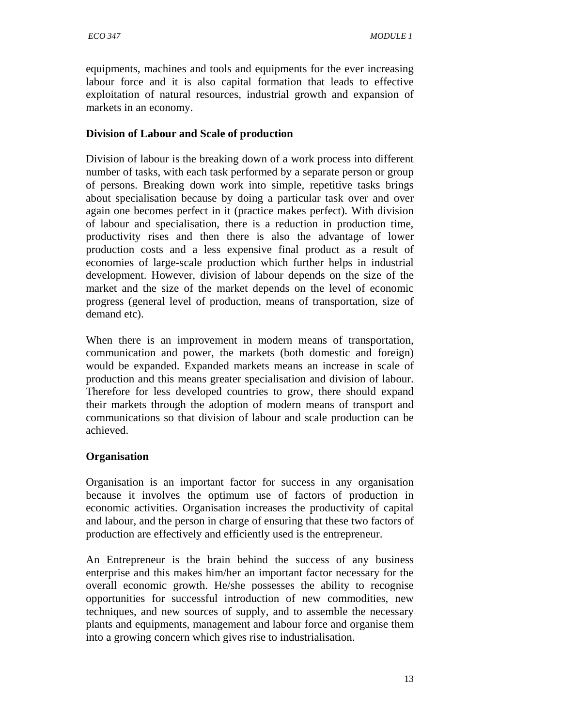equipments, machines and tools and equipments for the ever increasing labour force and it is also capital formation that leads to effective exploitation of natural resources, industrial growth and expansion of markets in an economy.

**Division of Labour and Scale of production**

Division of labour is the breaking down of a work process into different number of tasks, with each task performed by a separate person or group of persons. Breaking down work into simple, repetitive tasks brings about specialisation because by doing a particular task over and over again one becomes perfect in it (practice makes perfect). With division of labour and specialisation, there is a reduction in production time, productivity rises and then there is also the advantage of lower production costs and a less expensive final product as a result of economies of large-scale production which further helps in industrial development. However, division of labour depends on the size of the market and the size of the market depends on the level of economic progress (general level of production, means of transportation, size of demand etc).

When there is an improvement in modern means of transportation, communication and power, the markets (both domestic and foreign) would be expanded. Expanded markets means an increase in scale of production and this means greater specialisation and division of labour. Therefore for less developed countries to grow, there should expand their markets through the adoption of modern means of transport and communications so that division of labour and scale production can be achieved.

**Organisation**

Organisation is an important factor for success in any organisation because it involves the optimum use of factors of production in economic activities. Organisation increases the productivity of capital and labour, and the person in charge of ensuring that these two factors of production are effectively and efficiently used is the entrepreneur.

An Entrepreneur is the brain behind the success of any business enterprise and this makes him/her an important factor necessary for the overall economic growth. He/she possesses the ability to recognise opportunities for successful introduction of new commodities, new techniques, and new sources of supply, and to assemble the necessary plants and equipments, management and labour force and organise them into a growing concern which gives rise to industrialisation.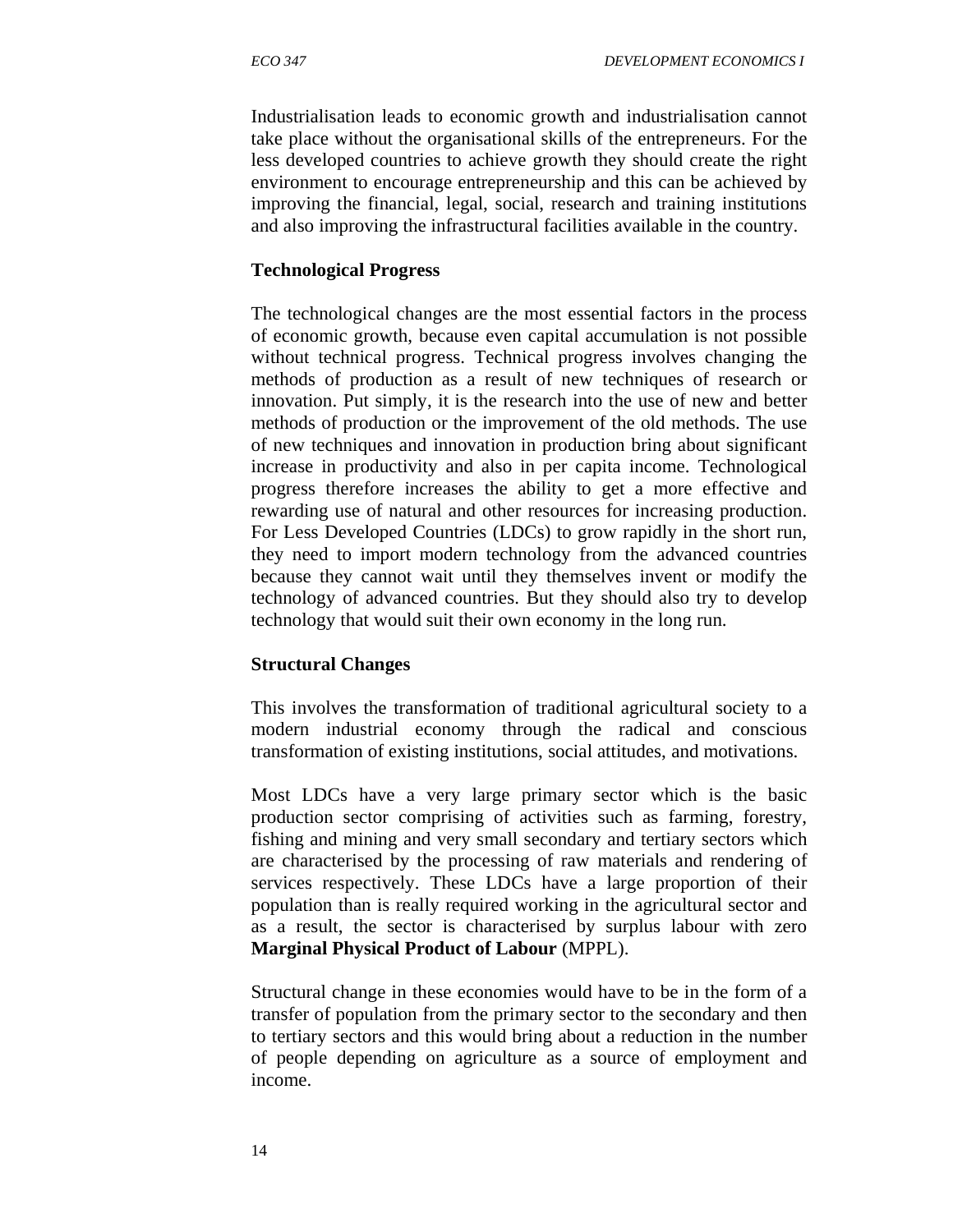Industrialisation leads to economic growth and industrialisation cannot take place without the organisational skills of the entrepreneurs. For the less developed countries to achieve growth they should create the right environment to encourage entrepreneurship and this can be achieved by improving the financial, legal, social, research and training institutions and also improving the infrastructural facilities available in the country.

**Technological Progress**

The technological changes are the most essential factors in the process of economic growth, because even capital accumulation is not possible without technical progress. Technical progress involves changing the methods of production as a result of new techniques of research or innovation. Put simply, it is the research into the use of new and better methods of production or the improvement of the old methods. The use of new techniques and innovation in production bring about significant increase in productivity and also in per capita income. Technological progress therefore increases the ability to get a more effective and rewarding use of natural and other resources for increasing production. For Less Developed Countries (LDCs) to grow rapidly in the short run, they need to import modern technology from the advanced countries because they cannot wait until they themselves invent or modify the technology of advanced countries. But they should also try to develop technology that would suit their own economy in the long run.

**Structural Changes**

This involves the transformation of traditional agricultural society to a modern industrial economy through the radical and conscious transformation of existing institutions, social attitudes, and motivations.

Most LDCs have a very large primary sector which is the basic production sector comprising of activities such as farming, forestry, fishing and mining and very small secondary and tertiary sectors which are characterised by the processing of raw materials and rendering of services respectively. These LDCs have a large proportion of their population than is really required working in the agricultural sector and as a result, the sector is characterised by surplus labour with zero **Marginal Physical Product of Labour** (MPPL).

Structural change in these economies would have to be in the form of a transfer of population from the primary sector to the secondary and then to tertiary sectors and this would bring about a reduction in the number of people depending on agriculture as a source of employment and income.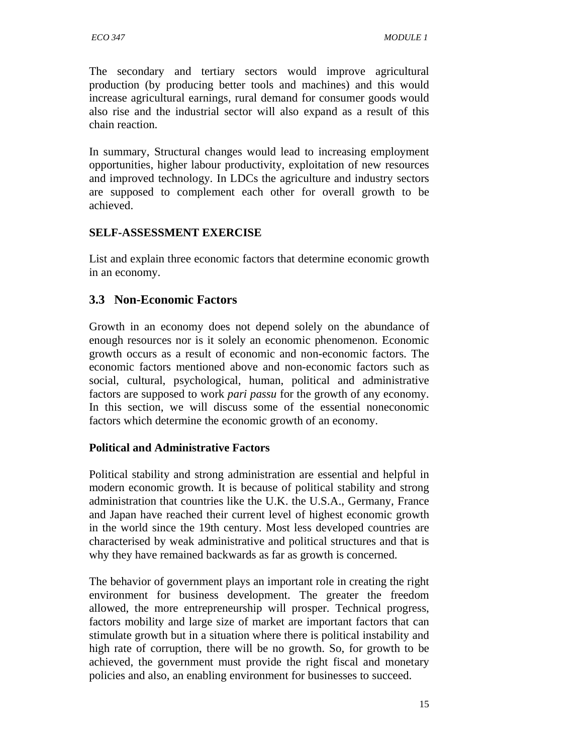The secondary and tertiary sectors would improve agricultural production (by producing better tools and machines) and this would increase agricultural earnings, rural demand for consumer goods would also rise and the industrial sector will also expand as a result of this chain reaction.

In summary, Structural changes would lead to increasing employment opportunities, higher labour productivity, exploitation of new resources and improved technology. In LDCs the agriculture and industry sectors are supposed to complement each other for overall growth to be achieved.

**SELF-ASSESSMENT EXERCISE**

List and explain three economic factors that determine economic growth in an economy.

## 3.3 Non-Economic Factors

Growth in an economy does not depend solely on the abundance of enough resources nor is it solely an economic phenomenon. Economic growth occurs as a result of economic and non-economic factors. The economic factors mentioned above and non-economic factors such as social, cultural, psychological, human, political and administrative factors are supposed to work *pari passu* for the growth of any economy. In this section, we will discuss some of the essential noneconomic factors which determine the economic growth of an economy.

**Political and Administrative Factors**

Political stability and strong administration are essential and helpful in modern economic growth. It is because of political stability and strong administration that countries like the U.K. the U.S.A., Germany, France and Japan have reached their current level of highest economic growth in the world since the 19th century. Most less developed countries are characterised by weak administrative and political structures and that is why they have remained backwards as far as growth is concerned.

The behavior of government plays an important role in creating the right environment for business development. The greater the freedom allowed, the more entrepreneurship will prosper. Technical progress, factors mobility and large size of market are important factors that can stimulate growth but in a situation where there is political instability and high rate of corruption, there will be no growth. So, for growth to be achieved, the government must provide the right fiscal and monetary policies and also, an enabling environment for businesses to succeed.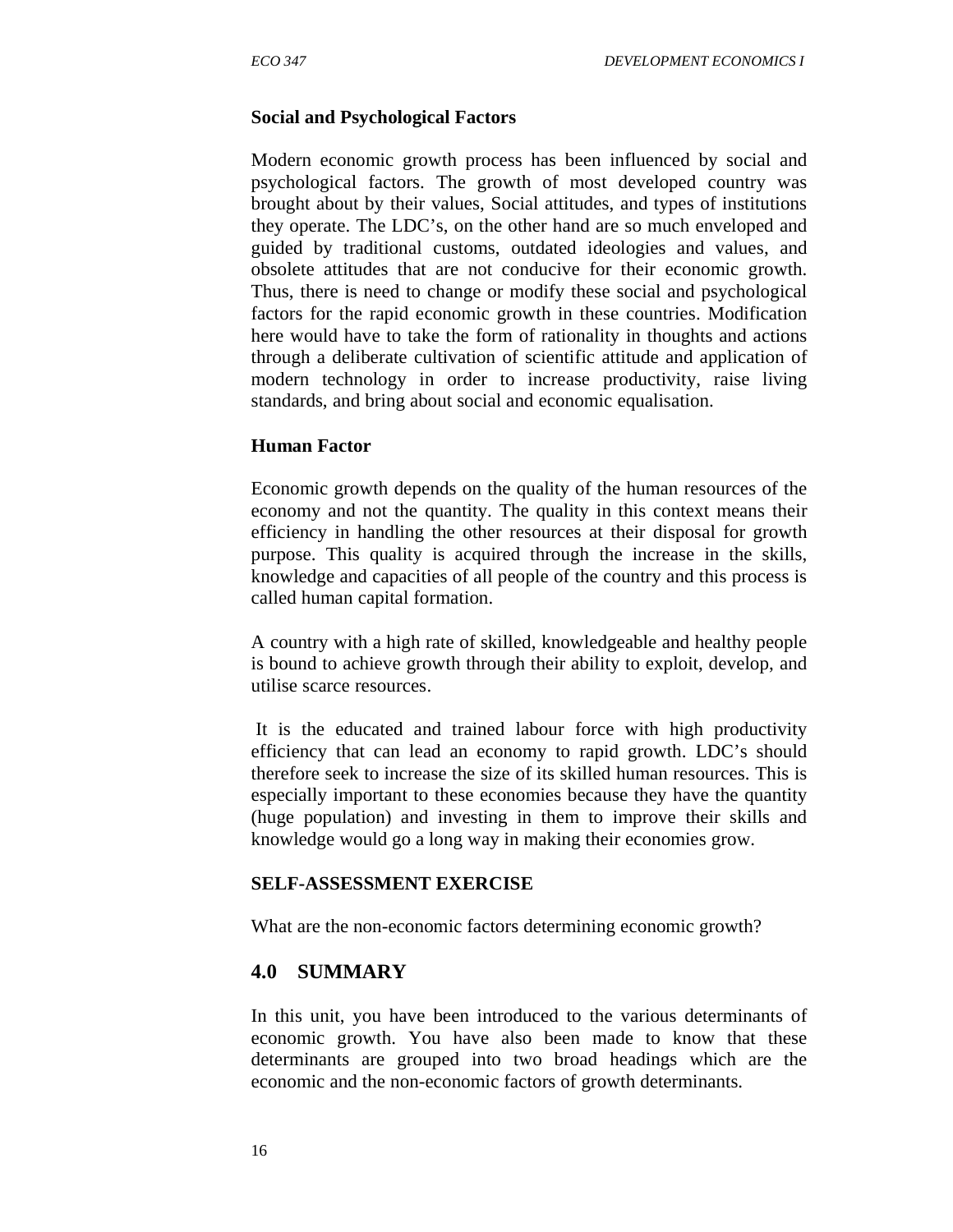**Social and Psychological Factors**

Modern economic growth process has been influenced by social and psychological factors. The growth of most developed country was brought about by their values, Social attitudes, and types of institutions they operate. The LDC's, on the other hand are so much enveloped and guided by traditional customs, outdated ideologies and values, and obsolete attitudes that are not conducive for their economic growth. Thus, there is need to change or modify these social and psychological factors for the rapid economic growth in these countries. Modification here would have to take the form of rationality in thoughts and actions through a deliberate cultivation of scientific attitude and application of modern technology in order to increase productivity, raise living standards, and bring about social and economic equalisation.

**Human Factor**

Economic growth depends on the quality of the human resources of the economy and not the quantity. The quality in this context means their efficiency in handling the other resources at their disposal for growth purpose. This quality is acquired through the increase in the skills, knowledge and capacities of all people of the country and this process is called human capital formation.

A country with a high rate of skilled, knowledgeable and healthy people is bound to achieve growth through their ability to exploit, develop, and utilise scarce resources.

It is the educated and trained labour force with high productivity efficiency that can lead an economy to rapid growth. LDC's should therefore seek to increase the size of its skilled human resources. This is especially important to these economies because they have the quantity (huge population) and investing in them to improve their skills and knowledge would go a long way in making their economies grow.

**SELF-ASSESSMENT EXERCISE**

What are the non-economic factors determining economic growth?

## 4.0 SUMMARY

In this unit, you have been introduced to the various determinants of economic growth. You have also been made to know that these determinants are grouped into two broad headings which are the economic and the non-economic factors of growth determinants.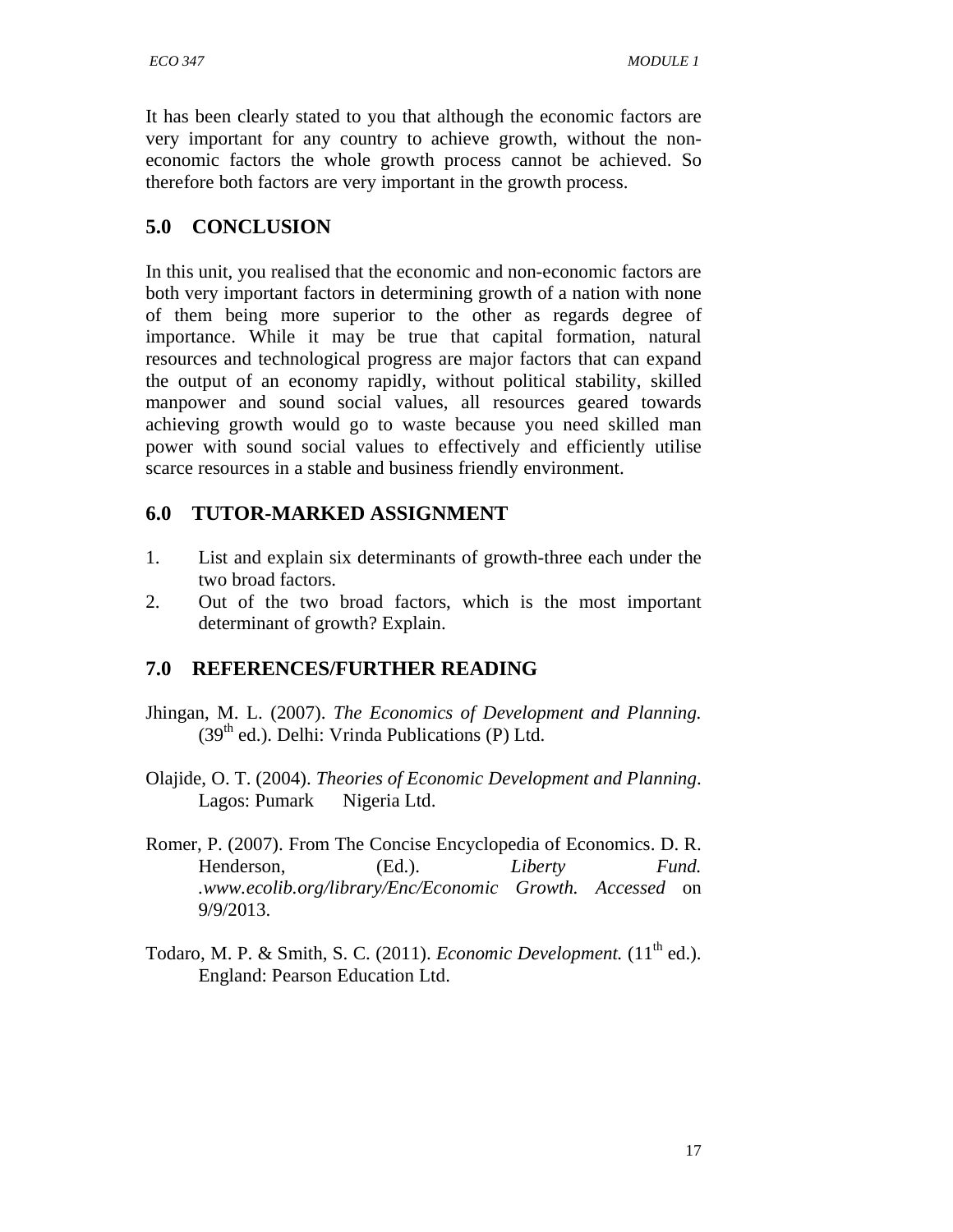It has been clearly stated to you that although the economic factors are very important for any country to achieve growth, without the non-economic factors the whole growth process cannot be achieved. So therefore both factors are very important in the growth process.

## 5.0 CONCLUSION

In this unit, you realised that the economic and non-economic factors are both very important factors in determining growth of a nation with none of them being more superior to the other as regards degree of importance. While it may be true that capital formation, natural resources and technological progress are major factors that can expand the output of an economy rapidly, without political stability, skilled manpower and sound social values, all resources geared towards achieving growth would go to waste because you need skilled man power with sound social values to effectively and efficiently utilise scarce resources in a stable and business friendly environment.

## 6.0 TUTOR-MARKED ASSIGNMENT

1. List and explain six determinants of growth-three each under the two broad factors.
2. Out of the two broad factors, which is the most important determinant of growth? Explain.

## 7.0 REFERENCES/FURTHER READING

Jhingan, M. L. (2007). *The Economics of Development and Planning.* (39th ed.). Delhi: Vrinda Publications (P) Ltd.

Olajide, O. T. (2004). *Theories of Economic Development and Planning*. Lagos: Pumark Nigeria Ltd.

Romer, P. (2007). From The Concise Encyclopedia of Economics. D. R. Henderson, (Ed.). *Liberty Fund. .www.ecolib.org/library/Enc/Economic Growth. Accessed* on 9/9/2013.

Todaro, M. P. & Smith, S. C. (2011). *Economic Development.* (11th ed.). England: Pearson Education Ltd.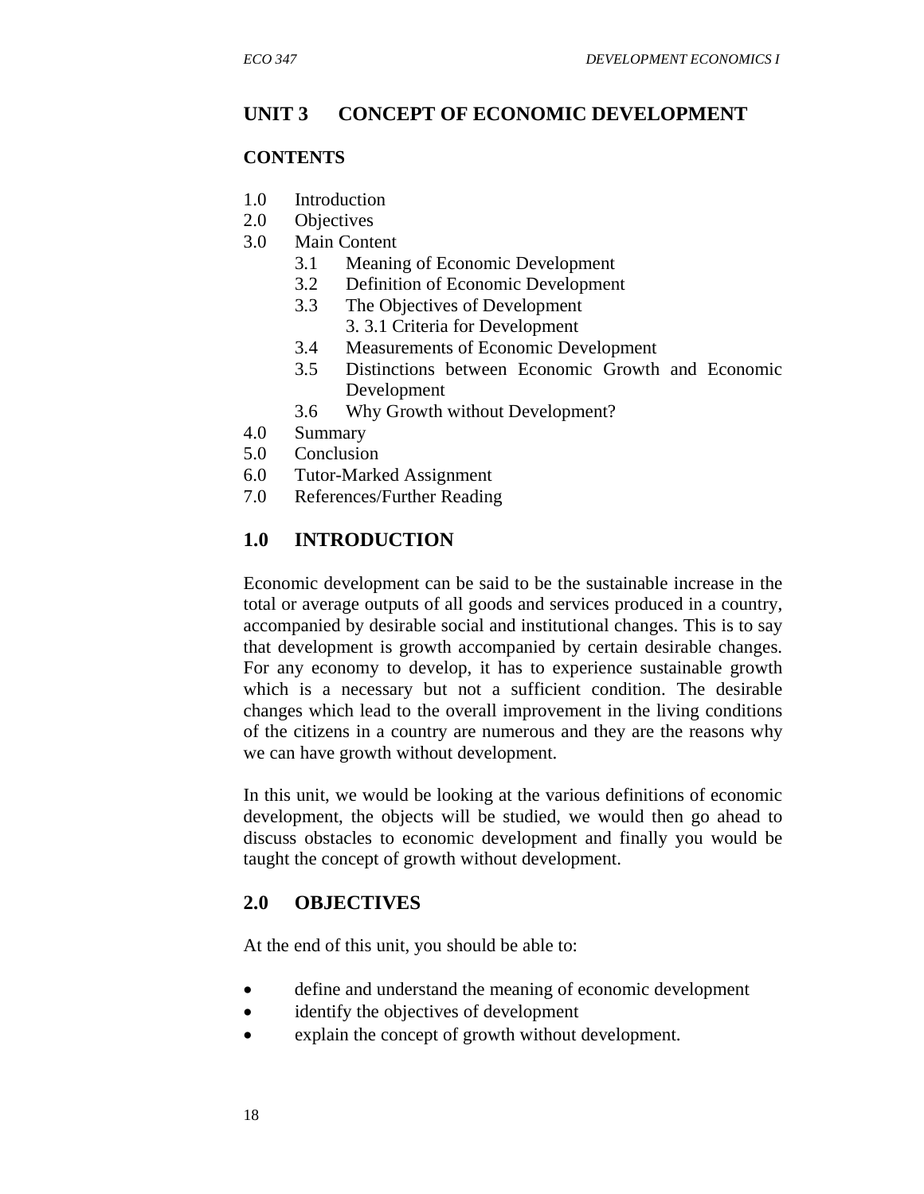# UNIT 3 CONCEPT OF ECONOMIC DEVELOPMENT

## CONTENTS

- 1.0 Introduction
- 2.0 Objectives
- 3.0 Main Content
    - 3.1 Meaning of Economic Development
    - 3.2 Definition of Economic Development
    - 3.3 The Objectives of Development
        - 3. 3.1 Criteria for Development
    - 3.4 Measurements of Economic Development
    - 3.5 Distinctions between Economic Growth and Economic Development
    - 3.6 Why Growth without Development?
- 4.0 Summary
- 5.0 Conclusion
- 6.0 Tutor-Marked Assignment
- 7.0 References/Further Reading

## 1.0 INTRODUCTION

Economic development can be said to be the sustainable increase in the total or average outputs of all goods and services produced in a country, accompanied by desirable social and institutional changes. This is to say that development is growth accompanied by certain desirable changes. For any economy to develop, it has to experience sustainable growth which is a necessary but not a sufficient condition. The desirable changes which lead to the overall improvement in the living conditions of the citizens in a country are numerous and they are the reasons why we can have growth without development.

In this unit, we would be looking at the various definitions of economic development, the objects will be studied, we would then go ahead to discuss obstacles to economic development and finally you would be taught the concept of growth without development.

## 2.0 OBJECTIVES

At the end of this unit, you should be able to:

- define and understand the meaning of economic development
- identify the objectives of development
- explain the concept of growth without development.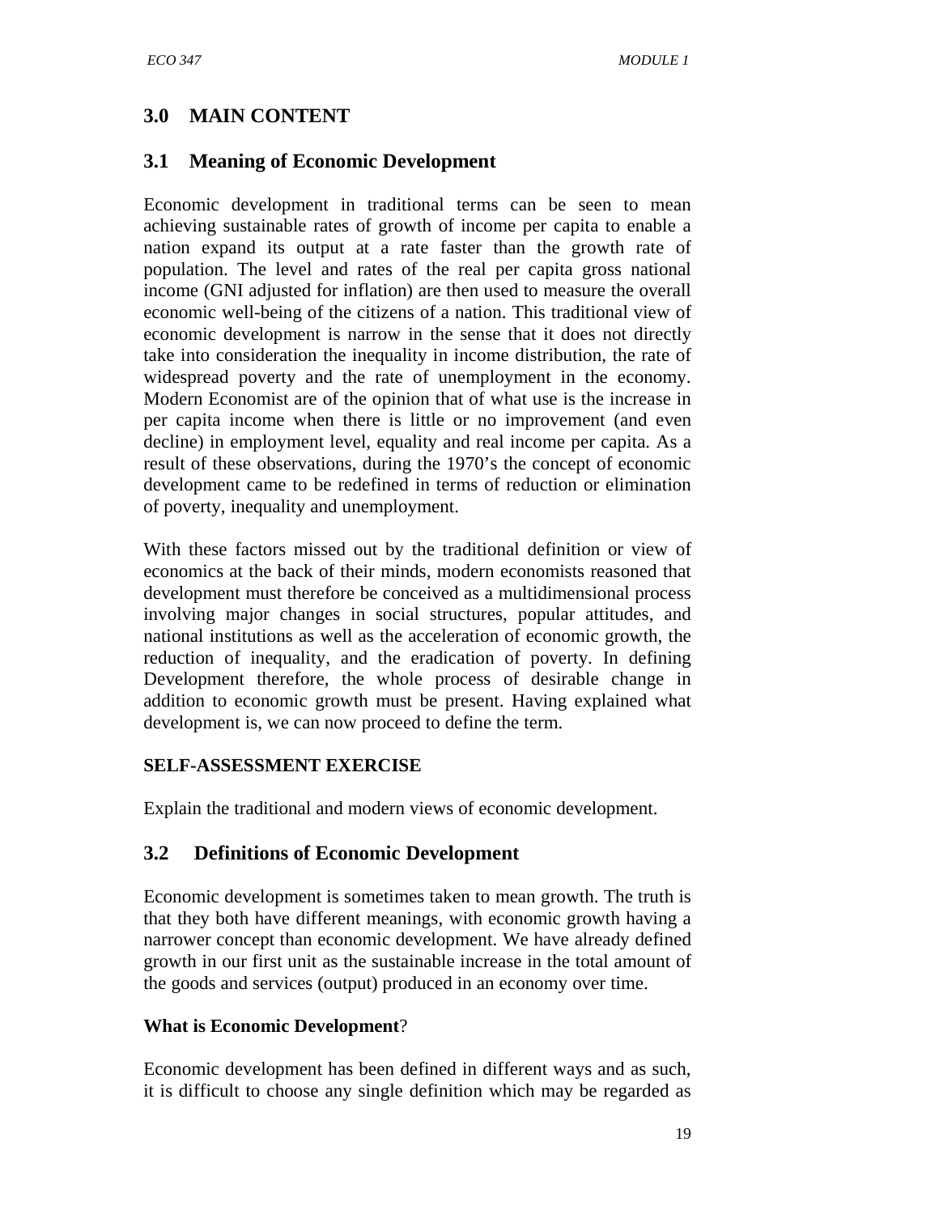## 3.0 MAIN CONTENT

### 3.1 Meaning of Economic Development

Economic development in traditional terms can be seen to mean achieving sustainable rates of growth of income per capita to enable a nation expand its output at a rate faster than the growth rate of population. The level and rates of the real per capita gross national income (GNI adjusted for inflation) are then used to measure the overall economic well-being of the citizens of a nation. This traditional view of economic development is narrow in the sense that it does not directly take into consideration the inequality in income distribution, the rate of widespread poverty and the rate of unemployment in the economy. Modern Economist are of the opinion that of what use is the increase in per capita income when there is little or no improvement (and even decline) in employment level, equality and real income per capita. As a result of these observations, during the 1970's the concept of economic development came to be redefined in terms of reduction or elimination of poverty, inequality and unemployment.

With these factors missed out by the traditional definition or view of economics at the back of their minds, modern economists reasoned that development must therefore be conceived as a multidimensional process involving major changes in social structures, popular attitudes, and national institutions as well as the acceleration of economic growth, the reduction of inequality, and the eradication of poverty. In defining Development therefore, the whole process of desirable change in addition to economic growth must be present. Having explained what development is, we can now proceed to define the term.

**SELF-ASSESSMENT EXERCISE**

Explain the traditional and modern views of economic development.

### 3.2 Definitions of Economic Development

Economic development is sometimes taken to mean growth. The truth is that they both have different meanings, with economic growth having a narrower concept than economic development. We have already defined growth in our first unit as the sustainable increase in the total amount of the goods and services (output) produced in an economy over time.

**What is Economic Development**?

Economic development has been defined in different ways and as such, it is difficult to choose any single definition which may be regarded as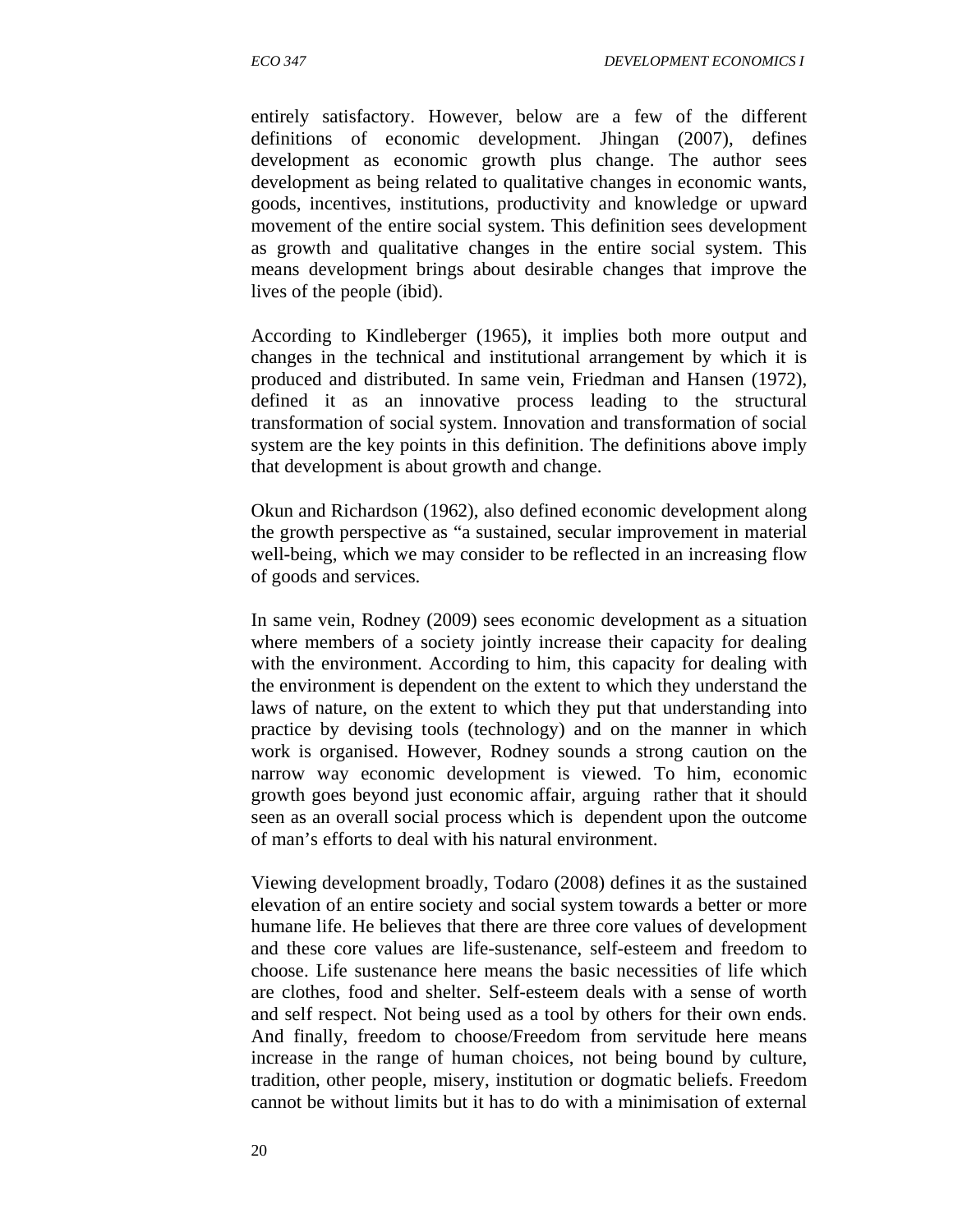entirely satisfactory. However, below are a few of the different definitions of economic development. Jhingan (2007), defines development as economic growth plus change. The author sees development as being related to qualitative changes in economic wants, goods, incentives, institutions, productivity and knowledge or upward movement of the entire social system. This definition sees development as growth and qualitative changes in the entire social system. This means development brings about desirable changes that improve the lives of the people (ibid).

According to Kindleberger (1965), it implies both more output and changes in the technical and institutional arrangement by which it is produced and distributed. In same vein, Friedman and Hansen (1972), defined it as an innovative process leading to the structural transformation of social system. Innovation and transformation of social system are the key points in this definition. The definitions above imply that development is about growth and change.

Okun and Richardson (1962), also defined economic development along the growth perspective as "a sustained, secular improvement in material well-being, which we may consider to be reflected in an increasing flow of goods and services.

In same vein, Rodney (2009) sees economic development as a situation where members of a society jointly increase their capacity for dealing with the environment. According to him, this capacity for dealing with the environment is dependent on the extent to which they understand the laws of nature, on the extent to which they put that understanding into practice by devising tools (technology) and on the manner in which work is organised. However, Rodney sounds a strong caution on the narrow way economic development is viewed. To him, economic growth goes beyond just economic affair, arguing rather that it should seen as an overall social process which is dependent upon the outcome of man's efforts to deal with his natural environment.

Viewing development broadly, Todaro (2008) defines it as the sustained elevation of an entire society and social system towards a better or more humane life. He believes that there are three core values of development and these core values are life-sustenance, self-esteem and freedom to choose. Life sustenance here means the basic necessities of life which are clothes, food and shelter. Self-esteem deals with a sense of worth and self respect. Not being used as a tool by others for their own ends. And finally, freedom to choose/Freedom from servitude here means increase in the range of human choices, not being bound by culture, tradition, other people, misery, institution or dogmatic beliefs. Freedom cannot be without limits but it has to do with a minimisation of external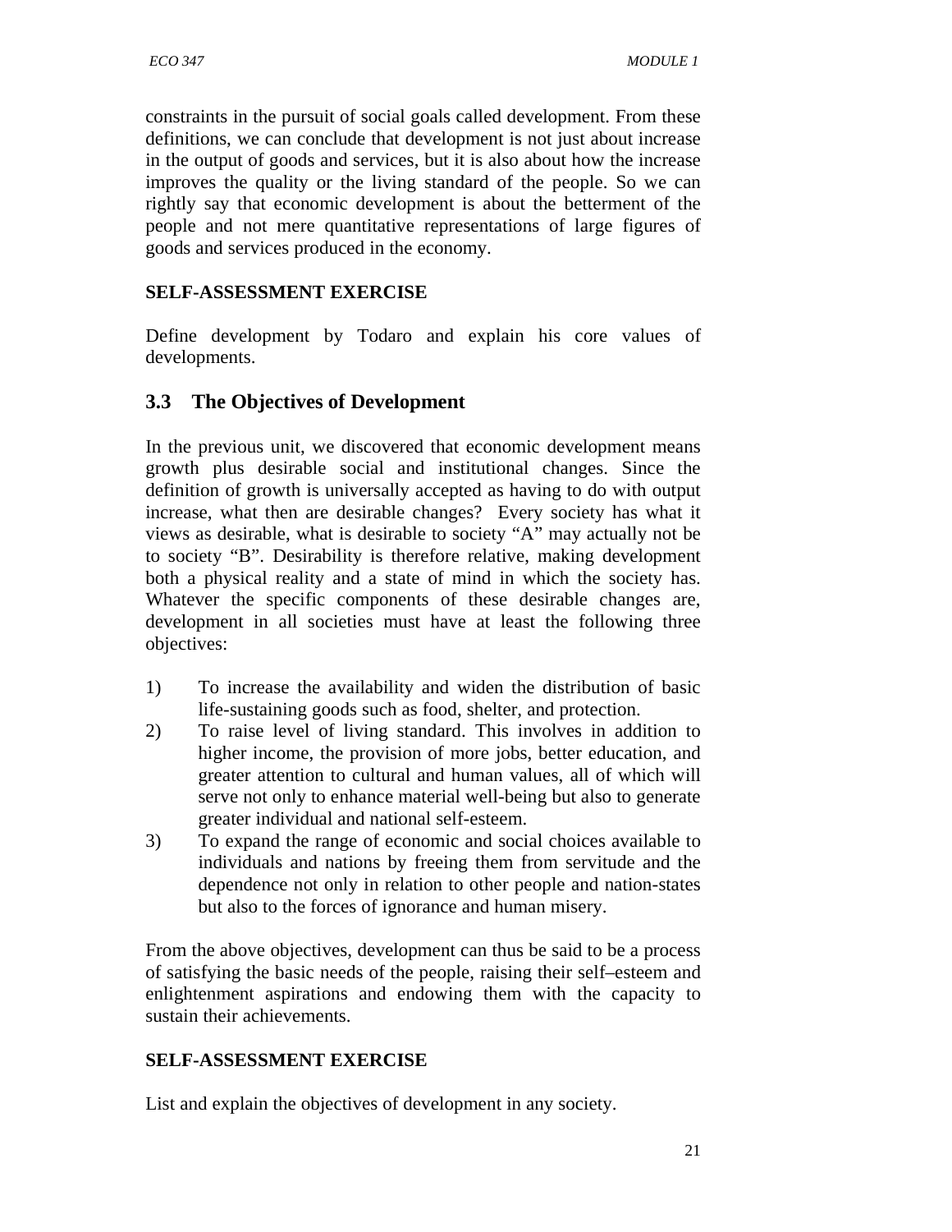constraints in the pursuit of social goals called development. From these definitions, we can conclude that development is not just about increase in the output of goods and services, but it is also about how the increase improves the quality or the living standard of the people. So we can rightly say that economic development is about the betterment of the people and not mere quantitative representations of large figures of goods and services produced in the economy.

**SELF-ASSESSMENT EXERCISE**

Define development by Todaro and explain his core values of developments.

## 3.3 The Objectives of Development

In the previous unit, we discovered that economic development means growth plus desirable social and institutional changes. Since the definition of growth is universally accepted as having to do with output increase, what then are desirable changes? Every society has what it views as desirable, what is desirable to society "A" may actually not be to society "B". Desirability is therefore relative, making development both a physical reality and a state of mind in which the society has. Whatever the specific components of these desirable changes are, development in all societies must have at least the following three objectives:

1) To increase the availability and widen the distribution of basic life-sustaining goods such as food, shelter, and protection.
2) To raise level of living standard. This involves in addition to higher income, the provision of more jobs, better education, and greater attention to cultural and human values, all of which will serve not only to enhance material well-being but also to generate greater individual and national self-esteem.
3) To expand the range of economic and social choices available to individuals and nations by freeing them from servitude and the dependence not only in relation to other people and nation-states but also to the forces of ignorance and human misery.

From the above objectives, development can thus be said to be a process of satisfying the basic needs of the people, raising their self–esteem and enlightenment aspirations and endowing them with the capacity to sustain their achievements.

**SELF-ASSESSMENT EXERCISE**

List and explain the objectives of development in any society.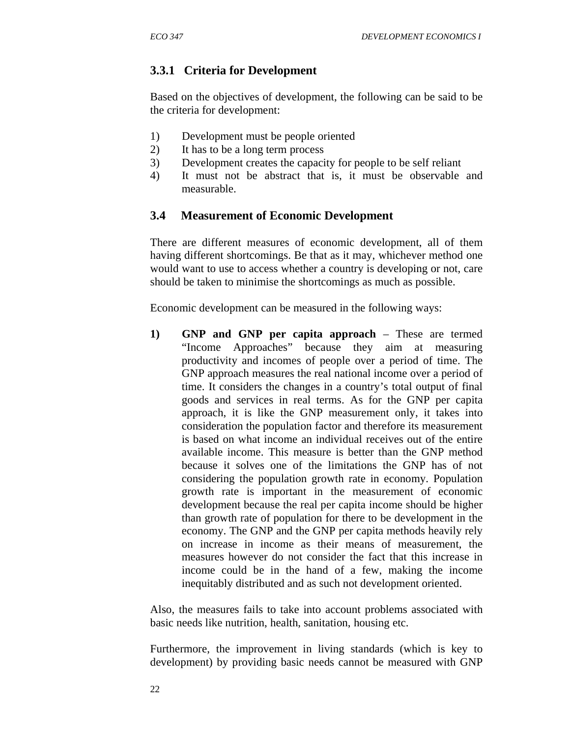### 3.3.1 Criteria for Development

Based on the objectives of development, the following can be said to be the criteria for development:

1) Development must be people oriented
2) It has to be a long term process
3) Development creates the capacity for people to be self reliant
4) It must not be abstract that is, it must be observable and measurable.

## 3.4 Measurement of Economic Development

There are different measures of economic development, all of them having different shortcomings. Be that as it may, whichever method one would want to use to access whether a country is developing or not, care should be taken to minimise the shortcomings as much as possible.

Economic development can be measured in the following ways:

1) **GNP and GNP per capita approach** – These are termed "Income Approaches" because they aim at measuring productivity and incomes of people over a period of time. The GNP approach measures the real national income over a period of time. It considers the changes in a country's total output of final goods and services in real terms. As for the GNP per capita approach, it is like the GNP measurement only, it takes into consideration the population factor and therefore its measurement is based on what income an individual receives out of the entire available income. This measure is better than the GNP method because it solves one of the limitations the GNP has of not considering the population growth rate in economy. Population growth rate is important in the measurement of economic development because the real per capita income should be higher than growth rate of population for there to be development in the economy. The GNP and the GNP per capita methods heavily rely on increase in income as their means of measurement, the measures however do not consider the fact that this increase in income could be in the hand of a few, making the income inequitably distributed and as such not development oriented.

Also, the measures fails to take into account problems associated with basic needs like nutrition, health, sanitation, housing etc.

Furthermore, the improvement in living standards (which is key to development) by providing basic needs cannot be measured with GNP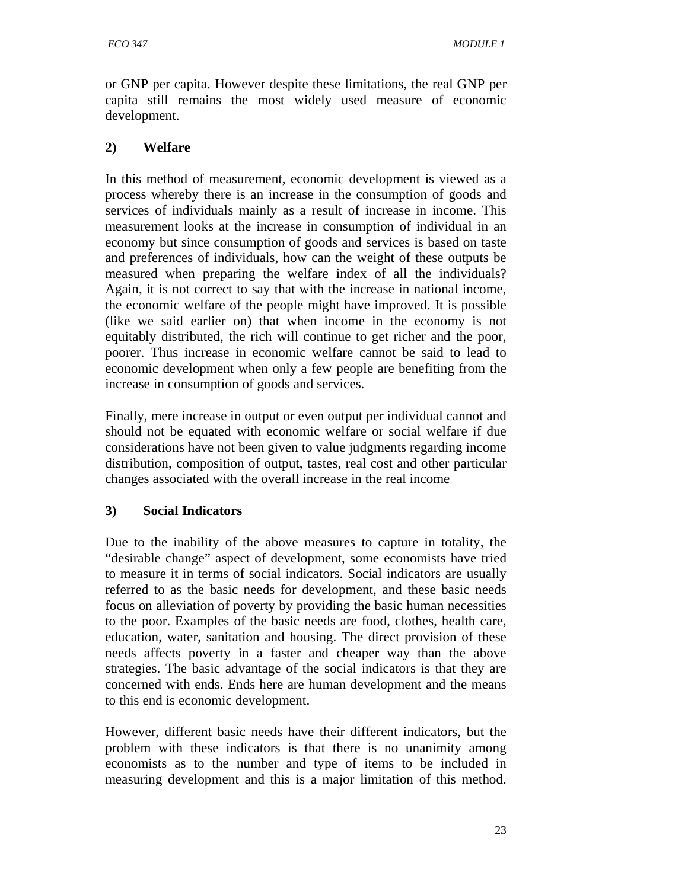or GNP per capita. However despite these limitations, the real GNP per capita still remains the most widely used measure of economic development.

**2) Welfare**

In this method of measurement, economic development is viewed as a process whereby there is an increase in the consumption of goods and services of individuals mainly as a result of increase in income. This measurement looks at the increase in consumption of individual in an economy but since consumption of goods and services is based on taste and preferences of individuals, how can the weight of these outputs be measured when preparing the welfare index of all the individuals? Again, it is not correct to say that with the increase in national income, the economic welfare of the people might have improved. It is possible (like we said earlier on) that when income in the economy is not equitably distributed, the rich will continue to get richer and the poor, poorer. Thus increase in economic welfare cannot be said to lead to economic development when only a few people are benefiting from the increase in consumption of goods and services.

Finally, mere increase in output or even output per individual cannot and should not be equated with economic welfare or social welfare if due considerations have not been given to value judgments regarding income distribution, composition of output, tastes, real cost and other particular changes associated with the overall increase in the real income

**3) Social Indicators**

Due to the inability of the above measures to capture in totality, the "desirable change" aspect of development, some economists have tried to measure it in terms of social indicators. Social indicators are usually referred to as the basic needs for development, and these basic needs focus on alleviation of poverty by providing the basic human necessities to the poor. Examples of the basic needs are food, clothes, health care, education, water, sanitation and housing. The direct provision of these needs affects poverty in a faster and cheaper way than the above strategies. The basic advantage of the social indicators is that they are concerned with ends. Ends here are human development and the means to this end is economic development.

However, different basic needs have their different indicators, but the problem with these indicators is that there is no unanimity among economists as to the number and type of items to be included in measuring development and this is a major limitation of this method.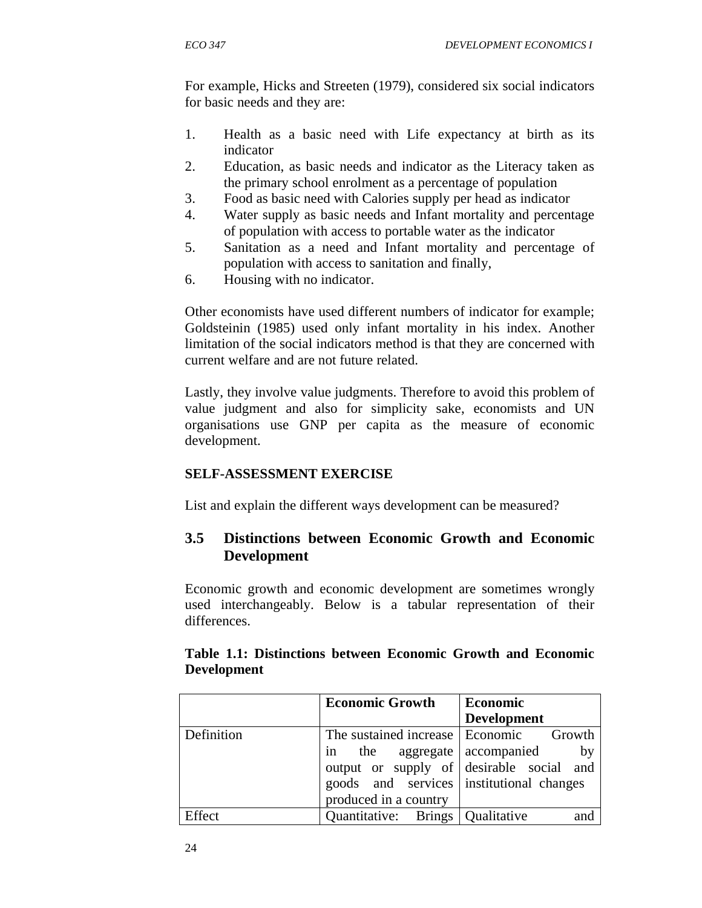For example, Hicks and Streeten (1979), considered six social indicators for basic needs and they are:

1. Health as a basic need with Life expectancy at birth as its indicator
2. Education, as basic needs and indicator as the Literacy taken as the primary school enrolment as a percentage of population
3. Food as basic need with Calories supply per head as indicator
4. Water supply as basic needs and Infant mortality and percentage of population with access to portable water as the indicator
5. Sanitation as a need and Infant mortality and percentage of population with access to sanitation and finally,
6. Housing with no indicator.

Other economists have used different numbers of indicator for example; Goldsteinin (1985) used only infant mortality in his index. Another limitation of the social indicators method is that they are concerned with current welfare and are not future related.

Lastly, they involve value judgments. Therefore to avoid this problem of value judgment and also for simplicity sake, economists and UN organisations use GNP per capita as the measure of economic development.

**SELF-ASSESSMENT EXERCISE**

List and explain the different ways development can be measured?

## 3.5 Distinctions between Economic Growth and Economic Development

Economic growth and economic development are sometimes wrongly used interchangeably. Below is a tabular representation of their differences.

**Table 1.1: Distinctions between Economic Growth and Economic Development**

| | **Economic Growth** | **Economic Development** |
|---|---|---|
| Definition | The sustained increase in the aggregate output or supply of goods and services produced in a country | Economic Growth accompanied by desirable social and institutional changes |
| Effect | Quantitative: Brings | Qualitative and |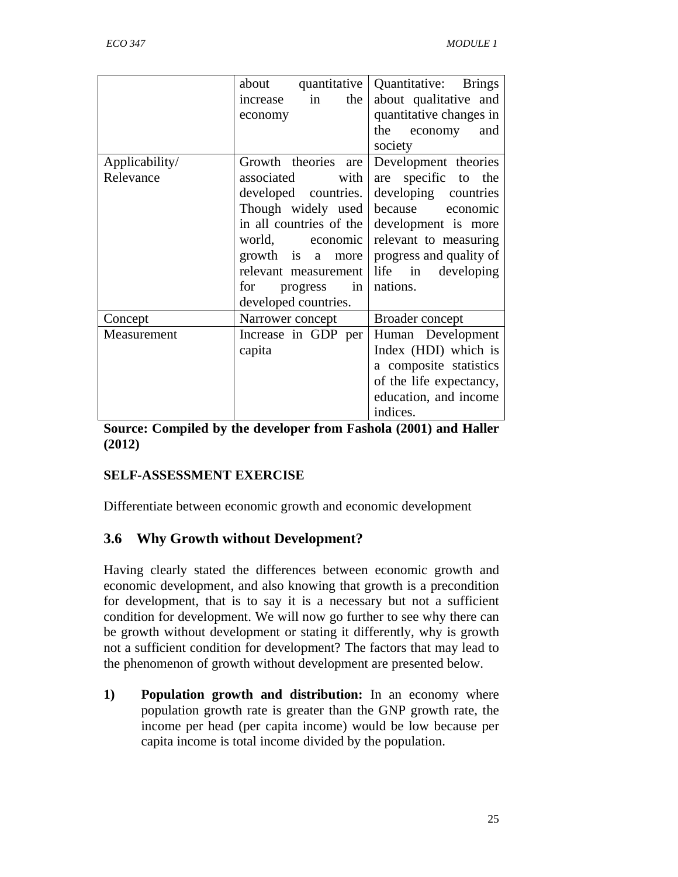| | about quantitative increase in the economy | Quantitative: Brings about qualitative and quantitative changes in the economy and society |
|---|---|---|
| Applicability/ Relevance | Growth theories are associated with developed countries. Though widely used in all countries of the world, economic growth is a more relevant measurement for progress in developed countries. | Development theories are specific to the developing countries because economic development is more relevant to measuring progress and quality of life in developing nations. |
| Concept | Narrower concept | Broader concept |
| Measurement | Increase in GDP per capita | Human Development Index (HDI) which is a composite statistics of the life expectancy, education, and income indices. |

**Source: Compiled by the developer from Fashola (2001) and Haller (2012)**

**SELF-ASSESSMENT EXERCISE**

Differentiate between economic growth and economic development

## 3.6 Why Growth without Development?

Having clearly stated the differences between economic growth and economic development, and also knowing that growth is a precondition for development, that is to say it is a necessary but not a sufficient condition for development. We will now go further to see why there can be growth without development or stating it differently, why is growth not a sufficient condition for development? The factors that may lead to the phenomenon of growth without development are presented below.

1) **Population growth and distribution:** In an economy where population growth rate is greater than the GNP growth rate, the income per head (per capita income) would be low because per capita income is total income divided by the population.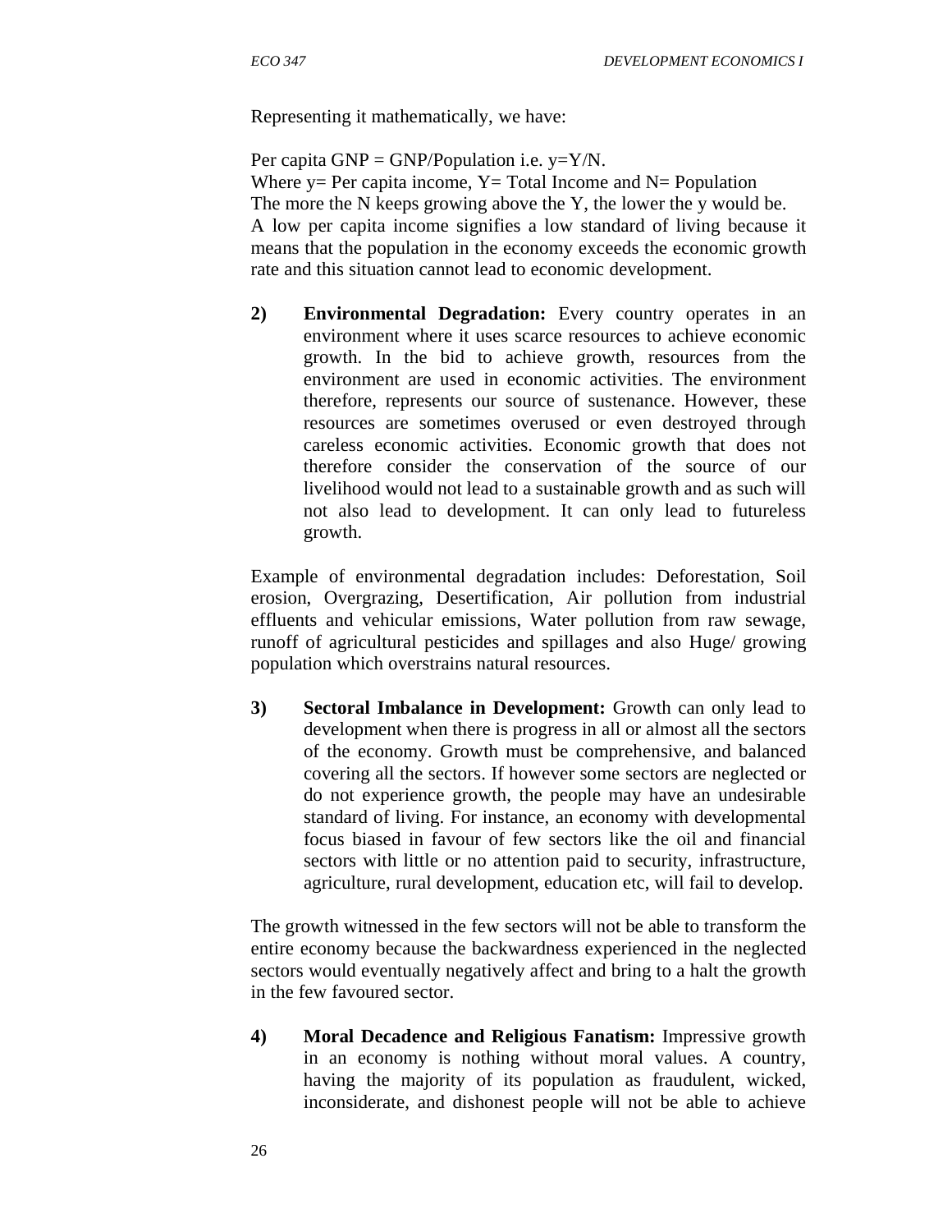Representing it mathematically, we have:

Per capita GNP = GNP/Population i.e. $y=Y/N$.
Where $y$= Per capita income, $Y$= Total Income and $N$= Population
The more the $N$ keeps growing above the $Y$, the lower the $y$ would be.
A low per capita income signifies a low standard of living because it means that the population in the economy exceeds the economic growth rate and this situation cannot lead to economic development.

2) **Environmental Degradation:** Every country operates in an environment where it uses scarce resources to achieve economic growth. In the bid to achieve growth, resources from the environment are used in economic activities. The environment therefore, represents our source of sustenance. However, these resources are sometimes overused or even destroyed through careless economic activities. Economic growth that does not therefore consider the conservation of the source of our livelihood would not lead to a sustainable growth and as such will not also lead to development. It can only lead to futureless growth.

Example of environmental degradation includes: Deforestation, Soil erosion, Overgrazing, Desertification, Air pollution from industrial effluents and vehicular emissions, Water pollution from raw sewage, runoff of agricultural pesticides and spillages and also Huge/ growing population which overstrains natural resources.

3) **Sectoral Imbalance in Development:** Growth can only lead to development when there is progress in all or almost all the sectors of the economy. Growth must be comprehensive, and balanced covering all the sectors. If however some sectors are neglected or do not experience growth, the people may have an undesirable standard of living. For instance, an economy with developmental focus biased in favour of few sectors like the oil and financial sectors with little or no attention paid to security, infrastructure, agriculture, rural development, education etc, will fail to develop.

The growth witnessed in the few sectors will not be able to transform the entire economy because the backwardness experienced in the neglected sectors would eventually negatively affect and bring to a halt the growth in the few favoured sector.

4) **Moral Decadence and Religious Fanatism:** Impressive growth in an economy is nothing without moral values. A country, having the majority of its population as fraudulent, wicked, inconsiderate, and dishonest people will not be able to achieve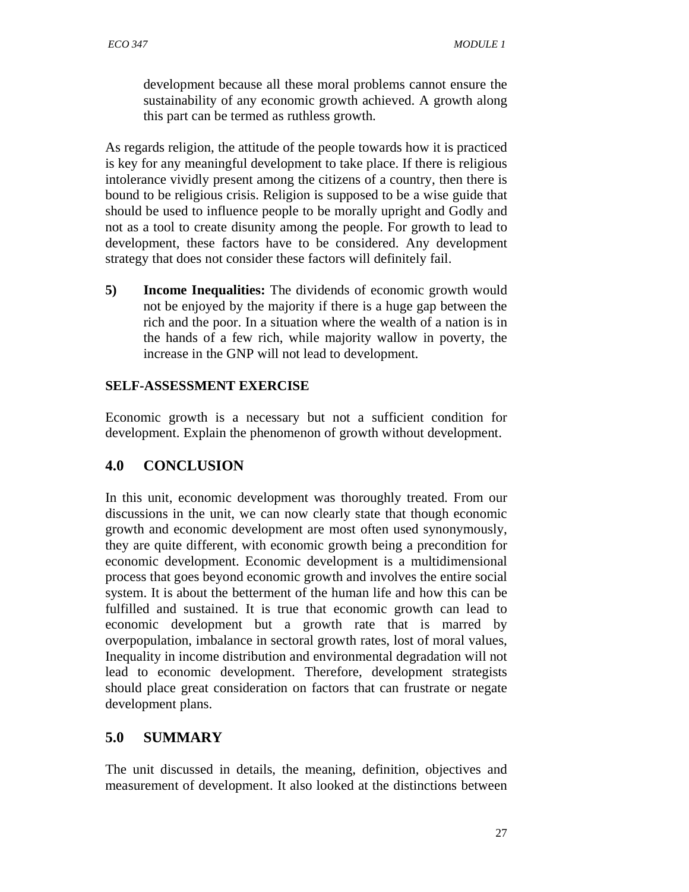development because all these moral problems cannot ensure the sustainability of any economic growth achieved. A growth along this part can be termed as ruthless growth.

As regards religion, the attitude of the people towards how it is practiced is key for any meaningful development to take place. If there is religious intolerance vividly present among the citizens of a country, then there is bound to be religious crisis. Religion is supposed to be a wise guide that should be used to influence people to be morally upright and Godly and not as a tool to create disunity among the people. For growth to lead to development, these factors have to be considered. Any development strategy that does not consider these factors will definitely fail.

5) **Income Inequalities:** The dividends of economic growth would not be enjoyed by the majority if there is a huge gap between the rich and the poor. In a situation where the wealth of a nation is in the hands of a few rich, while majority wallow in poverty, the increase in the GNP will not lead to development.

**SELF-ASSESSMENT EXERCISE**

Economic growth is a necessary but not a sufficient condition for development. Explain the phenomenon of growth without development.

## 4.0 CONCLUSION

In this unit, economic development was thoroughly treated. From our discussions in the unit, we can now clearly state that though economic growth and economic development are most often used synonymously, they are quite different, with economic growth being a precondition for economic development. Economic development is a multidimensional process that goes beyond economic growth and involves the entire social system. It is about the betterment of the human life and how this can be fulfilled and sustained. It is true that economic growth can lead to economic development but a growth rate that is marred by overpopulation, imbalance in sectoral growth rates, lost of moral values, Inequality in income distribution and environmental degradation will not lead to economic development. Therefore, development strategists should place great consideration on factors that can frustrate or negate development plans.

## 5.0 SUMMARY

The unit discussed in details, the meaning, definition, objectives and measurement of development. It also looked at the distinctions between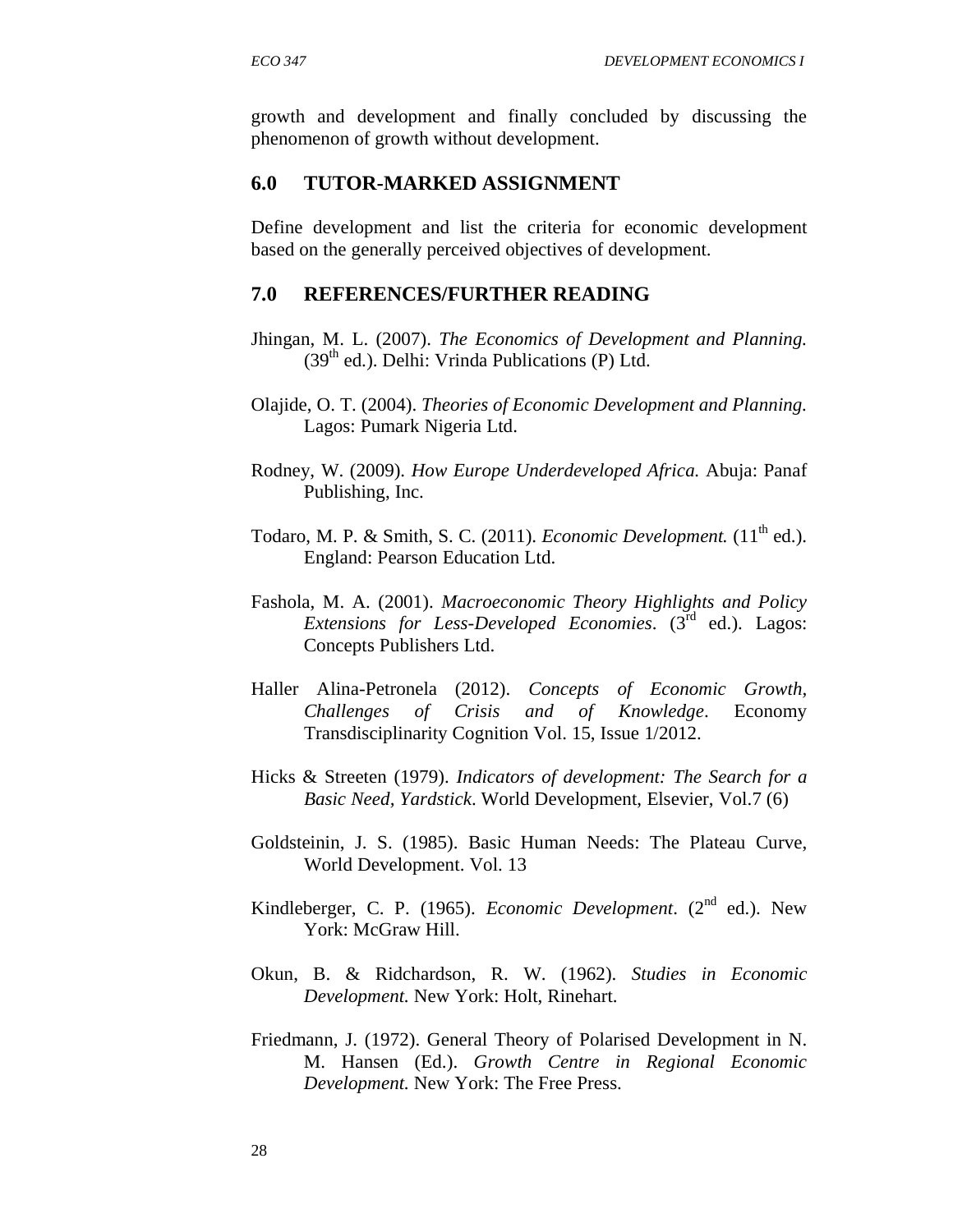growth and development and finally concluded by discussing the phenomenon of growth without development.

## 6.0 TUTOR-MARKED ASSIGNMENT

Define development and list the criteria for economic development based on the generally perceived objectives of development.

## 7.0 REFERENCES/FURTHER READING

Jhingan, M. L. (2007). *The Economics of Development and Planning.* (39th ed.). Delhi: Vrinda Publications (P) Ltd.

Olajide, O. T. (2004). *Theories of Economic Development and Planning.* Lagos: Pumark Nigeria Ltd.

Rodney, W. (2009). *How Europe Underdeveloped Africa.* Abuja: Panaf Publishing, Inc.

Todaro, M. P. & Smith, S. C. (2011). *Economic Development.* (11th ed.). England: Pearson Education Ltd.

Fashola, M. A. (2001). *Macroeconomic Theory Highlights and Policy Extensions for Less-Developed Economies*. (3rd ed.). Lagos: Concepts Publishers Ltd.

Haller Alina-Petronela (2012). *Concepts of Economic Growth, Challenges of Crisis and of Knowledge*. Economy Transdisciplinarity Cognition Vol. 15, Issue 1/2012.

Hicks & Streeten (1979). *Indicators of development: The Search for a Basic Need, Yardstick*. World Development, Elsevier, Vol.7 (6)

Goldsteinin, J. S. (1985). Basic Human Needs: The Plateau Curve, World Development. Vol. 13

Kindleberger, C. P. (1965). *Economic Development*. (2nd ed.). New York: McGraw Hill.

Okun, B. & Ridchardson, R. W. (1962). *Studies in Economic Development.* New York: Holt, Rinehart.

Friedmann, J. (1972). General Theory of Polarised Development in N. M. Hansen (Ed.). *Growth Centre in Regional Economic Development.* New York: The Free Press.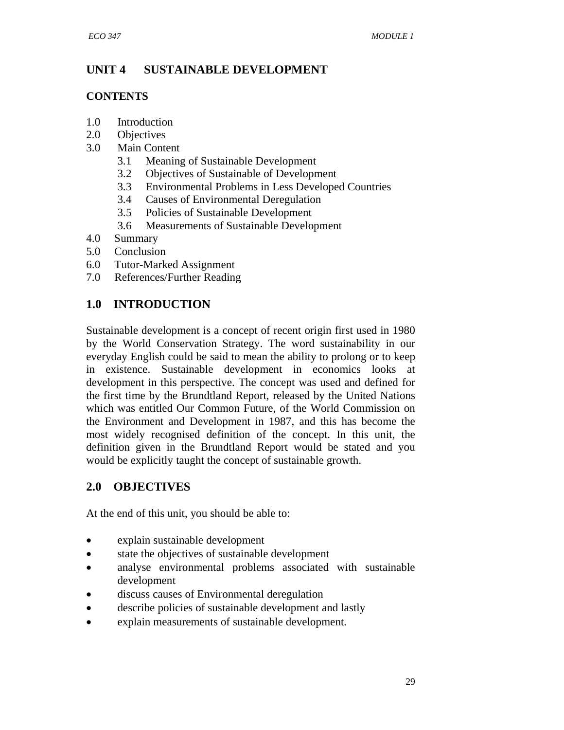# UNIT 4 SUSTAINABLE DEVELOPMENT

## CONTENTS

1.0 Introduction
2.0 Objectives
3.0 Main Content
  3.1 Meaning of Sustainable Development
  3.2 Objectives of Sustainable of Development
  3.3 Environmental Problems in Less Developed Countries
  3.4 Causes of Environmental Deregulation
  3.5 Policies of Sustainable Development
  3.6 Measurements of Sustainable Development
4.0 Summary
5.0 Conclusion
6.0 Tutor-Marked Assignment
7.0 References/Further Reading

## 1.0 INTRODUCTION

Sustainable development is a concept of recent origin first used in 1980 by the World Conservation Strategy. The word sustainability in our everyday English could be said to mean the ability to prolong or to keep in existence. Sustainable development in economics looks at development in this perspective. The concept was used and defined for the first time by the Brundtland Report, released by the United Nations which was entitled Our Common Future, of the World Commission on the Environment and Development in 1987, and this has become the most widely recognised definition of the concept. In this unit, the definition given in the Brundtland Report would be stated and you would be explicitly taught the concept of sustainable growth.

## 2.0 OBJECTIVES

At the end of this unit, you should be able to:

- explain sustainable development
- state the objectives of sustainable development
- analyse environmental problems associated with sustainable development
- discuss causes of Environmental deregulation
- describe policies of sustainable development and lastly
- explain measurements of sustainable development.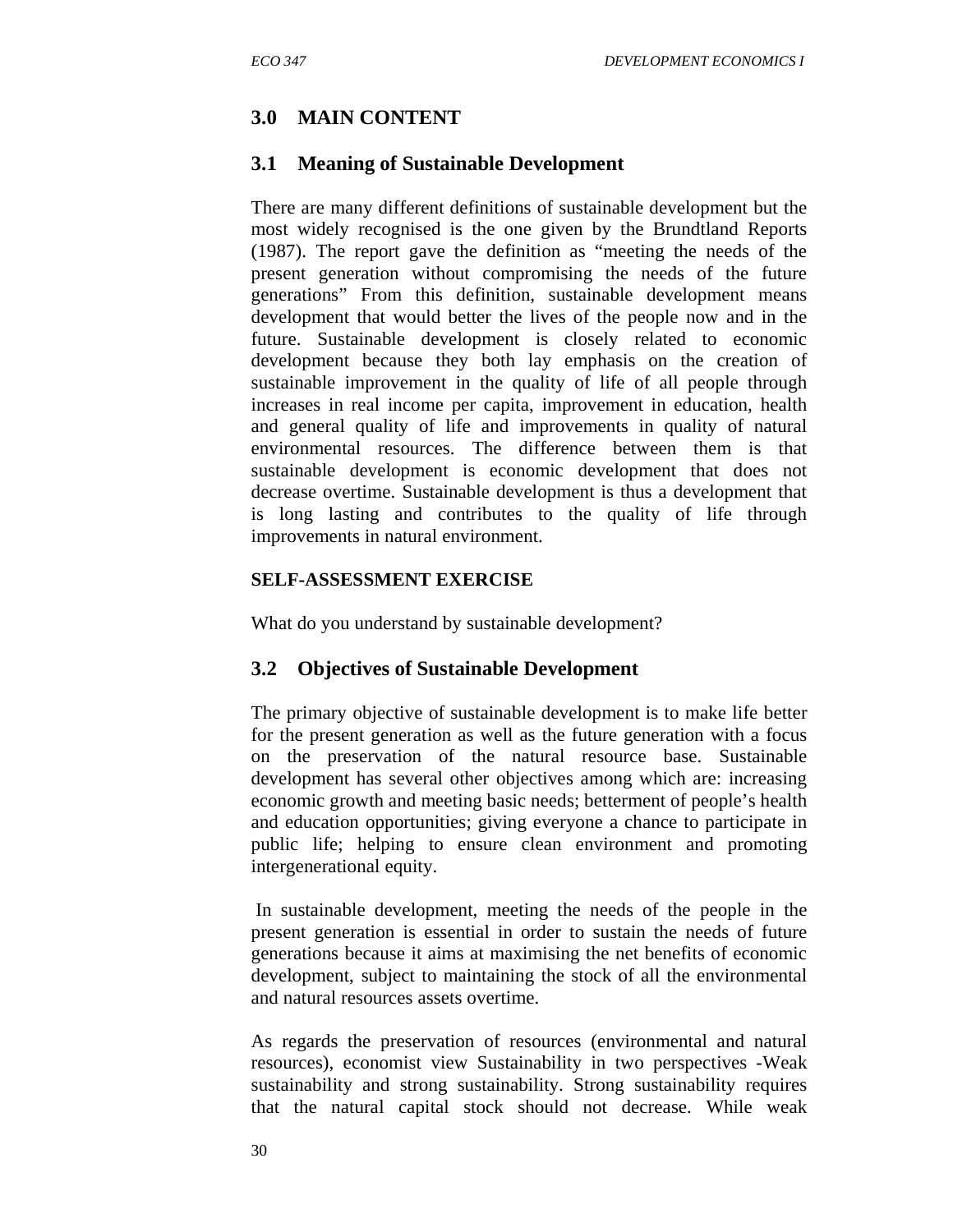## 3.0 MAIN CONTENT

### 3.1 Meaning of Sustainable Development

There are many different definitions of sustainable development but the most widely recognised is the one given by the Brundtland Reports (1987). The report gave the definition as "meeting the needs of the present generation without compromising the needs of the future generations" From this definition, sustainable development means development that would better the lives of the people now and in the future. Sustainable development is closely related to economic development because they both lay emphasis on the creation of sustainable improvement in the quality of life of all people through increases in real income per capita, improvement in education, health and general quality of life and improvements in quality of natural environmental resources. The difference between them is that sustainable development is economic development that does not decrease overtime. Sustainable development is thus a development that is long lasting and contributes to the quality of life through improvements in natural environment.

**SELF-ASSESSMENT EXERCISE**

What do you understand by sustainable development?

### 3.2 Objectives of Sustainable Development

The primary objective of sustainable development is to make life better for the present generation as well as the future generation with a focus on the preservation of the natural resource base. Sustainable development has several other objectives among which are: increasing economic growth and meeting basic needs; betterment of people's health and education opportunities; giving everyone a chance to participate in public life; helping to ensure clean environment and promoting intergenerational equity.

In sustainable development, meeting the needs of the people in the present generation is essential in order to sustain the needs of future generations because it aims at maximising the net benefits of economic development, subject to maintaining the stock of all the environmental and natural resources assets overtime.

As regards the preservation of resources (environmental and natural resources), economist view Sustainability in two perspectives -Weak sustainability and strong sustainability. Strong sustainability requires that the natural capital stock should not decrease. While weak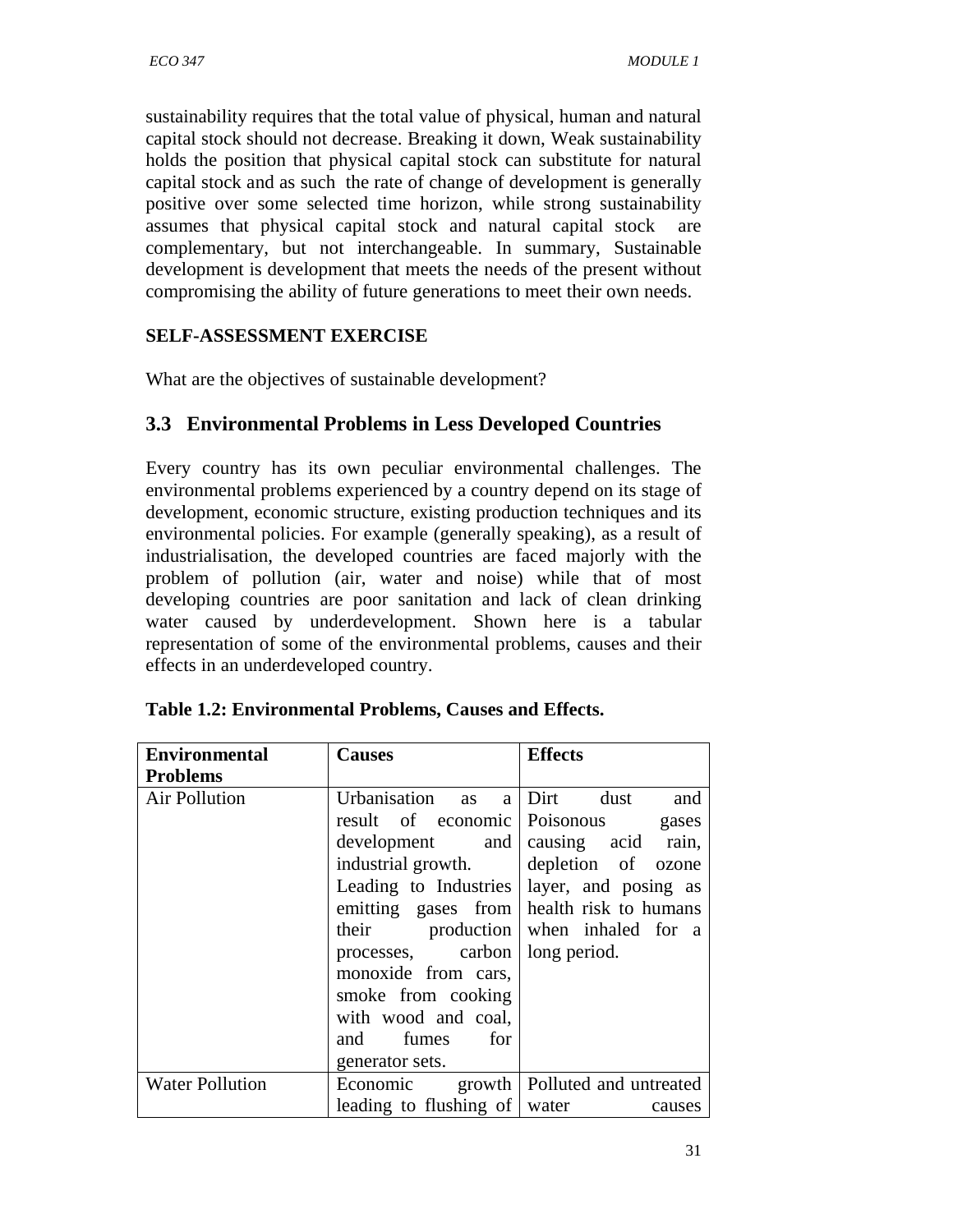sustainability requires that the total value of physical, human and natural capital stock should not decrease. Breaking it down, Weak sustainability holds the position that physical capital stock can substitute for natural capital stock and as such the rate of change of development is generally positive over some selected time horizon, while strong sustainability assumes that physical capital stock and natural capital stock are complementary, but not interchangeable. In summary, Sustainable development is development that meets the needs of the present without compromising the ability of future generations to meet their own needs.

**SELF-ASSESSMENT EXERCISE**

What are the objectives of sustainable development?

## 3.3 Environmental Problems in Less Developed Countries

Every country has its own peculiar environmental challenges. The environmental problems experienced by a country depend on its stage of development, economic structure, existing production techniques and its environmental policies. For example (generally speaking), as a result of industrialisation, the developed countries are faced majorly with the problem of pollution (air, water and noise) while that of most developing countries are poor sanitation and lack of clean drinking water caused by underdevelopment. Shown here is a tabular representation of some of the environmental problems, causes and their effects in an underdeveloped country.

**Table 1.2: Environmental Problems, Causes and Effects.**

| Environmental Problems | Causes | Effects |
|---|---|---|
| Air Pollution | Urbanisation as a result of economic development and industrial growth. Leading to Industries emitting gases from their production processes, carbon monoxide from cars, smoke from cooking with wood and coal, and fumes for generator sets. | Dirt dust and Poisonous gases causing acid rain, depletion of ozone layer, and posing as health risk to humans when inhaled for a long period. |
| Water Pollution | Economic growth leading to flushing of | Polluted and untreated water causes |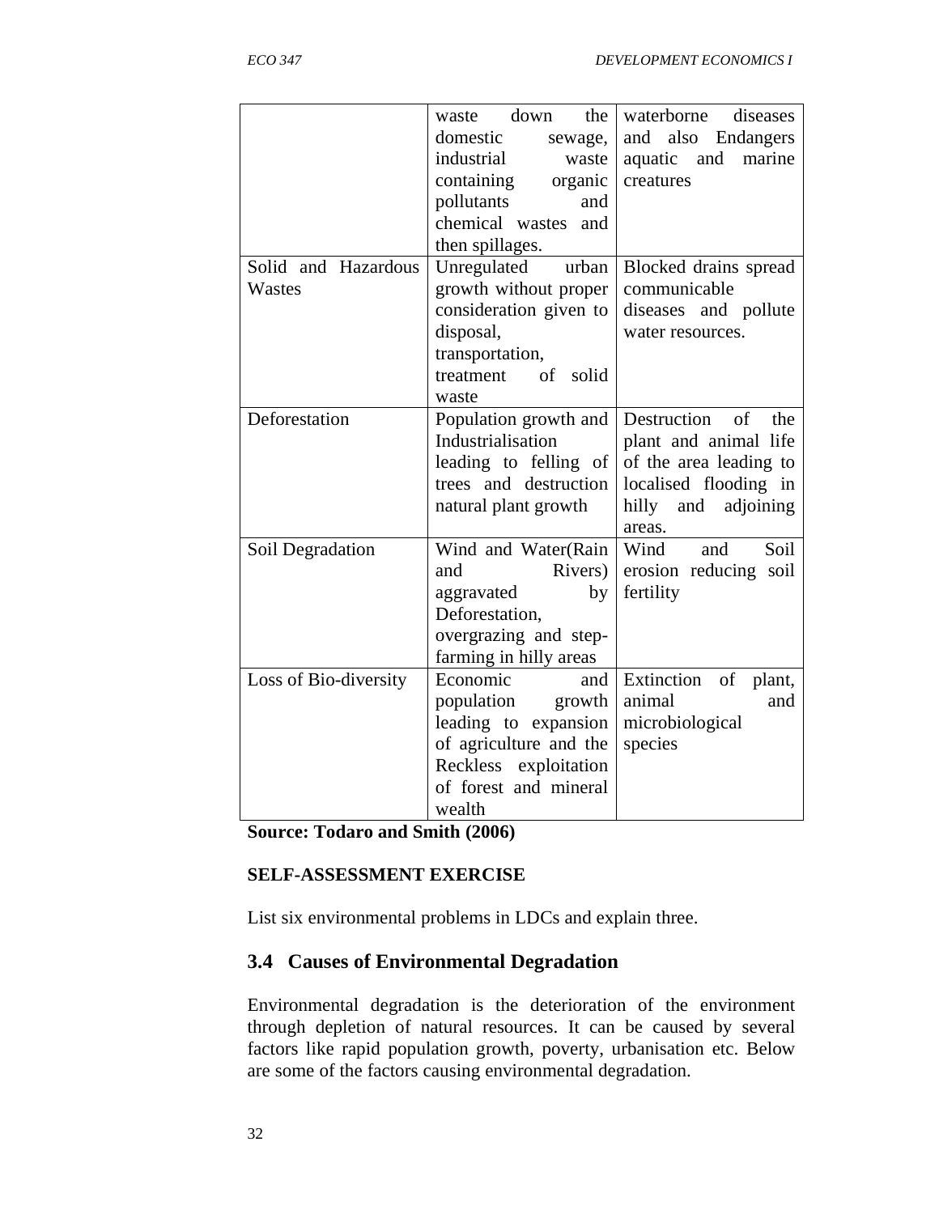| | | |
|---|---|---|
| | waste down the domestic sewage, industrial waste containing organic pollutants and chemical wastes and then spillages. | waterborne diseases and also Endangers aquatic and marine creatures |
| Solid and Hazardous Wastes | Unregulated urban growth without proper consideration given to disposal, transportation, treatment of solid waste | Blocked drains spread communicable diseases and pollute water resources. |
| Deforestation | Population growth and Industrialisation leading to felling of trees and destruction natural plant growth | Destruction of the plant and animal life of the area leading to localised flooding in hilly and adjoining areas. |
| Soil Degradation | Wind and Water(Rain and Rivers) aggravated by Deforestation, overgrazing and step-farming in hilly areas | Wind and Soil erosion reducing soil fertility |
| Loss of Bio-diversity | Economic and population growth leading to expansion of agriculture and the Reckless exploitation of forest and mineral wealth | Extinction of plant, animal and microbiological species |

**Source: Todaro and Smith (2006)**

**SELF-ASSESSMENT EXERCISE**

List six environmental problems in LDCs and explain three.

## 3.4 Causes of Environmental Degradation

Environmental degradation is the deterioration of the environment through depletion of natural resources. It can be caused by several factors like rapid population growth, poverty, urbanisation etc. Below are some of the factors causing environmental degradation.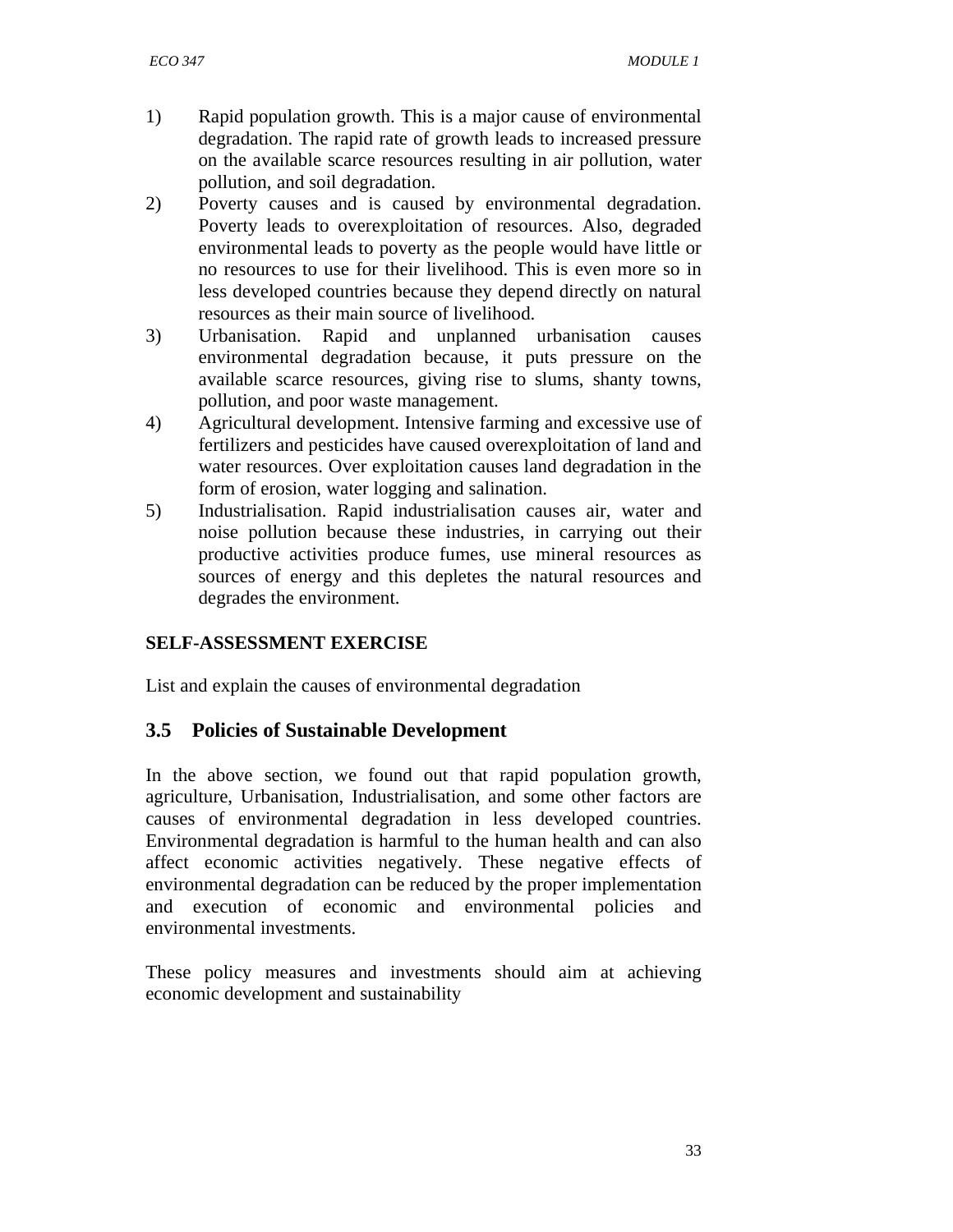1) Rapid population growth. This is a major cause of environmental degradation. The rapid rate of growth leads to increased pressure on the available scarce resources resulting in air pollution, water pollution, and soil degradation.
2) Poverty causes and is caused by environmental degradation. Poverty leads to overexploitation of resources. Also, degraded environmental leads to poverty as the people would have little or no resources to use for their livelihood. This is even more so in less developed countries because they depend directly on natural resources as their main source of livelihood.
3) Urbanisation. Rapid and unplanned urbanisation causes environmental degradation because, it puts pressure on the available scarce resources, giving rise to slums, shanty towns, pollution, and poor waste management.
4) Agricultural development. Intensive farming and excessive use of fertilizers and pesticides have caused overexploitation of land and water resources. Over exploitation causes land degradation in the form of erosion, water logging and salination.
5) Industrialisation. Rapid industrialisation causes air, water and noise pollution because these industries, in carrying out their productive activities produce fumes, use mineral resources as sources of energy and this depletes the natural resources and degrades the environment.

**SELF-ASSESSMENT EXERCISE**

List and explain the causes of environmental degradation

## 3.5 Policies of Sustainable Development

In the above section, we found out that rapid population growth, agriculture, Urbanisation, Industrialisation, and some other factors are causes of environmental degradation in less developed countries. Environmental degradation is harmful to the human health and can also affect economic activities negatively. These negative effects of environmental degradation can be reduced by the proper implementation and execution of economic and environmental policies and environmental investments.

These policy measures and investments should aim at achieving economic development and sustainability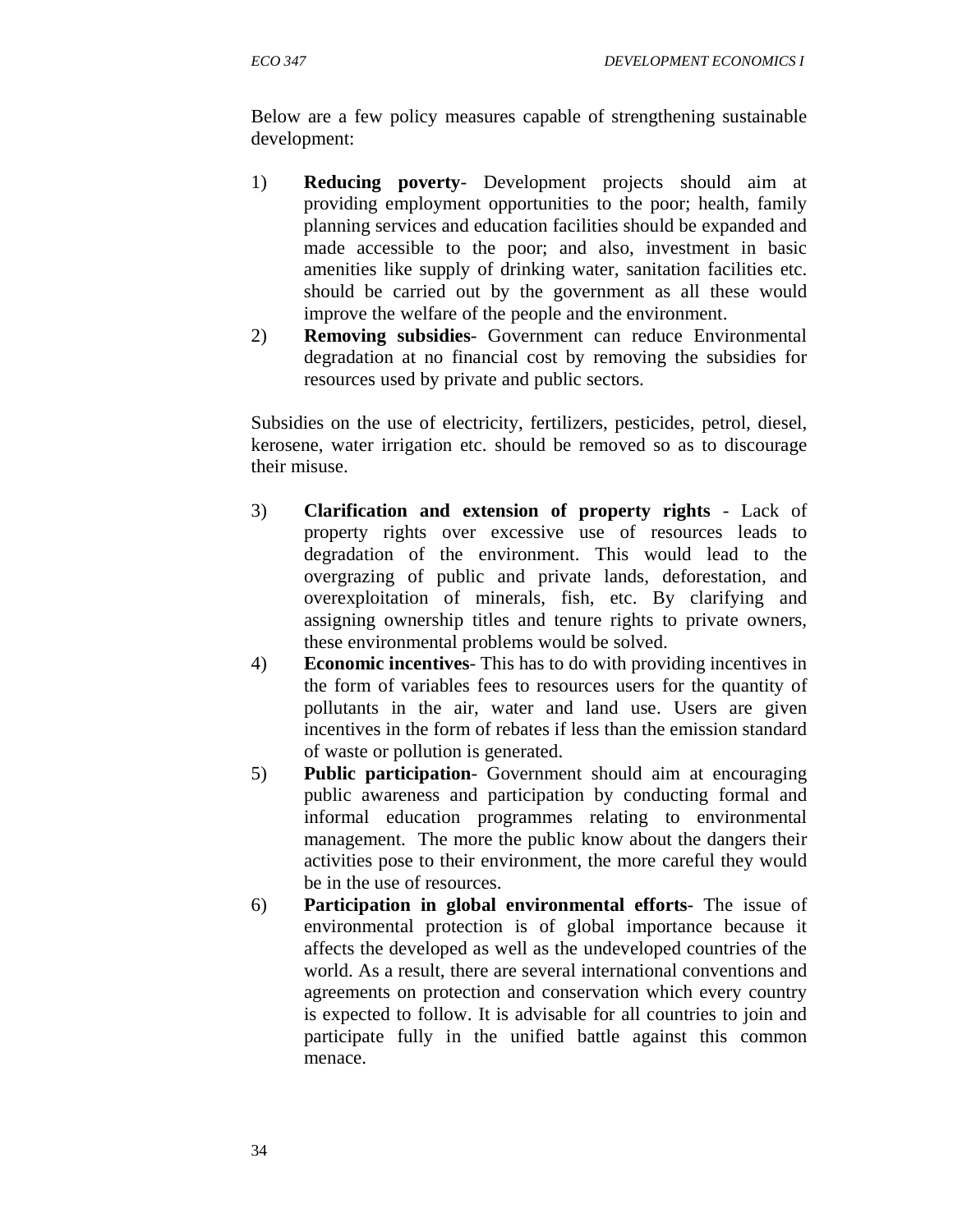Below are a few policy measures capable of strengthening sustainable development:

1) **Reducing poverty**- Development projects should aim at providing employment opportunities to the poor; health, family planning services and education facilities should be expanded and made accessible to the poor; and also, investment in basic amenities like supply of drinking water, sanitation facilities etc. should be carried out by the government as all these would improve the welfare of the people and the environment.
2) **Removing subsidies**- Government can reduce Environmental degradation at no financial cost by removing the subsidies for resources used by private and public sectors.

Subsidies on the use of electricity, fertilizers, pesticides, petrol, diesel, kerosene, water irrigation etc. should be removed so as to discourage their misuse.

3) **Clarification and extension of property rights** - Lack of property rights over excessive use of resources leads to degradation of the environment. This would lead to the overgrazing of public and private lands, deforestation, and overexploitation of minerals, fish, etc. By clarifying and assigning ownership titles and tenure rights to private owners, these environmental problems would be solved.
4) **Economic incentives**- This has to do with providing incentives in the form of variables fees to resources users for the quantity of pollutants in the air, water and land use. Users are given incentives in the form of rebates if less than the emission standard of waste or pollution is generated.
5) **Public participation**- Government should aim at encouraging public awareness and participation by conducting formal and informal education programmes relating to environmental management. The more the public know about the dangers their activities pose to their environment, the more careful they would be in the use of resources.
6) **Participation in global environmental efforts**- The issue of environmental protection is of global importance because it affects the developed as well as the undeveloped countries of the world. As a result, there are several international conventions and agreements on protection and conservation which every country is expected to follow. It is advisable for all countries to join and participate fully in the unified battle against this common menace.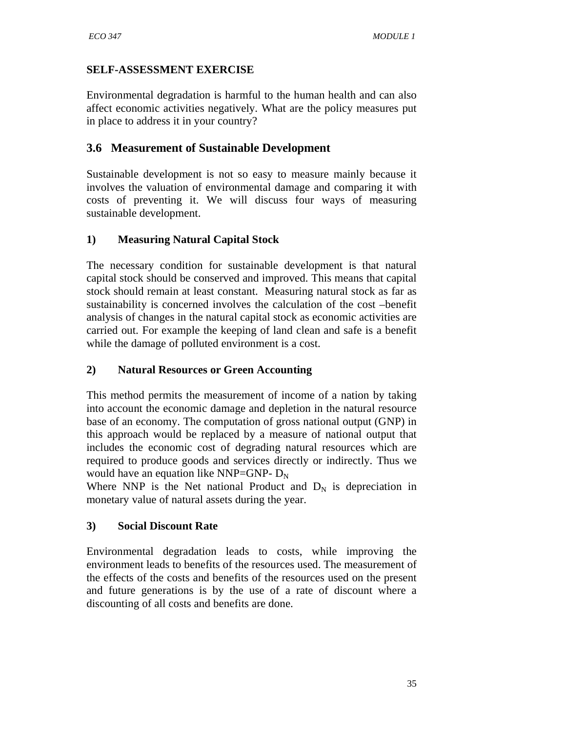**SELF-ASSESSMENT EXERCISE**

Environmental degradation is harmful to the human health and can also affect economic activities negatively. What are the policy measures put in place to address it in your country?

## 3.6 Measurement of Sustainable Development

Sustainable development is not so easy to measure mainly because it involves the valuation of environmental damage and comparing it with costs of preventing it. We will discuss four ways of measuring sustainable development.

### 1) Measuring Natural Capital Stock

The necessary condition for sustainable development is that natural capital stock should be conserved and improved. This means that capital stock should remain at least constant. Measuring natural stock as far as sustainability is concerned involves the calculation of the cost –benefit analysis of changes in the natural capital stock as economic activities are carried out. For example the keeping of land clean and safe is a benefit while the damage of polluted environment is a cost.

### 2) Natural Resources or Green Accounting

This method permits the measurement of income of a nation by taking into account the economic damage and depletion in the natural resource base of an economy. The computation of gross national output (GNP) in this approach would be replaced by a measure of national output that includes the economic cost of degrading natural resources which are required to produce goods and services directly or indirectly. Thus we would have an equation like $NNP = GNP - D_N$

Where NNP is the Net national Product and $D_N$ is depreciation in monetary value of natural assets during the year.

### 3) Social Discount Rate

Environmental degradation leads to costs, while improving the environment leads to benefits of the resources used. The measurement of the effects of the costs and benefits of the resources used on the present and future generations is by the use of a rate of discount where a discounting of all costs and benefits are done.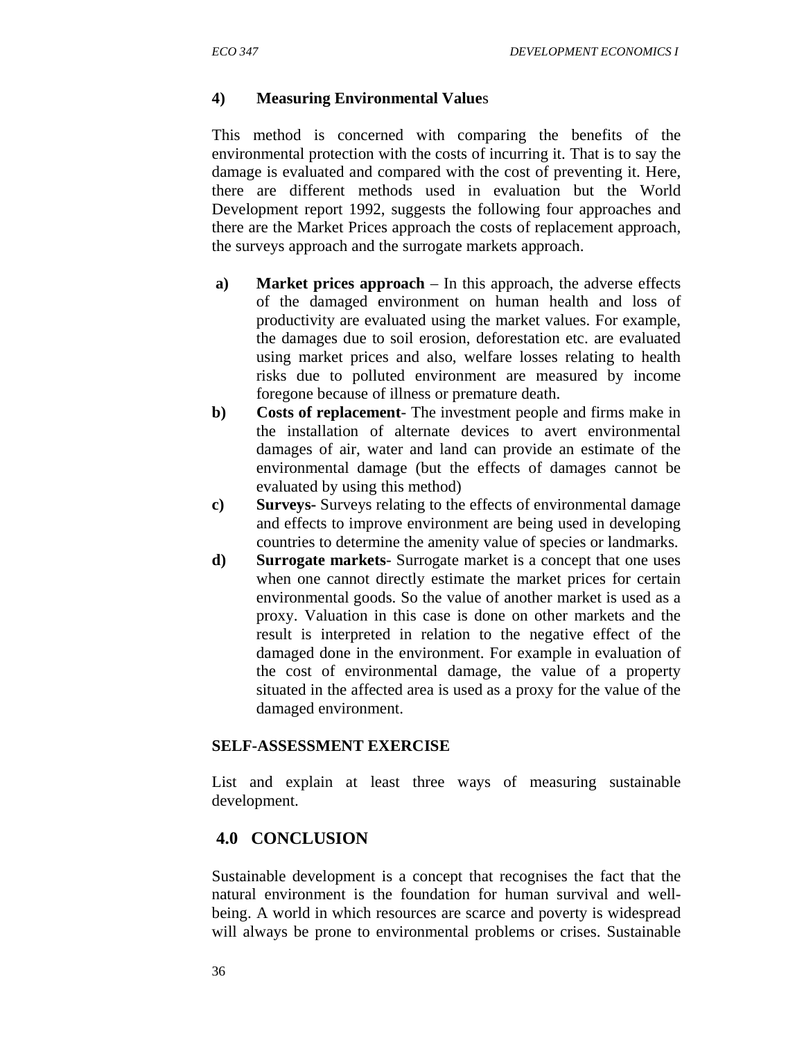#### 4) Measuring Environmental Values

This method is concerned with comparing the benefits of the environmental protection with the costs of incurring it. That is to say the damage is evaluated and compared with the cost of preventing it. Here, there are different methods used in evaluation but the World Development report 1992, suggests the following four approaches and there are the Market Prices approach the costs of replacement approach, the surveys approach and the surrogate markets approach.

a) **Market prices approach** – In this approach, the adverse effects of the damaged environment on human health and loss of productivity are evaluated using the market values. For example, the damages due to soil erosion, deforestation etc. are evaluated using market prices and also, welfare losses relating to health risks due to polluted environment are measured by income foregone because of illness or premature death.

b) **Costs of replacement**- The investment people and firms make in the installation of alternate devices to avert environmental damages of air, water and land can provide an estimate of the environmental damage (but the effects of damages cannot be evaluated by using this method)

c) **Surveys-** Surveys relating to the effects of environmental damage and effects to improve environment are being used in developing countries to determine the amenity value of species or landmarks.

d) **Surrogate markets**- Surrogate market is a concept that one uses when one cannot directly estimate the market prices for certain environmental goods. So the value of another market is used as a proxy. Valuation in this case is done on other markets and the result is interpreted in relation to the negative effect of the damaged done in the environment. For example in evaluation of the cost of environmental damage, the value of a property situated in the affected area is used as a proxy for the value of the damaged environment.

**SELF-ASSESSMENT EXERCISE**

List and explain at least three ways of measuring sustainable development.

## 4.0 CONCLUSION

Sustainable development is a concept that recognises the fact that the natural environment is the foundation for human survival and well-being. A world in which resources are scarce and poverty is widespread will always be prone to environmental problems or crises. Sustainable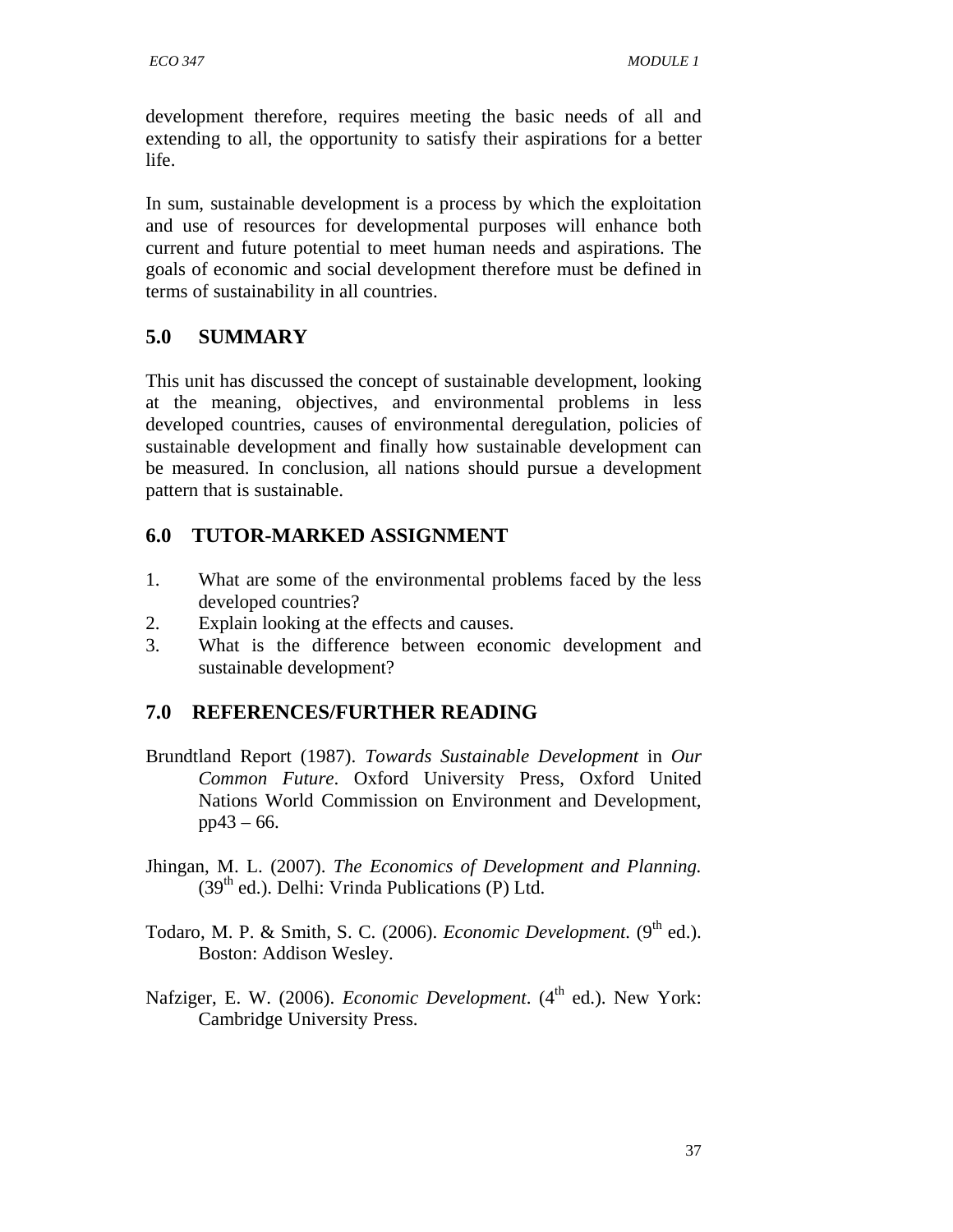development therefore, requires meeting the basic needs of all and extending to all, the opportunity to satisfy their aspirations for a better life.

In sum, sustainable development is a process by which the exploitation and use of resources for developmental purposes will enhance both current and future potential to meet human needs and aspirations. The goals of economic and social development therefore must be defined in terms of sustainability in all countries.

## 5.0 SUMMARY

This unit has discussed the concept of sustainable development, looking at the meaning, objectives, and environmental problems in less developed countries, causes of environmental deregulation, policies of sustainable development and finally how sustainable development can be measured. In conclusion, all nations should pursue a development pattern that is sustainable.

## 6.0 TUTOR-MARKED ASSIGNMENT

1. What are some of the environmental problems faced by the less developed countries?
2. Explain looking at the effects and causes.
3. What is the difference between economic development and sustainable development?

## 7.0 REFERENCES/FURTHER READING

Brundtland Report (1987). *Towards Sustainable Development* in *Our Common Future*. Oxford University Press, Oxford United Nations World Commission on Environment and Development, pp43 – 66.

Jhingan, M. L. (2007). *The Economics of Development and Planning.* (39th ed.). Delhi: Vrinda Publications (P) Ltd.

Todaro, M. P. & Smith, S. C. (2006). *Economic Development.* (9th ed.). Boston: Addison Wesley.

Nafziger, E. W. (2006). *Economic Development*. (4th ed.). New York: Cambridge University Press.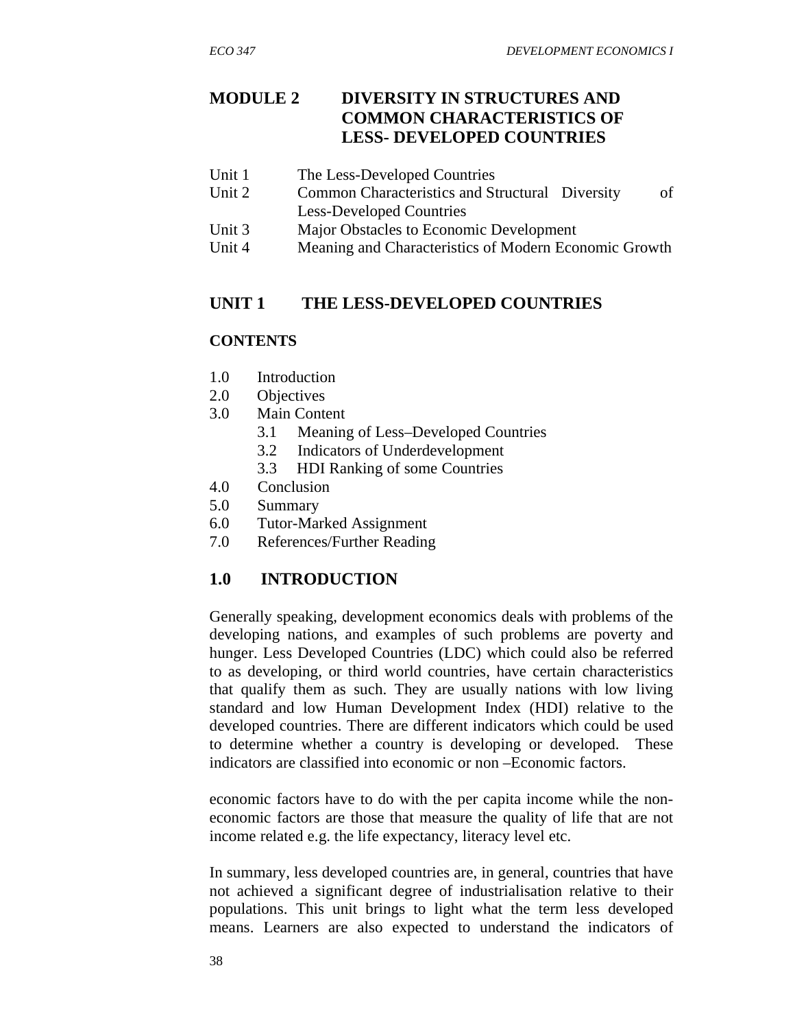# MODULE 2 DIVERSITY IN STRUCTURES AND COMMON CHARACTERISTICS OF LESS- DEVELOPED COUNTRIES

Unit 1 The Less-Developed Countries
Unit 2 Common Characteristics and Structural Diversity of Less-Developed Countries
Unit 3 Major Obstacles to Economic Development
Unit 4 Meaning and Characteristics of Modern Economic Growth

## UNIT 1 THE LESS-DEVELOPED COUNTRIES

### CONTENTS

1.0 Introduction
2.0 Objectives
3.0 Main Content
    3.1 Meaning of Less–Developed Countries
    3.2 Indicators of Underdevelopment
    3.3 HDI Ranking of some Countries
4.0 Conclusion
5.0 Summary
6.0 Tutor-Marked Assignment
7.0 References/Further Reading

## 1.0 INTRODUCTION

Generally speaking, development economics deals with problems of the developing nations, and examples of such problems are poverty and hunger. Less Developed Countries (LDC) which could also be referred to as developing, or third world countries, have certain characteristics that qualify them as such. They are usually nations with low living standard and low Human Development Index (HDI) relative to the developed countries. There are different indicators which could be used to determine whether a country is developing or developed. These indicators are classified into economic or non –Economic factors.

economic factors have to do with the per capita income while the non-economic factors are those that measure the quality of life that are not income related e.g. the life expectancy, literacy level etc.

In summary, less developed countries are, in general, countries that have not achieved a significant degree of industrialisation relative to their populations. This unit brings to light what the term less developed means. Learners are also expected to understand the indicators of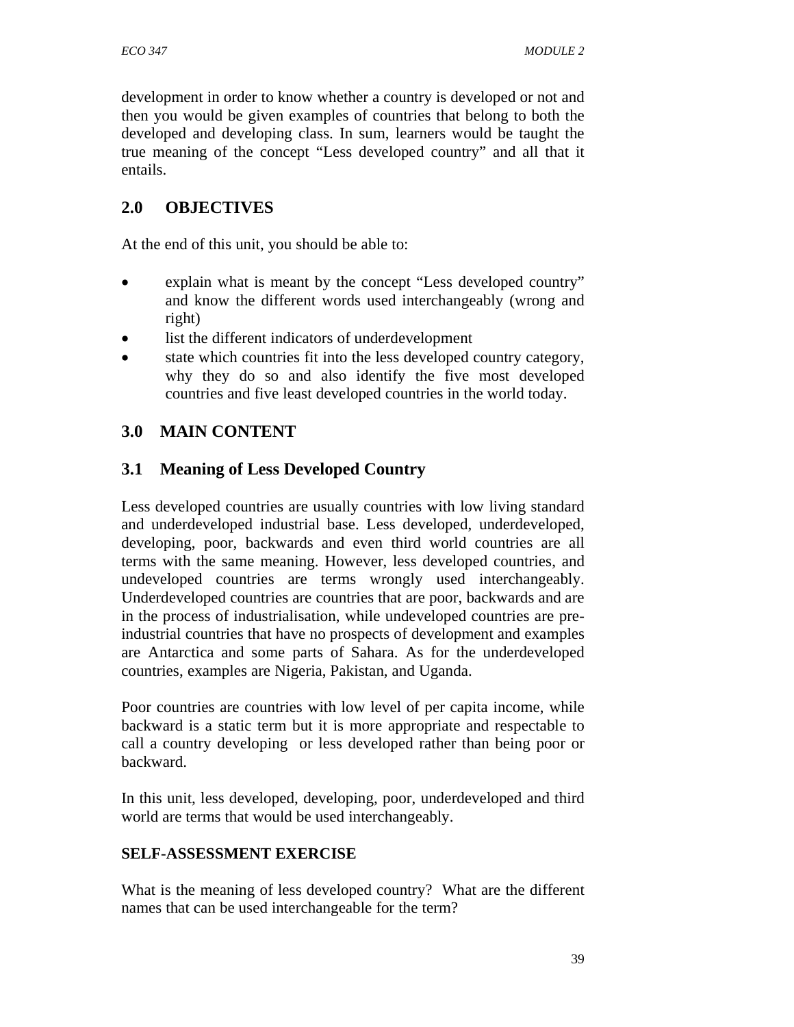development in order to know whether a country is developed or not and then you would be given examples of countries that belong to both the developed and developing class. In sum, learners would be taught the true meaning of the concept “Less developed country” and all that it entails.

## 2.0 OBJECTIVES

At the end of this unit, you should be able to:

- explain what is meant by the concept “Less developed country” and know the different words used interchangeably (wrong and right)
- list the different indicators of underdevelopment
- state which countries fit into the less developed country category, why they do so and also identify the five most developed countries and five least developed countries in the world today.

## 3.0 MAIN CONTENT

### 3.1 Meaning of Less Developed Country

Less developed countries are usually countries with low living standard and underdeveloped industrial base. Less developed, underdeveloped, developing, poor, backwards and even third world countries are all terms with the same meaning. However, less developed countries, and undeveloped countries are terms wrongly used interchangeably. Underdeveloped countries are countries that are poor, backwards and are in the process of industrialisation, while undeveloped countries are pre-industrial countries that have no prospects of development and examples are Antarctica and some parts of Sahara. As for the underdeveloped countries, examples are Nigeria, Pakistan, and Uganda.

Poor countries are countries with low level of per capita income, while backward is a static term but it is more appropriate and respectable to call a country developing or less developed rather than being poor or backward.

In this unit, less developed, developing, poor, underdeveloped and third world are terms that would be used interchangeably.

**SELF-ASSESSMENT EXERCISE**

What is the meaning of less developed country? What are the different names that can be used interchangeable for the term?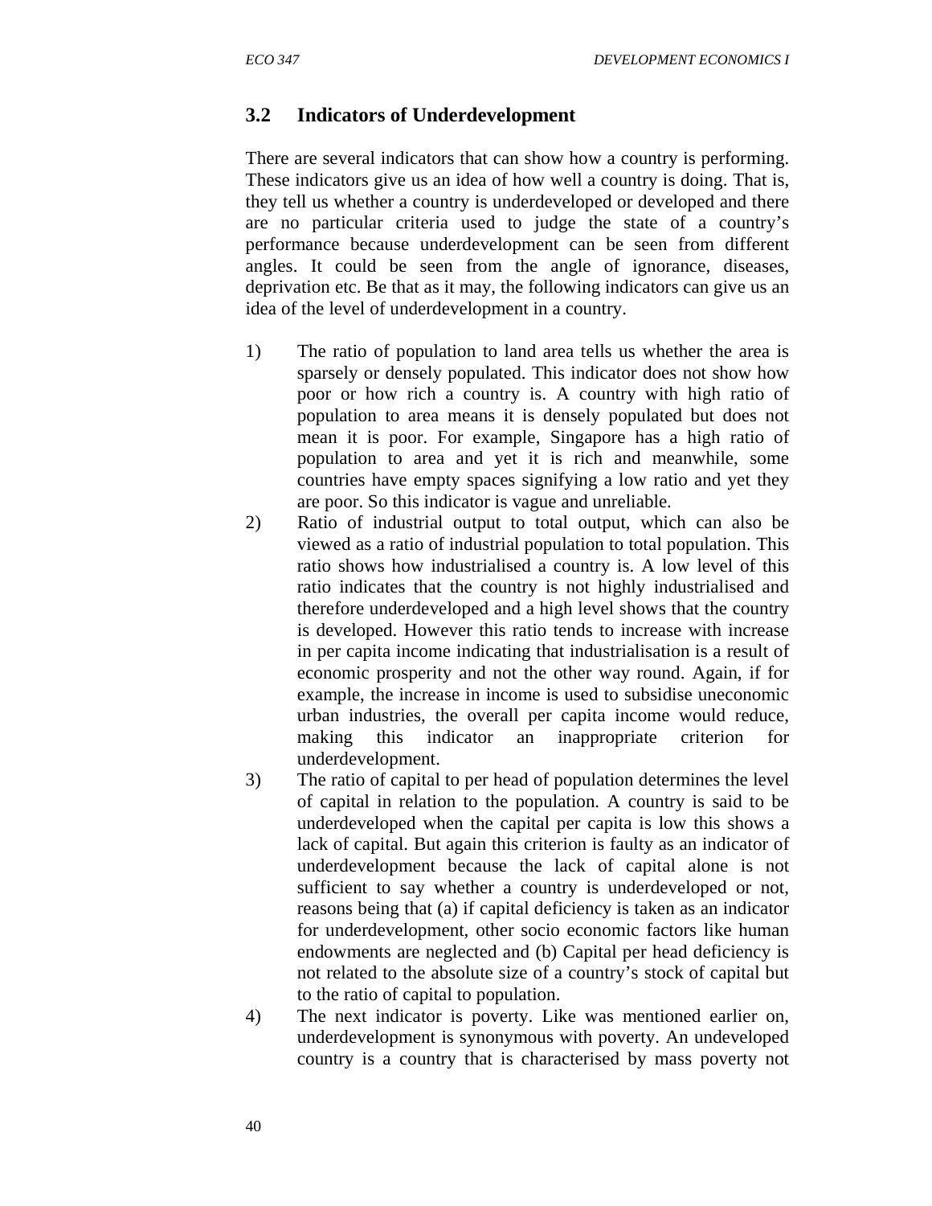## 3.2 Indicators of Underdevelopment

There are several indicators that can show how a country is performing. These indicators give us an idea of how well a country is doing. That is, they tell us whether a country is underdeveloped or developed and there are no particular criteria used to judge the state of a country's performance because underdevelopment can be seen from different angles. It could be seen from the angle of ignorance, diseases, deprivation etc. Be that as it may, the following indicators can give us an idea of the level of underdevelopment in a country.

1) The ratio of population to land area tells us whether the area is sparsely or densely populated. This indicator does not show how poor or how rich a country is. A country with high ratio of population to area means it is densely populated but does not mean it is poor. For example, Singapore has a high ratio of population to area and yet it is rich and meanwhile, some countries have empty spaces signifying a low ratio and yet they are poor. So this indicator is vague and unreliable.
2) Ratio of industrial output to total output, which can also be viewed as a ratio of industrial population to total population. This ratio shows how industrialised a country is. A low level of this ratio indicates that the country is not highly industrialised and therefore underdeveloped and a high level shows that the country is developed. However this ratio tends to increase with increase in per capita income indicating that industrialisation is a result of economic prosperity and not the other way round. Again, if for example, the increase in income is used to subsidise uneconomic urban industries, the overall per capita income would reduce, making this indicator an inappropriate criterion for underdevelopment.
3) The ratio of capital to per head of population determines the level of capital in relation to the population. A country is said to be underdeveloped when the capital per capita is low this shows a lack of capital. But again this criterion is faulty as an indicator of underdevelopment because the lack of capital alone is not sufficient to say whether a country is underdeveloped or not, reasons being that (a) if capital deficiency is taken as an indicator for underdevelopment, other socio economic factors like human endowments are neglected and (b) Capital per head deficiency is not related to the absolute size of a country's stock of capital but to the ratio of capital to population.
4) The next indicator is poverty. Like was mentioned earlier on, underdevelopment is synonymous with poverty. An undeveloped country is a country that is characterised by mass poverty not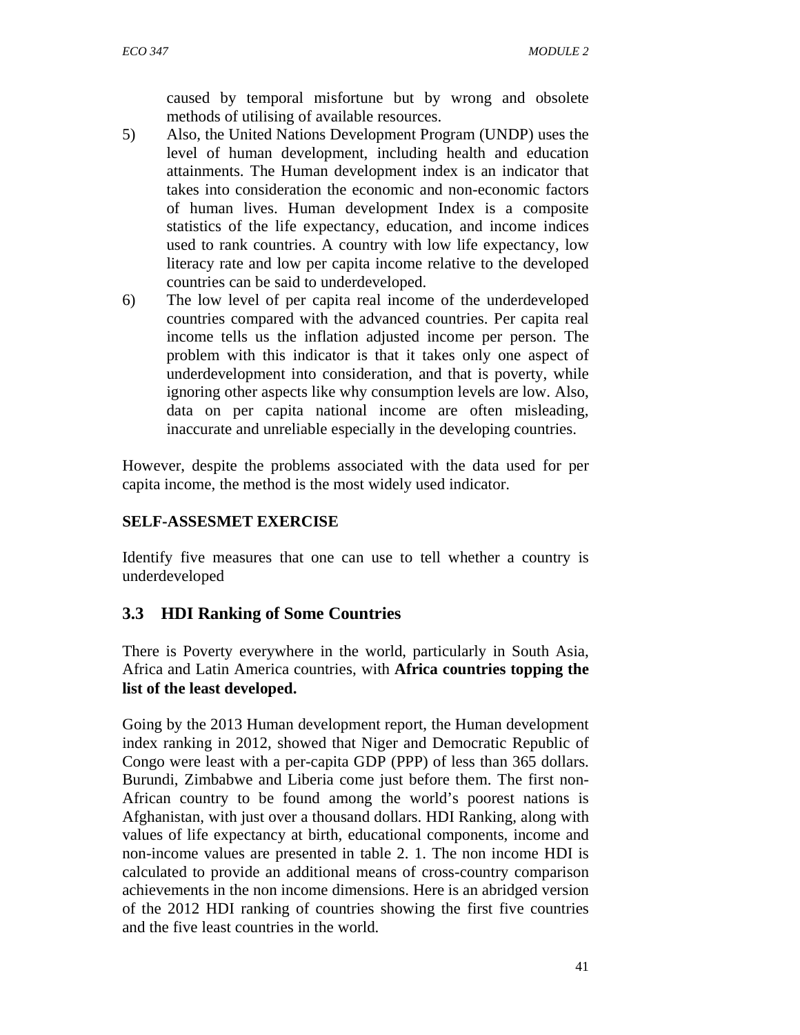caused by temporal misfortune but by wrong and obsolete methods of utilising of available resources.

5) Also, the United Nations Development Program (UNDP) uses the level of human development, including health and education attainments. The Human development index is an indicator that takes into consideration the economic and non-economic factors of human lives. Human development Index is a composite statistics of the life expectancy, education, and income indices used to rank countries. A country with low life expectancy, low literacy rate and low per capita income relative to the developed countries can be said to underdeveloped.

6) The low level of per capita real income of the underdeveloped countries compared with the advanced countries. Per capita real income tells us the inflation adjusted income per person. The problem with this indicator is that it takes only one aspect of underdevelopment into consideration, and that is poverty, while ignoring other aspects like why consumption levels are low. Also, data on per capita national income are often misleading, inaccurate and unreliable especially in the developing countries.

However, despite the problems associated with the data used for per capita income, the method is the most widely used indicator.

**SELF-ASSESMET EXERCISE**

Identify five measures that one can use to tell whether a country is underdeveloped

## 3.3 HDI Ranking of Some Countries

There is Poverty everywhere in the world, particularly in South Asia, Africa and Latin America countries, with **Africa countries topping the list of the least developed.**

Going by the 2013 Human development report, the Human development index ranking in 2012, showed that Niger and Democratic Republic of Congo were least with a per-capita GDP (PPP) of less than 365 dollars. Burundi, Zimbabwe and Liberia come just before them. The first non-African country to be found among the world's poorest nations is Afghanistan, with just over a thousand dollars. HDI Ranking, along with values of life expectancy at birth, educational components, income and non-income values are presented in table 2. 1. The non income HDI is calculated to provide an additional means of cross-country comparison achievements in the non income dimensions. Here is an abridged version of the 2012 HDI ranking of countries showing the first five countries and the five least countries in the world.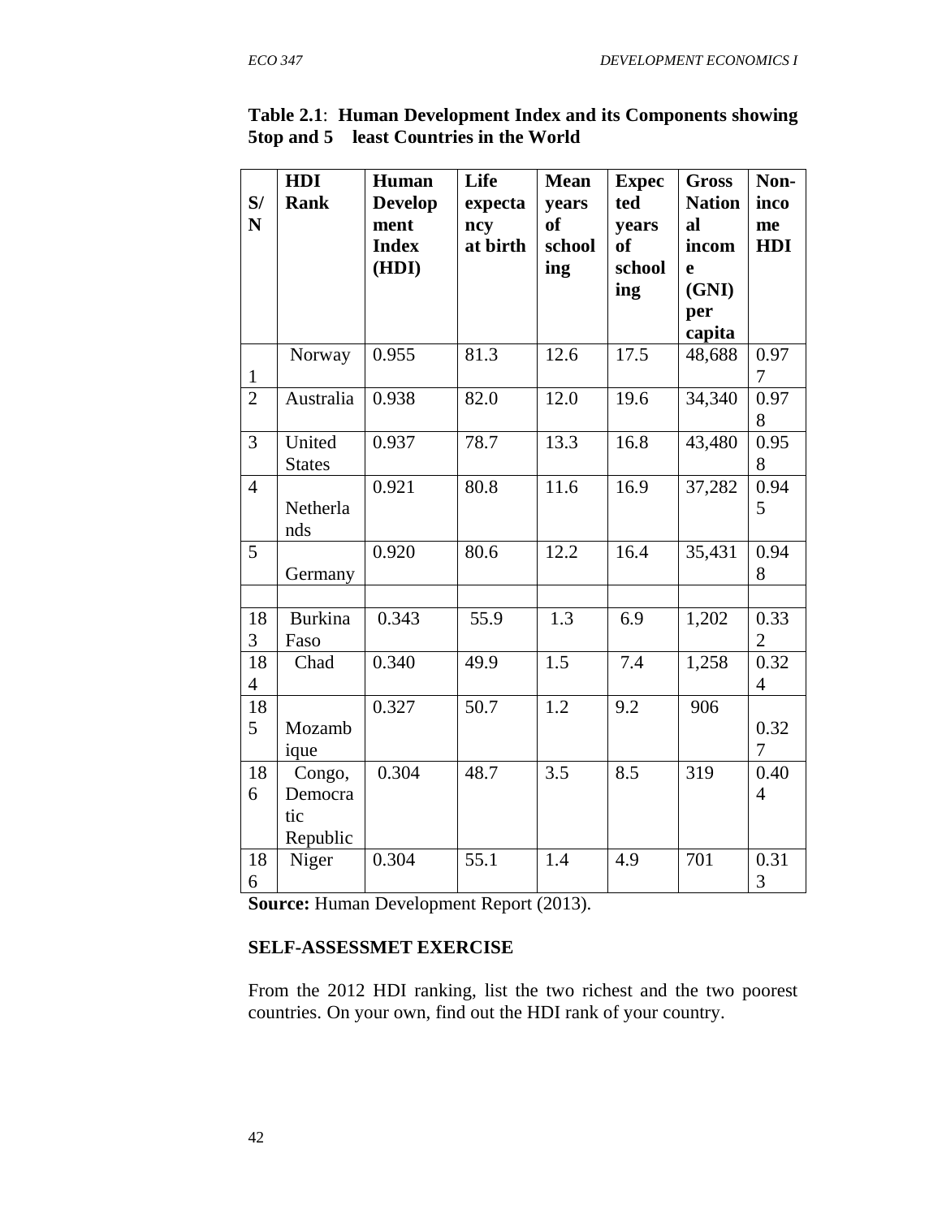**Table 2.1**: **Human Development Index and its Components showing 5top and 5 least Countries in the World**

| S/N | HDI Rank | Human Development Index (HDI) | Life expectancy at birth | Mean years of schooling | Expected years of schooling | Gross National income (GNI) per capita | Non-income HDI |
|---|---|---|---|---|---|---|---|
| 1 | Norway | 0.955 | 81.3 | 12.6 | 17.5 | 48,688 | 0.977 |
| 2 | Australia | 0.938 | 82.0 | 12.0 | 19.6 | 34,340 | 0.978 |
| 3 | United States | 0.937 | 78.7 | 13.3 | 16.8 | 43,480 | 0.958 |
| 4 | Netherlands | 0.921 | 80.8 | 11.6 | 16.9 | 37,282 | 0.945 |
| 5 | Germany | 0.920 | 80.6 | 12.2 | 16.4 | 35,431 | 0.948 |
| | | | | | | | |
| 183 | Burkina Faso | 0.343 | 55.9 | 1.3 | 6.9 | 1,202 | 0.332 |
| 184 | Chad | 0.340 | 49.9 | 1.5 | 7.4 | 1,258 | 0.324 |
| 185 | Mozambique | 0.327 | 50.7 | 1.2 | 9.2 | 906 | 0.327 |
| 186 | Congo, Democratic Republic | 0.304 | 48.7 | 3.5 | 8.5 | 319 | 0.404 |
| 186 | Niger | 0.304 | 55.1 | 1.4 | 4.9 | 701 | 0.313 |

**Source:** Human Development Report (2013).

**SELF-ASSESSMET EXERCISE**

From the 2012 HDI ranking, list the two richest and the two poorest countries. On your own, find out the HDI rank of your country.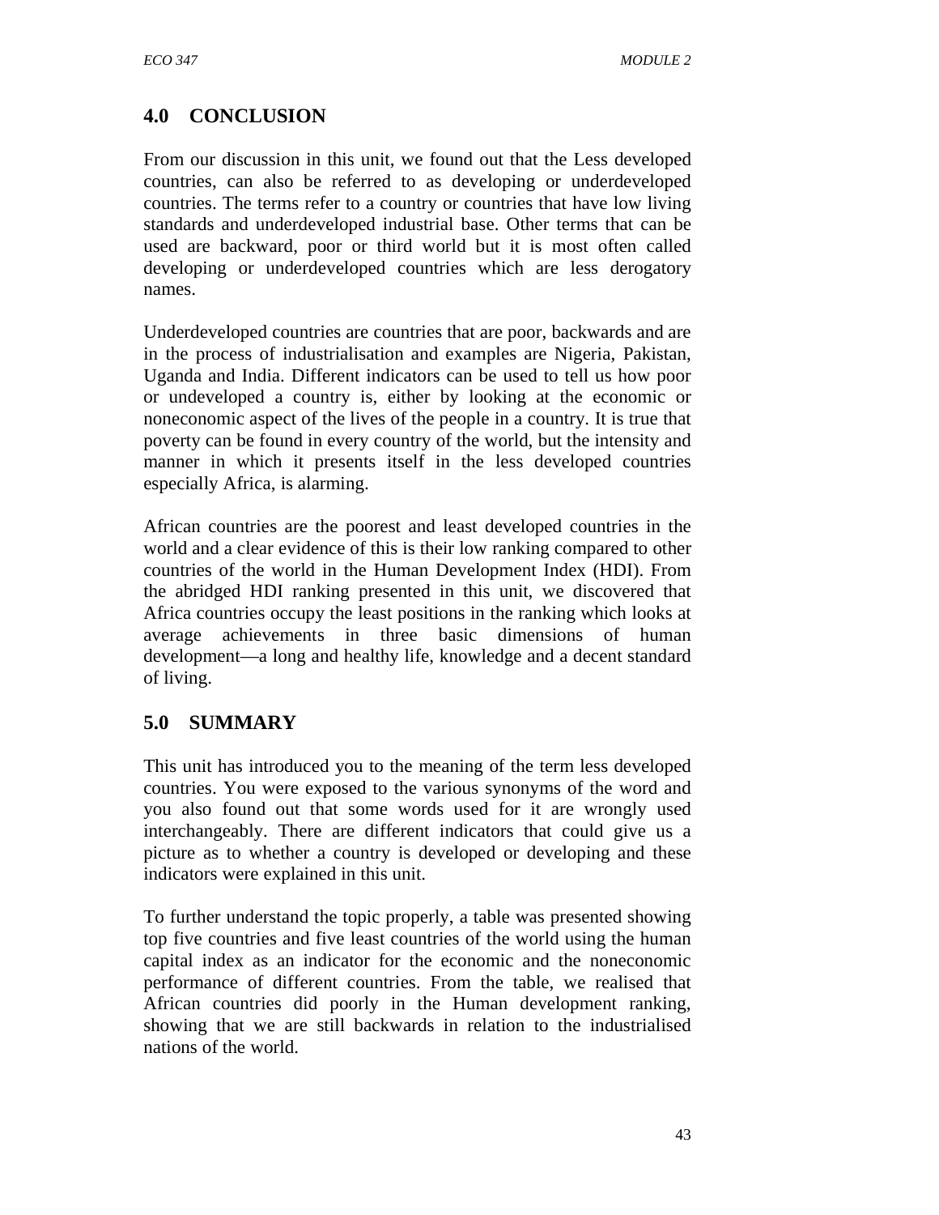## 4.0 CONCLUSION

From our discussion in this unit, we found out that the Less developed countries, can also be referred to as developing or underdeveloped countries. The terms refer to a country or countries that have low living standards and underdeveloped industrial base. Other terms that can be used are backward, poor or third world but it is most often called developing or underdeveloped countries which are less derogatory names.

Underdeveloped countries are countries that are poor, backwards and are in the process of industrialisation and examples are Nigeria, Pakistan, Uganda and India. Different indicators can be used to tell us how poor or undeveloped a country is, either by looking at the economic or noneconomic aspect of the lives of the people in a country. It is true that poverty can be found in every country of the world, but the intensity and manner in which it presents itself in the less developed countries especially Africa, is alarming.

African countries are the poorest and least developed countries in the world and a clear evidence of this is their low ranking compared to other countries of the world in the Human Development Index (HDI). From the abridged HDI ranking presented in this unit, we discovered that Africa countries occupy the least positions in the ranking which looks at average achievements in three basic dimensions of human development—a long and healthy life, knowledge and a decent standard of living.

## 5.0 SUMMARY

This unit has introduced you to the meaning of the term less developed countries. You were exposed to the various synonyms of the word and you also found out that some words used for it are wrongly used interchangeably. There are different indicators that could give us a picture as to whether a country is developed or developing and these indicators were explained in this unit.

To further understand the topic properly, a table was presented showing top five countries and five least countries of the world using the human capital index as an indicator for the economic and the noneconomic performance of different countries. From the table, we realised that African countries did poorly in the Human development ranking, showing that we are still backwards in relation to the industrialised nations of the world.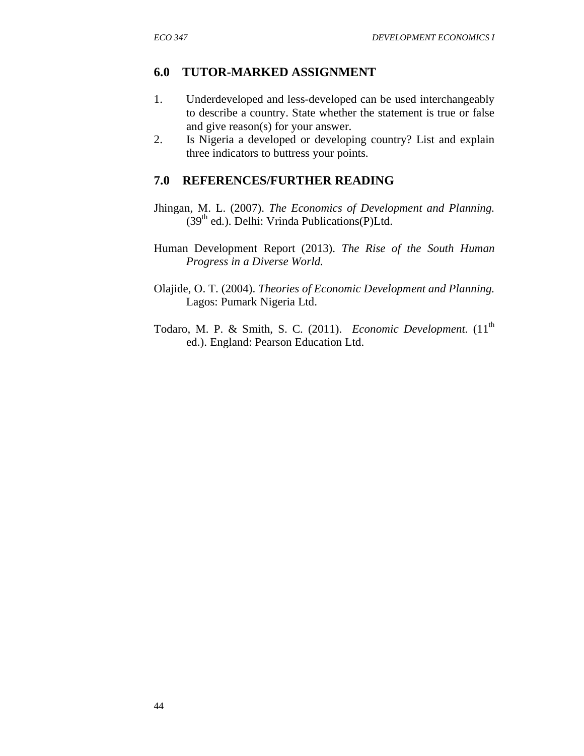## 6.0 TUTOR-MARKED ASSIGNMENT

1. Underdeveloped and less-developed can be used interchangeably to describe a country. State whether the statement is true or false and give reason(s) for your answer.
2. Is Nigeria a developed or developing country? List and explain three indicators to buttress your points.

## 7.0 REFERENCES/FURTHER READING

Jhingan, M. L. (2007). *The Economics of Development and Planning.* (39th ed.). Delhi: Vrinda Publications(P)Ltd.

Human Development Report (2013). *The Rise of the South Human Progress in a Diverse World.*

Olajide, O. T. (2004). *Theories of Economic Development and Planning.* Lagos: Pumark Nigeria Ltd.

Todaro, M. P. & Smith, S. C. (2011). *Economic Development.* (11th ed.). England: Pearson Education Ltd.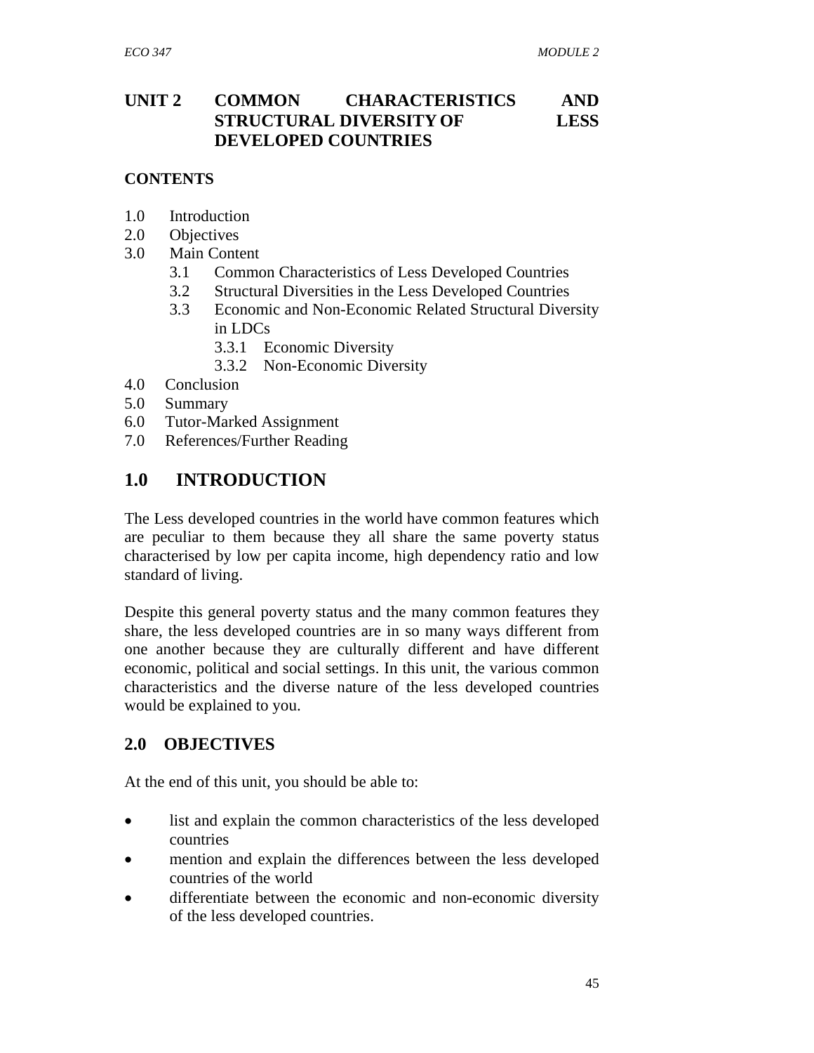# UNIT 2 COMMON CHARACTERISTICS AND STRUCTURAL DIVERSITY OF LESS DEVELOPED COUNTRIES

**CONTENTS**

- 1.0 Introduction
- 2.0 Objectives
- 3.0 Main Content
  - 3.1 Common Characteristics of Less Developed Countries
  - 3.2 Structural Diversities in the Less Developed Countries
  - 3.3 Economic and Non-Economic Related Structural Diversity in LDCs
    - 3.3.1 Economic Diversity
    - 3.3.2 Non-Economic Diversity
- 4.0 Conclusion
- 5.0 Summary
- 6.0 Tutor-Marked Assignment
- 7.0 References/Further Reading

## 1.0 INTRODUCTION

The Less developed countries in the world have common features which are peculiar to them because they all share the same poverty status characterised by low per capita income, high dependency ratio and low standard of living.

Despite this general poverty status and the many common features they share, the less developed countries are in so many ways different from one another because they are culturally different and have different economic, political and social settings. In this unit, the various common characteristics and the diverse nature of the less developed countries would be explained to you.

## 2.0 OBJECTIVES

At the end of this unit, you should be able to:

- list and explain the common characteristics of the less developed countries
- mention and explain the differences between the less developed countries of the world
- differentiate between the economic and non-economic diversity of the less developed countries.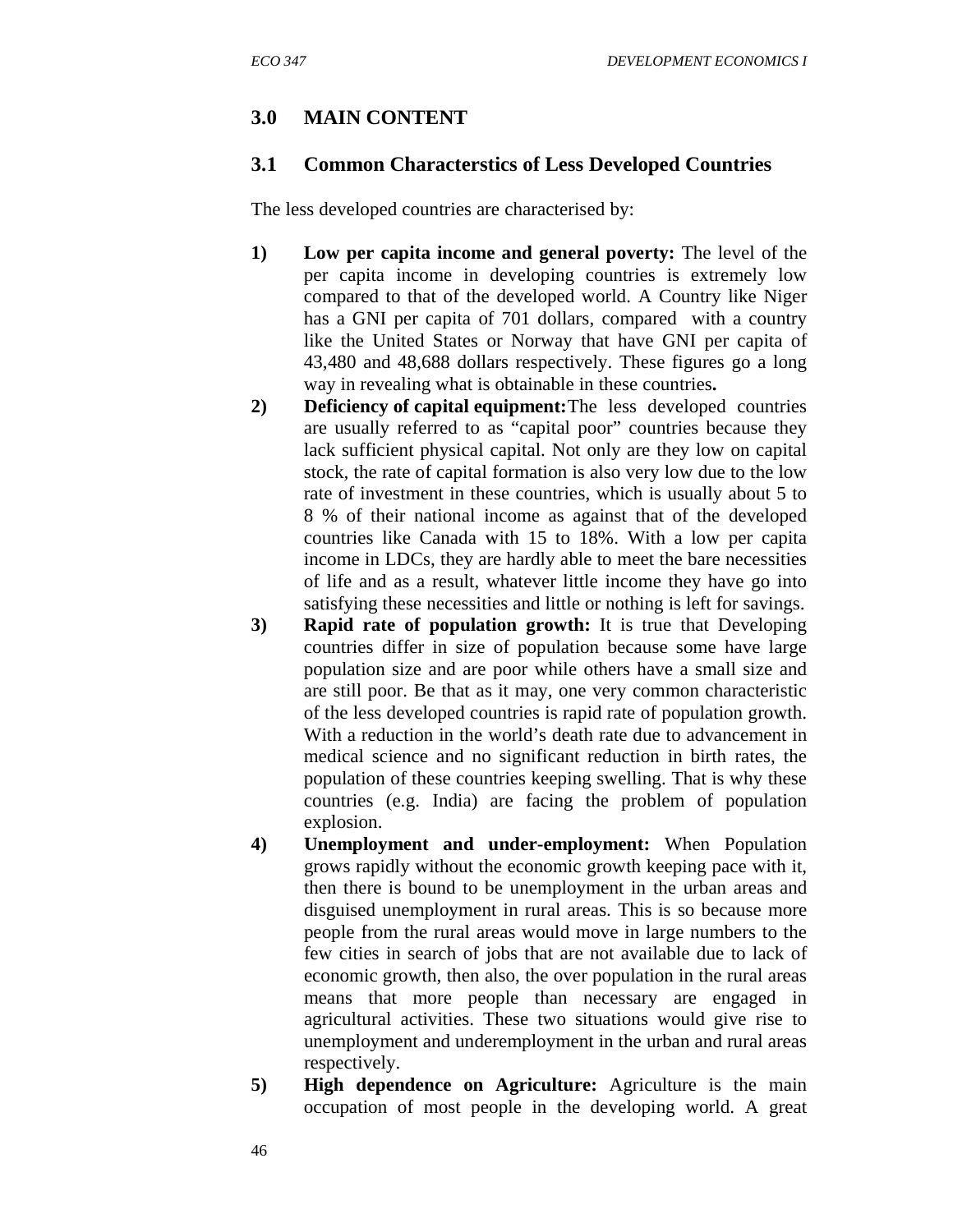## 3.0 MAIN CONTENT

### 3.1 Common Characterstics of Less Developed Countries

The less developed countries are characterised by:

1) **Low per capita income and general poverty:** The level of the per capita income in developing countries is extremely low compared to that of the developed world. A Country like Niger has a GNI per capita of 701 dollars, compared with a country like the United States or Norway that have GNI per capita of 43,480 and 48,688 dollars respectively. These figures go a long way in revealing what is obtainable in these countries**.**
2) **Deficiency of capital equipment:**The less developed countries are usually referred to as "capital poor" countries because they lack sufficient physical capital. Not only are they low on capital stock, the rate of capital formation is also very low due to the low rate of investment in these countries, which is usually about 5 to 8 % of their national income as against that of the developed countries like Canada with 15 to 18%. With a low per capita income in LDCs, they are hardly able to meet the bare necessities of life and as a result, whatever little income they have go into satisfying these necessities and little or nothing is left for savings.
3) **Rapid rate of population growth:** It is true that Developing countries differ in size of population because some have large population size and are poor while others have a small size and are still poor. Be that as it may, one very common characteristic of the less developed countries is rapid rate of population growth. With a reduction in the world's death rate due to advancement in medical science and no significant reduction in birth rates, the population of these countries keeping swelling. That is why these countries (e.g. India) are facing the problem of population explosion.
4) **Unemployment and under-employment:** When Population grows rapidly without the economic growth keeping pace with it, then there is bound to be unemployment in the urban areas and disguised unemployment in rural areas. This is so because more people from the rural areas would move in large numbers to the few cities in search of jobs that are not available due to lack of economic growth, then also, the over population in the rural areas means that more people than necessary are engaged in agricultural activities. These two situations would give rise to unemployment and underemployment in the urban and rural areas respectively.
5) **High dependence on Agriculture:** Agriculture is the main occupation of most people in the developing world. A great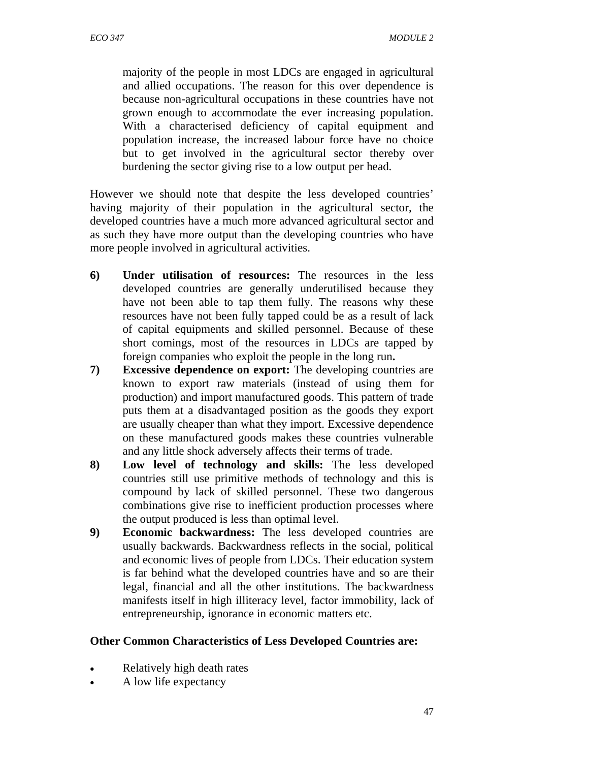majority of the people in most LDCs are engaged in agricultural and allied occupations. The reason for this over dependence is because non-agricultural occupations in these countries have not grown enough to accommodate the ever increasing population. With a characterised deficiency of capital equipment and population increase, the increased labour force have no choice but to get involved in the agricultural sector thereby over burdening the sector giving rise to a low output per head.

However we should note that despite the less developed countries' having majority of their population in the agricultural sector, the developed countries have a much more advanced agricultural sector and as such they have more output than the developing countries who have more people involved in agricultural activities.

6) **Under utilisation of resources:** The resources in the less developed countries are generally underutilised because they have not been able to tap them fully. The reasons why these resources have not been fully tapped could be as a result of lack of capital equipments and skilled personnel. Because of these short comings, most of the resources in LDCs are tapped by foreign companies who exploit the people in the long run**.**
7) **Excessive dependence on export:** The developing countries are known to export raw materials (instead of using them for production) and import manufactured goods. This pattern of trade puts them at a disadvantaged position as the goods they export are usually cheaper than what they import. Excessive dependence on these manufactured goods makes these countries vulnerable and any little shock adversely affects their terms of trade.
8) **Low level of technology and skills:** The less developed countries still use primitive methods of technology and this is compound by lack of skilled personnel. These two dangerous combinations give rise to inefficient production processes where the output produced is less than optimal level.
9) **Economic backwardness:** The less developed countries are usually backwards. Backwardness reflects in the social, political and economic lives of people from LDCs. Their education system is far behind what the developed countries have and so are their legal, financial and all the other institutions. The backwardness manifests itself in high illiteracy level, factor immobility, lack of entrepreneurship, ignorance in economic matters etc.

**Other Common Characteristics of Less Developed Countries are:**

- Relatively high death rates
- A low life expectancy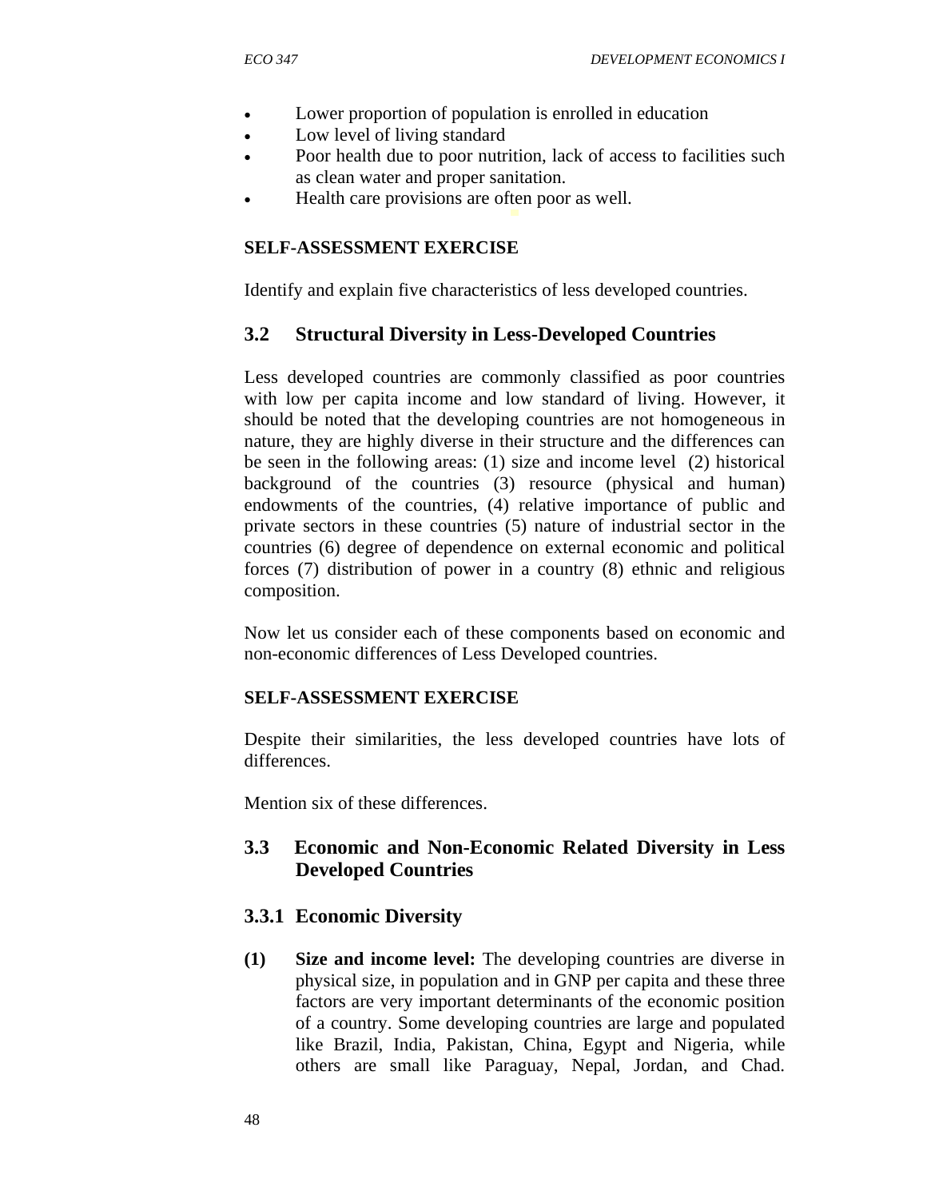- Lower proportion of population is enrolled in education
- Low level of living standard
- Poor health due to poor nutrition, lack of access to facilities such as clean water and proper sanitation.
- Health care provisions are often poor as well.

**SELF-ASSESSMENT EXERCISE**

Identify and explain five characteristics of less developed countries.

## 3.2 Structural Diversity in Less-Developed Countries

Less developed countries are commonly classified as poor countries with low per capita income and low standard of living. However, it should be noted that the developing countries are not homogeneous in nature, they are highly diverse in their structure and the differences can be seen in the following areas: (1) size and income level (2) historical background of the countries (3) resource (physical and human) endowments of the countries, (4) relative importance of public and private sectors in these countries (5) nature of industrial sector in the countries (6) degree of dependence on external economic and political forces (7) distribution of power in a country (8) ethnic and religious composition.

Now let us consider each of these components based on economic and non-economic differences of Less Developed countries.

**SELF-ASSESSMENT EXERCISE**

Despite their similarities, the less developed countries have lots of differences.

Mention six of these differences.

## 3.3 Economic and Non-Economic Related Diversity in Less Developed Countries

### 3.3.1 Economic Diversity

**(1) Size and income level:** The developing countries are diverse in physical size, in population and in GNP per capita and these three factors are very important determinants of the economic position of a country. Some developing countries are large and populated like Brazil, India, Pakistan, China, Egypt and Nigeria, while others are small like Paraguay, Nepal, Jordan, and Chad.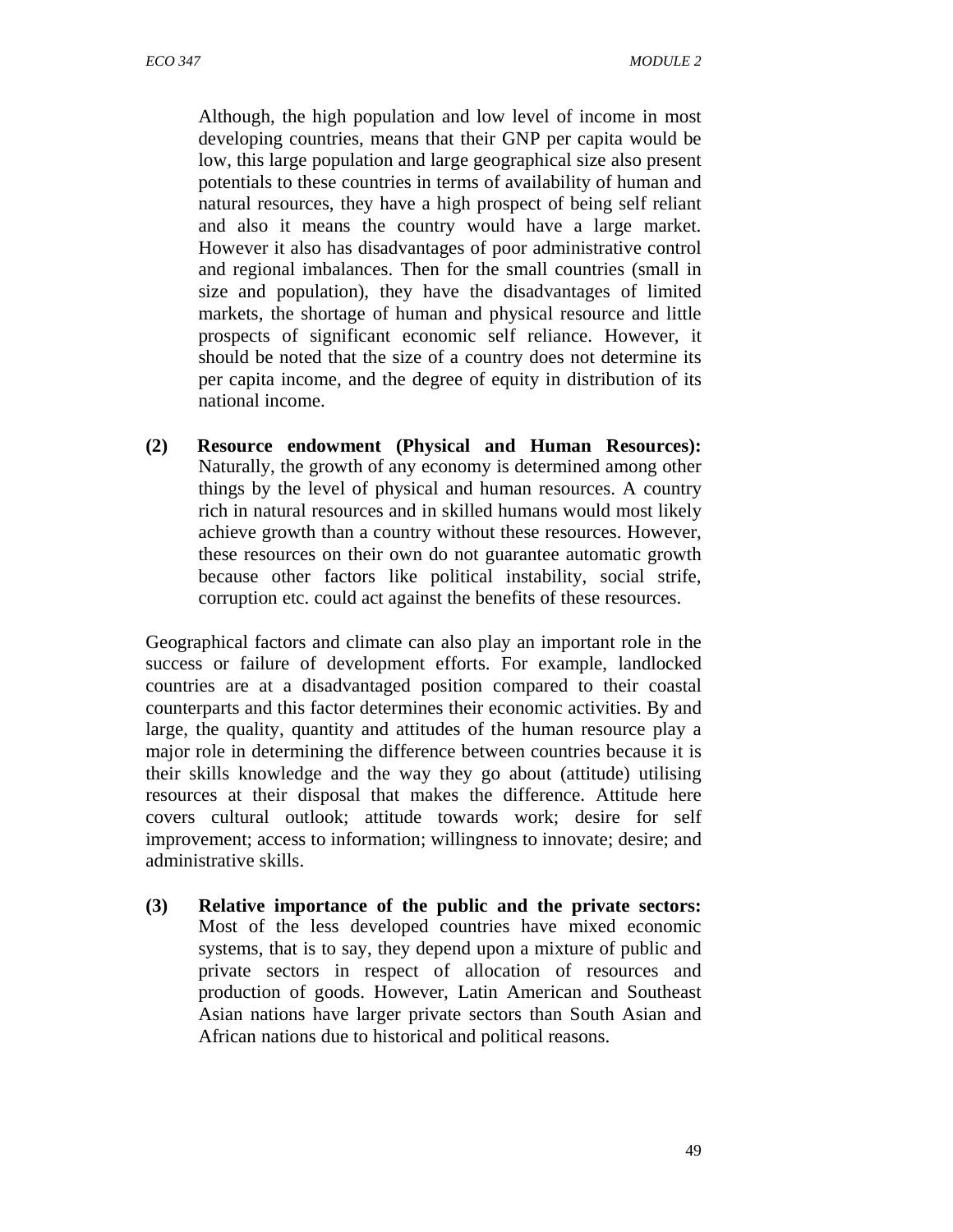Although, the high population and low level of income in most developing countries, means that their GNP per capita would be low, this large population and large geographical size also present potentials to these countries in terms of availability of human and natural resources, they have a high prospect of being self reliant and also it means the country would have a large market. However it also has disadvantages of poor administrative control and regional imbalances. Then for the small countries (small in size and population), they have the disadvantages of limited markets, the shortage of human and physical resource and little prospects of significant economic self reliance. However, it should be noted that the size of a country does not determine its per capita income, and the degree of equity in distribution of its national income.

**(2) Resource endowment (Physical and Human Resources):** Naturally, the growth of any economy is determined among other things by the level of physical and human resources. A country rich in natural resources and in skilled humans would most likely achieve growth than a country without these resources. However, these resources on their own do not guarantee automatic growth because other factors like political instability, social strife, corruption etc. could act against the benefits of these resources.

Geographical factors and climate can also play an important role in the success or failure of development efforts. For example, landlocked countries are at a disadvantaged position compared to their coastal counterparts and this factor determines their economic activities. By and large, the quality, quantity and attitudes of the human resource play a major role in determining the difference between countries because it is their skills knowledge and the way they go about (attitude) utilising resources at their disposal that makes the difference. Attitude here covers cultural outlook; attitude towards work; desire for self improvement; access to information; willingness to innovate; desire; and administrative skills.

**(3) Relative importance of the public and the private sectors:** Most of the less developed countries have mixed economic systems, that is to say, they depend upon a mixture of public and private sectors in respect of allocation of resources and production of goods. However, Latin American and Southeast Asian nations have larger private sectors than South Asian and African nations due to historical and political reasons.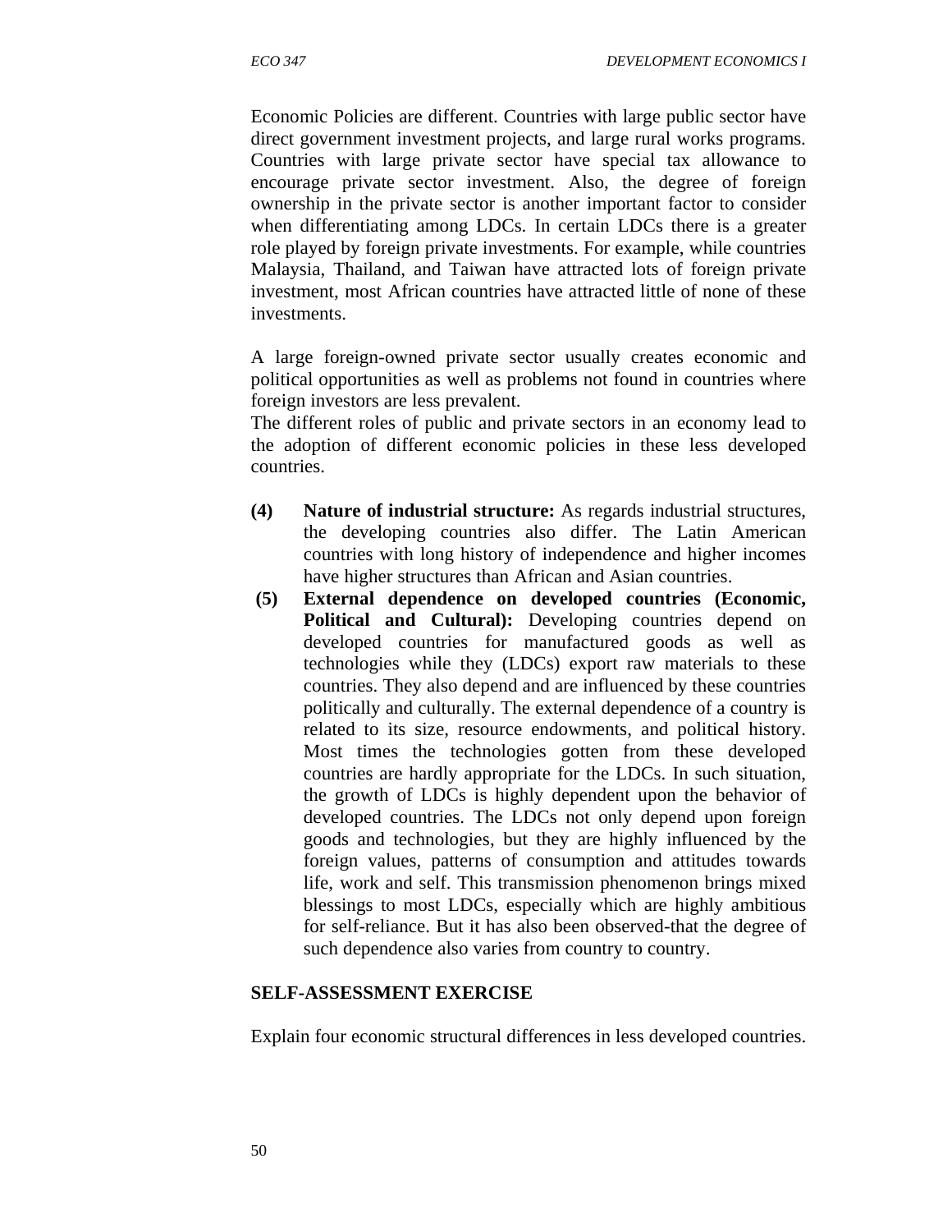Economic Policies are different. Countries with large public sector have direct government investment projects, and large rural works programs. Countries with large private sector have special tax allowance to encourage private sector investment. Also, the degree of foreign ownership in the private sector is another important factor to consider when differentiating among LDCs. In certain LDCs there is a greater role played by foreign private investments. For example, while countries Malaysia, Thailand, and Taiwan have attracted lots of foreign private investment, most African countries have attracted little of none of these investments.

A large foreign-owned private sector usually creates economic and political opportunities as well as problems not found in countries where foreign investors are less prevalent.
The different roles of public and private sectors in an economy lead to the adoption of different economic policies in these less developed countries.

**(4)** **Nature of industrial structure:** As regards industrial structures, the developing countries also differ. The Latin American countries with long history of independence and higher incomes have higher structures than African and Asian countries.

**(5)** **External dependence on developed countries (Economic, Political and Cultural):** Developing countries depend on developed countries for manufactured goods as well as technologies while they (LDCs) export raw materials to these countries. They also depend and are influenced by these countries politically and culturally. The external dependence of a country is related to its size, resource endowments, and political history. Most times the technologies gotten from these developed countries are hardly appropriate for the LDCs. In such situation, the growth of LDCs is highly dependent upon the behavior of developed countries. The LDCs not only depend upon foreign goods and technologies, but they are highly influenced by the foreign values, patterns of consumption and attitudes towards life, work and self. This transmission phenomenon brings mixed blessings to most LDCs, especially which are highly ambitious for self-reliance. But it has also been observed-that the degree of such dependence also varies from country to country.

**SELF-ASSESSMENT EXERCISE**

Explain four economic structural differences in less developed countries.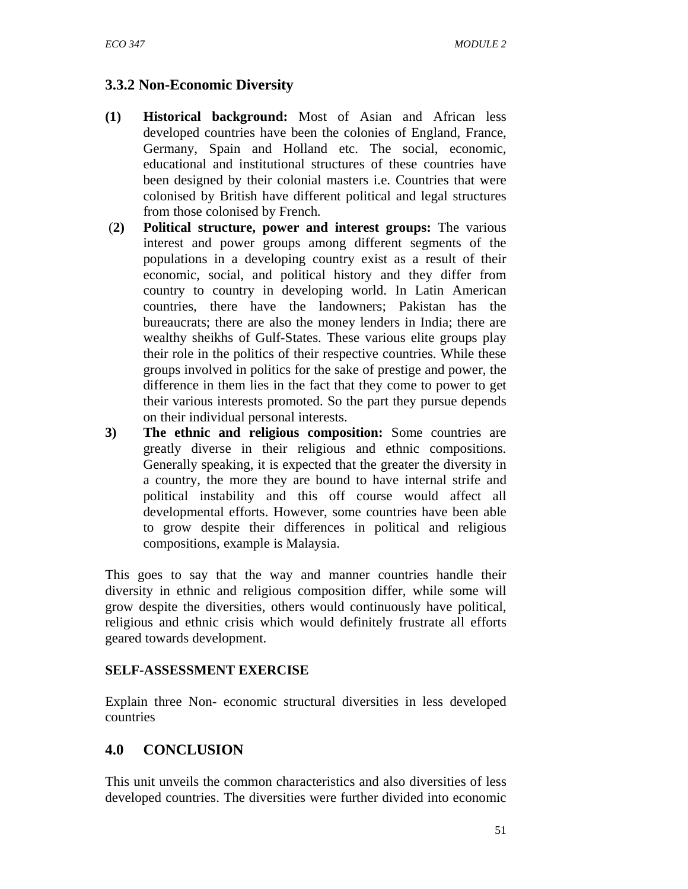### 3.3.2 Non-Economic Diversity

**(1) Historical background:** Most of Asian and African less developed countries have been the colonies of England, France, Germany, Spain and Holland etc. The social, economic, educational and institutional structures of these countries have been designed by their colonial masters i.e. Countries that were colonised by British have different political and legal structures from those colonised by French.

**(2) Political structure, power and interest groups:** The various interest and power groups among different segments of the populations in a developing country exist as a result of their economic, social, and political history and they differ from country to country in developing world. In Latin American countries, there have the landowners; Pakistan has the bureaucrats; there are also the money lenders in India; there are wealthy sheikhs of Gulf-States. These various elite groups play their role in the politics of their respective countries. While these groups involved in politics for the sake of prestige and power, the difference in them lies in the fact that they come to power to get their various interests promoted. So the part they pursue depends on their individual personal interests.

**3) The ethnic and religious composition:** Some countries are greatly diverse in their religious and ethnic compositions. Generally speaking, it is expected that the greater the diversity in a country, the more they are bound to have internal strife and political instability and this off course would affect all developmental efforts. However, some countries have been able to grow despite their differences in political and religious compositions, example is Malaysia.

This goes to say that the way and manner countries handle their diversity in ethnic and religious composition differ, while some will grow despite the diversities, others would continuously have political, religious and ethnic crisis which would definitely frustrate all efforts geared towards development.

#### SELF-ASSESSMENT EXERCISE

Explain three Non- economic structural diversities in less developed countries

## 4.0 CONCLUSION

This unit unveils the common characteristics and also diversities of less developed countries. The diversities were further divided into economic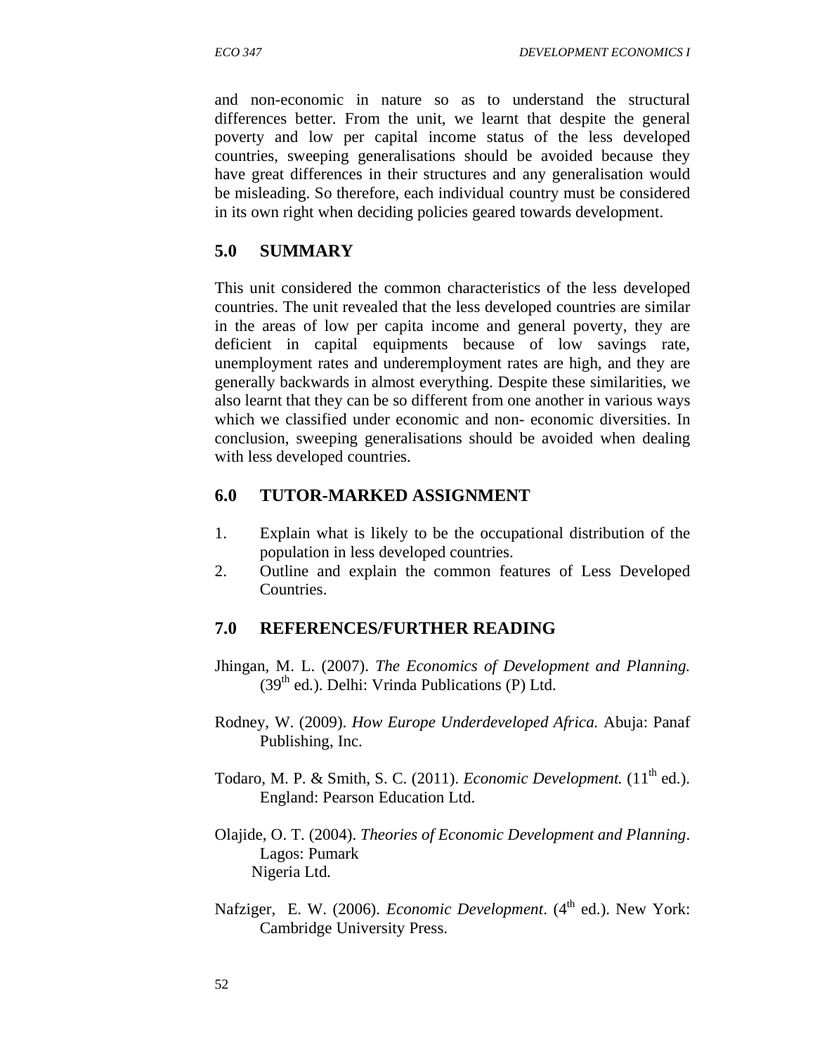and non-economic in nature so as to understand the structural differences better. From the unit, we learnt that despite the general poverty and low per capital income status of the less developed countries, sweeping generalisations should be avoided because they have great differences in their structures and any generalisation would be misleading. So therefore, each individual country must be considered in its own right when deciding policies geared towards development.

## 5.0 SUMMARY

This unit considered the common characteristics of the less developed countries. The unit revealed that the less developed countries are similar in the areas of low per capita income and general poverty, they are deficient in capital equipments because of low savings rate, unemployment rates and underemployment rates are high, and they are generally backwards in almost everything. Despite these similarities, we also learnt that they can be so different from one another in various ways which we classified under economic and non- economic diversities. In conclusion, sweeping generalisations should be avoided when dealing with less developed countries.

## 6.0 TUTOR-MARKED ASSIGNMENT

1. Explain what is likely to be the occupational distribution of the population in less developed countries.
2. Outline and explain the common features of Less Developed Countries.

## 7.0 REFERENCES/FURTHER READING

Jhingan, M. L. (2007). *The Economics of Development and Planning.* (39th ed.). Delhi: Vrinda Publications (P) Ltd.

Rodney, W. (2009). *How Europe Underdeveloped Africa.* Abuja: Panaf Publishing, Inc.

Todaro, M. P. & Smith, S. C. (2011). *Economic Development.* (11th ed.). England: Pearson Education Ltd.

Olajide, O. T. (2004). *Theories of Economic Development and Planning*. Lagos: Pumark Nigeria Ltd.

Nafziger, E. W. (2006). *Economic Development*. (4th ed.). New York: Cambridge University Press.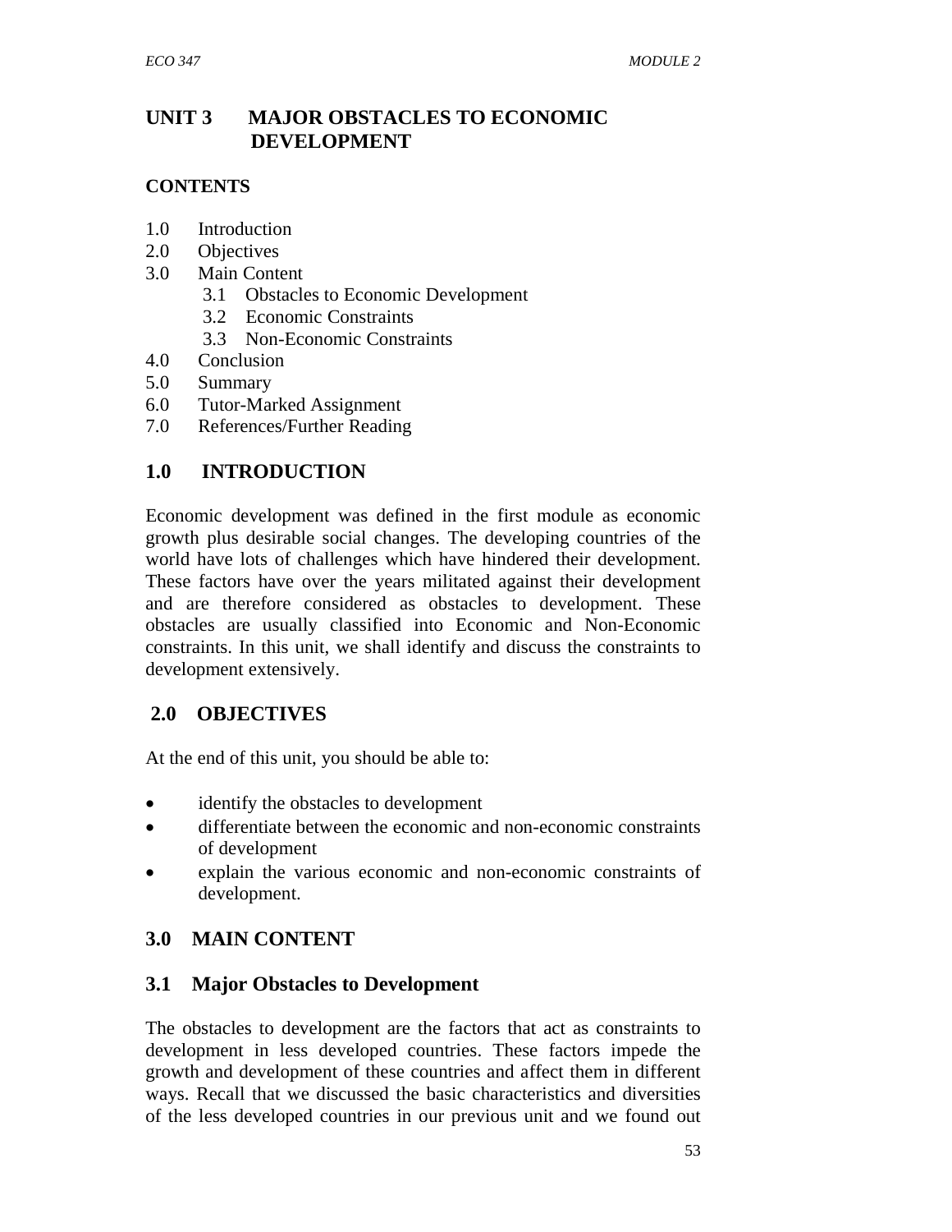# UNIT 3 MAJOR OBSTACLES TO ECONOMIC DEVELOPMENT

## CONTENTS

1.0 Introduction
2.0 Objectives
3.0 Main Content
  3.1 Obstacles to Economic Development
  3.2 Economic Constraints
  3.3 Non-Economic Constraints
4.0 Conclusion
5.0 Summary
6.0 Tutor-Marked Assignment
7.0 References/Further Reading

## 1.0 INTRODUCTION

Economic development was defined in the first module as economic growth plus desirable social changes. The developing countries of the world have lots of challenges which have hindered their development. These factors have over the years militated against their development and are therefore considered as obstacles to development. These obstacles are usually classified into Economic and Non-Economic constraints. In this unit, we shall identify and discuss the constraints to development extensively.

## 2.0 OBJECTIVES

At the end of this unit, you should be able to:

- identify the obstacles to development
- differentiate between the economic and non-economic constraints of development
- explain the various economic and non-economic constraints of development.

## 3.0 MAIN CONTENT

### 3.1 Major Obstacles to Development

The obstacles to development are the factors that act as constraints to development in less developed countries. These factors impede the growth and development of these countries and affect them in different ways. Recall that we discussed the basic characteristics and diversities of the less developed countries in our previous unit and we found out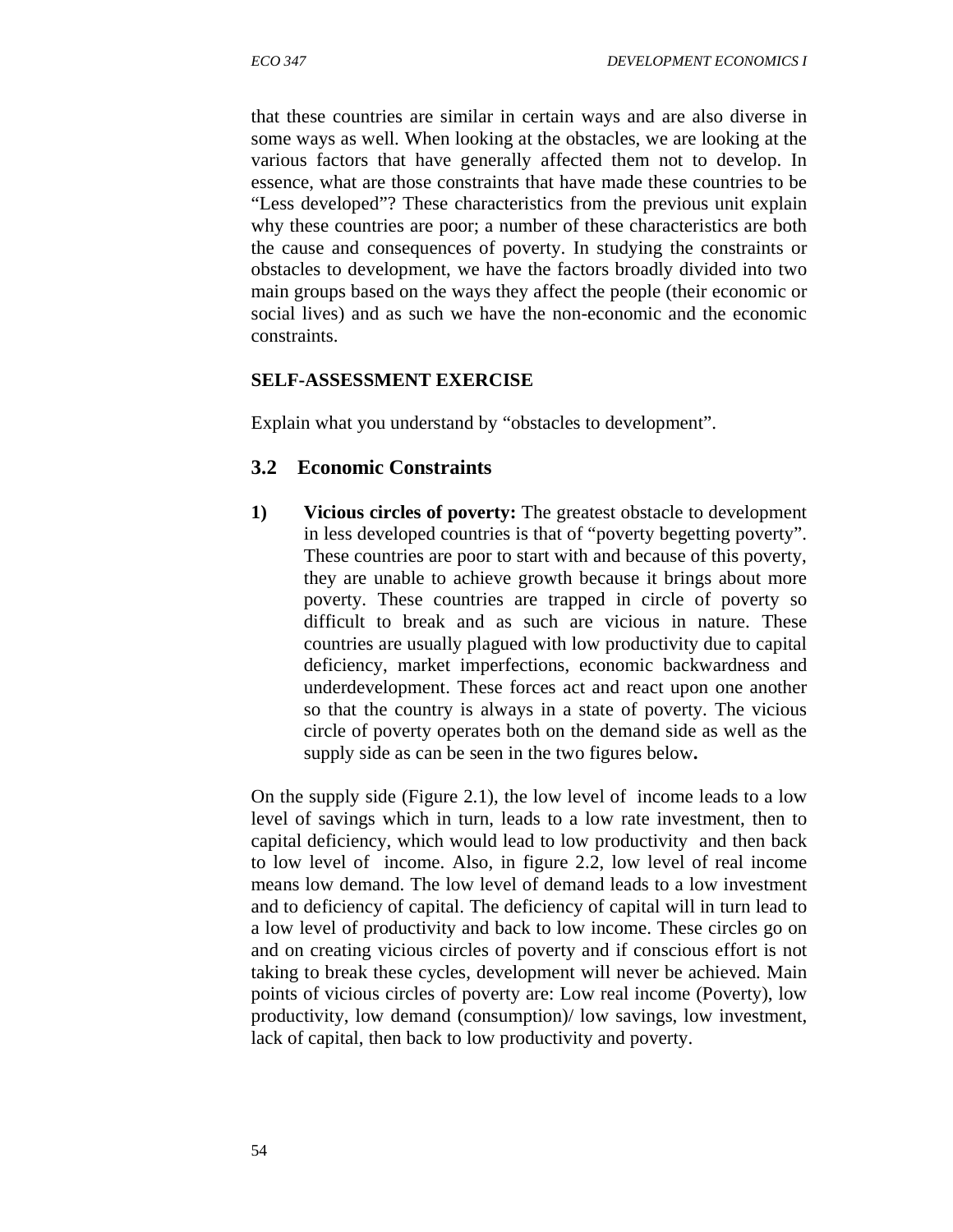that these countries are similar in certain ways and are also diverse in some ways as well. When looking at the obstacles, we are looking at the various factors that have generally affected them not to develop. In essence, what are those constraints that have made these countries to be "Less developed"? These characteristics from the previous unit explain why these countries are poor; a number of these characteristics are both the cause and consequences of poverty. In studying the constraints or obstacles to development, we have the factors broadly divided into two main groups based on the ways they affect the people (their economic or social lives) and as such we have the non-economic and the economic constraints.

**SELF-ASSESSMENT EXERCISE**

Explain what you understand by "obstacles to development".

## 3.2 Economic Constraints

1) **Vicious circles of poverty:** The greatest obstacle to development in less developed countries is that of "poverty begetting poverty". These countries are poor to start with and because of this poverty, they are unable to achieve growth because it brings about more poverty. These countries are trapped in circle of poverty so difficult to break and as such are vicious in nature. These countries are usually plagued with low productivity due to capital deficiency, market imperfections, economic backwardness and underdevelopment. These forces act and react upon one another so that the country is always in a state of poverty. The vicious circle of poverty operates both on the demand side as well as the supply side as can be seen in the two figures below**.**

On the supply side (Figure 2.1), the low level of income leads to a low level of savings which in turn, leads to a low rate investment, then to capital deficiency, which would lead to low productivity and then back to low level of income. Also, in figure 2.2, low level of real income means low demand. The low level of demand leads to a low investment and to deficiency of capital. The deficiency of capital will in turn lead to a low level of productivity and back to low income. These circles go on and on creating vicious circles of poverty and if conscious effort is not taking to break these cycles, development will never be achieved. Main points of vicious circles of poverty are: Low real income (Poverty), low productivity, low demand (consumption)/ low savings, low investment, lack of capital, then back to low productivity and poverty.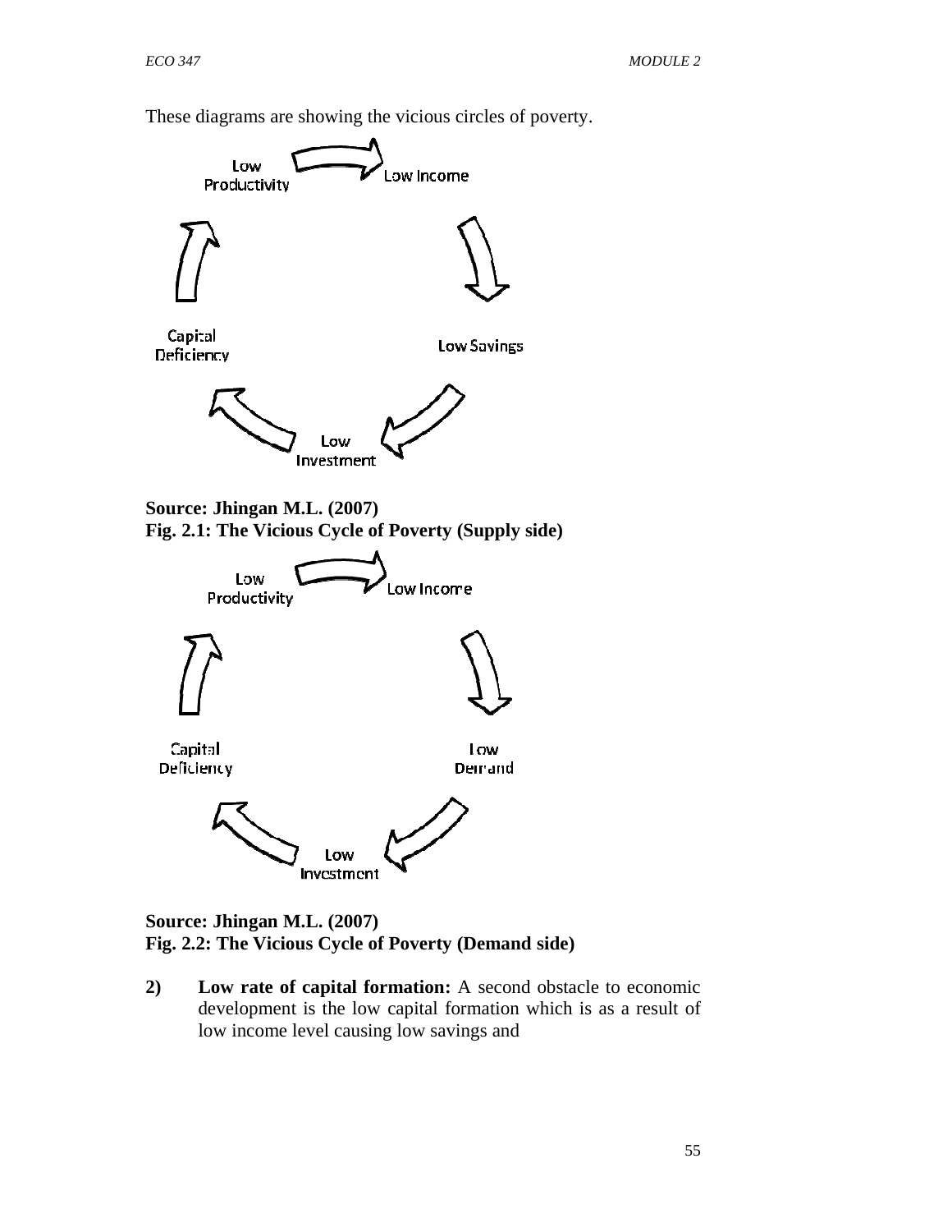These diagrams are showing the vicious circles of poverty.

Low Productivity → Low Income → Low Savings → Low Investment → Capital Deficiency → Low Productivity

**Source: Jhingan M.L. (2007)**
**Fig. 2.1: The Vicious Cycle of Poverty (Supply side)**

Low Productivity → Low Income → Low Demand → Low Investment → Capital Deficiency → Low Productivity

**Source: Jhingan M.L. (2007)**
**Fig. 2.2: The Vicious Cycle of Poverty (Demand side)**

2) **Low rate of capital formation:** A second obstacle to economic development is the low capital formation which is as a result of low income level causing low savings and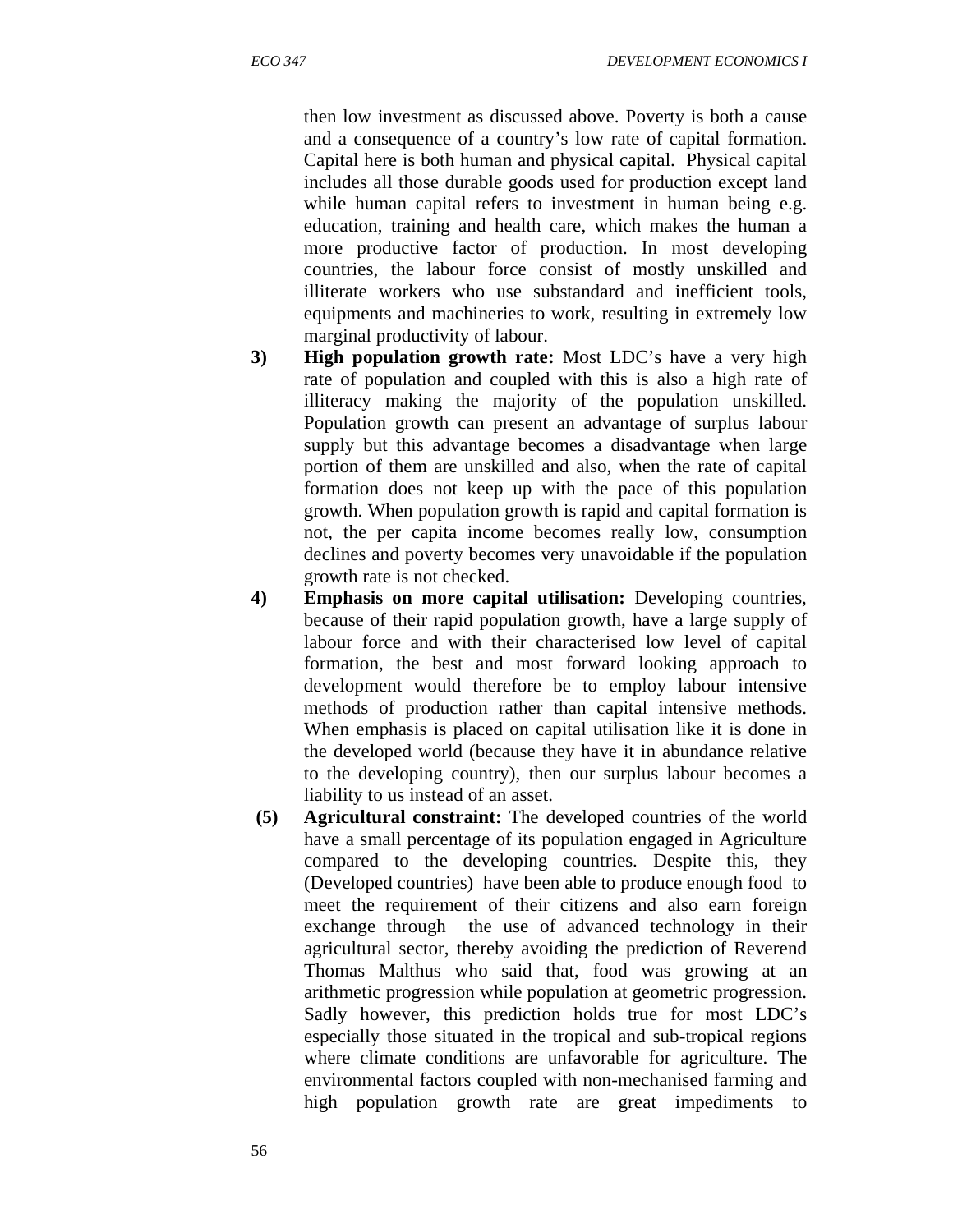then low investment as discussed above. Poverty is both a cause and a consequence of a country's low rate of capital formation. Capital here is both human and physical capital. Physical capital includes all those durable goods used for production except land while human capital refers to investment in human being e.g. education, training and health care, which makes the human a more productive factor of production. In most developing countries, the labour force consist of mostly unskilled and illiterate workers who use substandard and inefficient tools, equipments and machineries to work, resulting in extremely low marginal productivity of labour.

3) **High population growth rate:** Most LDC's have a very high rate of population and coupled with this is also a high rate of illiteracy making the majority of the population unskilled. Population growth can present an advantage of surplus labour supply but this advantage becomes a disadvantage when large portion of them are unskilled and also, when the rate of capital formation does not keep up with the pace of this population growth. When population growth is rapid and capital formation is not, the per capita income becomes really low, consumption declines and poverty becomes very unavoidable if the population growth rate is not checked.

4) **Emphasis on more capital utilisation:** Developing countries, because of their rapid population growth, have a large supply of labour force and with their characterised low level of capital formation, the best and most forward looking approach to development would therefore be to employ labour intensive methods of production rather than capital intensive methods. When emphasis is placed on capital utilisation like it is done in the developed world (because they have it in abundance relative to the developing country), then our surplus labour becomes a liability to us instead of an asset.

(5) **Agricultural constraint:** The developed countries of the world have a small percentage of its population engaged in Agriculture compared to the developing countries. Despite this, they (Developed countries) have been able to produce enough food to meet the requirement of their citizens and also earn foreign exchange through the use of advanced technology in their agricultural sector, thereby avoiding the prediction of Reverend Thomas Malthus who said that, food was growing at an arithmetic progression while population at geometric progression. Sadly however, this prediction holds true for most LDC's especially those situated in the tropical and sub-tropical regions where climate conditions are unfavorable for agriculture. The environmental factors coupled with non-mechanised farming and high population growth rate are great impediments to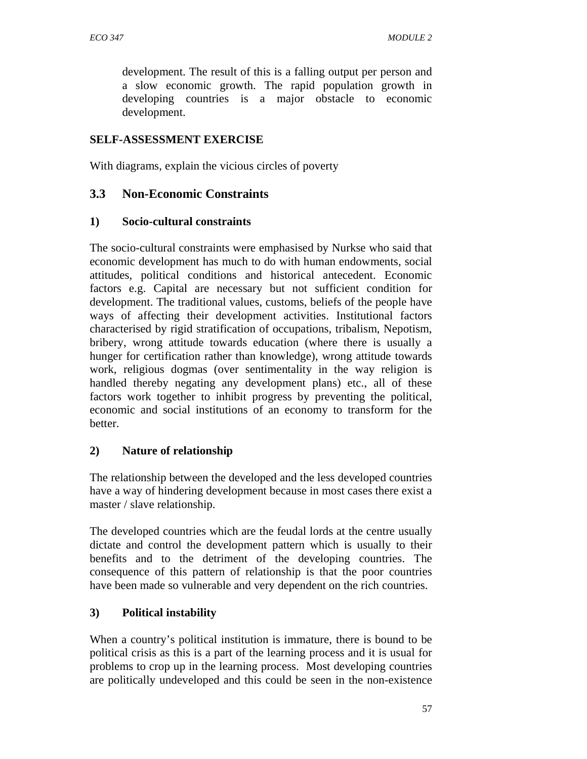development. The result of this is a falling output per person and a slow economic growth. The rapid population growth in developing countries is a major obstacle to economic development.

**SELF-ASSESSMENT EXERCISE**

With diagrams, explain the vicious circles of poverty

## 3.3 Non-Economic Constraints

### 1) Socio-cultural constraints

The socio-cultural constraints were emphasised by Nurkse who said that economic development has much to do with human endowments, social attitudes, political conditions and historical antecedent. Economic factors e.g. Capital are necessary but not sufficient condition for development. The traditional values, customs, beliefs of the people have ways of affecting their development activities. Institutional factors characterised by rigid stratification of occupations, tribalism, Nepotism, bribery, wrong attitude towards education (where there is usually a hunger for certification rather than knowledge), wrong attitude towards work, religious dogmas (over sentimentality in the way religion is handled thereby negating any development plans) etc., all of these factors work together to inhibit progress by preventing the political, economic and social institutions of an economy to transform for the better.

### 2) Nature of relationship

The relationship between the developed and the less developed countries have a way of hindering development because in most cases there exist a master / slave relationship.

The developed countries which are the feudal lords at the centre usually dictate and control the development pattern which is usually to their benefits and to the detriment of the developing countries. The consequence of this pattern of relationship is that the poor countries have been made so vulnerable and very dependent on the rich countries.

### 3) Political instability

When a country's political institution is immature, there is bound to be political crisis as this is a part of the learning process and it is usual for problems to crop up in the learning process. Most developing countries are politically undeveloped and this could be seen in the non-existence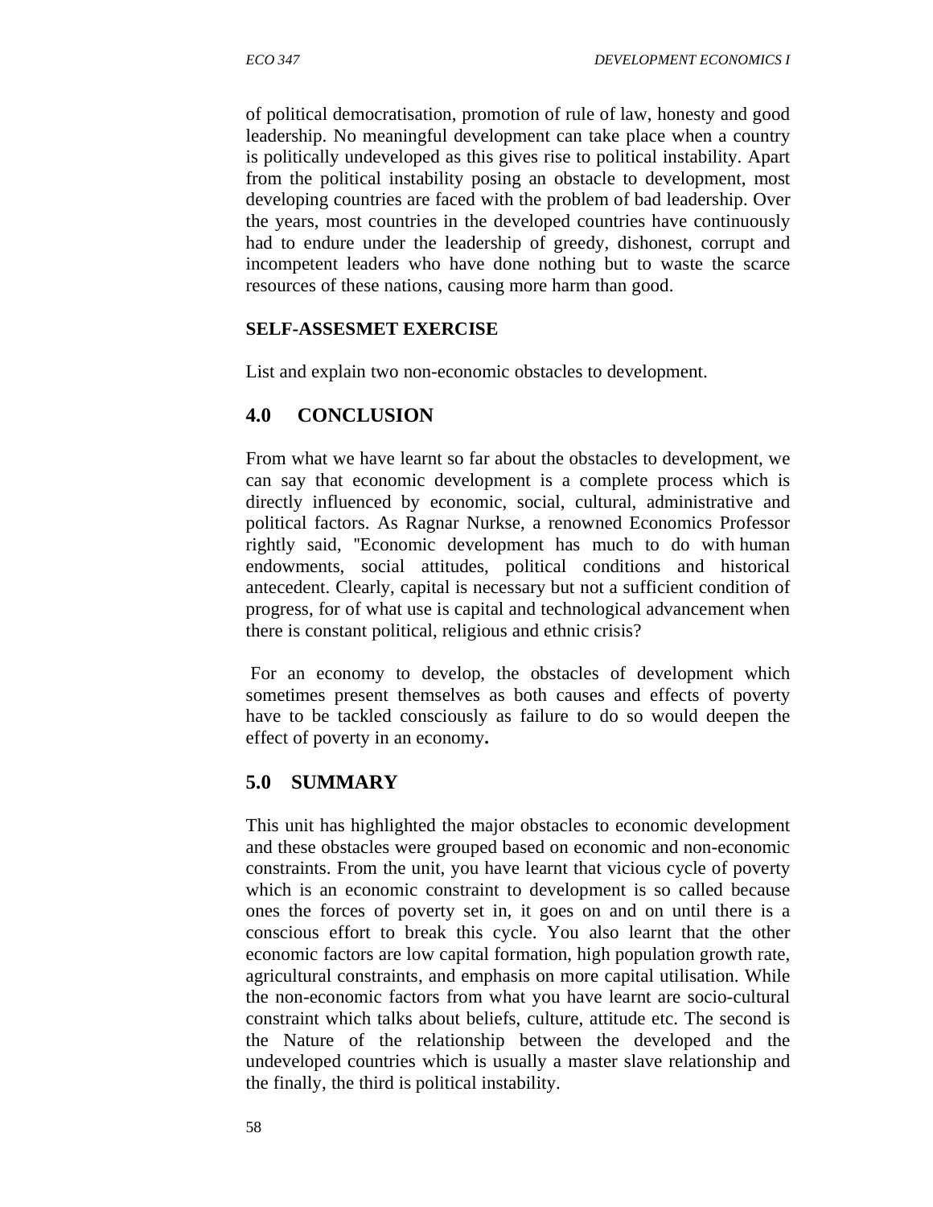of political democratisation, promotion of rule of law, honesty and good leadership. No meaningful development can take place when a country is politically undeveloped as this gives rise to political instability. Apart from the political instability posing an obstacle to development, most developing countries are faced with the problem of bad leadership. Over the years, most countries in the developed countries have continuously had to endure under the leadership of greedy, dishonest, corrupt and incompetent leaders who have done nothing but to waste the scarce resources of these nations, causing more harm than good.

**SELF-ASSESMET EXERCISE**

List and explain two non-economic obstacles to development.

## 4.0 CONCLUSION

From what we have learnt so far about the obstacles to development, we can say that economic development is a complete process which is directly influenced by economic, social, cultural, administrative and political factors. As Ragnar Nurkse, a renowned Economics Professor rightly said, "Economic development has much to do with human endowments, social attitudes, political conditions and historical antecedent. Clearly, capital is necessary but not a sufficient condition of progress, for of what use is capital and technological advancement when there is constant political, religious and ethnic crisis?

For an economy to develop, the obstacles of development which sometimes present themselves as both causes and effects of poverty have to be tackled consciously as failure to do so would deepen the effect of poverty in an economy**.**

## 5.0 SUMMARY

This unit has highlighted the major obstacles to economic development and these obstacles were grouped based on economic and non-economic constraints. From the unit, you have learnt that vicious cycle of poverty which is an economic constraint to development is so called because ones the forces of poverty set in, it goes on and on until there is a conscious effort to break this cycle. You also learnt that the other economic factors are low capital formation, high population growth rate, agricultural constraints, and emphasis on more capital utilisation. While the non-economic factors from what you have learnt are socio-cultural constraint which talks about beliefs, culture, attitude etc. The second is the Nature of the relationship between the developed and the undeveloped countries which is usually a master slave relationship and the finally, the third is political instability.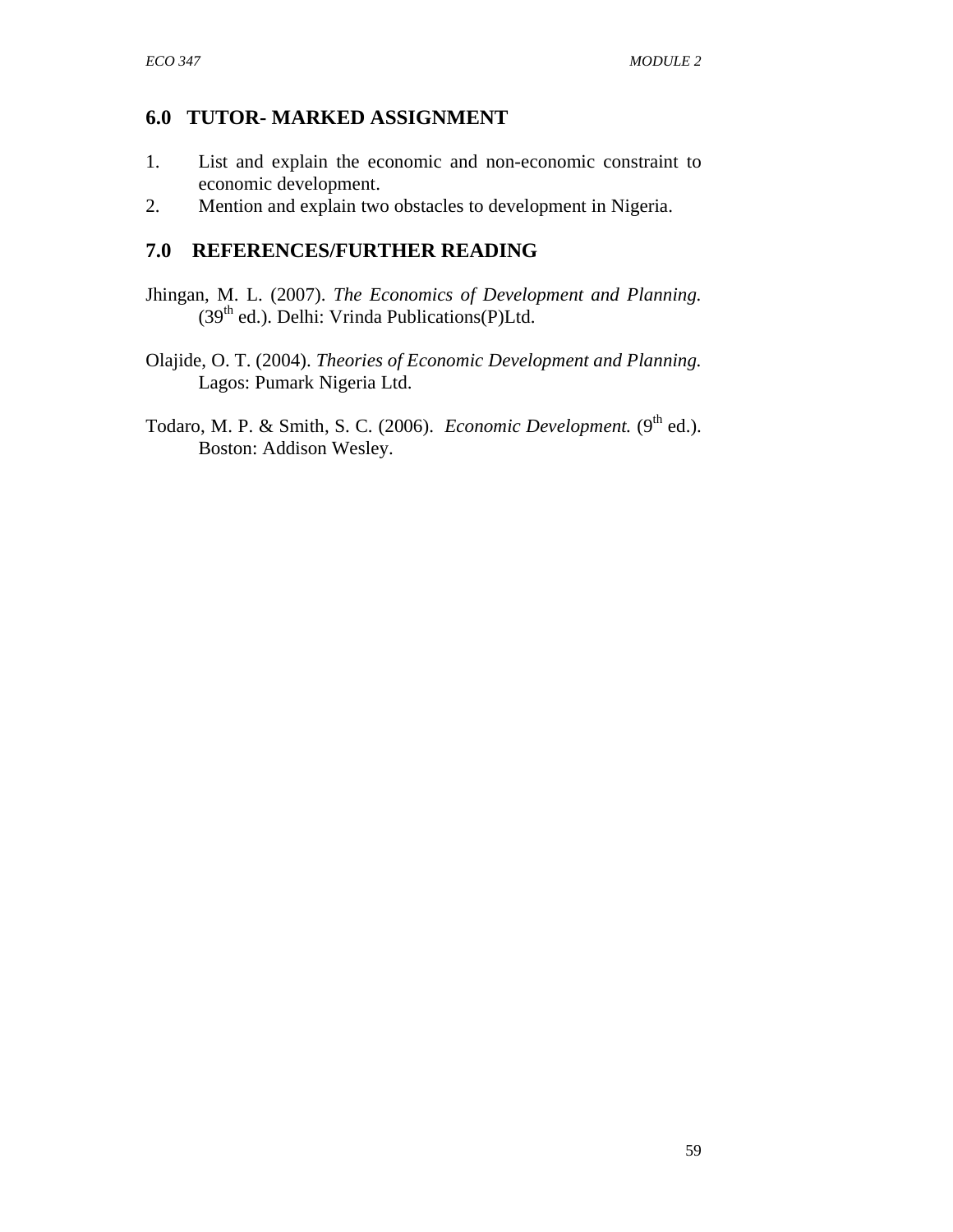## 6.0 TUTOR- MARKED ASSIGNMENT

1. List and explain the economic and non-economic constraint to economic development.
2. Mention and explain two obstacles to development in Nigeria.

## 7.0 REFERENCES/FURTHER READING

Jhingan, M. L. (2007). *The Economics of Development and Planning.* (39th ed.). Delhi: Vrinda Publications(P)Ltd.

Olajide, O. T. (2004). *Theories of Economic Development and Planning.* Lagos: Pumark Nigeria Ltd.

Todaro, M. P. & Smith, S. C. (2006). *Economic Development.* (9th ed.). Boston: Addison Wesley.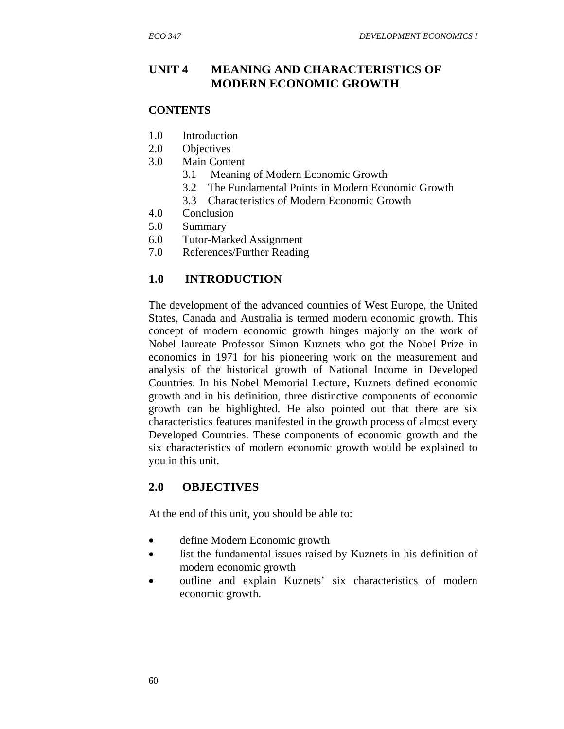# UNIT 4 MEANING AND CHARACTERISTICS OF MODERN ECONOMIC GROWTH

## CONTENTS

1.0 Introduction
2.0 Objectives
3.0 Main Content
    3.1 Meaning of Modern Economic Growth
    3.2 The Fundamental Points in Modern Economic Growth
    3.3 Characteristics of Modern Economic Growth
4.0 Conclusion
5.0 Summary
6.0 Tutor-Marked Assignment
7.0 References/Further Reading

## 1.0 INTRODUCTION

The development of the advanced countries of West Europe, the United States, Canada and Australia is termed modern economic growth. This concept of modern economic growth hinges majorly on the work of Nobel laureate Professor Simon Kuznets who got the Nobel Prize in economics in 1971 for his pioneering work on the measurement and analysis of the historical growth of National Income in Developed Countries. In his Nobel Memorial Lecture, Kuznets defined economic growth and in his definition, three distinctive components of economic growth can be highlighted. He also pointed out that there are six characteristics features manifested in the growth process of almost every Developed Countries. These components of economic growth and the six characteristics of modern economic growth would be explained to you in this unit.

## 2.0 OBJECTIVES

At the end of this unit, you should be able to:

- define Modern Economic growth
- list the fundamental issues raised by Kuznets in his definition of modern economic growth
- outline and explain Kuznets' six characteristics of modern economic growth.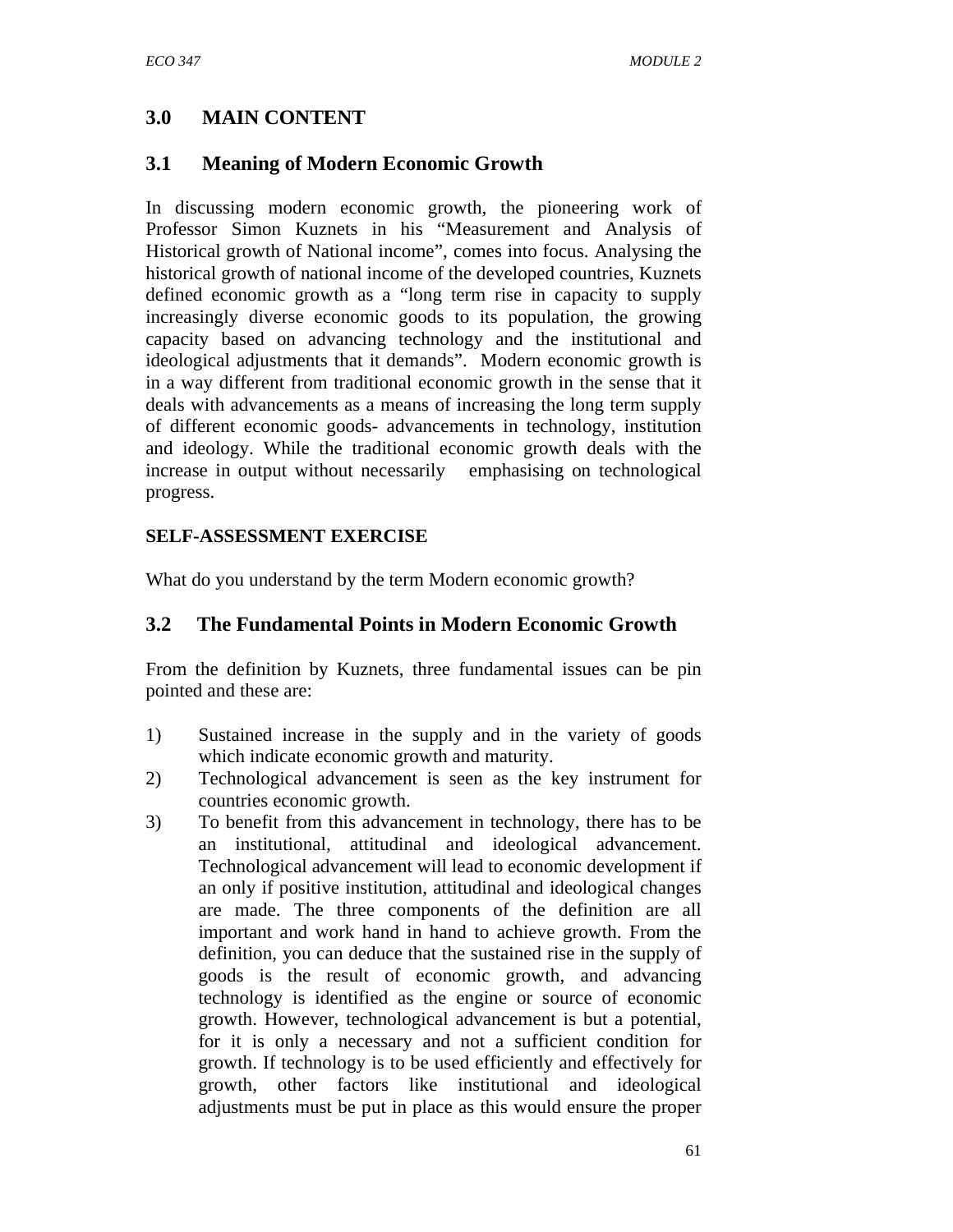## 3.0 MAIN CONTENT

### 3.1 Meaning of Modern Economic Growth

In discussing modern economic growth, the pioneering work of Professor Simon Kuznets in his "Measurement and Analysis of Historical growth of National income", comes into focus. Analysing the historical growth of national income of the developed countries, Kuznets defined economic growth as a "long term rise in capacity to supply increasingly diverse economic goods to its population, the growing capacity based on advancing technology and the institutional and ideological adjustments that it demands". Modern economic growth is in a way different from traditional economic growth in the sense that it deals with advancements as a means of increasing the long term supply of different economic goods- advancements in technology, institution and ideology. While the traditional economic growth deals with the increase in output without necessarily emphasising on technological progress.

**SELF-ASSESSMENT EXERCISE**

What do you understand by the term Modern economic growth?

### 3.2 The Fundamental Points in Modern Economic Growth

From the definition by Kuznets, three fundamental issues can be pin pointed and these are:

1) Sustained increase in the supply and in the variety of goods which indicate economic growth and maturity.
2) Technological advancement is seen as the key instrument for countries economic growth.
3) To benefit from this advancement in technology, there has to be an institutional, attitudinal and ideological advancement. Technological advancement will lead to economic development if an only if positive institution, attitudinal and ideological changes are made. The three components of the definition are all important and work hand in hand to achieve growth. From the definition, you can deduce that the sustained rise in the supply of goods is the result of economic growth, and advancing technology is identified as the engine or source of economic growth. However, technological advancement is but a potential, for it is only a necessary and not a sufficient condition for growth. If technology is to be used efficiently and effectively for growth, other factors like institutional and ideological adjustments must be put in place as this would ensure the proper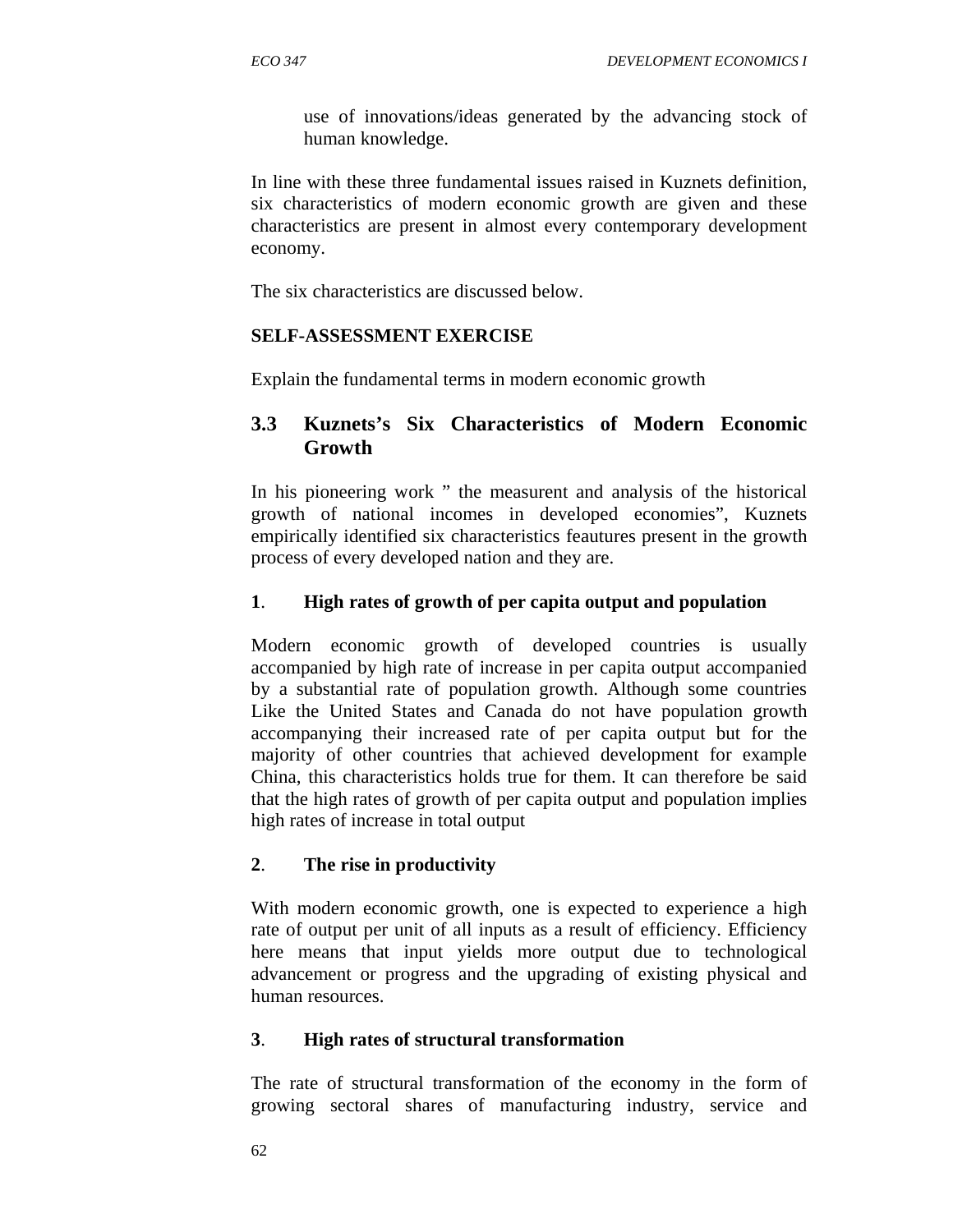use of innovations/ideas generated by the advancing stock of human knowledge.

In line with these three fundamental issues raised in Kuznets definition, six characteristics of modern economic growth are given and these characteristics are present in almost every contemporary development economy.

The six characteristics are discussed below.

**SELF-ASSESSMENT EXERCISE**

Explain the fundamental terms in modern economic growth

## 3.3 Kuznets's Six Characteristics of Modern Economic Growth

In his pioneering work " the measurent and analysis of the historical growth of national incomes in developed economies", Kuznets empirically identified six characteristics feautures present in the growth process of every developed nation and they are.

**1. High rates of growth of per capita output and population**

Modern economic growth of developed countries is usually accompanied by high rate of increase in per capita output accompanied by a substantial rate of population growth. Although some countries Like the United States and Canada do not have population growth accompanying their increased rate of per capita output but for the majority of other countries that achieved development for example China, this characteristics holds true for them. It can therefore be said that the high rates of growth of per capita output and population implies high rates of increase in total output

**2. The rise in productivity**

With modern economic growth, one is expected to experience a high rate of output per unit of all inputs as a result of efficiency. Efficiency here means that input yields more output due to technological advancement or progress and the upgrading of existing physical and human resources.

**3. High rates of structural transformation**

The rate of structural transformation of the economy in the form of growing sectoral shares of manufacturing industry, service and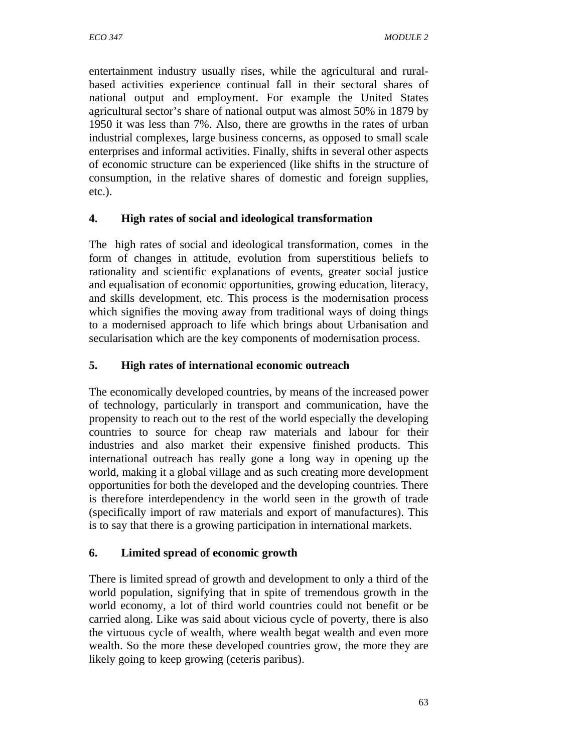entertainment industry usually rises, while the agricultural and rural-based activities experience continual fall in their sectoral shares of national output and employment. For example the United States agricultural sector's share of national output was almost 50% in 1879 by 1950 it was less than 7%. Also, there are growths in the rates of urban industrial complexes, large business concerns, as opposed to small scale enterprises and informal activities. Finally, shifts in several other aspects of economic structure can be experienced (like shifts in the structure of consumption, in the relative shares of domestic and foreign supplies, etc.).

**4. High rates of social and ideological transformation**

The high rates of social and ideological transformation, comes in the form of changes in attitude, evolution from superstitious beliefs to rationality and scientific explanations of events, greater social justice and equalisation of economic opportunities, growing education, literacy, and skills development, etc. This process is the modernisation process which signifies the moving away from traditional ways of doing things to a modernised approach to life which brings about Urbanisation and secularisation which are the key components of modernisation process.

**5. High rates of international economic outreach**

The economically developed countries, by means of the increased power of technology, particularly in transport and communication, have the propensity to reach out to the rest of the world especially the developing countries to source for cheap raw materials and labour for their industries and also market their expensive finished products. This international outreach has really gone a long way in opening up the world, making it a global village and as such creating more development opportunities for both the developed and the developing countries. There is therefore interdependency in the world seen in the growth of trade (specifically import of raw materials and export of manufactures). This is to say that there is a growing participation in international markets.

**6. Limited spread of economic growth**

There is limited spread of growth and development to only a third of the world population, signifying that in spite of tremendous growth in the world economy, a lot of third world countries could not benefit or be carried along. Like was said about vicious cycle of poverty, there is also the virtuous cycle of wealth, where wealth begat wealth and even more wealth. So the more these developed countries grow, the more they are likely going to keep growing (ceteris paribus).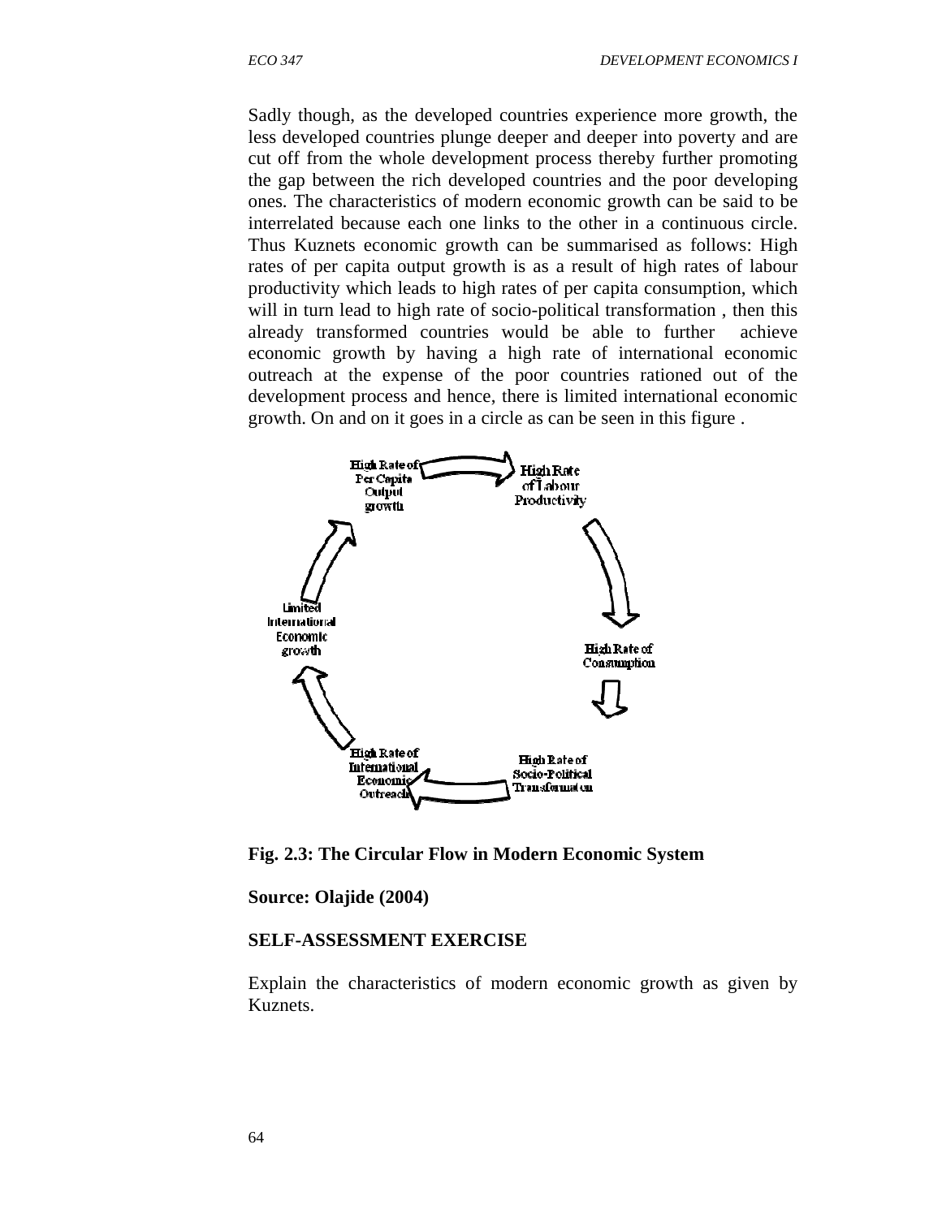Sadly though, as the developed countries experience more growth, the less developed countries plunge deeper and deeper into poverty and are cut off from the whole development process thereby further promoting the gap between the rich developed countries and the poor developing ones. The characteristics of modern economic growth can be said to be interrelated because each one links to the other in a continuous circle. Thus Kuznets economic growth can be summarised as follows: High rates of per capita output growth is as a result of high rates of labour productivity which leads to high rates of per capita consumption, which will in turn lead to high rate of socio-political transformation , then this already transformed countries would be able to further achieve economic growth by having a high rate of international economic outreach at the expense of the poor countries rationed out of the development process and hence, there is limited international economic growth. On and on it goes in a circle as can be seen in this figure .

High Rate of Per Capita Output growth → High Rate of Labour Productivity → High Rate of Consumption → High Rate of Socio-Political Transformation → High Rate of International Economic Outreach → Limited International Economic growth → High Rate of Per Capita Output growth

**Fig. 2.3: The Circular Flow in Modern Economic System**

**Source: Olajide (2004)**

**SELF-ASSESSMENT EXERCISE**

Explain the characteristics of modern economic growth as given by Kuznets.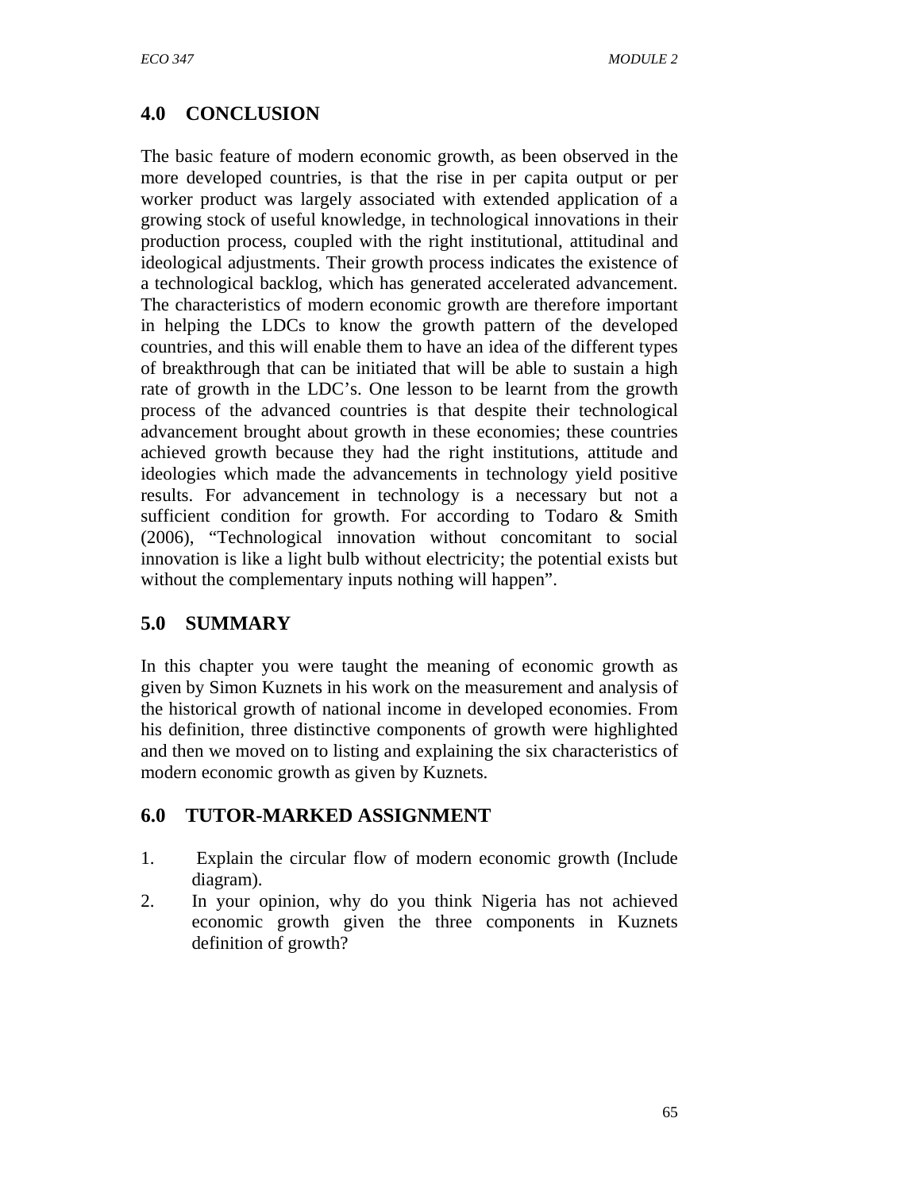## 4.0 CONCLUSION

The basic feature of modern economic growth, as been observed in the more developed countries, is that the rise in per capita output or per worker product was largely associated with extended application of a growing stock of useful knowledge, in technological innovations in their production process, coupled with the right institutional, attitudinal and ideological adjustments. Their growth process indicates the existence of a technological backlog, which has generated accelerated advancement. The characteristics of modern economic growth are therefore important in helping the LDCs to know the growth pattern of the developed countries, and this will enable them to have an idea of the different types of breakthrough that can be initiated that will be able to sustain a high rate of growth in the LDC's. One lesson to be learnt from the growth process of the advanced countries is that despite their technological advancement brought about growth in these economies; these countries achieved growth because they had the right institutions, attitude and ideologies which made the advancements in technology yield positive results. For advancement in technology is a necessary but not a sufficient condition for growth. For according to Todaro & Smith (2006), "Technological innovation without concomitant to social innovation is like a light bulb without electricity; the potential exists but without the complementary inputs nothing will happen".

## 5.0 SUMMARY

In this chapter you were taught the meaning of economic growth as given by Simon Kuznets in his work on the measurement and analysis of the historical growth of national income in developed economies. From his definition, three distinctive components of growth were highlighted and then we moved on to listing and explaining the six characteristics of modern economic growth as given by Kuznets.

## 6.0 TUTOR-MARKED ASSIGNMENT

1. Explain the circular flow of modern economic growth (Include diagram).
2. In your opinion, why do you think Nigeria has not achieved economic growth given the three components in Kuznets definition of growth?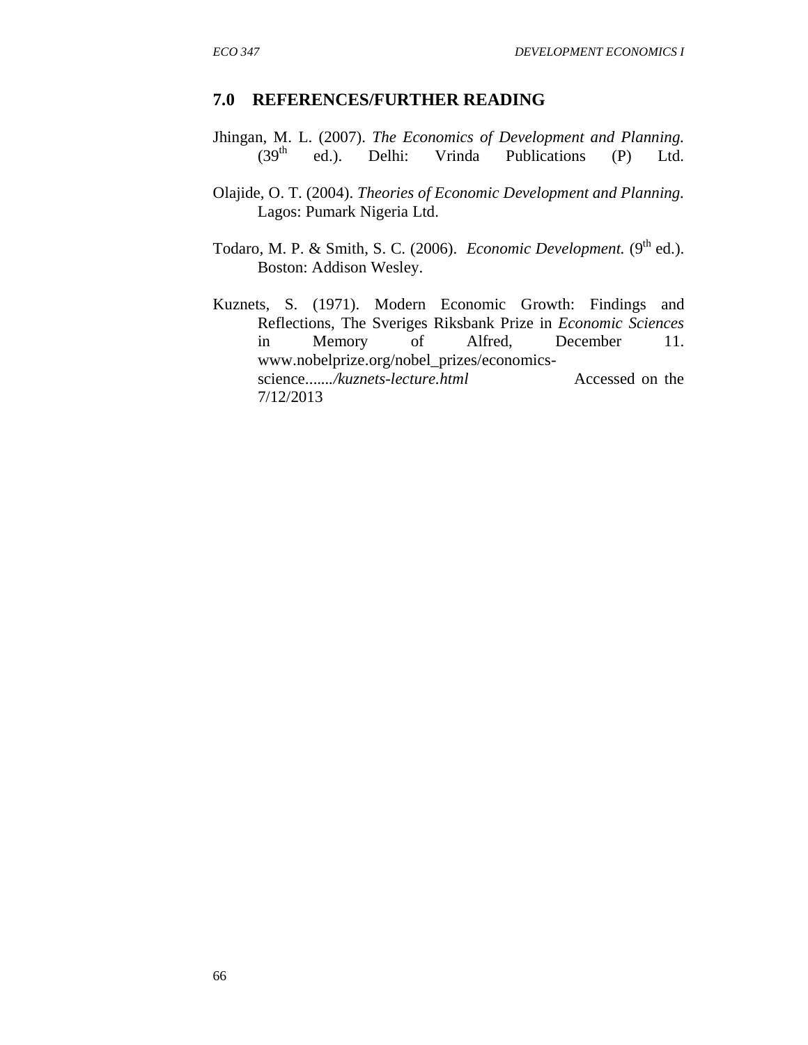## 7.0 REFERENCES/FURTHER READING

Jhingan, M. L. (2007). *The Economics of Development and Planning.* (39th ed.). Delhi: Vrinda Publications (P) Ltd.

Olajide, O. T. (2004). *Theories of Economic Development and Planning.* Lagos: Pumark Nigeria Ltd.

Todaro, M. P. & Smith, S. C. (2006). *Economic Development.* (9th ed.). Boston: Addison Wesley.

Kuznets, S. (1971). Modern Economic Growth: Findings and Reflections, The Sveriges Riksbank Prize in *Economic Sciences* in Memory of Alfred, December 11. www.nobelprize.org/nobel_prizes/economics-science......./*kuznets-lecture.html* Accessed on the 7/12/2013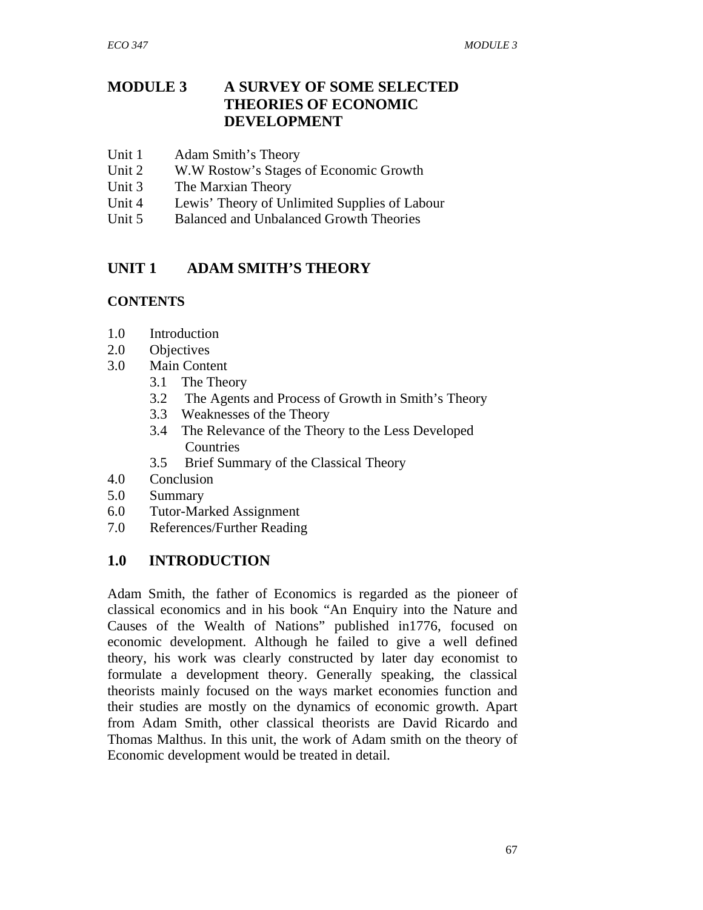# MODULE 3 A SURVEY OF SOME SELECTED THEORIES OF ECONOMIC DEVELOPMENT

Unit 1 Adam Smith's Theory
Unit 2 W.W Rostow's Stages of Economic Growth
Unit 3 The Marxian Theory
Unit 4 Lewis' Theory of Unlimited Supplies of Labour
Unit 5 Balanced and Unbalanced Growth Theories

## UNIT 1 ADAM SMITH'S THEORY

### CONTENTS

1.0 Introduction
2.0 Objectives
3.0 Main Content
   3.1 The Theory
   3.2 The Agents and Process of Growth in Smith's Theory
   3.3 Weaknesses of the Theory
   3.4 The Relevance of the Theory to the Less Developed Countries
   3.5 Brief Summary of the Classical Theory
4.0 Conclusion
5.0 Summary
6.0 Tutor-Marked Assignment
7.0 References/Further Reading

## 1.0 INTRODUCTION

Adam Smith, the father of Economics is regarded as the pioneer of classical economics and in his book "An Enquiry into the Nature and Causes of the Wealth of Nations" published in1776, focused on economic development. Although he failed to give a well defined theory, his work was clearly constructed by later day economist to formulate a development theory. Generally speaking, the classical theorists mainly focused on the ways market economies function and their studies are mostly on the dynamics of economic growth. Apart from Adam Smith, other classical theorists are David Ricardo and Thomas Malthus. In this unit, the work of Adam smith on the theory of Economic development would be treated in detail.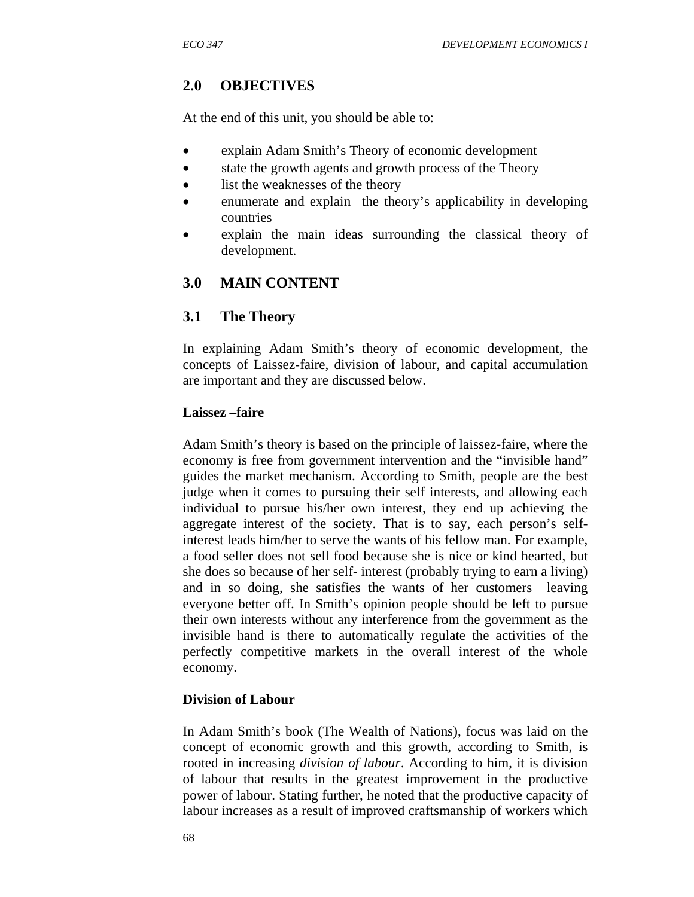## 2.0 OBJECTIVES

At the end of this unit, you should be able to:

- explain Adam Smith's Theory of economic development
- state the growth agents and growth process of the Theory
- list the weaknesses of the theory
- enumerate and explain the theory's applicability in developing countries
- explain the main ideas surrounding the classical theory of development.

## 3.0 MAIN CONTENT

### 3.1 The Theory

In explaining Adam Smith's theory of economic development, the concepts of Laissez-faire, division of labour, and capital accumulation are important and they are discussed below.

**Laissez –faire**

Adam Smith's theory is based on the principle of laissez-faire, where the economy is free from government intervention and the "invisible hand" guides the market mechanism. According to Smith, people are the best judge when it comes to pursuing their self interests, and allowing each individual to pursue his/her own interest, they end up achieving the aggregate interest of the society. That is to say, each person's self-interest leads him/her to serve the wants of his fellow man. For example, a food seller does not sell food because she is nice or kind hearted, but she does so because of her self- interest (probably trying to earn a living) and in so doing, she satisfies the wants of her customers leaving everyone better off. In Smith's opinion people should be left to pursue their own interests without any interference from the government as the invisible hand is there to automatically regulate the activities of the perfectly competitive markets in the overall interest of the whole economy.

**Division of Labour**

In Adam Smith's book (The Wealth of Nations), focus was laid on the concept of economic growth and this growth, according to Smith, is rooted in increasing *division of labour*. According to him, it is division of labour that results in the greatest improvement in the productive power of labour. Stating further, he noted that the productive capacity of labour increases as a result of improved craftsmanship of workers which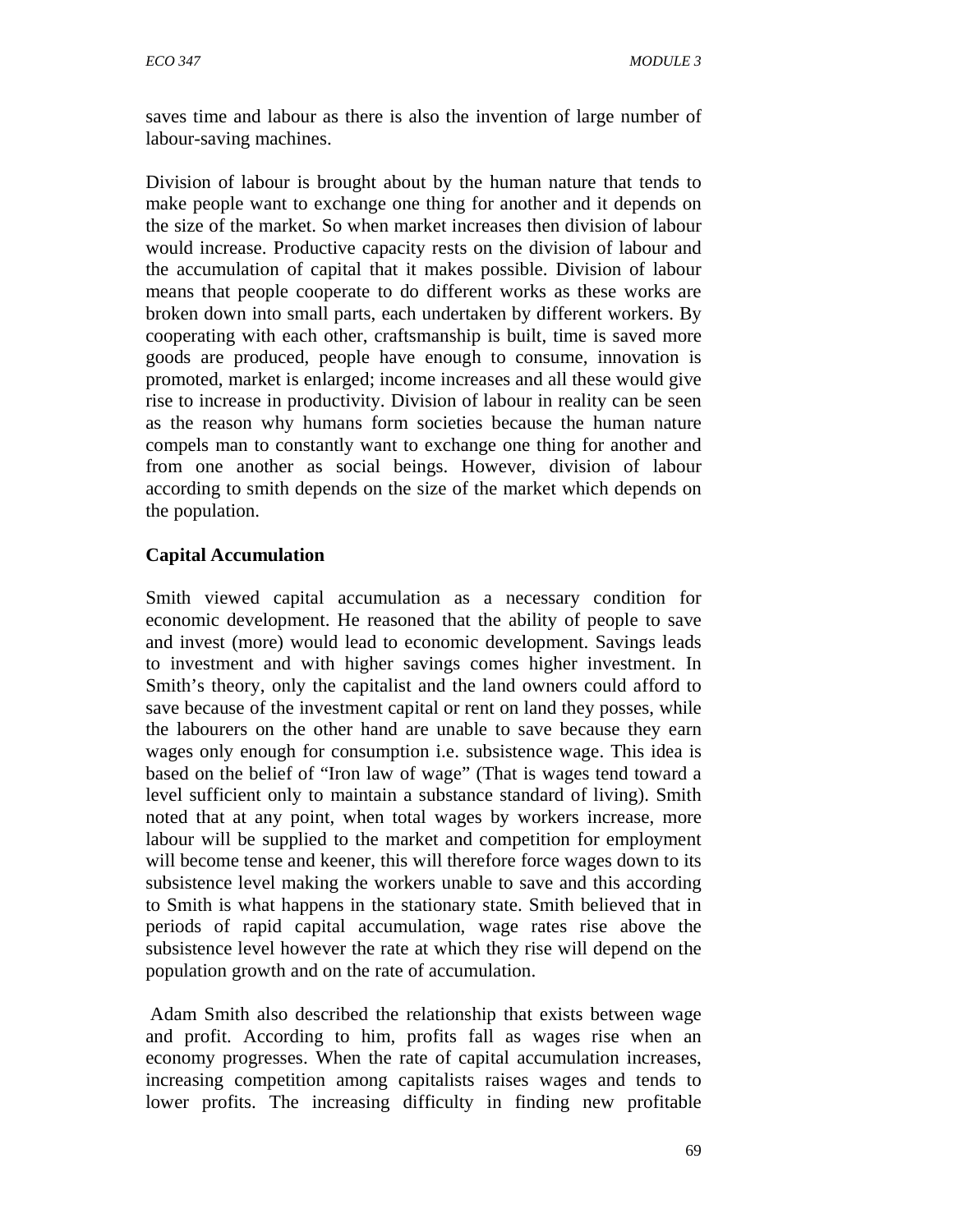saves time and labour as there is also the invention of large number of labour-saving machines.

Division of labour is brought about by the human nature that tends to make people want to exchange one thing for another and it depends on the size of the market. So when market increases then division of labour would increase. Productive capacity rests on the division of labour and the accumulation of capital that it makes possible. Division of labour means that people cooperate to do different works as these works are broken down into small parts, each undertaken by different workers. By cooperating with each other, craftsmanship is built, time is saved more goods are produced, people have enough to consume, innovation is promoted, market is enlarged; income increases and all these would give rise to increase in productivity. Division of labour in reality can be seen as the reason why humans form societies because the human nature compels man to constantly want to exchange one thing for another and from one another as social beings. However, division of labour according to smith depends on the size of the market which depends on the population.

**Capital Accumulation**

Smith viewed capital accumulation as a necessary condition for economic development. He reasoned that the ability of people to save and invest (more) would lead to economic development. Savings leads to investment and with higher savings comes higher investment. In Smith's theory, only the capitalist and the land owners could afford to save because of the investment capital or rent on land they posses, while the labourers on the other hand are unable to save because they earn wages only enough for consumption i.e. subsistence wage. This idea is based on the belief of "Iron law of wage" (That is wages tend toward a level sufficient only to maintain a substance standard of living). Smith noted that at any point, when total wages by workers increase, more labour will be supplied to the market and competition for employment will become tense and keener, this will therefore force wages down to its subsistence level making the workers unable to save and this according to Smith is what happens in the stationary state. Smith believed that in periods of rapid capital accumulation, wage rates rise above the subsistence level however the rate at which they rise will depend on the population growth and on the rate of accumulation.

Adam Smith also described the relationship that exists between wage and profit. According to him, profits fall as wages rise when an economy progresses. When the rate of capital accumulation increases, increasing competition among capitalists raises wages and tends to lower profits. The increasing difficulty in finding new profitable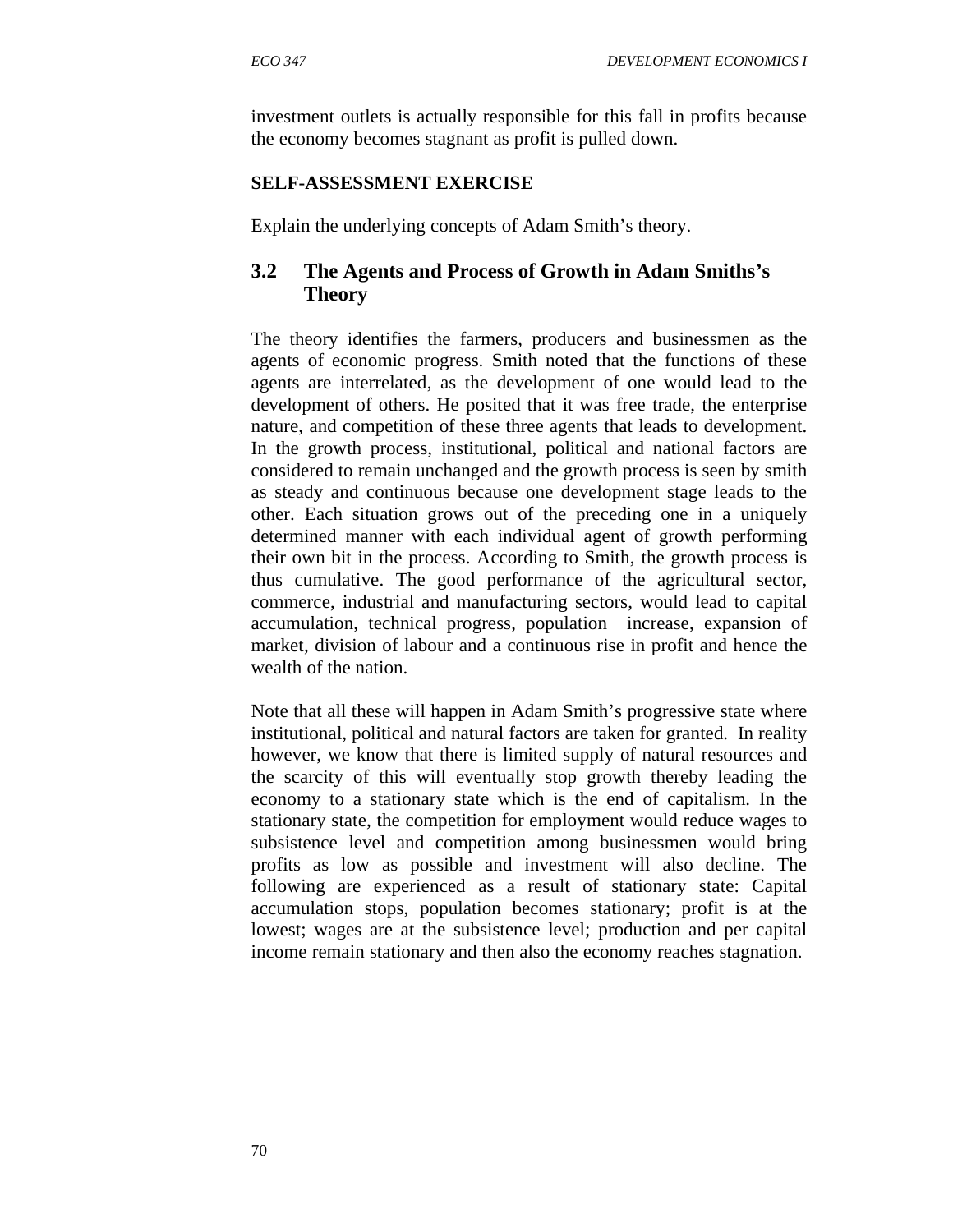investment outlets is actually responsible for this fall in profits because the economy becomes stagnant as profit is pulled down.

**SELF-ASSESSMENT EXERCISE**

Explain the underlying concepts of Adam Smith's theory.

## 3.2 The Agents and Process of Growth in Adam Smiths's Theory

The theory identifies the farmers, producers and businessmen as the agents of economic progress. Smith noted that the functions of these agents are interrelated, as the development of one would lead to the development of others. He posited that it was free trade, the enterprise nature, and competition of these three agents that leads to development. In the growth process, institutional, political and national factors are considered to remain unchanged and the growth process is seen by smith as steady and continuous because one development stage leads to the other. Each situation grows out of the preceding one in a uniquely determined manner with each individual agent of growth performing their own bit in the process. According to Smith, the growth process is thus cumulative. The good performance of the agricultural sector, commerce, industrial and manufacturing sectors, would lead to capital accumulation, technical progress, population increase, expansion of market, division of labour and a continuous rise in profit and hence the wealth of the nation.

Note that all these will happen in Adam Smith's progressive state where institutional, political and natural factors are taken for granted. In reality however, we know that there is limited supply of natural resources and the scarcity of this will eventually stop growth thereby leading the economy to a stationary state which is the end of capitalism. In the stationary state, the competition for employment would reduce wages to subsistence level and competition among businessmen would bring profits as low as possible and investment will also decline. The following are experienced as a result of stationary state: Capital accumulation stops, population becomes stationary; profit is at the lowest; wages are at the subsistence level; production and per capital income remain stationary and then also the economy reaches stagnation.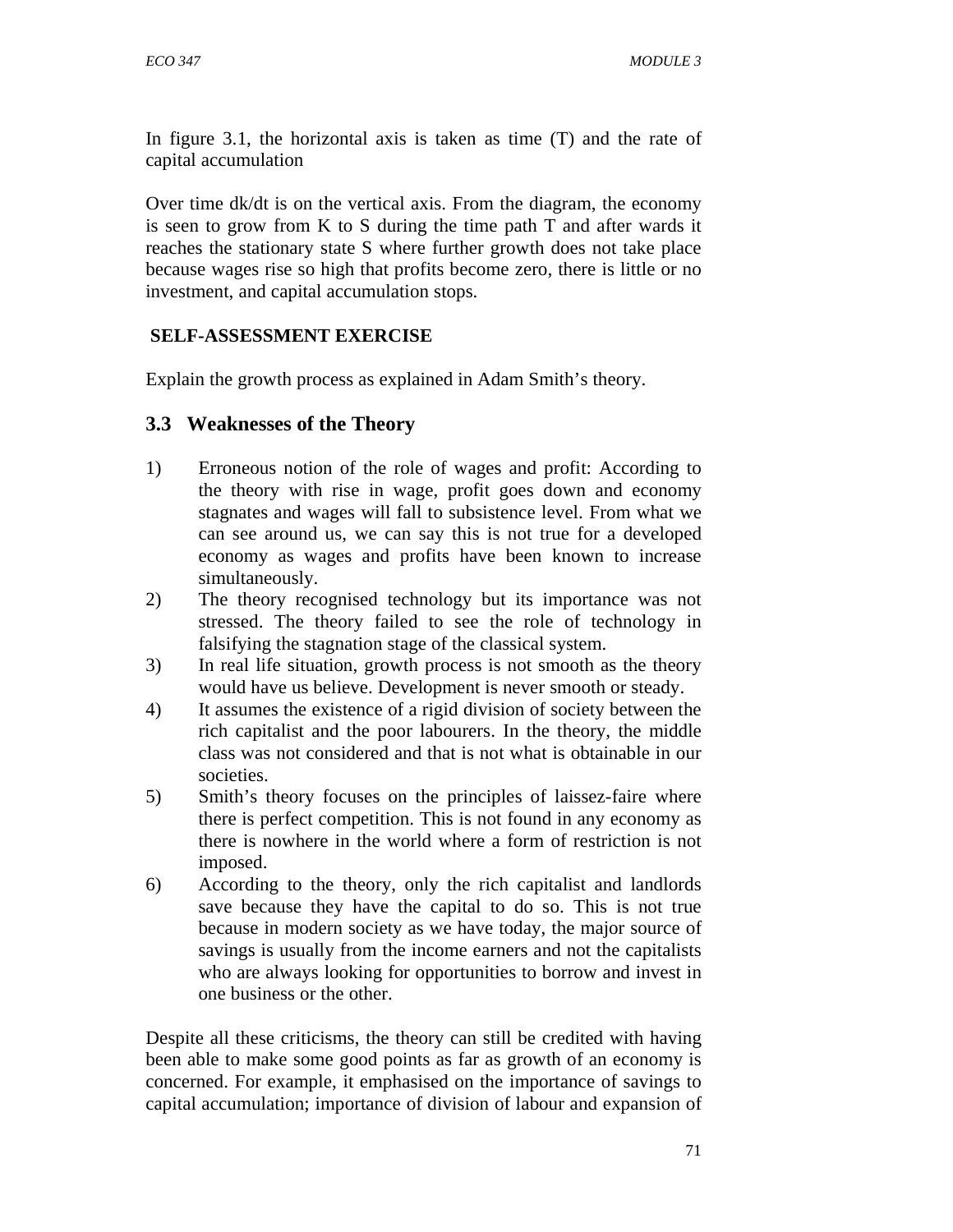In figure 3.1, the horizontal axis is taken as time (T) and the rate of capital accumulation

Over time dk/dt is on the vertical axis. From the diagram, the economy is seen to grow from K to S during the time path T and after wards it reaches the stationary state S where further growth does not take place because wages rise so high that profits become zero, there is little or no investment, and capital accumulation stops.

**SELF-ASSESSMENT EXERCISE**

Explain the growth process as explained in Adam Smith's theory.

## 3.3 Weaknesses of the Theory

1) Erroneous notion of the role of wages and profit: According to the theory with rise in wage, profit goes down and economy stagnates and wages will fall to subsistence level. From what we can see around us, we can say this is not true for a developed economy as wages and profits have been known to increase simultaneously.
2) The theory recognised technology but its importance was not stressed. The theory failed to see the role of technology in falsifying the stagnation stage of the classical system.
3) In real life situation, growth process is not smooth as the theory would have us believe. Development is never smooth or steady.
4) It assumes the existence of a rigid division of society between the rich capitalist and the poor labourers. In the theory, the middle class was not considered and that is not what is obtainable in our societies.
5) Smith's theory focuses on the principles of laissez-faire where there is perfect competition. This is not found in any economy as there is nowhere in the world where a form of restriction is not imposed.
6) According to the theory, only the rich capitalist and landlords save because they have the capital to do so. This is not true because in modern society as we have today, the major source of savings is usually from the income earners and not the capitalists who are always looking for opportunities to borrow and invest in one business or the other.

Despite all these criticisms, the theory can still be credited with having been able to make some good points as far as growth of an economy is concerned. For example, it emphasised on the importance of savings to capital accumulation; importance of division of labour and expansion of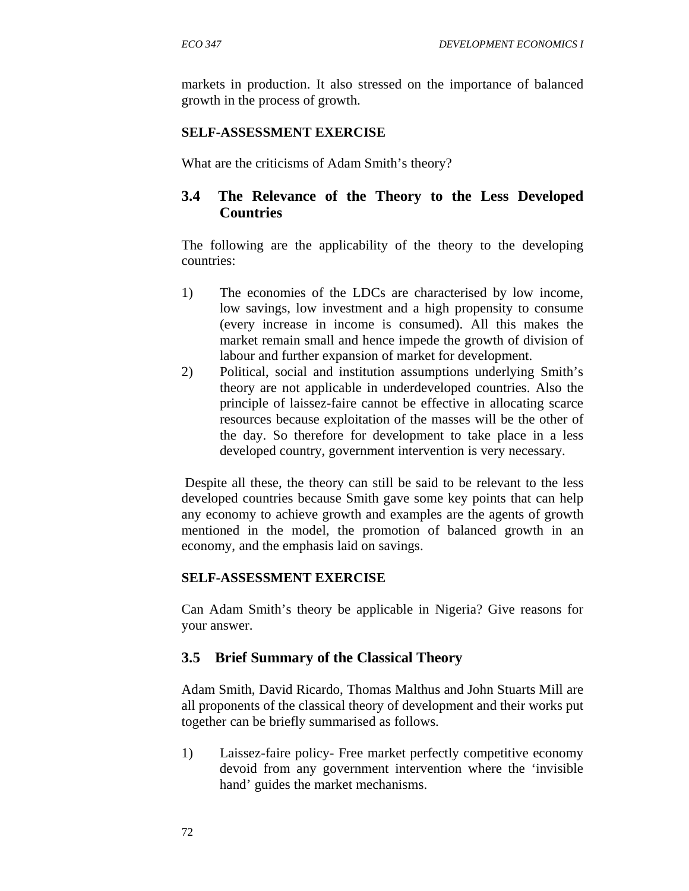markets in production. It also stressed on the importance of balanced growth in the process of growth.

**SELF-ASSESSMENT EXERCISE**

What are the criticisms of Adam Smith's theory?

## 3.4 The Relevance of the Theory to the Less Developed Countries

The following are the applicability of the theory to the developing countries:

1) The economies of the LDCs are characterised by low income, low savings, low investment and a high propensity to consume (every increase in income is consumed). All this makes the market remain small and hence impede the growth of division of labour and further expansion of market for development.
2) Political, social and institution assumptions underlying Smith's theory are not applicable in underdeveloped countries. Also the principle of laissez-faire cannot be effective in allocating scarce resources because exploitation of the masses will be the other of the day. So therefore for development to take place in a less developed country, government intervention is very necessary.

Despite all these, the theory can still be said to be relevant to the less developed countries because Smith gave some key points that can help any economy to achieve growth and examples are the agents of growth mentioned in the model, the promotion of balanced growth in an economy, and the emphasis laid on savings.

**SELF-ASSESSMENT EXERCISE**

Can Adam Smith's theory be applicable in Nigeria? Give reasons for your answer.

## 3.5 Brief Summary of the Classical Theory

Adam Smith, David Ricardo, Thomas Malthus and John Stuarts Mill are all proponents of the classical theory of development and their works put together can be briefly summarised as follows.

1) Laissez-faire policy- Free market perfectly competitive economy devoid from any government intervention where the 'invisible hand' guides the market mechanisms.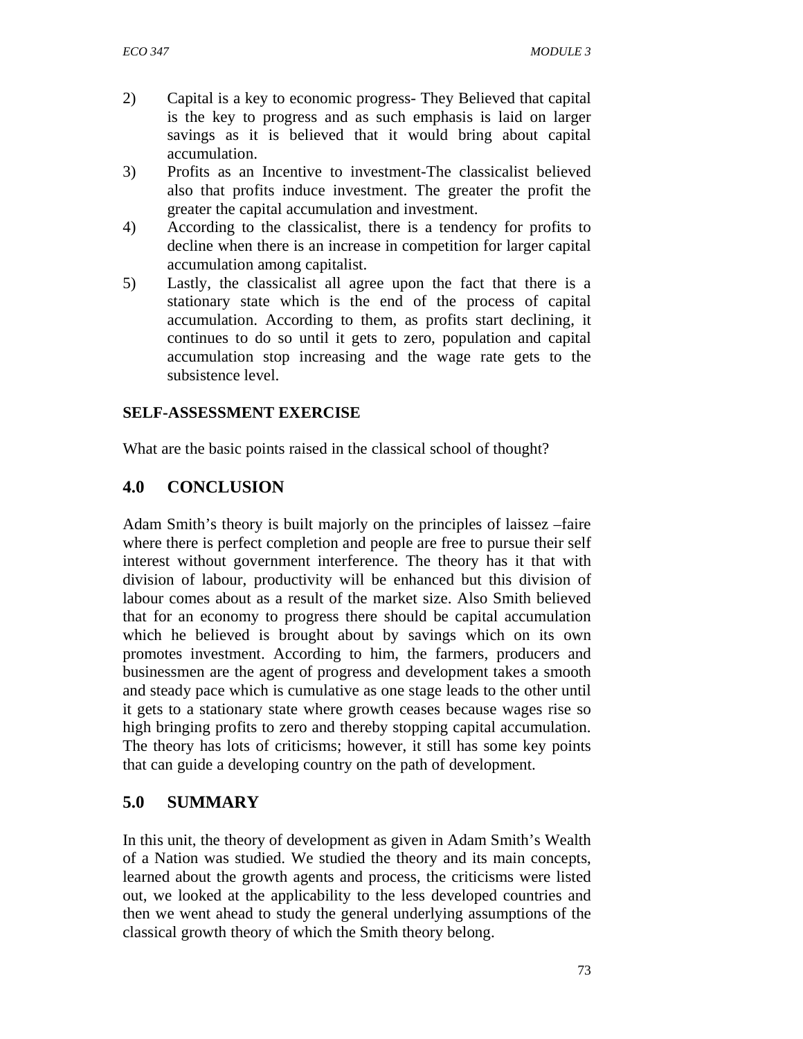2) Capital is a key to economic progress- They Believed that capital is the key to progress and as such emphasis is laid on larger savings as it is believed that it would bring about capital accumulation.
3) Profits as an Incentive to investment-The classicalist believed also that profits induce investment. The greater the profit the greater the capital accumulation and investment.
4) According to the classicalist, there is a tendency for profits to decline when there is an increase in competition for larger capital accumulation among capitalist.
5) Lastly, the classicalist all agree upon the fact that there is a stationary state which is the end of the process of capital accumulation. According to them, as profits start declining, it continues to do so until it gets to zero, population and capital accumulation stop increasing and the wage rate gets to the subsistence level.

**SELF-ASSESSMENT EXERCISE**

What are the basic points raised in the classical school of thought?

## 4.0 CONCLUSION

Adam Smith's theory is built majorly on the principles of laissez –faire where there is perfect completion and people are free to pursue their self interest without government interference. The theory has it that with division of labour, productivity will be enhanced but this division of labour comes about as a result of the market size. Also Smith believed that for an economy to progress there should be capital accumulation which he believed is brought about by savings which on its own promotes investment. According to him, the farmers, producers and businessmen are the agent of progress and development takes a smooth and steady pace which is cumulative as one stage leads to the other until it gets to a stationary state where growth ceases because wages rise so high bringing profits to zero and thereby stopping capital accumulation. The theory has lots of criticisms; however, it still has some key points that can guide a developing country on the path of development.

## 5.0 SUMMARY

In this unit, the theory of development as given in Adam Smith's Wealth of a Nation was studied. We studied the theory and its main concepts, learned about the growth agents and process, the criticisms were listed out, we looked at the applicability to the less developed countries and then we went ahead to study the general underlying assumptions of the classical growth theory of which the Smith theory belong.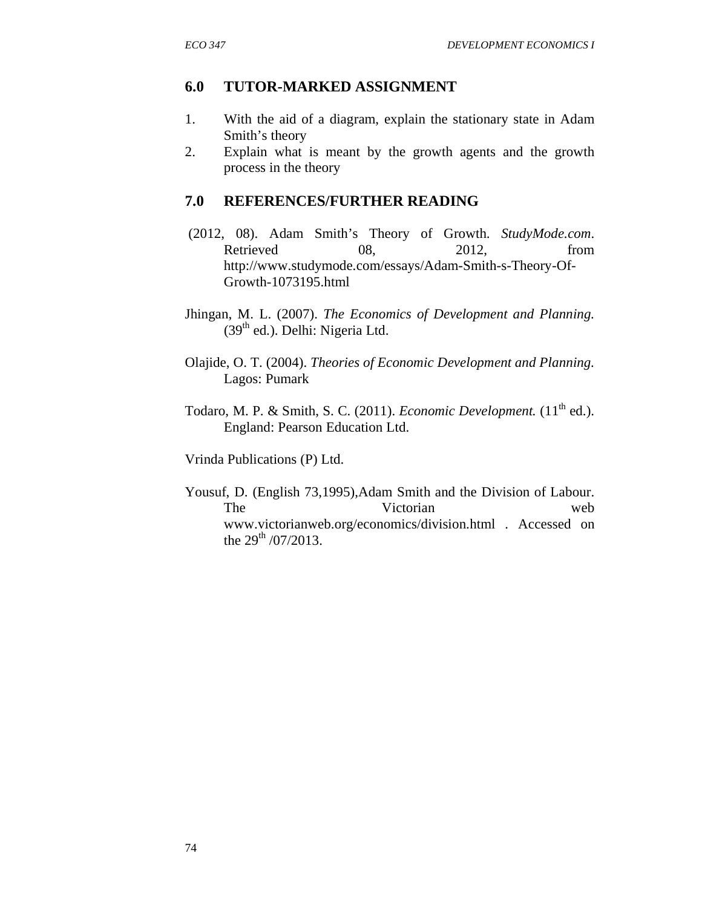## 6.0 TUTOR-MARKED ASSIGNMENT

1. With the aid of a diagram, explain the stationary state in Adam Smith's theory
2. Explain what is meant by the growth agents and the growth process in the theory

## 7.0 REFERENCES/FURTHER READING

(2012, 08). Adam Smith's Theory of Growth. *StudyMode.com*. Retrieved 08, 2012, from http://www.studymode.com/essays/Adam-Smith-s-Theory-Of-Growth-1073195.html

Jhingan, M. L. (2007). *The Economics of Development and Planning.* (39th ed.). Delhi: Nigeria Ltd.

Olajide, O. T. (2004). *Theories of Economic Development and Planning.* Lagos: Pumark

Todaro, M. P. & Smith, S. C. (2011). *Economic Development.* (11th ed.). England: Pearson Education Ltd.

Vrinda Publications (P) Ltd.

Yousuf, D. (English 73,1995),Adam Smith and the Division of Labour. The Victorian web www.victorianweb.org/economics/division.html . Accessed on the 29th /07/2013.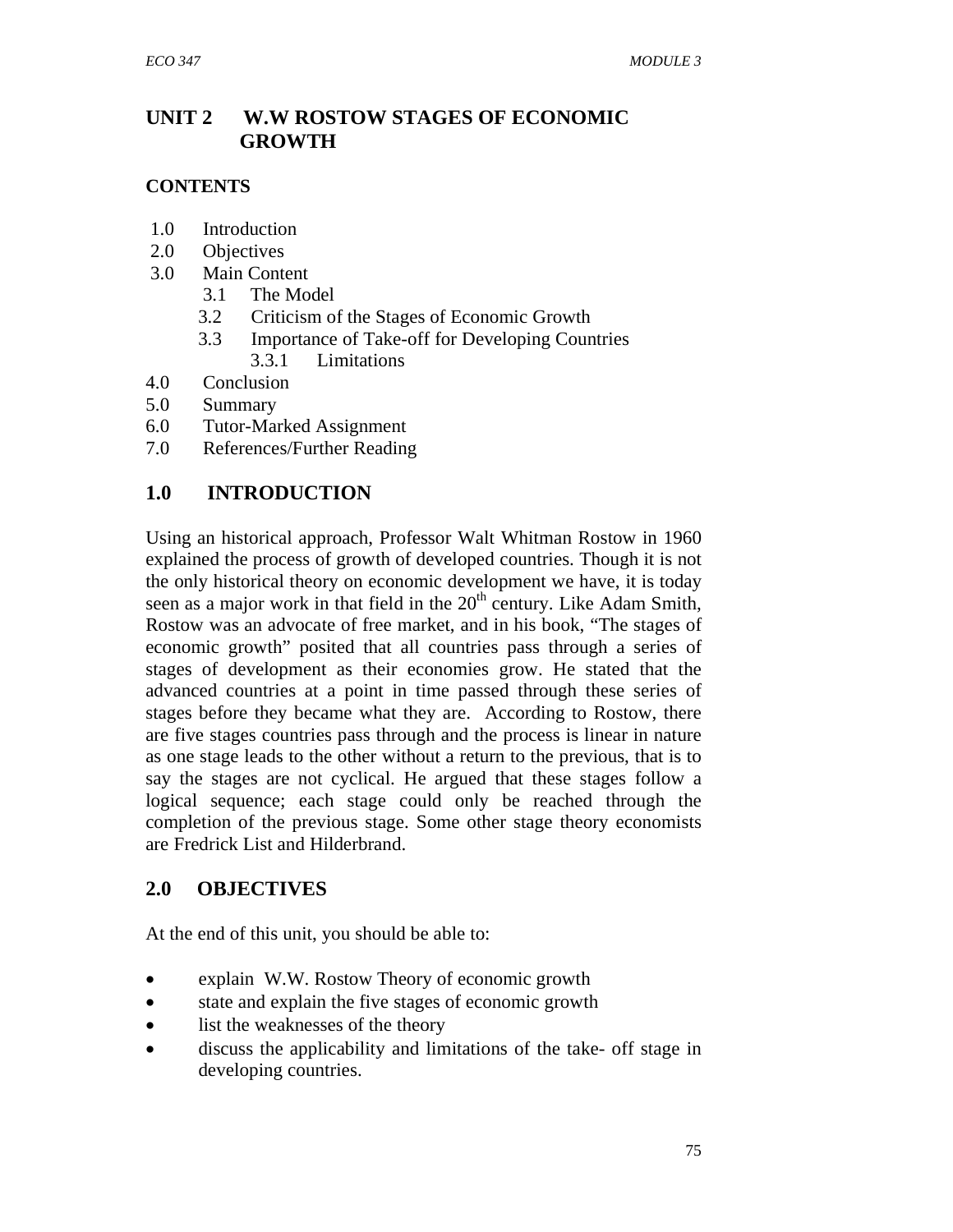# UNIT 2 W.W ROSTOW STAGES OF ECONOMIC GROWTH

**CONTENTS**

1.0 Introduction
2.0 Objectives
3.0 Main Content
  3.1 The Model
  3.2 Criticism of the Stages of Economic Growth
  3.3 Importance of Take-off for Developing Countries
    3.3.1 Limitations
4.0 Conclusion
5.0 Summary
6.0 Tutor-Marked Assignment
7.0 References/Further Reading

## 1.0 INTRODUCTION

Using an historical approach, Professor Walt Whitman Rostow in 1960 explained the process of growth of developed countries. Though it is not the only historical theory on economic development we have, it is today seen as a major work in that field in the 20th century. Like Adam Smith, Rostow was an advocate of free market, and in his book, "The stages of economic growth" posited that all countries pass through a series of stages of development as their economies grow. He stated that the advanced countries at a point in time passed through these series of stages before they became what they are. According to Rostow, there are five stages countries pass through and the process is linear in nature as one stage leads to the other without a return to the previous, that is to say the stages are not cyclical. He argued that these stages follow a logical sequence; each stage could only be reached through the completion of the previous stage. Some other stage theory economists are Fredrick List and Hilderbrand.

## 2.0 OBJECTIVES

At the end of this unit, you should be able to:

- explain W.W. Rostow Theory of economic growth
- state and explain the five stages of economic growth
- list the weaknesses of the theory
- discuss the applicability and limitations of the take- off stage in developing countries.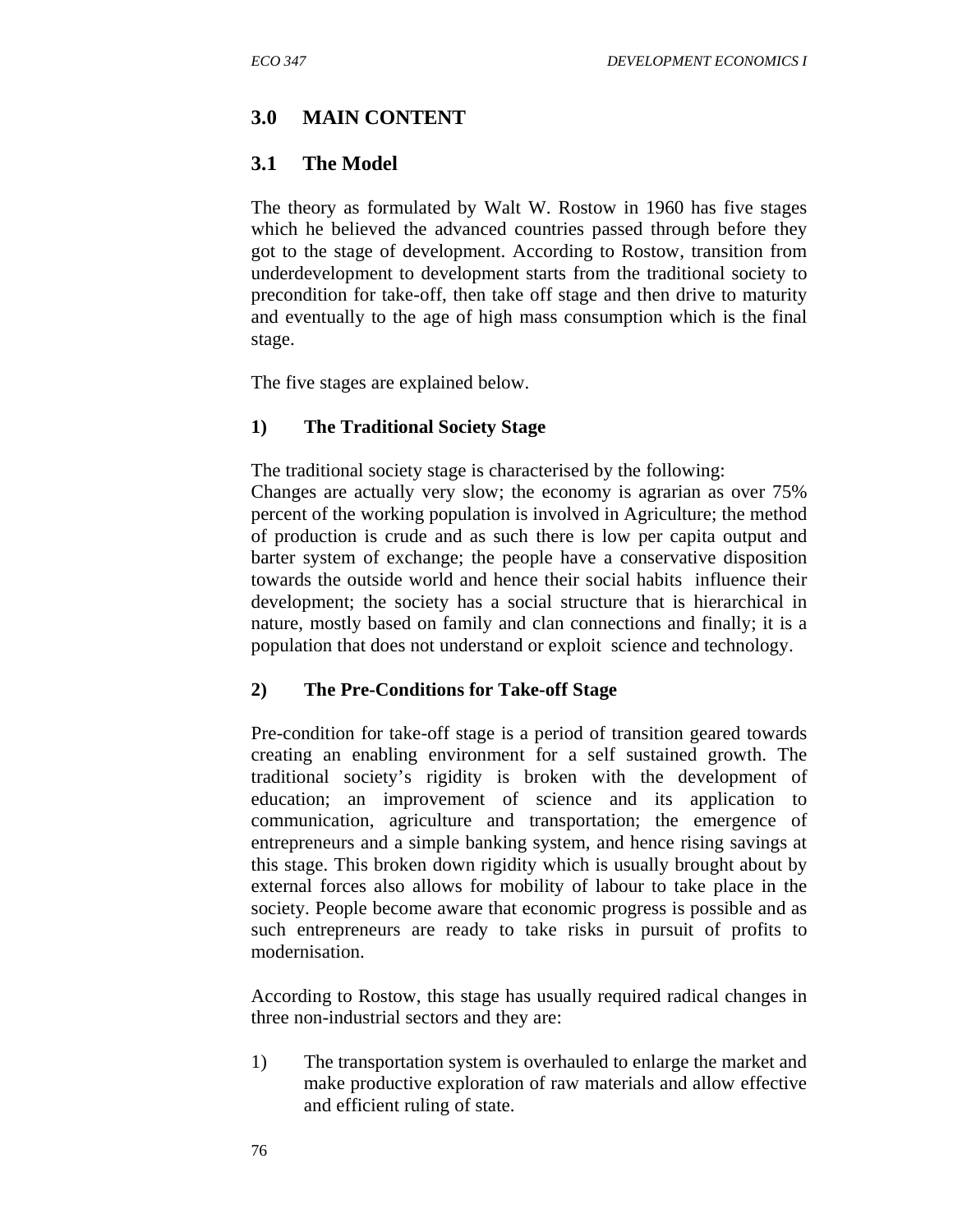## 3.0 MAIN CONTENT

### 3.1 The Model

The theory as formulated by Walt W. Rostow in 1960 has five stages which he believed the advanced countries passed through before they got to the stage of development. According to Rostow, transition from underdevelopment to development starts from the traditional society to precondition for take-off, then take off stage and then drive to maturity and eventually to the age of high mass consumption which is the final stage.

The five stages are explained below.

#### 1) The Traditional Society Stage

The traditional society stage is characterised by the following:
Changes are actually very slow; the economy is agrarian as over 75% percent of the working population is involved in Agriculture; the method of production is crude and as such there is low per capita output and barter system of exchange; the people have a conservative disposition towards the outside world and hence their social habits influence their development; the society has a social structure that is hierarchical in nature, mostly based on family and clan connections and finally; it is a population that does not understand or exploit science and technology.

#### 2) The Pre-Conditions for Take-off Stage

Pre-condition for take-off stage is a period of transition geared towards creating an enabling environment for a self sustained growth. The traditional society's rigidity is broken with the development of education; an improvement of science and its application to communication, agriculture and transportation; the emergence of entrepreneurs and a simple banking system, and hence rising savings at this stage. This broken down rigidity which is usually brought about by external forces also allows for mobility of labour to take place in the society. People become aware that economic progress is possible and as such entrepreneurs are ready to take risks in pursuit of profits to modernisation.

According to Rostow, this stage has usually required radical changes in three non-industrial sectors and they are:

1) The transportation system is overhauled to enlarge the market and make productive exploration of raw materials and allow effective and efficient ruling of state.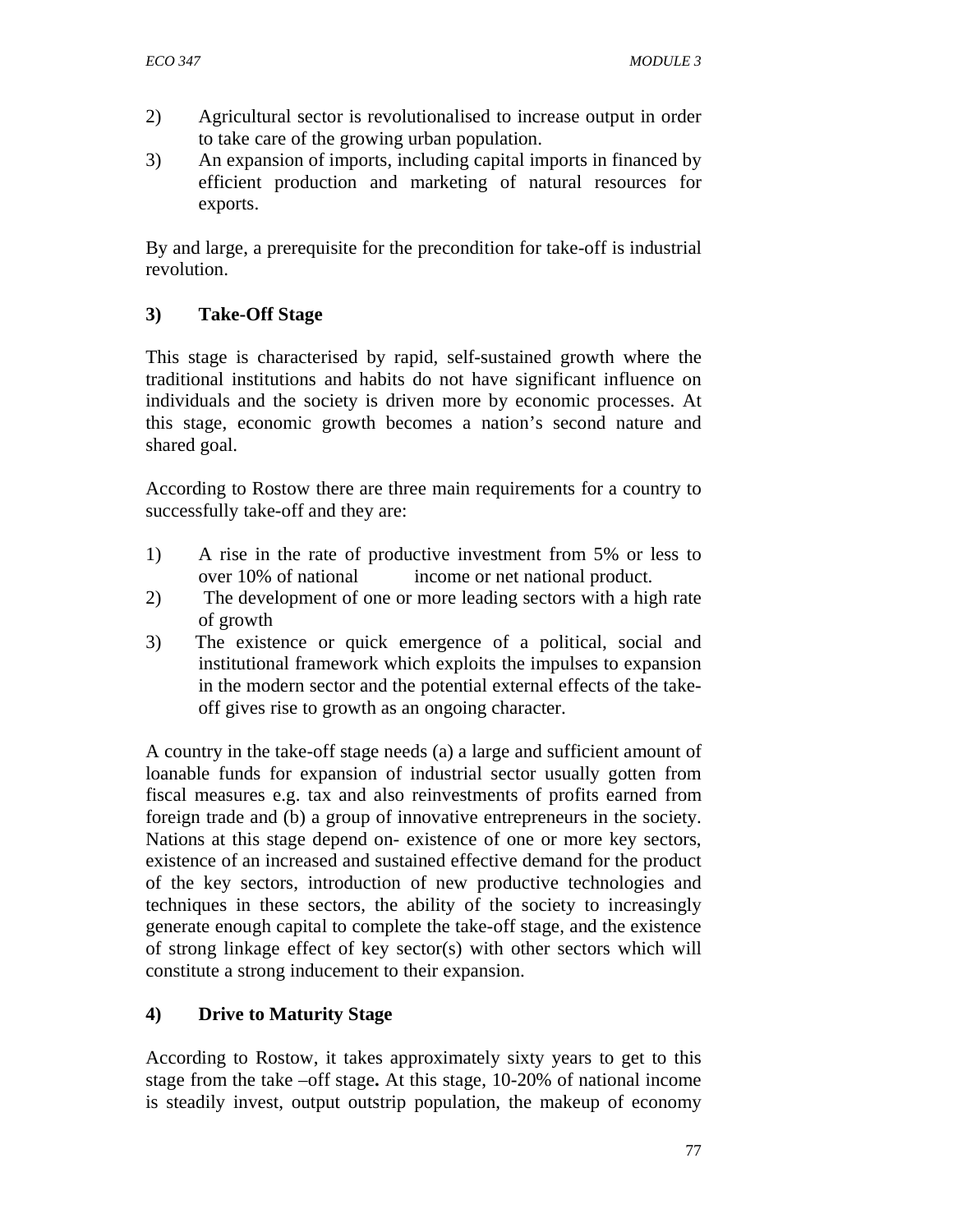2) Agricultural sector is revolutionalised to increase output in order to take care of the growing urban population.
3) An expansion of imports, including capital imports in financed by efficient production and marketing of natural resources for exports.

By and large, a prerequisite for the precondition for take-off is industrial revolution.

### 3) Take-Off Stage

This stage is characterised by rapid, self-sustained growth where the traditional institutions and habits do not have significant influence on individuals and the society is driven more by economic processes. At this stage, economic growth becomes a nation's second nature and shared goal.

According to Rostow there are three main requirements for a country to successfully take-off and they are:

1) A rise in the rate of productive investment from 5% or less to over 10% of national income or net national product.
2) The development of one or more leading sectors with a high rate of growth
3) The existence or quick emergence of a political, social and institutional framework which exploits the impulses to expansion in the modern sector and the potential external effects of the take-off gives rise to growth as an ongoing character.

A country in the take-off stage needs (a) a large and sufficient amount of loanable funds for expansion of industrial sector usually gotten from fiscal measures e.g. tax and also reinvestments of profits earned from foreign trade and (b) a group of innovative entrepreneurs in the society. Nations at this stage depend on- existence of one or more key sectors, existence of an increased and sustained effective demand for the product of the key sectors, introduction of new productive technologies and techniques in these sectors, the ability of the society to increasingly generate enough capital to complete the take-off stage, and the existence of strong linkage effect of key sector(s) with other sectors which will constitute a strong inducement to their expansion.

### 4) Drive to Maturity Stage

According to Rostow, it takes approximately sixty years to get to this stage from the take –off stage**.** At this stage, 10-20% of national income is steadily invest, output outstrip population, the makeup of economy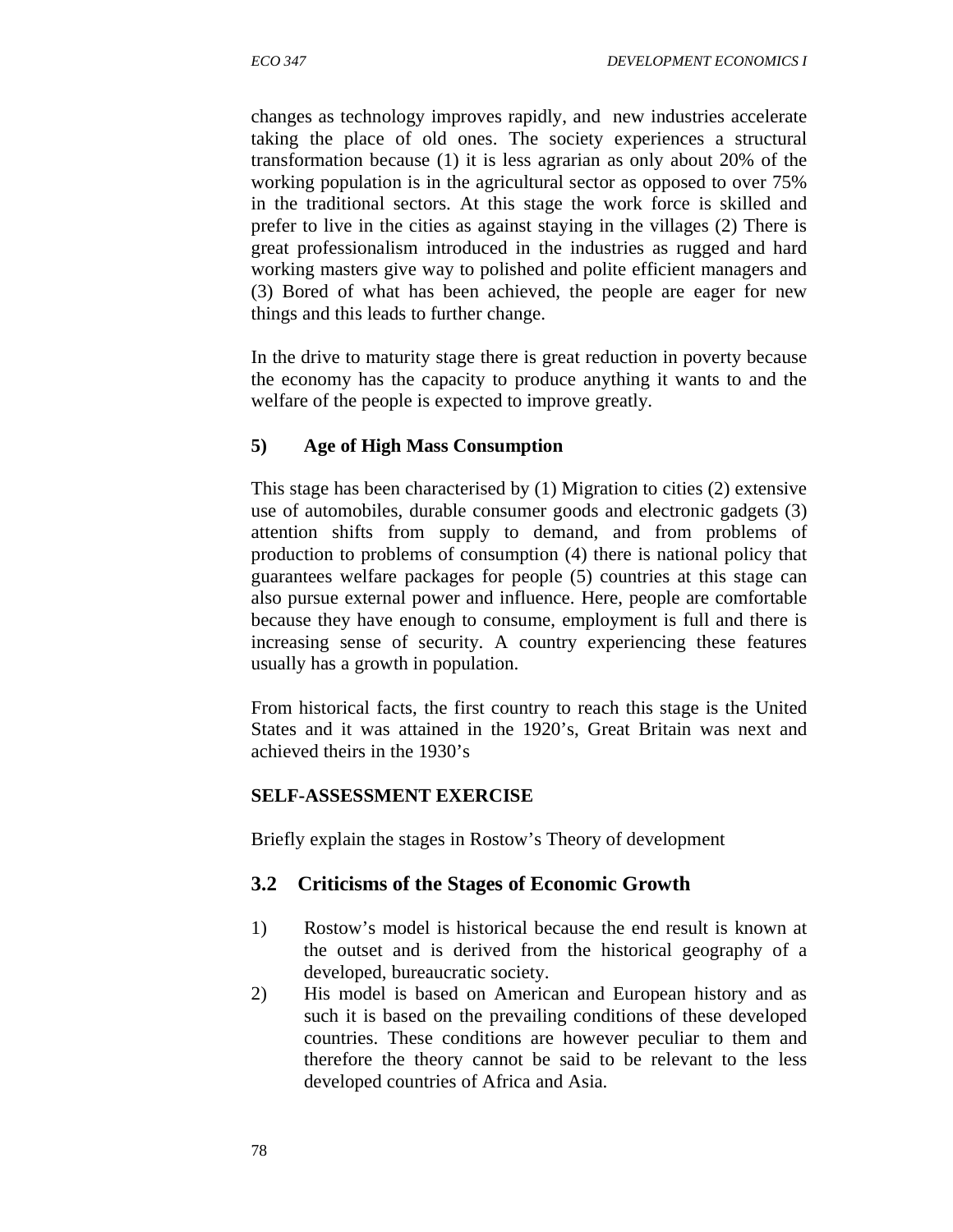changes as technology improves rapidly, and new industries accelerate taking the place of old ones. The society experiences a structural transformation because (1) it is less agrarian as only about 20% of the working population is in the agricultural sector as opposed to over 75% in the traditional sectors. At this stage the work force is skilled and prefer to live in the cities as against staying in the villages (2) There is great professionalism introduced in the industries as rugged and hard working masters give way to polished and polite efficient managers and (3) Bored of what has been achieved, the people are eager for new things and this leads to further change.

In the drive to maturity stage there is great reduction in poverty because the economy has the capacity to produce anything it wants to and the welfare of the people is expected to improve greatly.

**5) Age of High Mass Consumption**

This stage has been characterised by (1) Migration to cities (2) extensive use of automobiles, durable consumer goods and electronic gadgets (3) attention shifts from supply to demand, and from problems of production to problems of consumption (4) there is national policy that guarantees welfare packages for people (5) countries at this stage can also pursue external power and influence. Here, people are comfortable because they have enough to consume, employment is full and there is increasing sense of security. A country experiencing these features usually has a growth in population.

From historical facts, the first country to reach this stage is the United States and it was attained in the 1920's, Great Britain was next and achieved theirs in the 1930's

**SELF-ASSESSMENT EXERCISE**

Briefly explain the stages in Rostow's Theory of development

## 3.2 Criticisms of the Stages of Economic Growth

1) Rostow's model is historical because the end result is known at the outset and is derived from the historical geography of a developed, bureaucratic society.
2) His model is based on American and European history and as such it is based on the prevailing conditions of these developed countries. These conditions are however peculiar to them and therefore the theory cannot be said to be relevant to the less developed countries of Africa and Asia.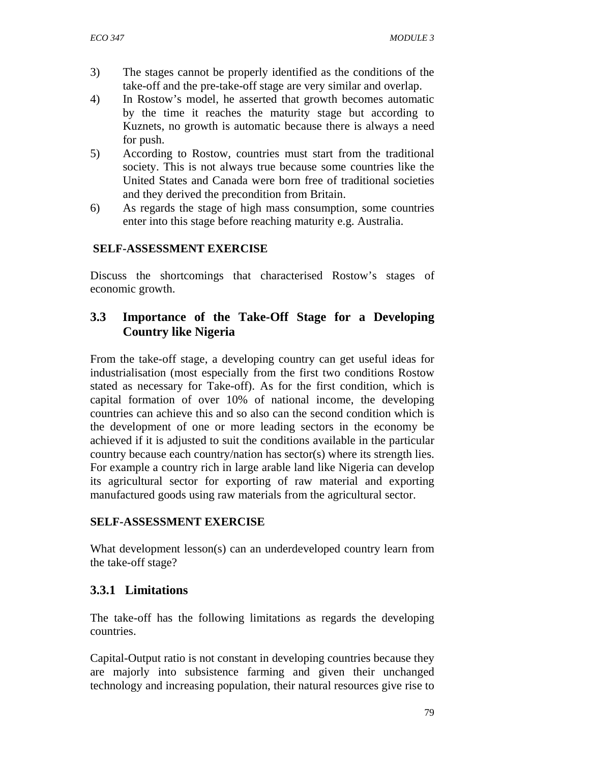3) The stages cannot be properly identified as the conditions of the take-off and the pre-take-off stage are very similar and overlap.
4) In Rostow's model, he asserted that growth becomes automatic by the time it reaches the maturity stage but according to Kuznets, no growth is automatic because there is always a need for push.
5) According to Rostow, countries must start from the traditional society. This is not always true because some countries like the United States and Canada were born free of traditional societies and they derived the precondition from Britain.
6) As regards the stage of high mass consumption, some countries enter into this stage before reaching maturity e.g. Australia.

**SELF-ASSESSMENT EXERCISE**

Discuss the shortcomings that characterised Rostow's stages of economic growth.

## 3.3 Importance of the Take-Off Stage for a Developing Country like Nigeria

From the take-off stage, a developing country can get useful ideas for industrialisation (most especially from the first two conditions Rostow stated as necessary for Take-off). As for the first condition, which is capital formation of over 10% of national income, the developing countries can achieve this and so also can the second condition which is the development of one or more leading sectors in the economy be achieved if it is adjusted to suit the conditions available in the particular country because each country/nation has sector(s) where its strength lies. For example a country rich in large arable land like Nigeria can develop its agricultural sector for exporting of raw material and exporting manufactured goods using raw materials from the agricultural sector.

**SELF-ASSESSMENT EXERCISE**

What development lesson(s) can an underdeveloped country learn from the take-off stage?

### 3.3.1 Limitations

The take-off has the following limitations as regards the developing countries.

Capital-Output ratio is not constant in developing countries because they are majorly into subsistence farming and given their unchanged technology and increasing population, their natural resources give rise to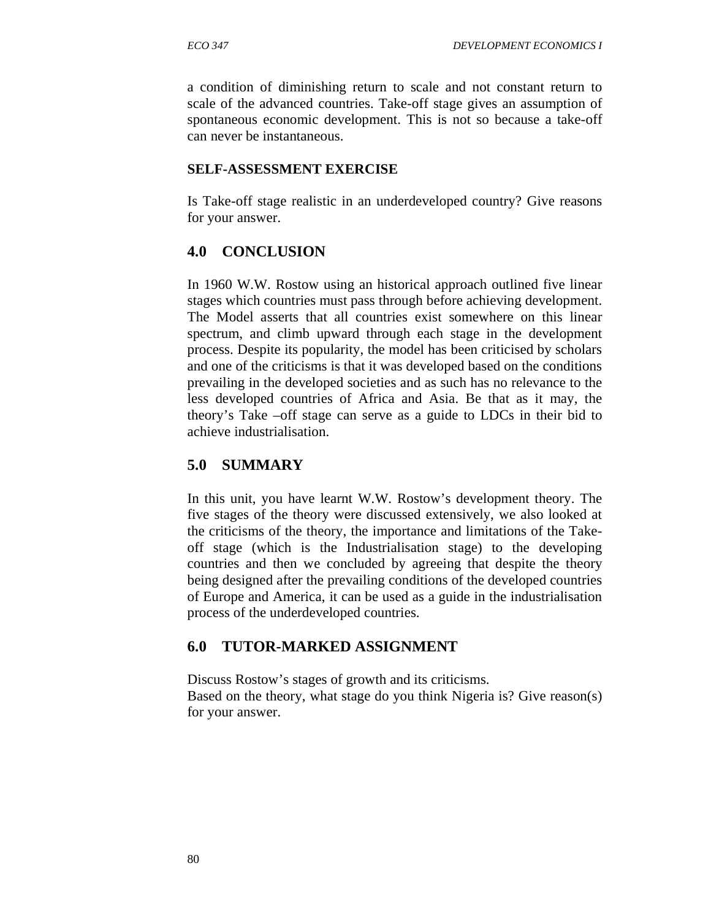a condition of diminishing return to scale and not constant return to scale of the advanced countries. Take-off stage gives an assumption of spontaneous economic development. This is not so because a take-off can never be instantaneous.

**SELF-ASSESSMENT EXERCISE**

Is Take-off stage realistic in an underdeveloped country? Give reasons for your answer.

## 4.0 CONCLUSION

In 1960 W.W. Rostow using an historical approach outlined five linear stages which countries must pass through before achieving development. The Model asserts that all countries exist somewhere on this linear spectrum, and climb upward through each stage in the development process. Despite its popularity, the model has been criticised by scholars and one of the criticisms is that it was developed based on the conditions prevailing in the developed societies and as such has no relevance to the less developed countries of Africa and Asia. Be that as it may, the theory's Take –off stage can serve as a guide to LDCs in their bid to achieve industrialisation.

## 5.0 SUMMARY

In this unit, you have learnt W.W. Rostow's development theory. The five stages of the theory were discussed extensively, we also looked at the criticisms of the theory, the importance and limitations of the Take-off stage (which is the Industrialisation stage) to the developing countries and then we concluded by agreeing that despite the theory being designed after the prevailing conditions of the developed countries of Europe and America, it can be used as a guide in the industrialisation process of the underdeveloped countries.

## 6.0 TUTOR-MARKED ASSIGNMENT

Discuss Rostow's stages of growth and its criticisms.
Based on the theory, what stage do you think Nigeria is? Give reason(s) for your answer.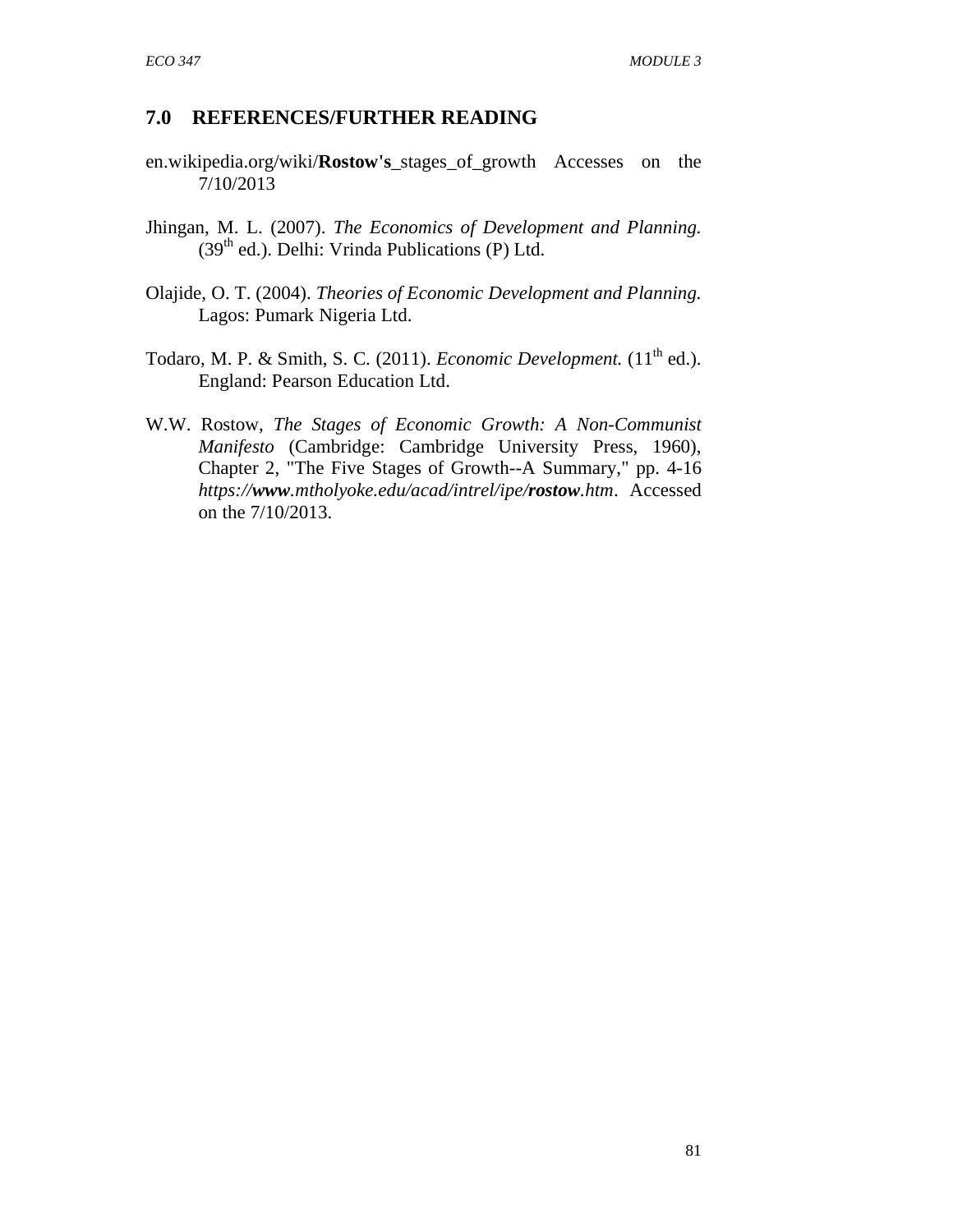## 7.0 REFERENCES/FURTHER READING

en.wikipedia.org/wiki/**Rostow's**_stages_of_growth Accesses on the 7/10/2013

Jhingan, M. L. (2007). *The Economics of Development and Planning.* (39th ed.). Delhi: Vrinda Publications (P) Ltd.

Olajide, O. T. (2004). *Theories of Economic Development and Planning.* Lagos: Pumark Nigeria Ltd.

Todaro, M. P. & Smith, S. C. (2011). *Economic Development.* (11th ed.). England: Pearson Education Ltd.

W.W. Rostow, *The Stages of Economic Growth: A Non-Communist Manifesto* (Cambridge: Cambridge University Press, 1960), Chapter 2, "The Five Stages of Growth--A Summary," pp. 4-16 *https://**www**.mtholyoke.edu/acad/intrel/ipe/**rostow**.htm*. Accessed on the 7/10/2013.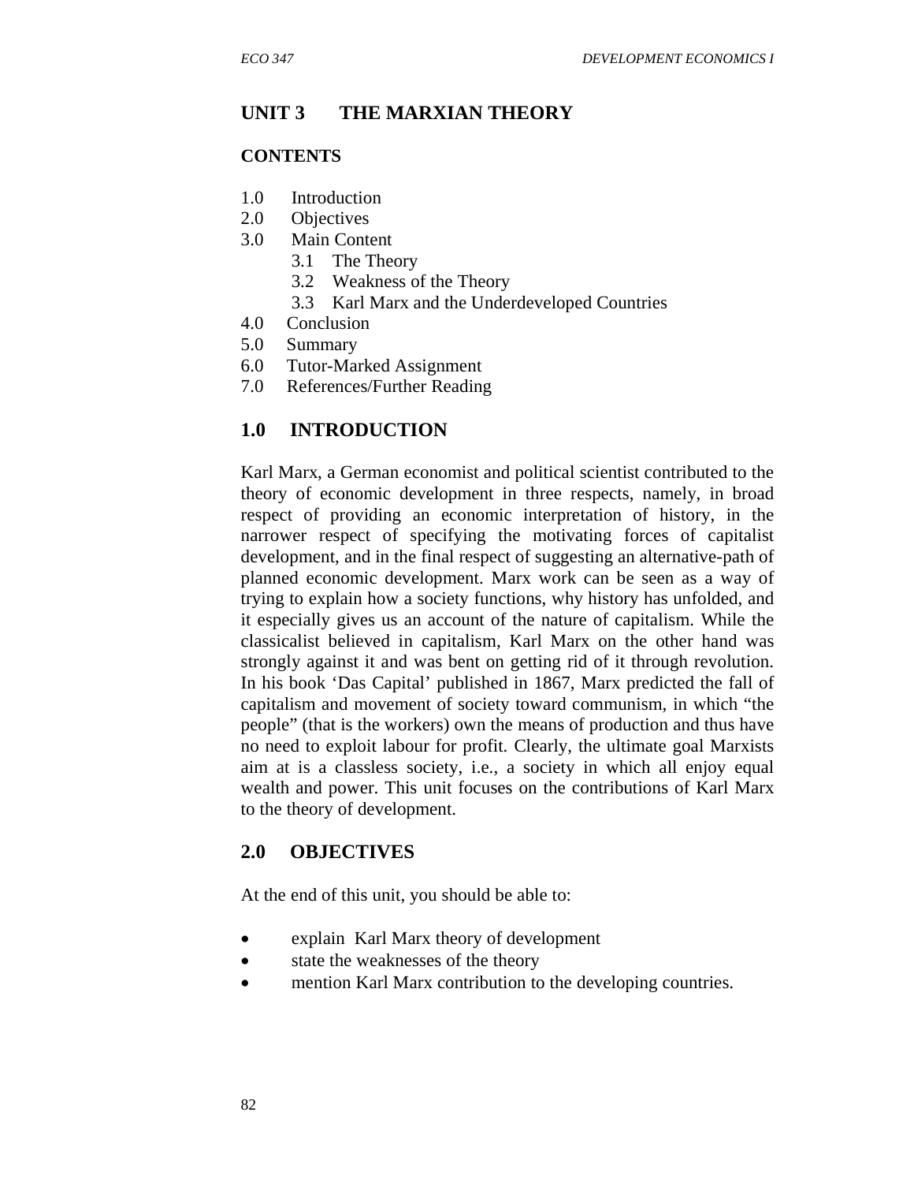# UNIT 3 THE MARXIAN THEORY

## CONTENTS

1.0 Introduction
2.0 Objectives
3.0 Main Content
  3.1 The Theory
  3.2 Weakness of the Theory
  3.3 Karl Marx and the Underdeveloped Countries
4.0 Conclusion
5.0 Summary
6.0 Tutor-Marked Assignment
7.0 References/Further Reading

## 1.0 INTRODUCTION

Karl Marx, a German economist and political scientist contributed to the theory of economic development in three respects, namely, in broad respect of providing an economic interpretation of history, in the narrower respect of specifying the motivating forces of capitalist development, and in the final respect of suggesting an alternative-path of planned economic development. Marx work can be seen as a way of trying to explain how a society functions, why history has unfolded, and it especially gives us an account of the nature of capitalism. While the classicalist believed in capitalism, Karl Marx on the other hand was strongly against it and was bent on getting rid of it through revolution. In his book 'Das Capital' published in 1867, Marx predicted the fall of capitalism and movement of society toward communism, in which "the people" (that is the workers) own the means of production and thus have no need to exploit labour for profit. Clearly, the ultimate goal Marxists aim at is a classless society, i.e., a society in which all enjoy equal wealth and power. This unit focuses on the contributions of Karl Marx to the theory of development.

## 2.0 OBJECTIVES

At the end of this unit, you should be able to:

- explain Karl Marx theory of development
- state the weaknesses of the theory
- mention Karl Marx contribution to the developing countries.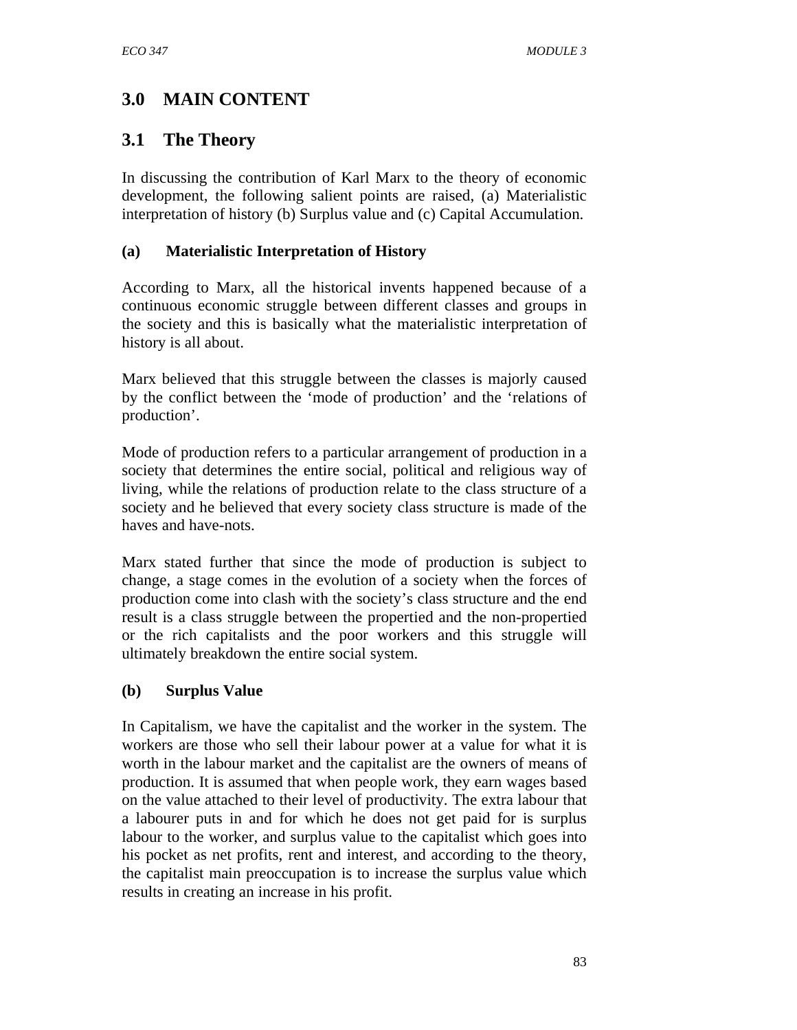## 3.0 MAIN CONTENT

## 3.1 The Theory

In discussing the contribution of Karl Marx to the theory of economic development, the following salient points are raised, (a) Materialistic interpretation of history (b) Surplus value and (c) Capital Accumulation.

### (a) Materialistic Interpretation of History

According to Marx, all the historical invents happened because of a continuous economic struggle between different classes and groups in the society and this is basically what the materialistic interpretation of history is all about.

Marx believed that this struggle between the classes is majorly caused by the conflict between the 'mode of production' and the 'relations of production'.

Mode of production refers to a particular arrangement of production in a society that determines the entire social, political and religious way of living, while the relations of production relate to the class structure of a society and he believed that every society class structure is made of the haves and have-nots.

Marx stated further that since the mode of production is subject to change, a stage comes in the evolution of a society when the forces of production come into clash with the society's class structure and the end result is a class struggle between the propertied and the non-propertied or the rich capitalists and the poor workers and this struggle will ultimately breakdown the entire social system.

### (b) Surplus Value

In Capitalism, we have the capitalist and the worker in the system. The workers are those who sell their labour power at a value for what it is worth in the labour market and the capitalist are the owners of means of production. It is assumed that when people work, they earn wages based on the value attached to their level of productivity. The extra labour that a labourer puts in and for which he does not get paid for is surplus labour to the worker, and surplus value to the capitalist which goes into his pocket as net profits, rent and interest, and according to the theory, the capitalist main preoccupation is to increase the surplus value which results in creating an increase in his profit.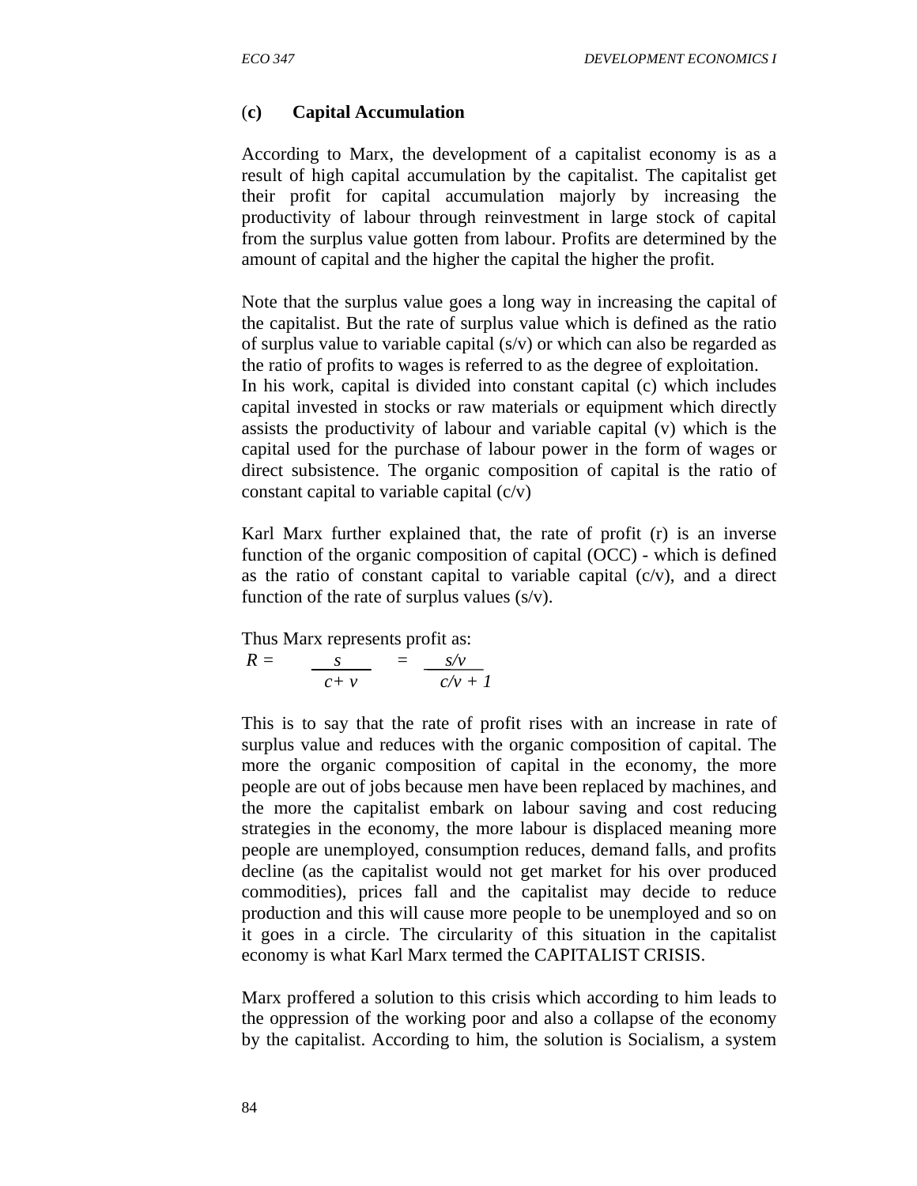### (c) Capital Accumulation

According to Marx, the development of a capitalist economy is as a result of high capital accumulation by the capitalist. The capitalist get their profit for capital accumulation majorly by increasing the productivity of labour through reinvestment in large stock of capital from the surplus value gotten from labour. Profits are determined by the amount of capital and the higher the capital the higher the profit.

Note that the surplus value goes a long way in increasing the capital of the capitalist. But the rate of surplus value which is defined as the ratio of surplus value to variable capital (s/v) or which can also be regarded as the ratio of profits to wages is referred to as the degree of exploitation.
In his work, capital is divided into constant capital (c) which includes capital invested in stocks or raw materials or equipment which directly assists the productivity of labour and variable capital (v) which is the capital used for the purchase of labour power in the form of wages or direct subsistence. The organic composition of capital is the ratio of constant capital to variable capital (c/v)

Karl Marx further explained that, the rate of profit (r) is an inverse function of the organic composition of capital (OCC) - which is defined as the ratio of constant capital to variable capital (c/v), and a direct function of the rate of surplus values (s/v).

Thus Marx represents profit as:

$$R = \frac{s}{c + v} = \frac{s/v}{c/v + 1}$$

This is to say that the rate of profit rises with an increase in rate of surplus value and reduces with the organic composition of capital. The more the organic composition of capital in the economy, the more people are out of jobs because men have been replaced by machines, and the more the capitalist embark on labour saving and cost reducing strategies in the economy, the more labour is displaced meaning more people are unemployed, consumption reduces, demand falls, and profits decline (as the capitalist would not get market for his over produced commodities), prices fall and the capitalist may decide to reduce production and this will cause more people to be unemployed and so on it goes in a circle. The circularity of this situation in the capitalist economy is what Karl Marx termed the CAPITALIST CRISIS.

Marx proffered a solution to this crisis which according to him leads to the oppression of the working poor and also a collapse of the economy by the capitalist. According to him, the solution is Socialism, a system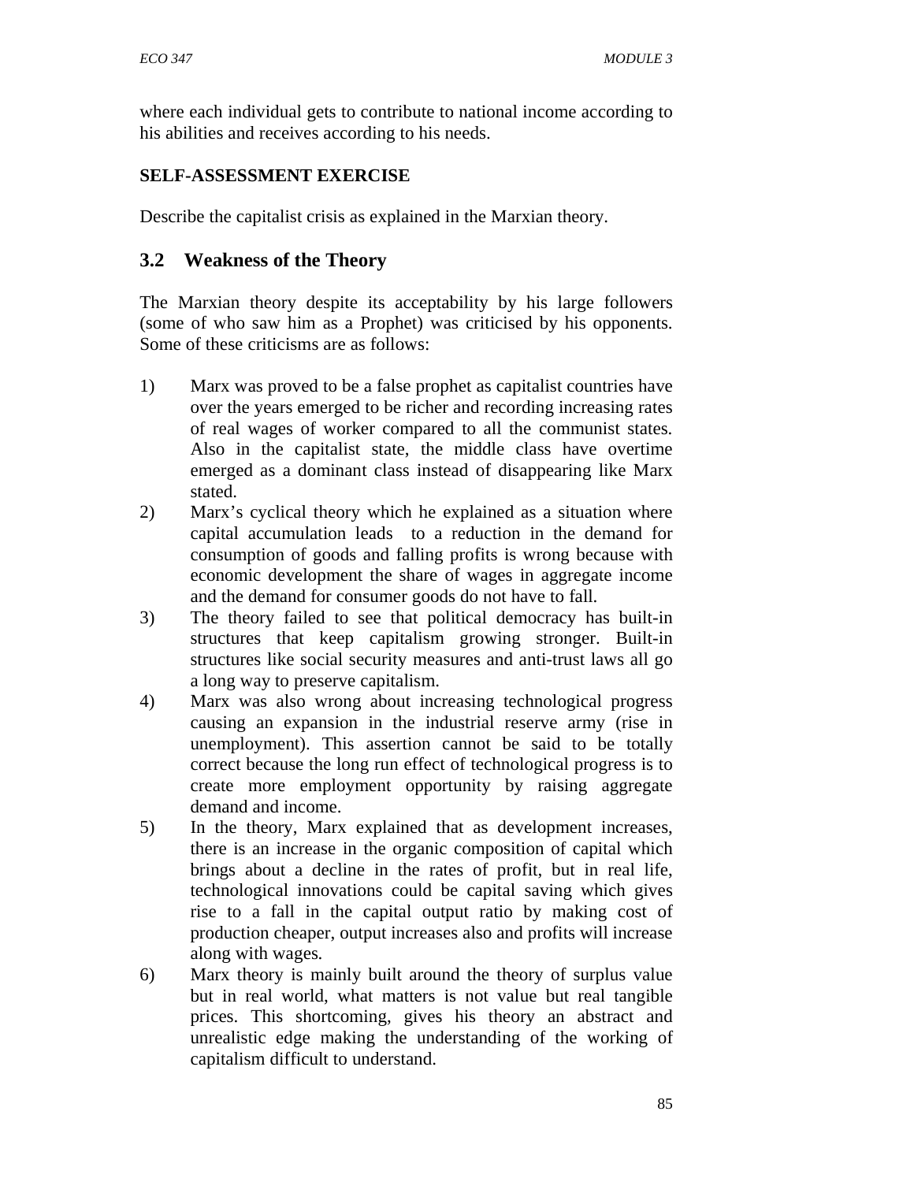where each individual gets to contribute to national income according to his abilities and receives according to his needs.

**SELF-ASSESSMENT EXERCISE**

Describe the capitalist crisis as explained in the Marxian theory.

## 3.2 Weakness of the Theory

The Marxian theory despite its acceptability by his large followers (some of who saw him as a Prophet) was criticised by his opponents. Some of these criticisms are as follows:

1) Marx was proved to be a false prophet as capitalist countries have over the years emerged to be richer and recording increasing rates of real wages of worker compared to all the communist states. Also in the capitalist state, the middle class have overtime emerged as a dominant class instead of disappearing like Marx stated.
2) Marx's cyclical theory which he explained as a situation where capital accumulation leads to a reduction in the demand for consumption of goods and falling profits is wrong because with economic development the share of wages in aggregate income and the demand for consumer goods do not have to fall.
3) The theory failed to see that political democracy has built-in structures that keep capitalism growing stronger. Built-in structures like social security measures and anti-trust laws all go a long way to preserve capitalism.
4) Marx was also wrong about increasing technological progress causing an expansion in the industrial reserve army (rise in unemployment). This assertion cannot be said to be totally correct because the long run effect of technological progress is to create more employment opportunity by raising aggregate demand and income.
5) In the theory, Marx explained that as development increases, there is an increase in the organic composition of capital which brings about a decline in the rates of profit, but in real life, technological innovations could be capital saving which gives rise to a fall in the capital output ratio by making cost of production cheaper, output increases also and profits will increase along with wages.
6) Marx theory is mainly built around the theory of surplus value but in real world, what matters is not value but real tangible prices. This shortcoming, gives his theory an abstract and unrealistic edge making the understanding of the working of capitalism difficult to understand.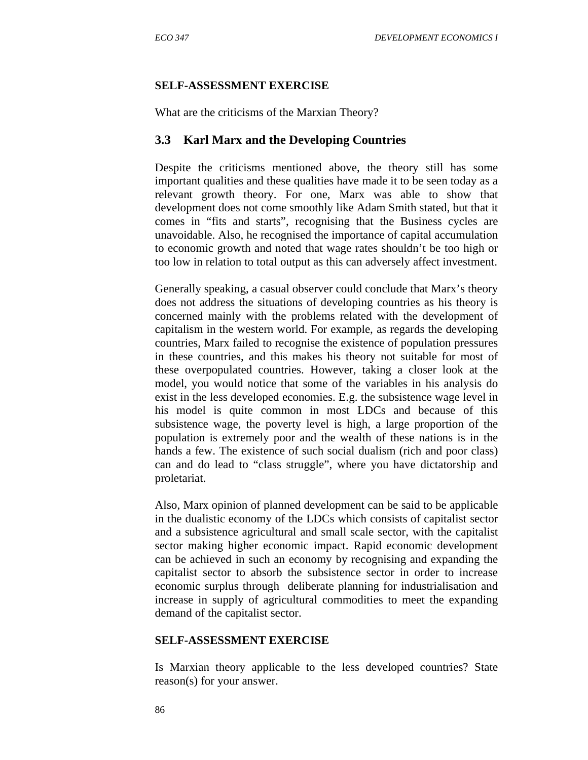**SELF-ASSESSMENT EXERCISE**

What are the criticisms of the Marxian Theory?

## 3.3 Karl Marx and the Developing Countries

Despite the criticisms mentioned above, the theory still has some important qualities and these qualities have made it to be seen today as a relevant growth theory. For one, Marx was able to show that development does not come smoothly like Adam Smith stated, but that it comes in "fits and starts", recognising that the Business cycles are unavoidable. Also, he recognised the importance of capital accumulation to economic growth and noted that wage rates shouldn't be too high or too low in relation to total output as this can adversely affect investment.

Generally speaking, a casual observer could conclude that Marx's theory does not address the situations of developing countries as his theory is concerned mainly with the problems related with the development of capitalism in the western world. For example, as regards the developing countries, Marx failed to recognise the existence of population pressures in these countries, and this makes his theory not suitable for most of these overpopulated countries. However, taking a closer look at the model, you would notice that some of the variables in his analysis do exist in the less developed economies. E.g. the subsistence wage level in his model is quite common in most LDCs and because of this subsistence wage, the poverty level is high, a large proportion of the population is extremely poor and the wealth of these nations is in the hands a few. The existence of such social dualism (rich and poor class) can and do lead to "class struggle", where you have dictatorship and proletariat.

Also, Marx opinion of planned development can be said to be applicable in the dualistic economy of the LDCs which consists of capitalist sector and a subsistence agricultural and small scale sector, with the capitalist sector making higher economic impact. Rapid economic development can be achieved in such an economy by recognising and expanding the capitalist sector to absorb the subsistence sector in order to increase economic surplus through deliberate planning for industrialisation and increase in supply of agricultural commodities to meet the expanding demand of the capitalist sector.

**SELF-ASSESSMENT EXERCISE**

Is Marxian theory applicable to the less developed countries? State reason(s) for your answer.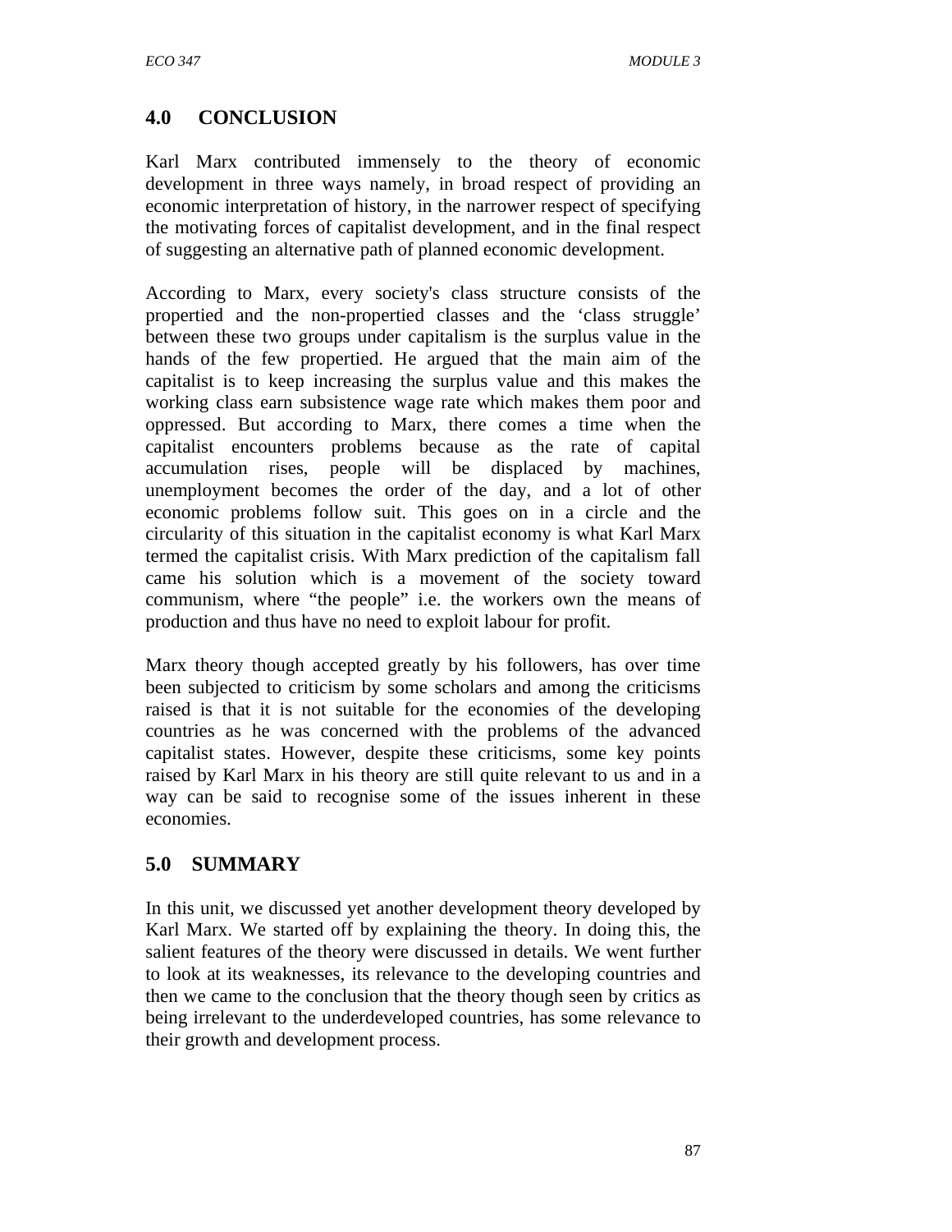## 4.0 CONCLUSION

Karl Marx contributed immensely to the theory of economic development in three ways namely, in broad respect of providing an economic interpretation of history, in the narrower respect of specifying the motivating forces of capitalist development, and in the final respect of suggesting an alternative path of planned economic development.

According to Marx, every society's class structure consists of the propertied and the non-propertied classes and the 'class struggle' between these two groups under capitalism is the surplus value in the hands of the few propertied. He argued that the main aim of the capitalist is to keep increasing the surplus value and this makes the working class earn subsistence wage rate which makes them poor and oppressed. But according to Marx, there comes a time when the capitalist encounters problems because as the rate of capital accumulation rises, people will be displaced by machines, unemployment becomes the order of the day, and a lot of other economic problems follow suit. This goes on in a circle and the circularity of this situation in the capitalist economy is what Karl Marx termed the capitalist crisis. With Marx prediction of the capitalism fall came his solution which is a movement of the society toward communism, where "the people" i.e. the workers own the means of production and thus have no need to exploit labour for profit.

Marx theory though accepted greatly by his followers, has over time been subjected to criticism by some scholars and among the criticisms raised is that it is not suitable for the economies of the developing countries as he was concerned with the problems of the advanced capitalist states. However, despite these criticisms, some key points raised by Karl Marx in his theory are still quite relevant to us and in a way can be said to recognise some of the issues inherent in these economies.

## 5.0 SUMMARY

In this unit, we discussed yet another development theory developed by Karl Marx. We started off by explaining the theory. In doing this, the salient features of the theory were discussed in details. We went further to look at its weaknesses, its relevance to the developing countries and then we came to the conclusion that the theory though seen by critics as being irrelevant to the underdeveloped countries, has some relevance to their growth and development process.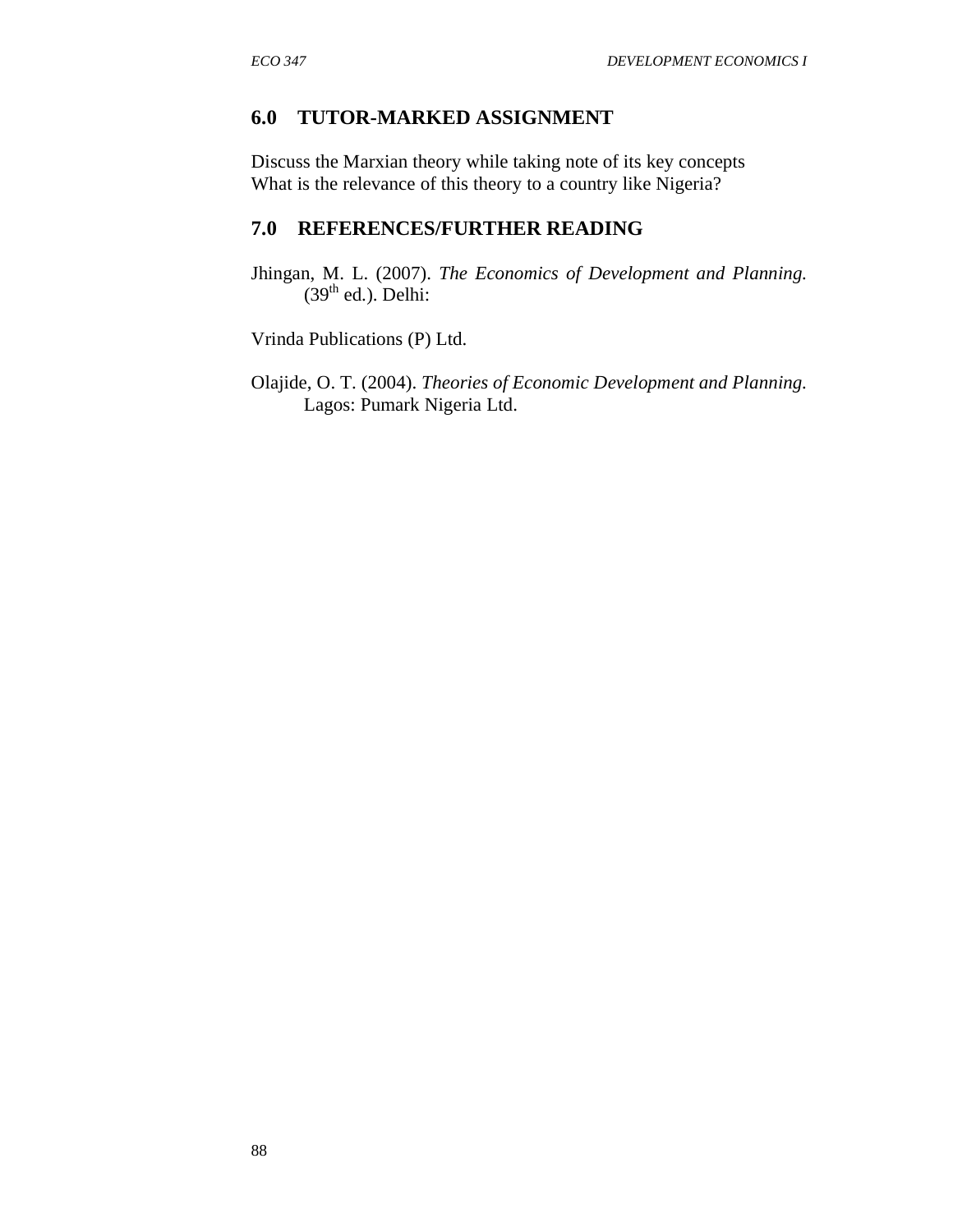## 6.0 TUTOR-MARKED ASSIGNMENT

Discuss the Marxian theory while taking note of its key concepts
What is the relevance of this theory to a country like Nigeria?

## 7.0 REFERENCES/FURTHER READING

Jhingan, M. L. (2007). *The Economics of Development and Planning.* (39th ed.). Delhi:

Vrinda Publications (P) Ltd.

Olajide, O. T. (2004). *Theories of Economic Development and Planning.* Lagos: Pumark Nigeria Ltd.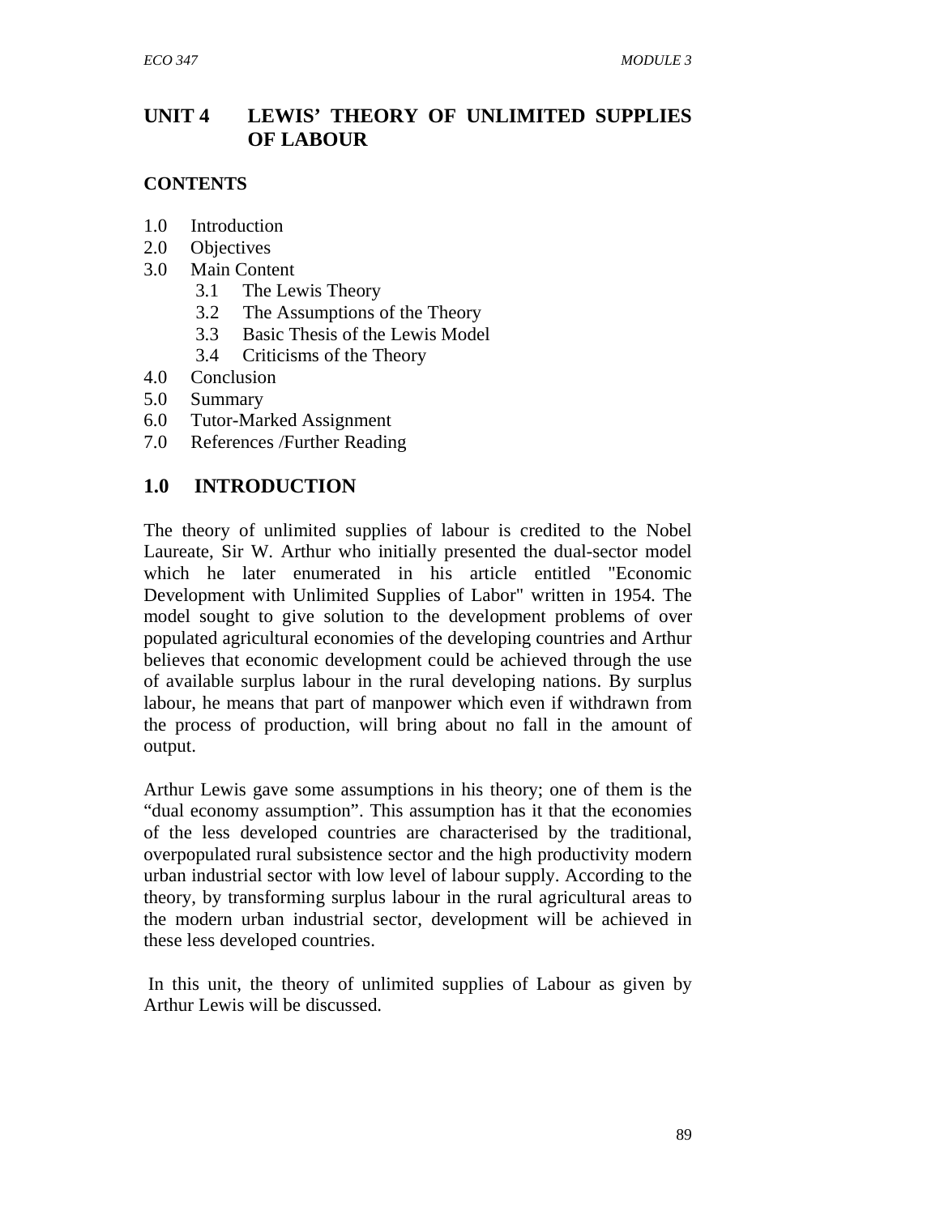# UNIT 4 LEWIS' THEORY OF UNLIMITED SUPPLIES OF LABOUR

## CONTENTS

1.0 Introduction
2.0 Objectives
3.0 Main Content
   3.1 The Lewis Theory
   3.2 The Assumptions of the Theory
   3.3 Basic Thesis of the Lewis Model
   3.4 Criticisms of the Theory
4.0 Conclusion
5.0 Summary
6.0 Tutor-Marked Assignment
7.0 References /Further Reading

## 1.0 INTRODUCTION

The theory of unlimited supplies of labour is credited to the Nobel Laureate, Sir W. Arthur who initially presented the dual-sector model which he later enumerated in his article entitled "Economic Development with Unlimited Supplies of Labor" written in 1954. The model sought to give solution to the development problems of over populated agricultural economies of the developing countries and Arthur believes that economic development could be achieved through the use of available surplus labour in the rural developing nations. By surplus labour, he means that part of manpower which even if withdrawn from the process of production, will bring about no fall in the amount of output.

Arthur Lewis gave some assumptions in his theory; one of them is the "dual economy assumption". This assumption has it that the economies of the less developed countries are characterised by the traditional, overpopulated rural subsistence sector and the high productivity modern urban industrial sector with low level of labour supply. According to the theory, by transforming surplus labour in the rural agricultural areas to the modern urban industrial sector, development will be achieved in these less developed countries.

In this unit, the theory of unlimited supplies of Labour as given by Arthur Lewis will be discussed.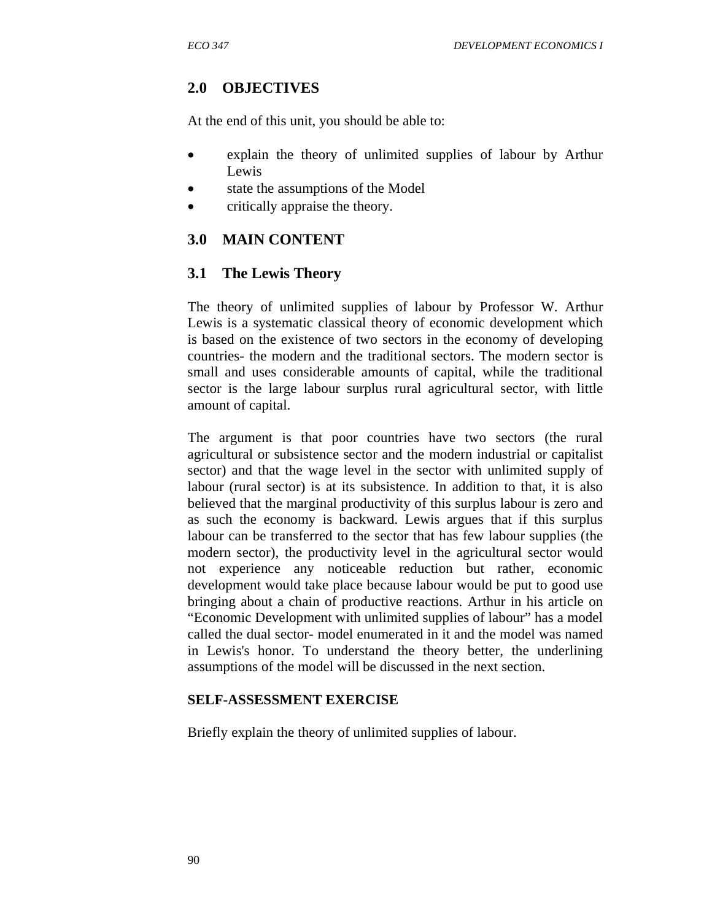## 2.0 OBJECTIVES

At the end of this unit, you should be able to:

- explain the theory of unlimited supplies of labour by Arthur Lewis
- state the assumptions of the Model
- critically appraise the theory.

## 3.0 MAIN CONTENT

### 3.1 The Lewis Theory

The theory of unlimited supplies of labour by Professor W. Arthur Lewis is a systematic classical theory of economic development which is based on the existence of two sectors in the economy of developing countries- the modern and the traditional sectors. The modern sector is small and uses considerable amounts of capital, while the traditional sector is the large labour surplus rural agricultural sector, with little amount of capital.

The argument is that poor countries have two sectors (the rural agricultural or subsistence sector and the modern industrial or capitalist sector) and that the wage level in the sector with unlimited supply of labour (rural sector) is at its subsistence. In addition to that, it is also believed that the marginal productivity of this surplus labour is zero and as such the economy is backward. Lewis argues that if this surplus labour can be transferred to the sector that has few labour supplies (the modern sector), the productivity level in the agricultural sector would not experience any noticeable reduction but rather, economic development would take place because labour would be put to good use bringing about a chain of productive reactions. Arthur in his article on "Economic Development with unlimited supplies of labour" has a model called the dual sector- model enumerated in it and the model was named in Lewis's honor. To understand the theory better, the underlining assumptions of the model will be discussed in the next section.

**SELF-ASSESSMENT EXERCISE**

Briefly explain the theory of unlimited supplies of labour.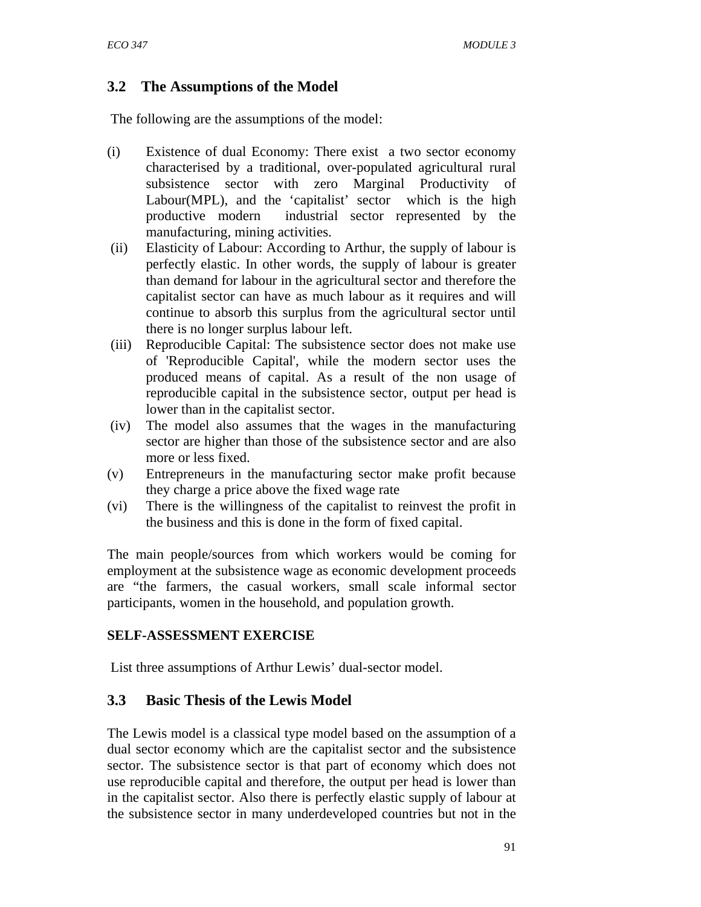## 3.2 The Assumptions of the Model

The following are the assumptions of the model:

(i) Existence of dual Economy: There exist a two sector economy characterised by a traditional, over-populated agricultural rural subsistence sector with zero Marginal Productivity of Labour(MPL), and the 'capitalist' sector which is the high productive modern industrial sector represented by the manufacturing, mining activities.

(ii) Elasticity of Labour: According to Arthur, the supply of labour is perfectly elastic. In other words, the supply of labour is greater than demand for labour in the agricultural sector and therefore the capitalist sector can have as much labour as it requires and will continue to absorb this surplus from the agricultural sector until there is no longer surplus labour left.

(iii) Reproducible Capital: The subsistence sector does not make use of 'Reproducible Capital', while the modern sector uses the produced means of capital. As a result of the non usage of reproducible capital in the subsistence sector, output per head is lower than in the capitalist sector.

(iv) The model also assumes that the wages in the manufacturing sector are higher than those of the subsistence sector and are also more or less fixed.

(v) Entrepreneurs in the manufacturing sector make profit because they charge a price above the fixed wage rate

(vi) There is the willingness of the capitalist to reinvest the profit in the business and this is done in the form of fixed capital.

The main people/sources from which workers would be coming for employment at the subsistence wage as economic development proceeds are "the farmers, the casual workers, small scale informal sector participants, women in the household, and population growth.

**SELF-ASSESSMENT EXERCISE**

List three assumptions of Arthur Lewis' dual-sector model.

## 3.3 Basic Thesis of the Lewis Model

The Lewis model is a classical type model based on the assumption of a dual sector economy which are the capitalist sector and the subsistence sector. The subsistence sector is that part of economy which does not use reproducible capital and therefore, the output per head is lower than in the capitalist sector. Also there is perfectly elastic supply of labour at the subsistence sector in many underdeveloped countries but not in the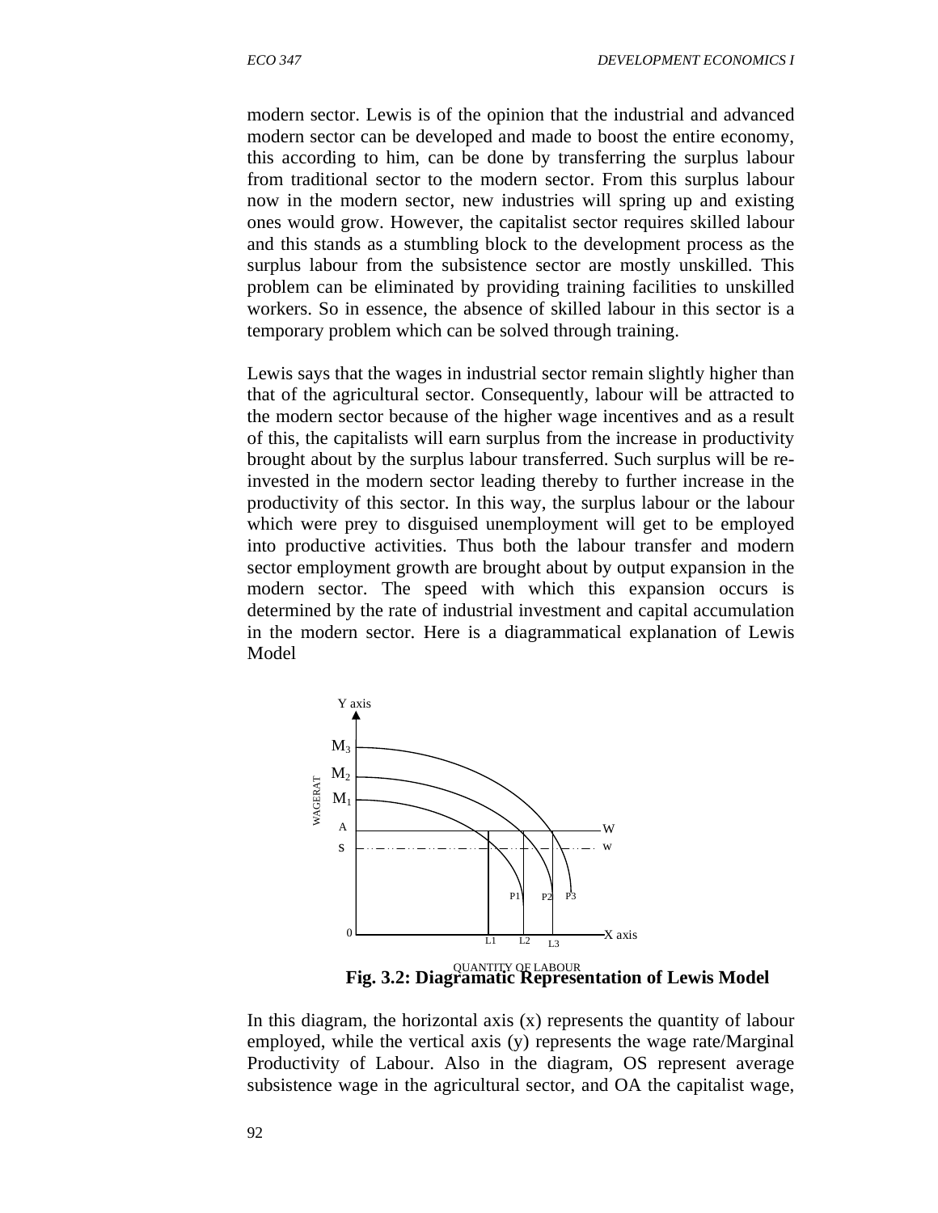modern sector. Lewis is of the opinion that the industrial and advanced modern sector can be developed and made to boost the entire economy, this according to him, can be done by transferring the surplus labour from traditional sector to the modern sector. From this surplus labour now in the modern sector, new industries will spring up and existing ones would grow. However, the capitalist sector requires skilled labour and this stands as a stumbling block to the development process as the surplus labour from the subsistence sector are mostly unskilled. This problem can be eliminated by providing training facilities to unskilled workers. So in essence, the absence of skilled labour in this sector is a temporary problem which can be solved through training.

Lewis says that the wages in industrial sector remain slightly higher than that of the agricultural sector. Consequently, labour will be attracted to the modern sector because of the higher wage incentives and as a result of this, the capitalists will earn surplus from the increase in productivity brought about by the surplus labour transferred. Such surplus will be re-invested in the modern sector leading thereby to further increase in the productivity of this sector. In this way, the surplus labour or the labour which were prey to disguised unemployment will get to be employed into productive activities. Thus both the labour transfer and modern sector employment growth are brought about by output expansion in the modern sector. The speed with which this expansion occurs is determined by the rate of industrial investment and capital accumulation in the modern sector. Here is a diagrammatical explanation of Lewis Model

**Fig. 3.2: Diagramatic Representation of Lewis Model**

In this diagram, the horizontal axis (x) represents the quantity of labour employed, while the vertical axis (y) represents the wage rate/Marginal Productivity of Labour. Also in the diagram, OS represent average subsistence wage in the agricultural sector, and OA the capitalist wage,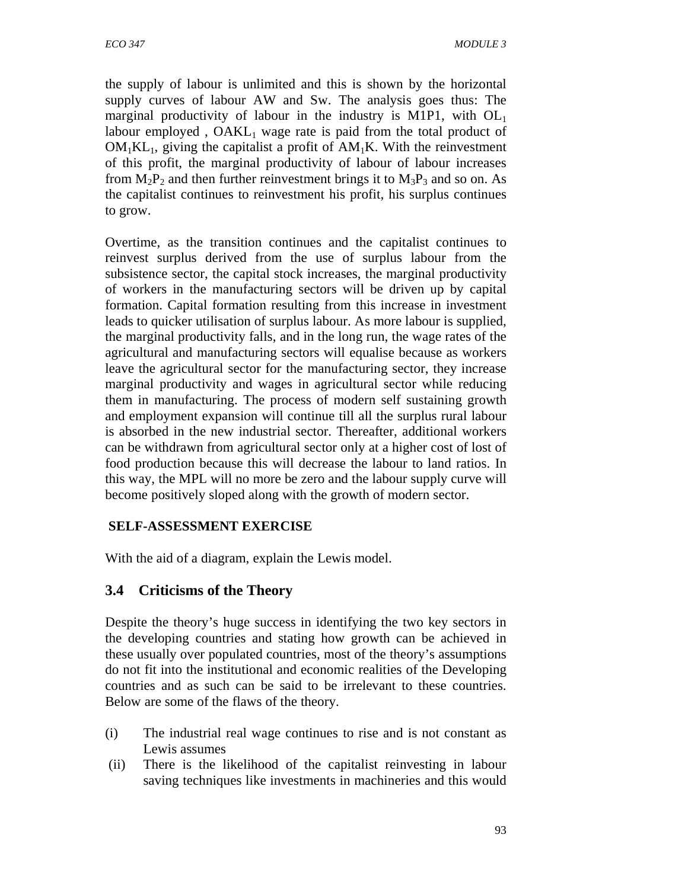the supply of labour is unlimited and this is shown by the horizontal supply curves of labour AW and Sw. The analysis goes thus: The marginal productivity of labour in the industry is M1P1, with $OL_1$ labour employed , $OAKL_1$ wage rate is paid from the total product of $OM_1KL_1$, giving the capitalist a profit of $AM_1K$. With the reinvestment of this profit, the marginal productivity of labour of labour increases from $M_2P_2$ and then further reinvestment brings it to $M_3P_3$ and so on. As the capitalist continues to reinvestment his profit, his surplus continues to grow.

Overtime, as the transition continues and the capitalist continues to reinvest surplus derived from the use of surplus labour from the subsistence sector, the capital stock increases, the marginal productivity of workers in the manufacturing sectors will be driven up by capital formation. Capital formation resulting from this increase in investment leads to quicker utilisation of surplus labour. As more labour is supplied, the marginal productivity falls, and in the long run, the wage rates of the agricultural and manufacturing sectors will equalise because as workers leave the agricultural sector for the manufacturing sector, they increase marginal productivity and wages in agricultural sector while reducing them in manufacturing. The process of modern self sustaining growth and employment expansion will continue till all the surplus rural labour is absorbed in the new industrial sector. Thereafter, additional workers can be withdrawn from agricultural sector only at a higher cost of lost of food production because this will decrease the labour to land ratios. In this way, the MPL will no more be zero and the labour supply curve will become positively sloped along with the growth of modern sector.

**SELF-ASSESSMENT EXERCISE**

With the aid of a diagram, explain the Lewis model.

## 3.4 Criticisms of the Theory

Despite the theory's huge success in identifying the two key sectors in the developing countries and stating how growth can be achieved in these usually over populated countries, most of the theory's assumptions do not fit into the institutional and economic realities of the Developing countries and as such can be said to be irrelevant to these countries. Below are some of the flaws of the theory.

(i) The industrial real wage continues to rise and is not constant as Lewis assumes

(ii) There is the likelihood of the capitalist reinvesting in labour saving techniques like investments in machineries and this would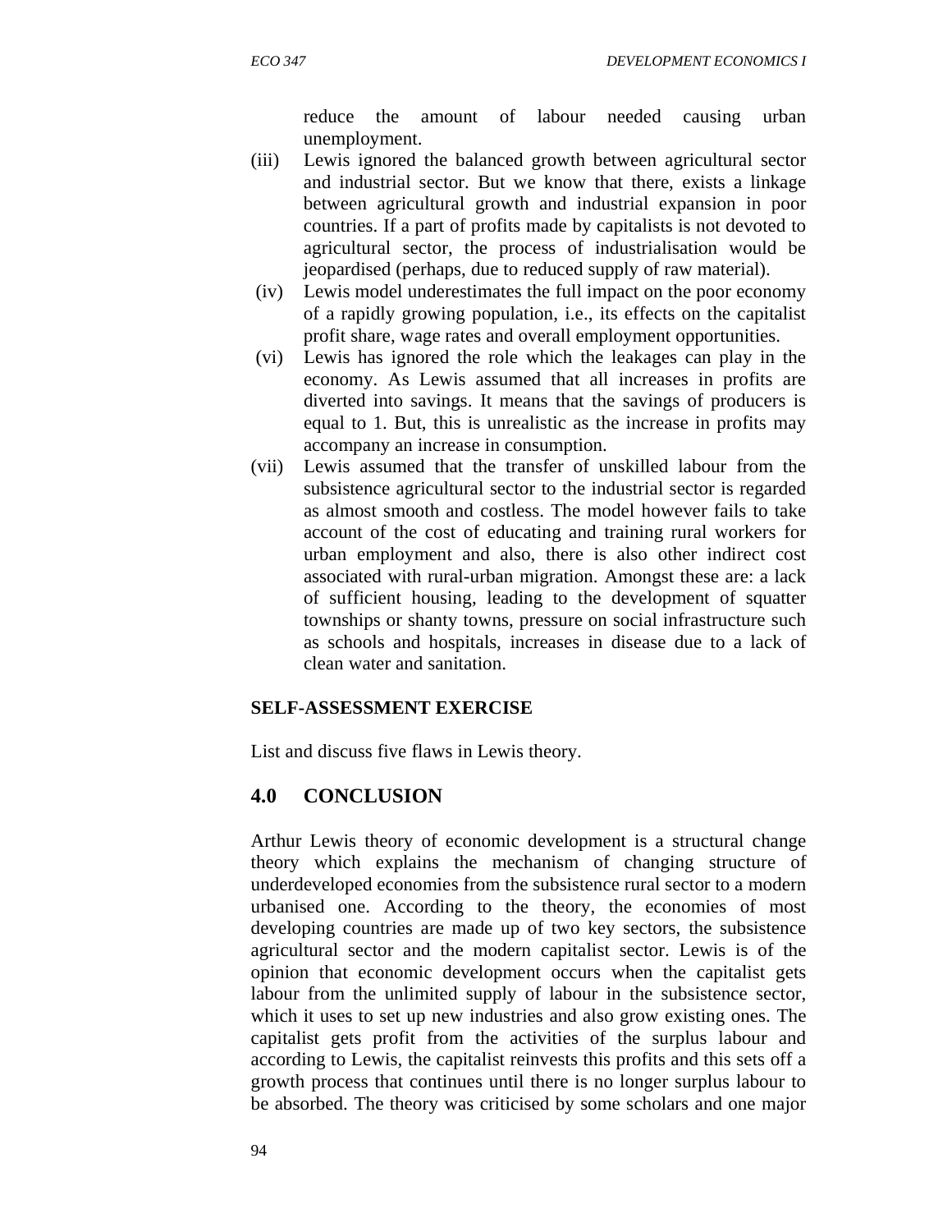reduce the amount of labour needed causing urban unemployment.

(iii) Lewis ignored the balanced growth between agricultural sector and industrial sector. But we know that there, exists a linkage between agricultural growth and industrial expansion in poor countries. If a part of profits made by capitalists is not devoted to agricultural sector, the process of industrialisation would be jeopardised (perhaps, due to reduced supply of raw material).

(iv) Lewis model underestimates the full impact on the poor economy of a rapidly growing population, i.e., its effects on the capitalist profit share, wage rates and overall employment opportunities.

(vi) Lewis has ignored the role which the leakages can play in the economy. As Lewis assumed that all increases in profits are diverted into savings. It means that the savings of producers is equal to 1. But, this is unrealistic as the increase in profits may accompany an increase in consumption.

(vii) Lewis assumed that the transfer of unskilled labour from the subsistence agricultural sector to the industrial sector is regarded as almost smooth and costless. The model however fails to take account of the cost of educating and training rural workers for urban employment and also, there is also other indirect cost associated with rural-urban migration. Amongst these are: a lack of sufficient housing, leading to the development of squatter townships or shanty towns, pressure on social infrastructure such as schools and hospitals, increases in disease due to a lack of clean water and sanitation.

**SELF-ASSESSMENT EXERCISE**

List and discuss five flaws in Lewis theory.

## 4.0 CONCLUSION

Arthur Lewis theory of economic development is a structural change theory which explains the mechanism of changing structure of underdeveloped economies from the subsistence rural sector to a modern urbanised one. According to the theory, the economies of most developing countries are made up of two key sectors, the subsistence agricultural sector and the modern capitalist sector. Lewis is of the opinion that economic development occurs when the capitalist gets labour from the unlimited supply of labour in the subsistence sector, which it uses to set up new industries and also grow existing ones. The capitalist gets profit from the activities of the surplus labour and according to Lewis, the capitalist reinvests this profits and this sets off a growth process that continues until there is no longer surplus labour to be absorbed. The theory was criticised by some scholars and one major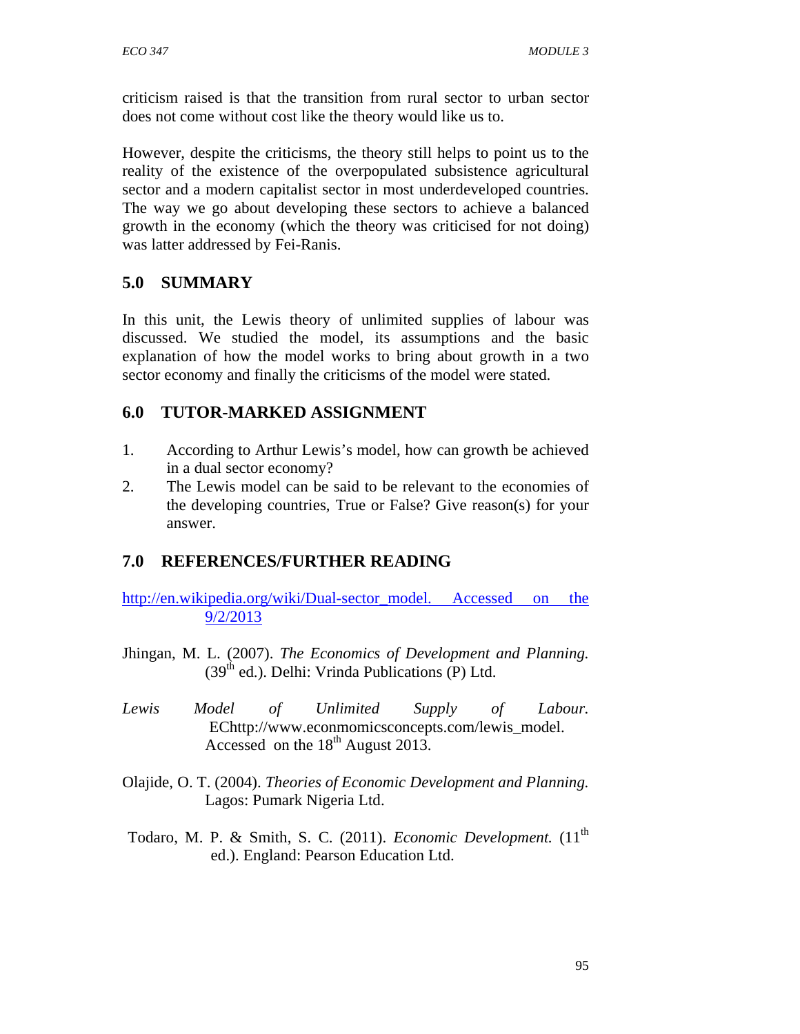criticism raised is that the transition from rural sector to urban sector does not come without cost like the theory would like us to.

However, despite the criticisms, the theory still helps to point us to the reality of the existence of the overpopulated subsistence agricultural sector and a modern capitalist sector in most underdeveloped countries. The way we go about developing these sectors to achieve a balanced growth in the economy (which the theory was criticised for not doing) was latter addressed by Fei-Ranis.

## 5.0 SUMMARY

In this unit, the Lewis theory of unlimited supplies of labour was discussed. We studied the model, its assumptions and the basic explanation of how the model works to bring about growth in a two sector economy and finally the criticisms of the model were stated.

## 6.0 TUTOR-MARKED ASSIGNMENT

1. According to Arthur Lewis's model, how can growth be achieved in a dual sector economy?
2. The Lewis model can be said to be relevant to the economies of the developing countries, True or False? Give reason(s) for your answer.

## 7.0 REFERENCES/FURTHER READING

http://en.wikipedia.org/wiki/Dual-sector_model. Accessed on the 9/2/2013

Jhingan, M. L. (2007). *The Economics of Development and Planning.* (39th ed.). Delhi: Vrinda Publications (P) Ltd.

*Lewis Model of Unlimited Supply of Labour.* EChttp://www.econmomicsconcepts.com/lewis_model. Accessed on the 18th August 2013.

Olajide, O. T. (2004). *Theories of Economic Development and Planning.* Lagos: Pumark Nigeria Ltd.

Todaro, M. P. & Smith, S. C. (2011). *Economic Development.* (11th ed.). England: Pearson Education Ltd.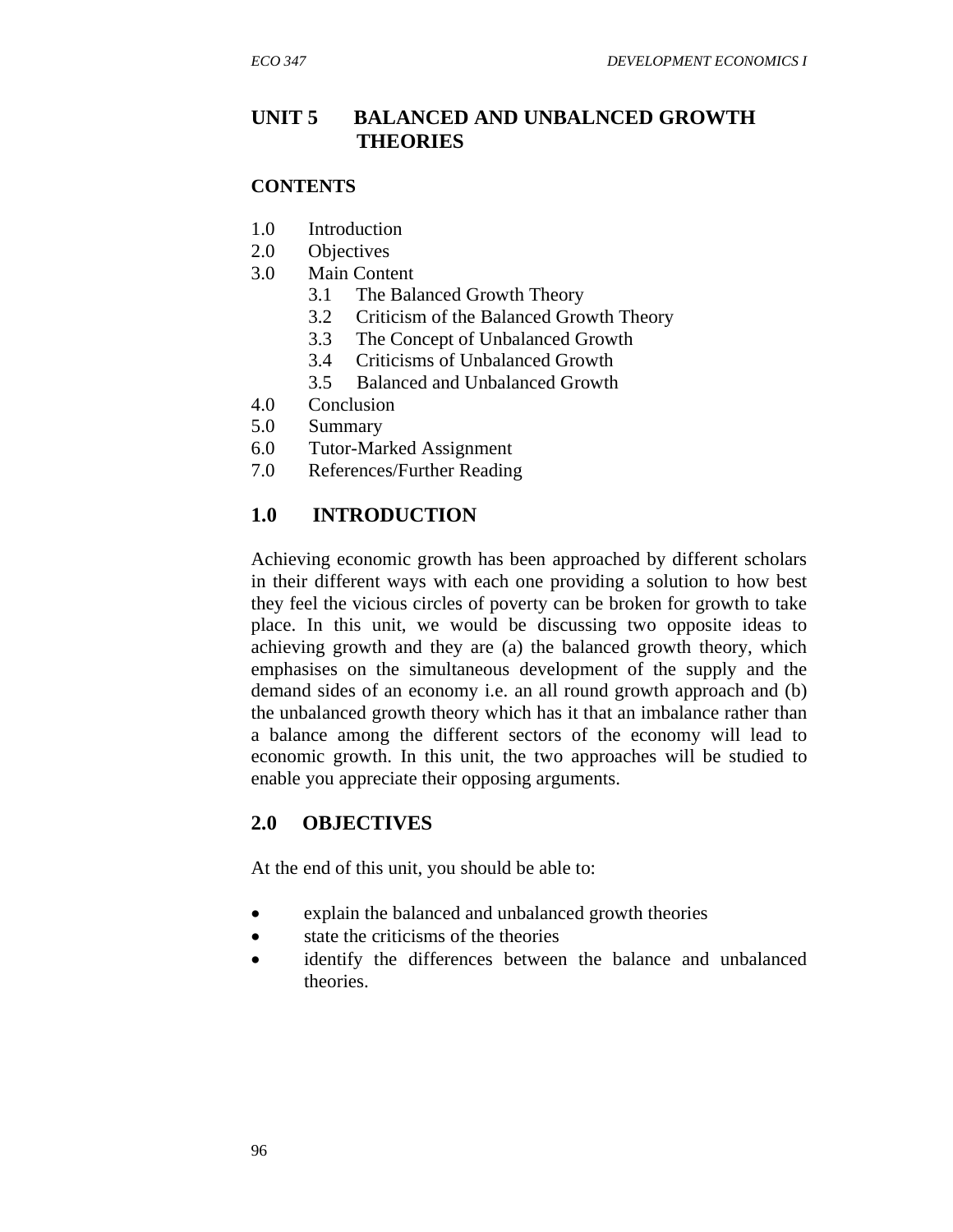# UNIT 5 BALANCED AND UNBALNCED GROWTH THEORIES

**CONTENTS**

1.0 Introduction
2.0 Objectives
3.0 Main Content
   3.1 The Balanced Growth Theory
   3.2 Criticism of the Balanced Growth Theory
   3.3 The Concept of Unbalanced Growth
   3.4 Criticisms of Unbalanced Growth
   3.5 Balanced and Unbalanced Growth
4.0 Conclusion
5.0 Summary
6.0 Tutor-Marked Assignment
7.0 References/Further Reading

## 1.0 INTRODUCTION

Achieving economic growth has been approached by different scholars in their different ways with each one providing a solution to how best they feel the vicious circles of poverty can be broken for growth to take place. In this unit, we would be discussing two opposite ideas to achieving growth and they are (a) the balanced growth theory, which emphasises on the simultaneous development of the supply and the demand sides of an economy i.e. an all round growth approach and (b) the unbalanced growth theory which has it that an imbalance rather than a balance among the different sectors of the economy will lead to economic growth. In this unit, the two approaches will be studied to enable you appreciate their opposing arguments.

## 2.0 OBJECTIVES

At the end of this unit, you should be able to:

- explain the balanced and unbalanced growth theories
- state the criticisms of the theories
- identify the differences between the balance and unbalanced theories.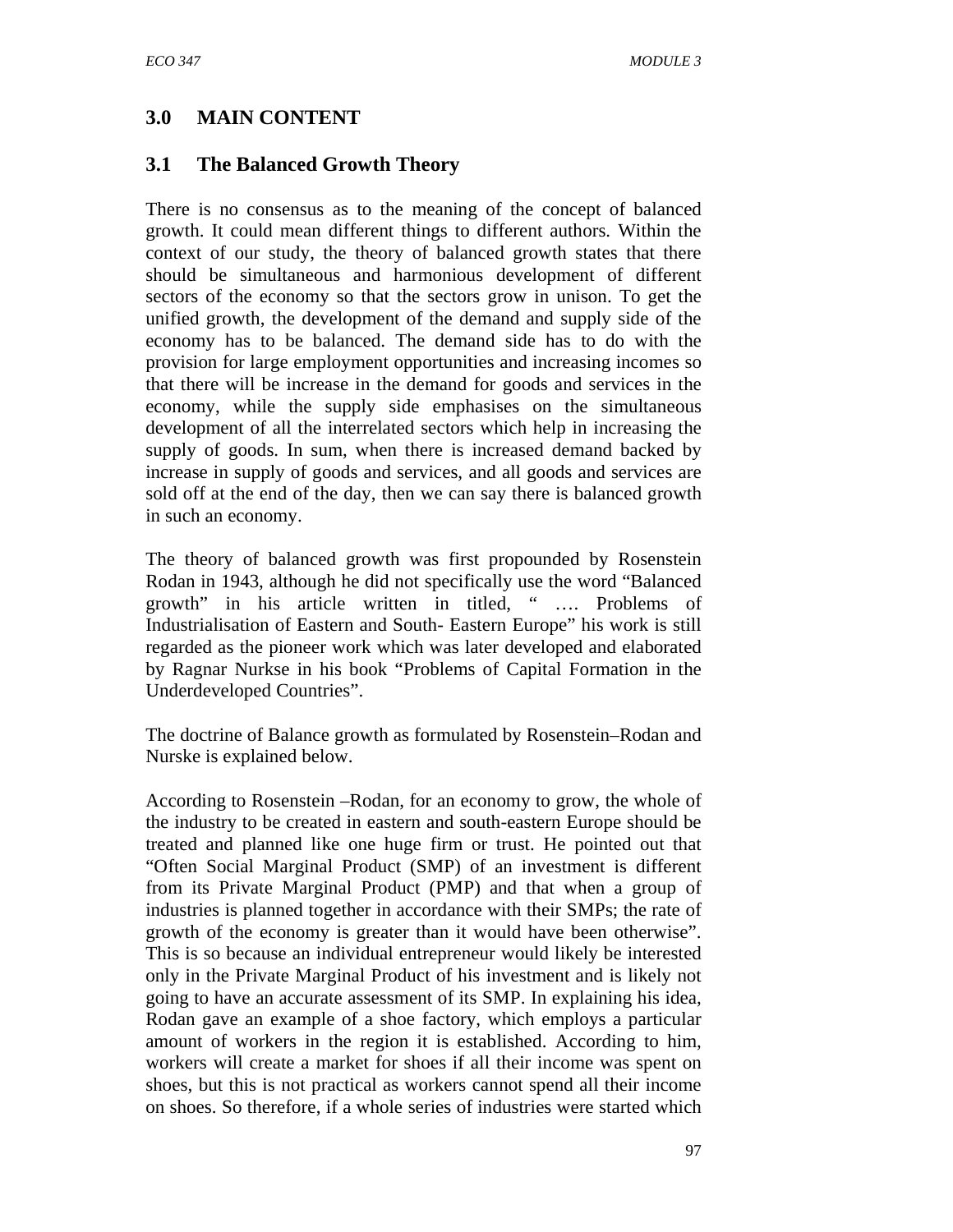## 3.0 MAIN CONTENT

### 3.1 The Balanced Growth Theory

There is no consensus as to the meaning of the concept of balanced growth. It could mean different things to different authors. Within the context of our study, the theory of balanced growth states that there should be simultaneous and harmonious development of different sectors of the economy so that the sectors grow in unison. To get the unified growth, the development of the demand and supply side of the economy has to be balanced. The demand side has to do with the provision for large employment opportunities and increasing incomes so that there will be increase in the demand for goods and services in the economy, while the supply side emphasises on the simultaneous development of all the interrelated sectors which help in increasing the supply of goods. In sum, when there is increased demand backed by increase in supply of goods and services, and all goods and services are sold off at the end of the day, then we can say there is balanced growth in such an economy.

The theory of balanced growth was first propounded by Rosenstein Rodan in 1943, although he did not specifically use the word "Balanced growth" in his article written in titled, " …. Problems of Industrialisation of Eastern and South- Eastern Europe" his work is still regarded as the pioneer work which was later developed and elaborated by Ragnar Nurkse in his book "Problems of Capital Formation in the Underdeveloped Countries".

The doctrine of Balance growth as formulated by Rosenstein–Rodan and Nurske is explained below.

According to Rosenstein –Rodan, for an economy to grow, the whole of the industry to be created in eastern and south-eastern Europe should be treated and planned like one huge firm or trust. He pointed out that "Often Social Marginal Product (SMP) of an investment is different from its Private Marginal Product (PMP) and that when a group of industries is planned together in accordance with their SMPs; the rate of growth of the economy is greater than it would have been otherwise". This is so because an individual entrepreneur would likely be interested only in the Private Marginal Product of his investment and is likely not going to have an accurate assessment of its SMP. In explaining his idea, Rodan gave an example of a shoe factory, which employs a particular amount of workers in the region it is established. According to him, workers will create a market for shoes if all their income was spent on shoes, but this is not practical as workers cannot spend all their income on shoes. So therefore, if a whole series of industries were started which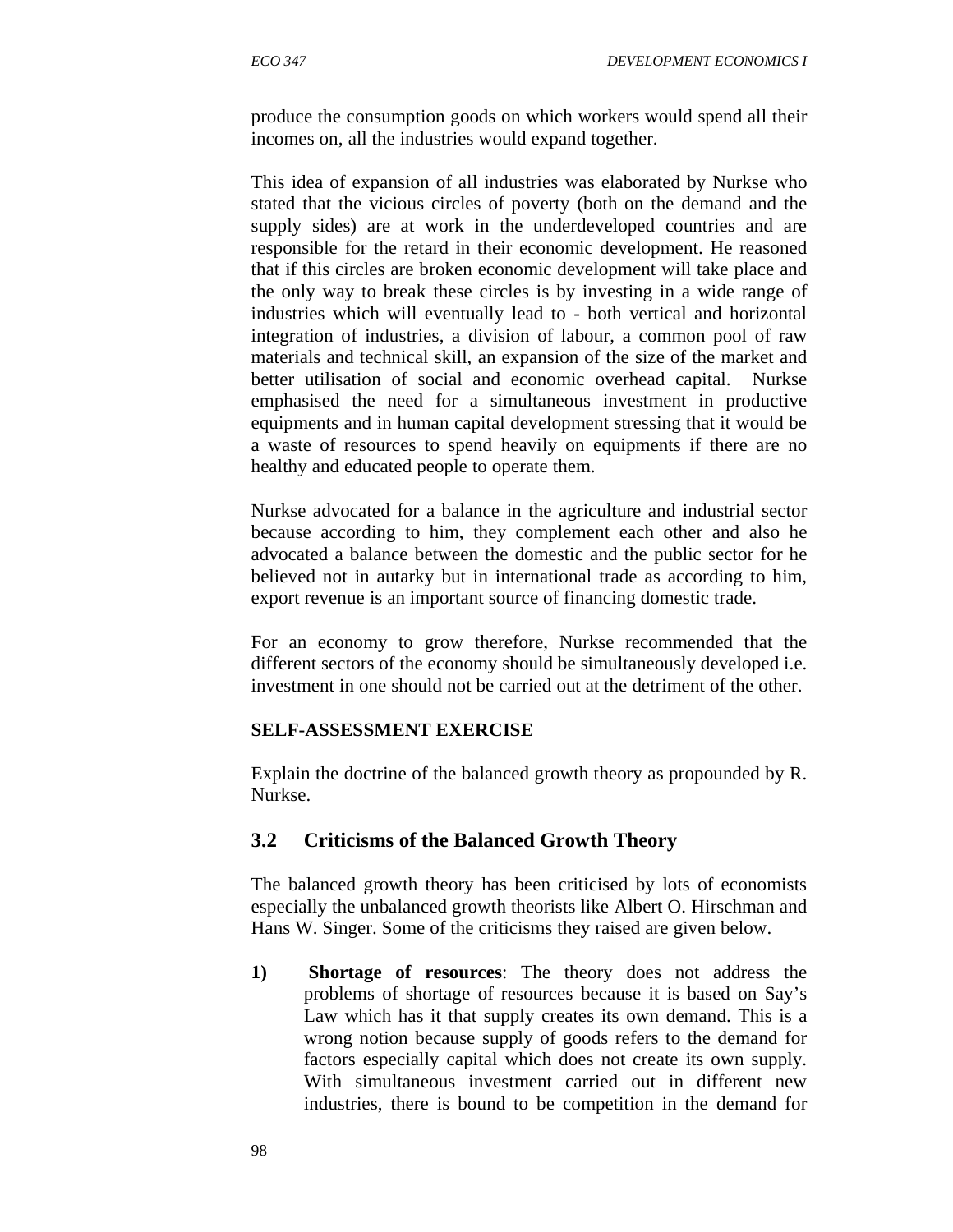produce the consumption goods on which workers would spend all their incomes on, all the industries would expand together.

This idea of expansion of all industries was elaborated by Nurkse who stated that the vicious circles of poverty (both on the demand and the supply sides) are at work in the underdeveloped countries and are responsible for the retard in their economic development. He reasoned that if this circles are broken economic development will take place and the only way to break these circles is by investing in a wide range of industries which will eventually lead to - both vertical and horizontal integration of industries, a division of labour, a common pool of raw materials and technical skill, an expansion of the size of the market and better utilisation of social and economic overhead capital. Nurkse emphasised the need for a simultaneous investment in productive equipments and in human capital development stressing that it would be a waste of resources to spend heavily on equipments if there are no healthy and educated people to operate them.

Nurkse advocated for a balance in the agriculture and industrial sector because according to him, they complement each other and also he advocated a balance between the domestic and the public sector for he believed not in autarky but in international trade as according to him, export revenue is an important source of financing domestic trade.

For an economy to grow therefore, Nurkse recommended that the different sectors of the economy should be simultaneously developed i.e. investment in one should not be carried out at the detriment of the other.

**SELF-ASSESSMENT EXERCISE**

Explain the doctrine of the balanced growth theory as propounded by R. Nurkse.

## 3.2 Criticisms of the Balanced Growth Theory

The balanced growth theory has been criticised by lots of economists especially the unbalanced growth theorists like Albert O. Hirschman and Hans W. Singer. Some of the criticisms they raised are given below.

1) **Shortage of resources**: The theory does not address the problems of shortage of resources because it is based on Say's Law which has it that supply creates its own demand. This is a wrong notion because supply of goods refers to the demand for factors especially capital which does not create its own supply. With simultaneous investment carried out in different new industries, there is bound to be competition in the demand for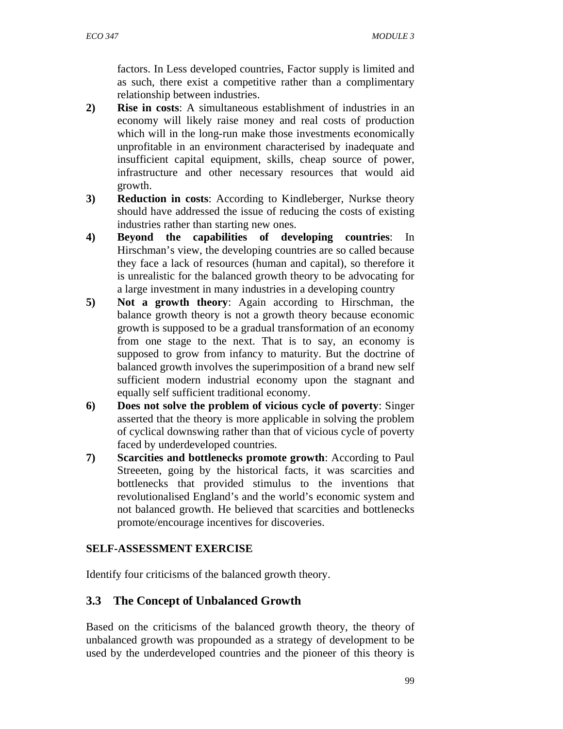factors. In Less developed countries, Factor supply is limited and as such, there exist a competitive rather than a complimentary relationship between industries.

2) **Rise in costs**: A simultaneous establishment of industries in an economy will likely raise money and real costs of production which will in the long-run make those investments economically unprofitable in an environment characterised by inadequate and insufficient capital equipment, skills, cheap source of power, infrastructure and other necessary resources that would aid growth.
3) **Reduction in costs**: According to Kindleberger, Nurkse theory should have addressed the issue of reducing the costs of existing industries rather than starting new ones.
4) **Beyond the capabilities of developing countries**: In Hirschman's view, the developing countries are so called because they face a lack of resources (human and capital), so therefore it is unrealistic for the balanced growth theory to be advocating for a large investment in many industries in a developing country
5) **Not a growth theory**: Again according to Hirschman, the balance growth theory is not a growth theory because economic growth is supposed to be a gradual transformation of an economy from one stage to the next. That is to say, an economy is supposed to grow from infancy to maturity. But the doctrine of balanced growth involves the superimposition of a brand new self sufficient modern industrial economy upon the stagnant and equally self sufficient traditional economy.
6) **Does not solve the problem of vicious cycle of poverty**: Singer asserted that the theory is more applicable in solving the problem of cyclical downswing rather than that of vicious cycle of poverty faced by underdeveloped countries.
7) **Scarcities and bottlenecks promote growth**: According to Paul Streeeten, going by the historical facts, it was scarcities and bottlenecks that provided stimulus to the inventions that revolutionalised England's and the world's economic system and not balanced growth. He believed that scarcities and bottlenecks promote/encourage incentives for discoveries.

**SELF-ASSESSMENT EXERCISE**

Identify four criticisms of the balanced growth theory.

## 3.3 The Concept of Unbalanced Growth

Based on the criticisms of the balanced growth theory, the theory of unbalanced growth was propounded as a strategy of development to be used by the underdeveloped countries and the pioneer of this theory is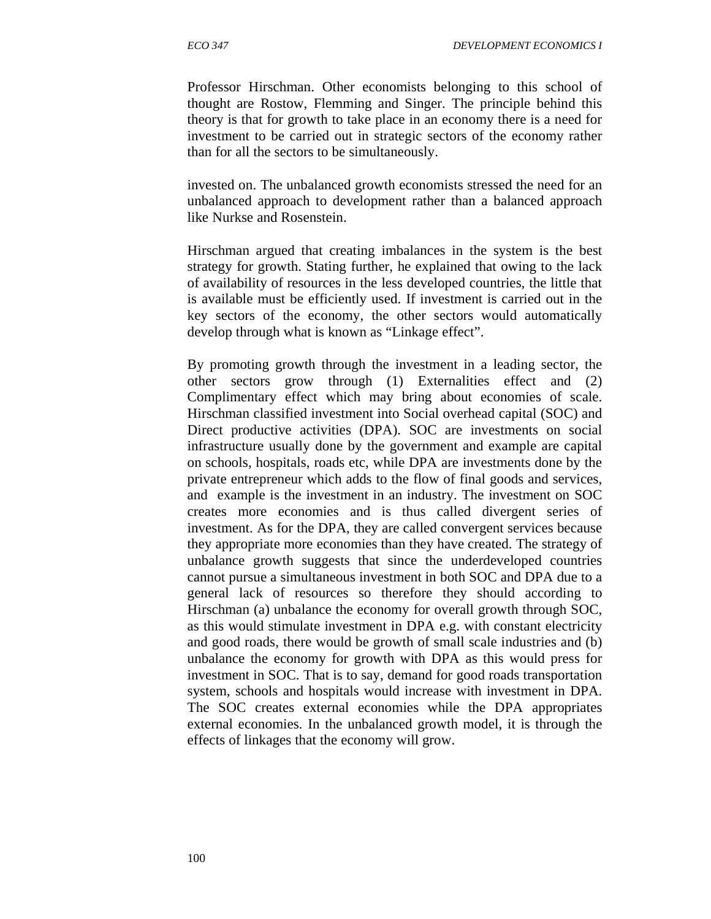Professor Hirschman. Other economists belonging to this school of thought are Rostow, Flemming and Singer. The principle behind this theory is that for growth to take place in an economy there is a need for investment to be carried out in strategic sectors of the economy rather than for all the sectors to be simultaneously.

invested on. The unbalanced growth economists stressed the need for an unbalanced approach to development rather than a balanced approach like Nurkse and Rosenstein.

Hirschman argued that creating imbalances in the system is the best strategy for growth. Stating further, he explained that owing to the lack of availability of resources in the less developed countries, the little that is available must be efficiently used. If investment is carried out in the key sectors of the economy, the other sectors would automatically develop through what is known as "Linkage effect".

By promoting growth through the investment in a leading sector, the other sectors grow through (1) Externalities effect and (2) Complimentary effect which may bring about economies of scale. Hirschman classified investment into Social overhead capital (SOC) and Direct productive activities (DPA). SOC are investments on social infrastructure usually done by the government and example are capital on schools, hospitals, roads etc, while DPA are investments done by the private entrepreneur which adds to the flow of final goods and services, and example is the investment in an industry. The investment on SOC creates more economies and is thus called divergent series of investment. As for the DPA, they are called convergent services because they appropriate more economies than they have created. The strategy of unbalance growth suggests that since the underdeveloped countries cannot pursue a simultaneous investment in both SOC and DPA due to a general lack of resources so therefore they should according to Hirschman (a) unbalance the economy for overall growth through SOC, as this would stimulate investment in DPA e.g. with constant electricity and good roads, there would be growth of small scale industries and (b) unbalance the economy for growth with DPA as this would press for investment in SOC. That is to say, demand for good roads transportation system, schools and hospitals would increase with investment in DPA. The SOC creates external economies while the DPA appropriates external economies. In the unbalanced growth model, it is through the effects of linkages that the economy will grow.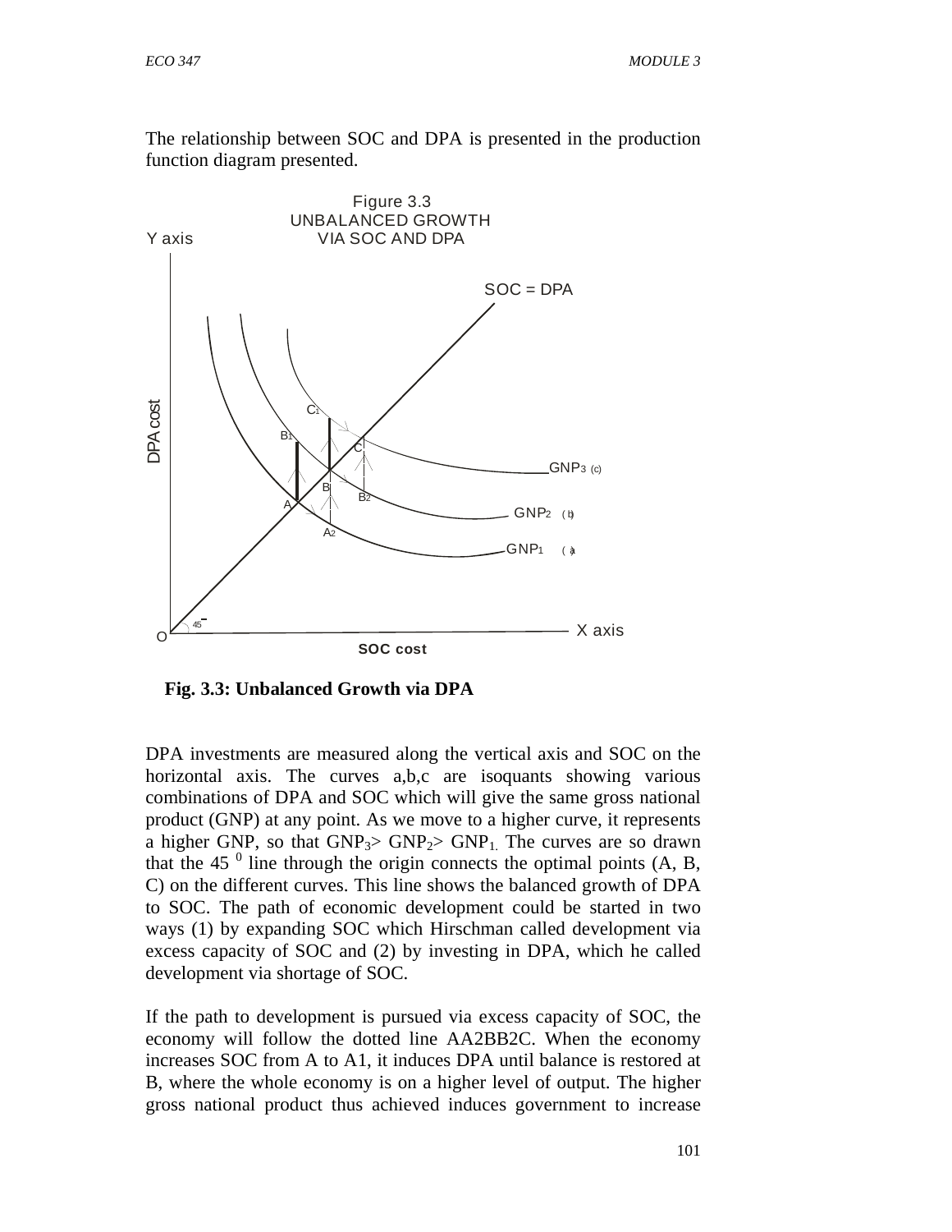The relationship between SOC and DPA is presented in the production function diagram presented.

Figure 3.3
UNBALANCED GROWTH
VIA SOC AND DPA

**Fig. 3.3: Unbalanced Growth via DPA**

DPA investments are measured along the vertical axis and SOC on the horizontal axis. The curves a,b,c are isoquants showing various combinations of DPA and SOC which will give the same gross national product (GNP) at any point. As we move to a higher curve, it represents a higher GNP, so that $GNP_3 > GNP_2 > GNP_1$. The curves are so drawn that the $45^0$ line through the origin connects the optimal points (A, B, C) on the different curves. This line shows the balanced growth of DPA to SOC. The path of economic development could be started in two ways (1) by expanding SOC which Hirschman called development via excess capacity of SOC and (2) by investing in DPA, which he called development via shortage of SOC.

If the path to development is pursued via excess capacity of SOC, the economy will follow the dotted line AA2BB2C. When the economy increases SOC from A to A1, it induces DPA until balance is restored at B, where the whole economy is on a higher level of output. The higher gross national product thus achieved induces government to increase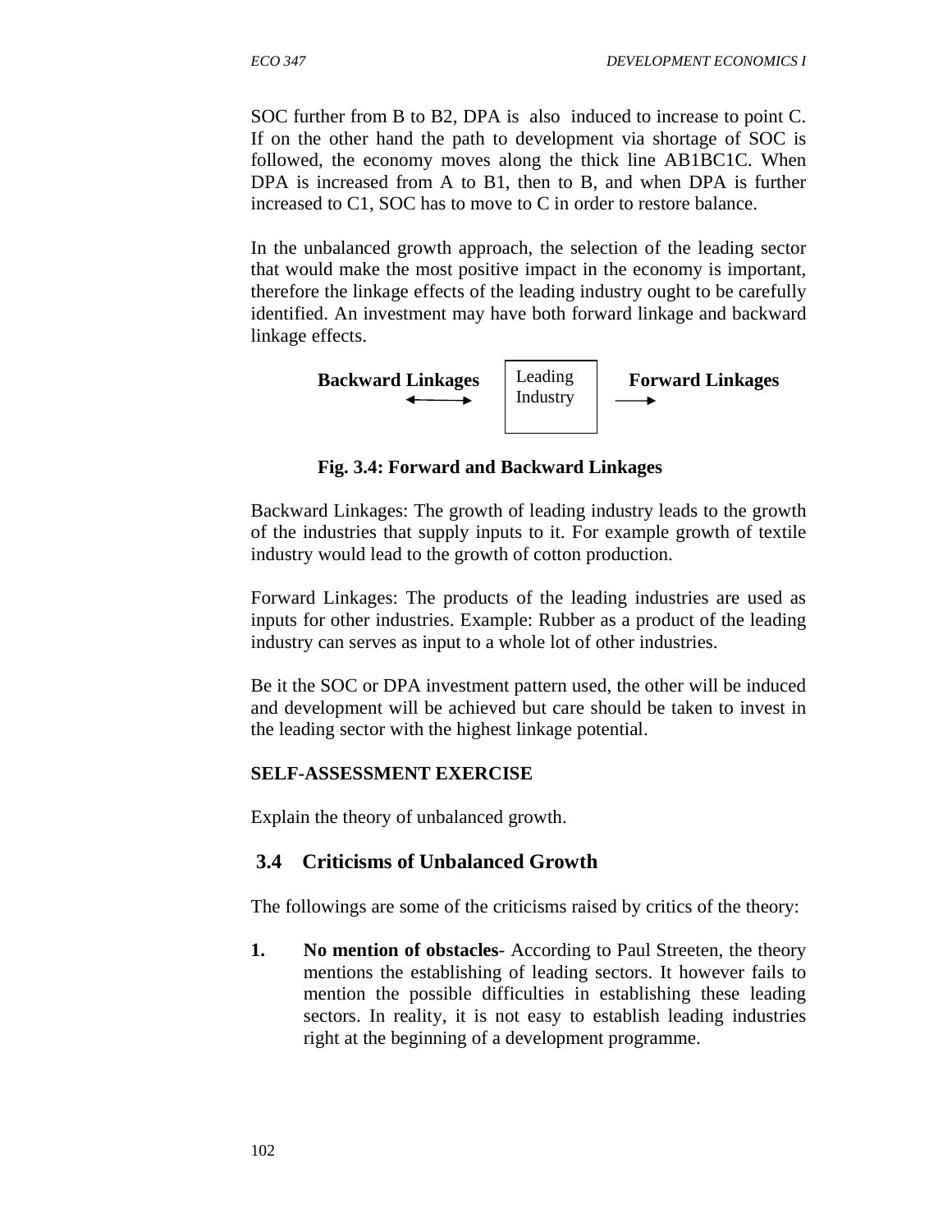SOC further from B to B2, DPA is also induced to increase to point C. If on the other hand the path to development via shortage of SOC is followed, the economy moves along the thick line AB1BC1C. When DPA is increased from A to B1, then to B, and when DPA is further increased to C1, SOC has to move to C in order to restore balance.

In the unbalanced growth approach, the selection of the leading sector that would make the most positive impact in the economy is important, therefore the linkage effects of the leading industry ought to be carefully identified. An investment may have both forward linkage and backward linkage effects.

**Backward Linkages** ←→ | Leading Industry | → **Forward Linkages**

**Fig. 3.4: Forward and Backward Linkages**

Backward Linkages: The growth of leading industry leads to the growth of the industries that supply inputs to it. For example growth of textile industry would lead to the growth of cotton production.

Forward Linkages: The products of the leading industries are used as inputs for other industries. Example: Rubber as a product of the leading industry can serves as input to a whole lot of other industries.

Be it the SOC or DPA investment pattern used, the other will be induced and development will be achieved but care should be taken to invest in the leading sector with the highest linkage potential.

**SELF-ASSESSMENT EXERCISE**

Explain the theory of unbalanced growth.

## 3.4 Criticisms of Unbalanced Growth

The followings are some of the criticisms raised by critics of the theory:

1. **No mention of obstacles**- According to Paul Streeten, the theory mentions the establishing of leading sectors. It however fails to mention the possible difficulties in establishing these leading sectors. In reality, it is not easy to establish leading industries right at the beginning of a development programme.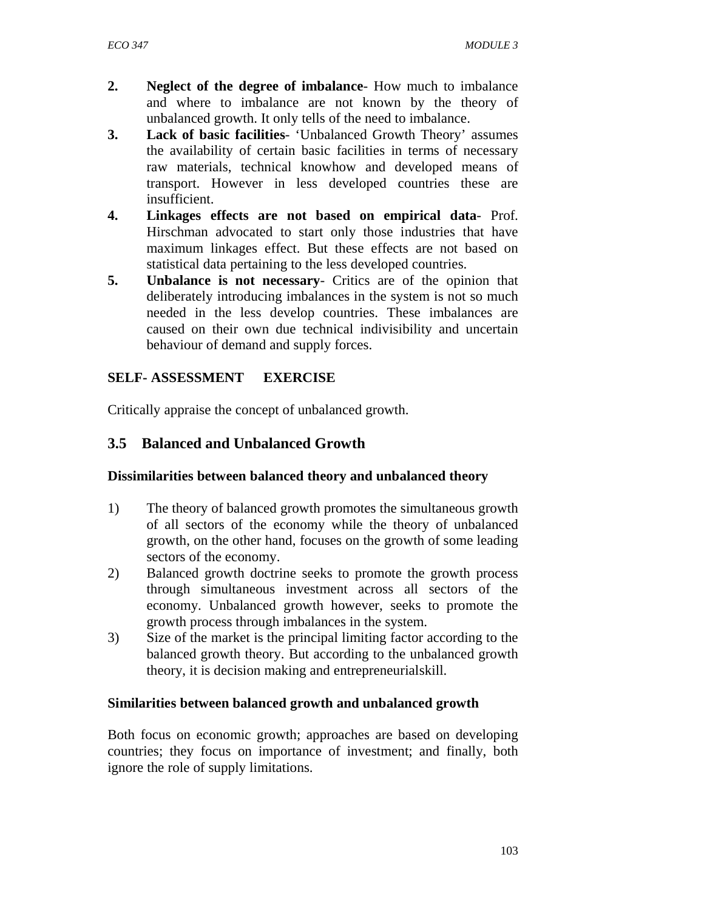2. **Neglect of the degree of imbalance**- How much to imbalance and where to imbalance are not known by the theory of unbalanced growth. It only tells of the need to imbalance.
3. **Lack of basic facilities**- 'Unbalanced Growth Theory' assumes the availability of certain basic facilities in terms of necessary raw materials, technical knowhow and developed means of transport. However in less developed countries these are insufficient.
4. **Linkages effects are not based on empirical data**- Prof. Hirschman advocated to start only those industries that have maximum linkages effect. But these effects are not based on statistical data pertaining to the less developed countries.
5. **Unbalance is not necessary**- Critics are of the opinion that deliberately introducing imbalances in the system is not so much needed in the less develop countries. These imbalances are caused on their own due technical indivisibility and uncertain behaviour of demand and supply forces.

**SELF- ASSESSMENT EXERCISE**

Critically appraise the concept of unbalanced growth.

## 3.5 Balanced and Unbalanced Growth

**Dissimilarities between balanced theory and unbalanced theory**

1) The theory of balanced growth promotes the simultaneous growth of all sectors of the economy while the theory of unbalanced growth, on the other hand, focuses on the growth of some leading sectors of the economy.
2) Balanced growth doctrine seeks to promote the growth process through simultaneous investment across all sectors of the economy. Unbalanced growth however, seeks to promote the growth process through imbalances in the system.
3) Size of the market is the principal limiting factor according to the balanced growth theory. But according to the unbalanced growth theory, it is decision making and entrepreneurialskill.

**Similarities between balanced growth and unbalanced growth**

Both focus on economic growth; approaches are based on developing countries; they focus on importance of investment; and finally, both ignore the role of supply limitations.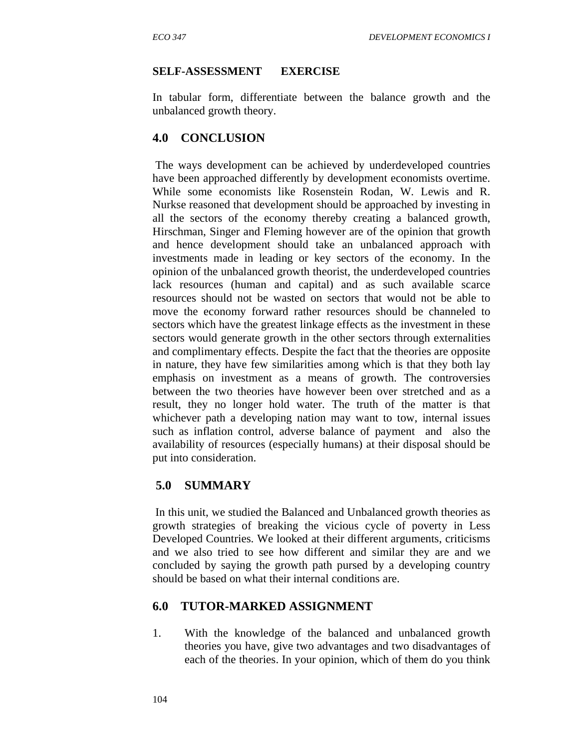**SELF-ASSESSMENT EXERCISE**

In tabular form, differentiate between the balance growth and the unbalanced growth theory.

## 4.0 CONCLUSION

The ways development can be achieved by underdeveloped countries have been approached differently by development economists overtime. While some economists like Rosenstein Rodan, W. Lewis and R. Nurkse reasoned that development should be approached by investing in all the sectors of the economy thereby creating a balanced growth, Hirschman, Singer and Fleming however are of the opinion that growth and hence development should take an unbalanced approach with investments made in leading or key sectors of the economy. In the opinion of the unbalanced growth theorist, the underdeveloped countries lack resources (human and capital) and as such available scarce resources should not be wasted on sectors that would not be able to move the economy forward rather resources should be channeled to sectors which have the greatest linkage effects as the investment in these sectors would generate growth in the other sectors through externalities and complimentary effects. Despite the fact that the theories are opposite in nature, they have few similarities among which is that they both lay emphasis on investment as a means of growth. The controversies between the two theories have however been over stretched and as a result, they no longer hold water. The truth of the matter is that whichever path a developing nation may want to tow, internal issues such as inflation control, adverse balance of payment and also the availability of resources (especially humans) at their disposal should be put into consideration.

## 5.0 SUMMARY

In this unit, we studied the Balanced and Unbalanced growth theories as growth strategies of breaking the vicious cycle of poverty in Less Developed Countries. We looked at their different arguments, criticisms and we also tried to see how different and similar they are and we concluded by saying the growth path pursed by a developing country should be based on what their internal conditions are.

## 6.0 TUTOR-MARKED ASSIGNMENT

1. With the knowledge of the balanced and unbalanced growth theories you have, give two advantages and two disadvantages of each of the theories. In your opinion, which of them do you think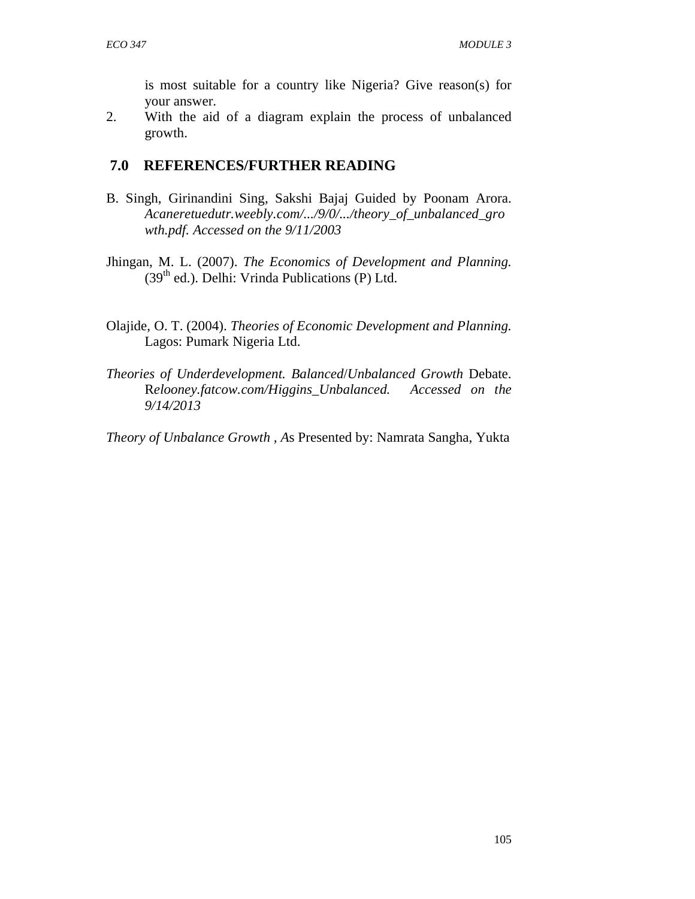is most suitable for a country like Nigeria? Give reason(s) for your answer.

2. With the aid of a diagram explain the process of unbalanced growth.

## 7.0 REFERENCES/FURTHER READING

B. Singh, Girinandini Sing, Sakshi Bajaj Guided by Poonam Arora. *Acaneretuedutr.weebly.com/.../9/0/.../theory_of_unbalanced_growth.pdf. Accessed on the 9/11/2003*

Jhingan, M. L. (2007). *The Economics of Development and Planning.* (39th ed.). Delhi: Vrinda Publications (P) Ltd.

Olajide, O. T. (2004). *Theories of Economic Development and Planning.* Lagos: Pumark Nigeria Ltd.

*Theories of Underdevelopment. Balanced/Unbalanced Growth* Debate. R*elooney.fatcow.com/Higgins_Unbalanced. Accessed on the 9/14/2013*

*Theory of Unbalance Growth , A*s Presented by: Namrata Sangha, Yukta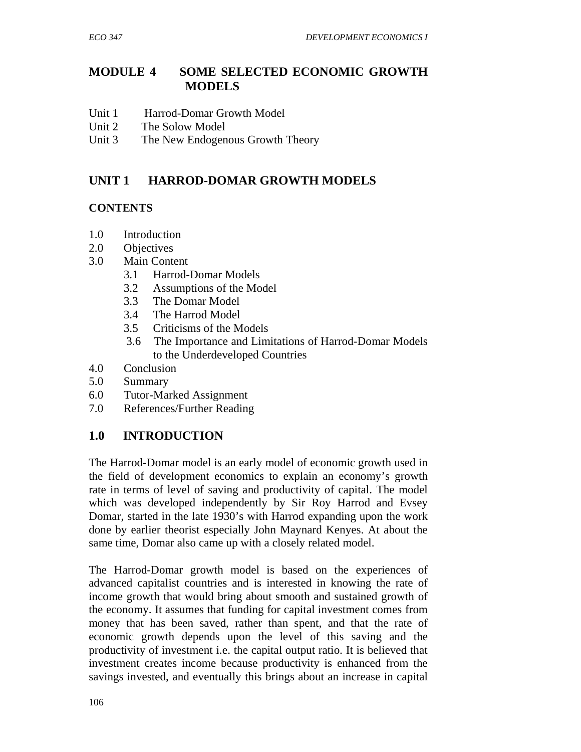# MODULE 4 SOME SELECTED ECONOMIC GROWTH MODELS

Unit 1 Harrod-Domar Growth Model
Unit 2 The Solow Model
Unit 3 The New Endogenous Growth Theory

## UNIT 1 HARROD-DOMAR GROWTH MODELS

### CONTENTS

1.0 Introduction
2.0 Objectives
3.0 Main Content
  3.1 Harrod-Domar Models
  3.2 Assumptions of the Model
  3.3 The Domar Model
  3.4 The Harrod Model
  3.5 Criticisms of the Models
  3.6 The Importance and Limitations of Harrod-Domar Models to the Underdeveloped Countries
4.0 Conclusion
5.0 Summary
6.0 Tutor-Marked Assignment
7.0 References/Further Reading

## 1.0 INTRODUCTION

The Harrod-Domar model is an early model of economic growth used in the field of development economics to explain an economy's growth rate in terms of level of saving and productivity of capital. The model which was developed independently by Sir Roy Harrod and Evsey Domar, started in the late 1930's with Harrod expanding upon the work done by earlier theorist especially John Maynard Kenyes. At about the same time, Domar also came up with a closely related model.

The Harrod-Domar growth model is based on the experiences of advanced capitalist countries and is interested in knowing the rate of income growth that would bring about smooth and sustained growth of the economy. It assumes that funding for capital investment comes from money that has been saved, rather than spent, and that the rate of economic growth depends upon the level of this saving and the productivity of investment i.e. the capital output ratio. It is believed that investment creates income because productivity is enhanced from the savings invested, and eventually this brings about an increase in capital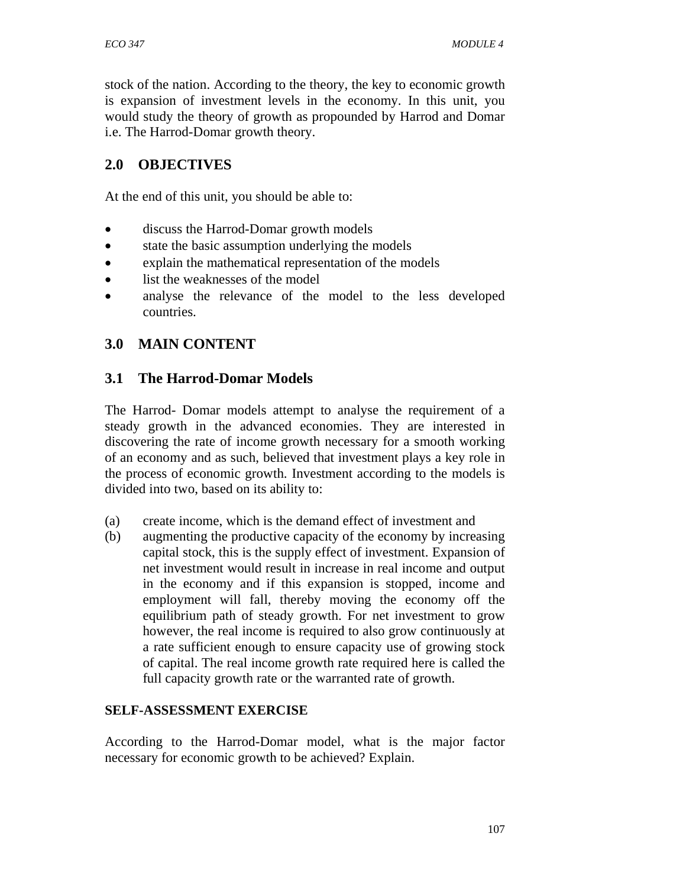stock of the nation. According to the theory, the key to economic growth is expansion of investment levels in the economy. In this unit, you would study the theory of growth as propounded by Harrod and Domar i.e. The Harrod-Domar growth theory.

## 2.0 OBJECTIVES

At the end of this unit, you should be able to:

- discuss the Harrod-Domar growth models
- state the basic assumption underlying the models
- explain the mathematical representation of the models
- list the weaknesses of the model
- analyse the relevance of the model to the less developed countries.

## 3.0 MAIN CONTENT

### 3.1 The Harrod-Domar Models

The Harrod- Domar models attempt to analyse the requirement of a steady growth in the advanced economies. They are interested in discovering the rate of income growth necessary for a smooth working of an economy and as such, believed that investment plays a key role in the process of economic growth. Investment according to the models is divided into two, based on its ability to:

(a) create income, which is the demand effect of investment and
(b) augmenting the productive capacity of the economy by increasing capital stock, this is the supply effect of investment. Expansion of net investment would result in increase in real income and output in the economy and if this expansion is stopped, income and employment will fall, thereby moving the economy off the equilibrium path of steady growth. For net investment to grow however, the real income is required to also grow continuously at a rate sufficient enough to ensure capacity use of growing stock of capital. The real income growth rate required here is called the full capacity growth rate or the warranted rate of growth.

#### SELF-ASSESSMENT EXERCISE

According to the Harrod-Domar model, what is the major factor necessary for economic growth to be achieved? Explain.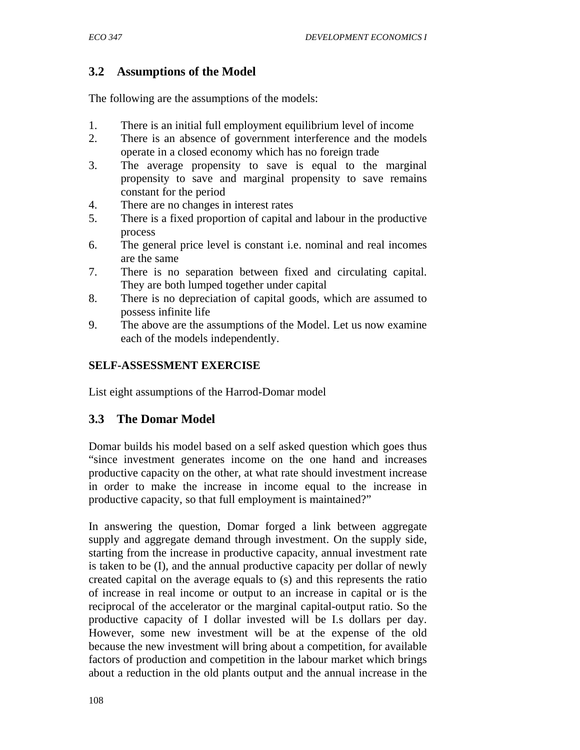### 3.2 Assumptions of the Model

The following are the assumptions of the models:

1. There is an initial full employment equilibrium level of income
2. There is an absence of government interference and the models operate in a closed economy which has no foreign trade
3. The average propensity to save is equal to the marginal propensity to save and marginal propensity to save remains constant for the period
4. There are no changes in interest rates
5. There is a fixed proportion of capital and labour in the productive process
6. The general price level is constant i.e. nominal and real incomes are the same
7. There is no separation between fixed and circulating capital. They are both lumped together under capital
8. There is no depreciation of capital goods, which are assumed to possess infinite life
9. The above are the assumptions of the Model. Let us now examine each of the models independently.

**SELF-ASSESSMENT EXERCISE**

List eight assumptions of the Harrod-Domar model

### 3.3 The Domar Model

Domar builds his model based on a self asked question which goes thus "since investment generates income on the one hand and increases productive capacity on the other, at what rate should investment increase in order to make the increase in income equal to the increase in productive capacity, so that full employment is maintained?"

In answering the question, Domar forged a link between aggregate supply and aggregate demand through investment. On the supply side, starting from the increase in productive capacity, annual investment rate is taken to be (I), and the annual productive capacity per dollar of newly created capital on the average equals to (s) and this represents the ratio of increase in real income or output to an increase in capital or is the reciprocal of the accelerator or the marginal capital-output ratio. So the productive capacity of I dollar invested will be I.s dollars per day. However, some new investment will be at the expense of the old because the new investment will bring about a competition, for available factors of production and competition in the labour market which brings about a reduction in the old plants output and the annual increase in the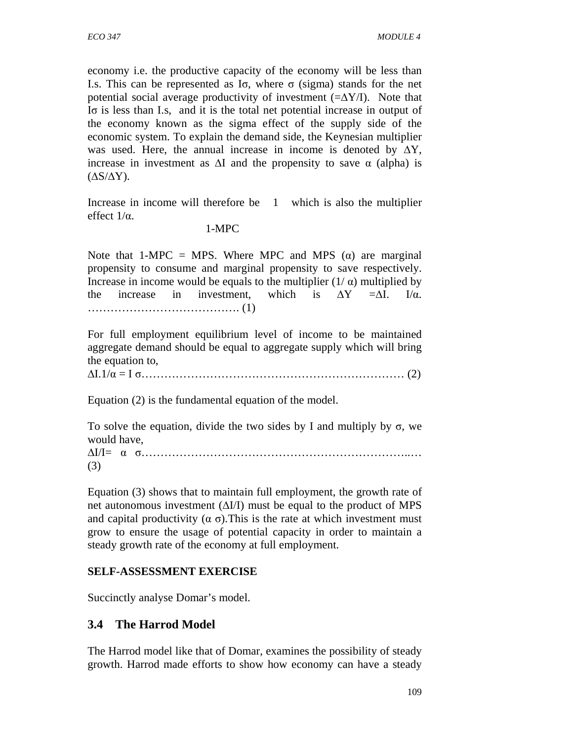economy i.e. the productive capacity of the economy will be less than I.s. This can be represented as $I\sigma$, where $\sigma$ (sigma) stands for the net potential social average productivity of investment ($=\Delta Y/I$). Note that $I\sigma$ is less than I.s, and it is the total net potential increase in output of the economy known as the sigma effect of the supply side of the economic system. To explain the demand side, the Keynesian multiplier was used. Here, the annual increase in income is denoted by $\Delta Y$, increase in investment as $\Delta I$ and the propensity to save $\alpha$ (alpha) is ($\Delta S/\Delta Y$).

Increase in income will therefore be $\frac{1}{1-MPC}$ which is also the multiplier effect $1/\alpha$.

Note that 1-MPC = MPS. Where MPC and MPS ($\alpha$) are marginal propensity to consume and marginal propensity to save respectively. Increase in income would be equals to the multiplier ($1/\alpha$) multiplied by the increase in investment, which is $\Delta Y = \Delta I. \ I/\alpha$. …………………………………. (1)

For full employment equilibrium level of income to be maintained aggregate demand should be equal to aggregate supply which will bring the equation to,

$\Delta I.1/\alpha = I\ \sigma$……………………………………………………………… (2)

Equation (2) is the fundamental equation of the model.

To solve the equation, divide the two sides by I and multiply by $\sigma$, we would have,

$\Delta I/I = \alpha\ \sigma$………………………………………………………………..… (3)

Equation (3) shows that to maintain full employment, the growth rate of net autonomous investment ($\Delta I/I$) must be equal to the product of MPS and capital productivity ($\alpha\ \sigma$).This is the rate at which investment must grow to ensure the usage of potential capacity in order to maintain a steady growth rate of the economy at full employment.

**SELF-ASSESSMENT EXERCISE**

Succinctly analyse Domar's model.

## 3.4 The Harrod Model

The Harrod model like that of Domar, examines the possibility of steady growth. Harrod made efforts to show how economy can have a steady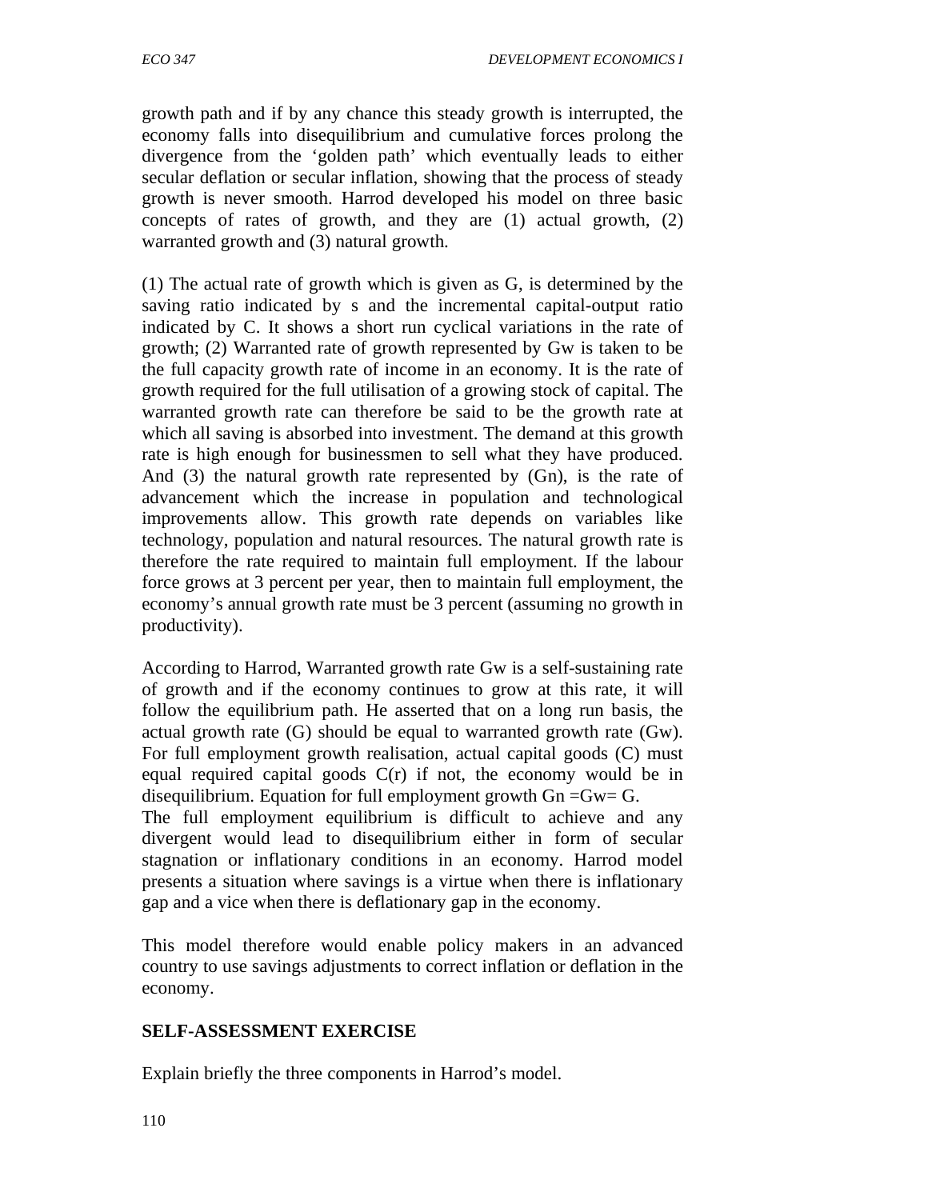growth path and if by any chance this steady growth is interrupted, the economy falls into disequilibrium and cumulative forces prolong the divergence from the 'golden path' which eventually leads to either secular deflation or secular inflation, showing that the process of steady growth is never smooth. Harrod developed his model on three basic concepts of rates of growth, and they are (1) actual growth, (2) warranted growth and (3) natural growth.

(1) The actual rate of growth which is given as G, is determined by the saving ratio indicated by s and the incremental capital-output ratio indicated by C. It shows a short run cyclical variations in the rate of growth; (2) Warranted rate of growth represented by Gw is taken to be the full capacity growth rate of income in an economy. It is the rate of growth required for the full utilisation of a growing stock of capital. The warranted growth rate can therefore be said to be the growth rate at which all saving is absorbed into investment. The demand at this growth rate is high enough for businessmen to sell what they have produced. And (3) the natural growth rate represented by (Gn), is the rate of advancement which the increase in population and technological improvements allow. This growth rate depends on variables like technology, population and natural resources. The natural growth rate is therefore the rate required to maintain full employment. If the labour force grows at 3 percent per year, then to maintain full employment, the economy's annual growth rate must be 3 percent (assuming no growth in productivity).

According to Harrod, Warranted growth rate Gw is a self-sustaining rate of growth and if the economy continues to grow at this rate, it will follow the equilibrium path. He asserted that on a long run basis, the actual growth rate (G) should be equal to warranted growth rate (Gw). For full employment growth realisation, actual capital goods (C) must equal required capital goods C(r) if not, the economy would be in disequilibrium. Equation for full employment growth Gn =Gw= G.
The full employment equilibrium is difficult to achieve and any divergent would lead to disequilibrium either in form of secular stagnation or inflationary conditions in an economy. Harrod model presents a situation where savings is a virtue when there is inflationary gap and a vice when there is deflationary gap in the economy.

This model therefore would enable policy makers in an advanced country to use savings adjustments to correct inflation or deflation in the economy.

**SELF-ASSESSMENT EXERCISE**

Explain briefly the three components in Harrod's model.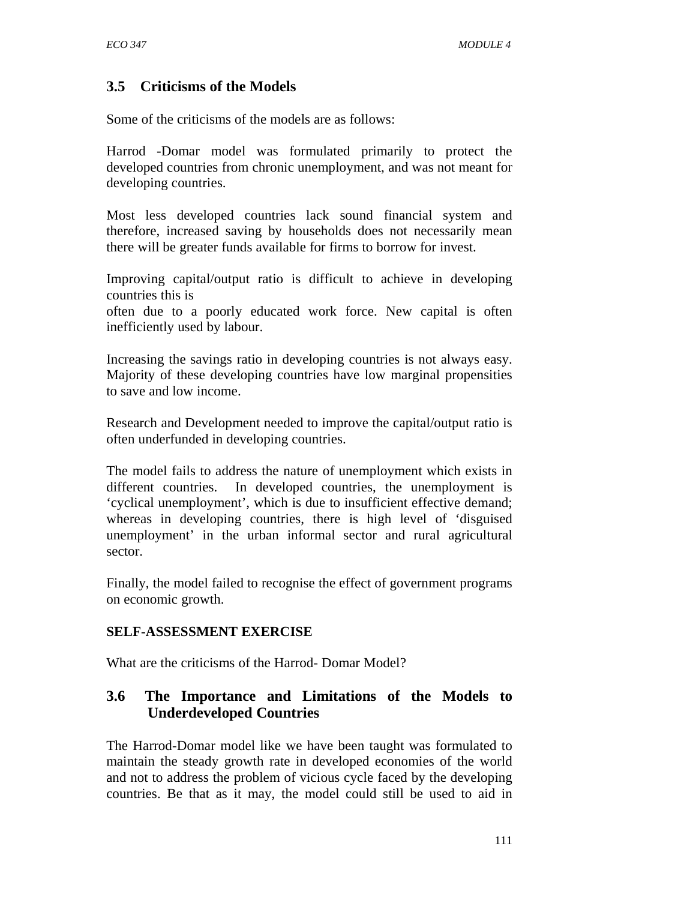## 3.5 Criticisms of the Models

Some of the criticisms of the models are as follows:

Harrod -Domar model was formulated primarily to protect the developed countries from chronic unemployment, and was not meant for developing countries.

Most less developed countries lack sound financial system and therefore, increased saving by households does not necessarily mean there will be greater funds available for firms to borrow for invest.

Improving capital/output ratio is difficult to achieve in developing countries this is
often due to a poorly educated work force. New capital is often inefficiently used by labour.

Increasing the savings ratio in developing countries is not always easy. Majority of these developing countries have low marginal propensities to save and low income.

Research and Development needed to improve the capital/output ratio is often underfunded in developing countries.

The model fails to address the nature of unemployment which exists in different countries. In developed countries, the unemployment is 'cyclical unemployment', which is due to insufficient effective demand; whereas in developing countries, there is high level of 'disguised unemployment' in the urban informal sector and rural agricultural sector.

Finally, the model failed to recognise the effect of government programs on economic growth.

**SELF-ASSESSMENT EXERCISE**

What are the criticisms of the Harrod- Domar Model?

## 3.6 The Importance and Limitations of the Models to Underdeveloped Countries

The Harrod-Domar model like we have been taught was formulated to maintain the steady growth rate in developed economies of the world and not to address the problem of vicious cycle faced by the developing countries. Be that as it may, the model could still be used to aid in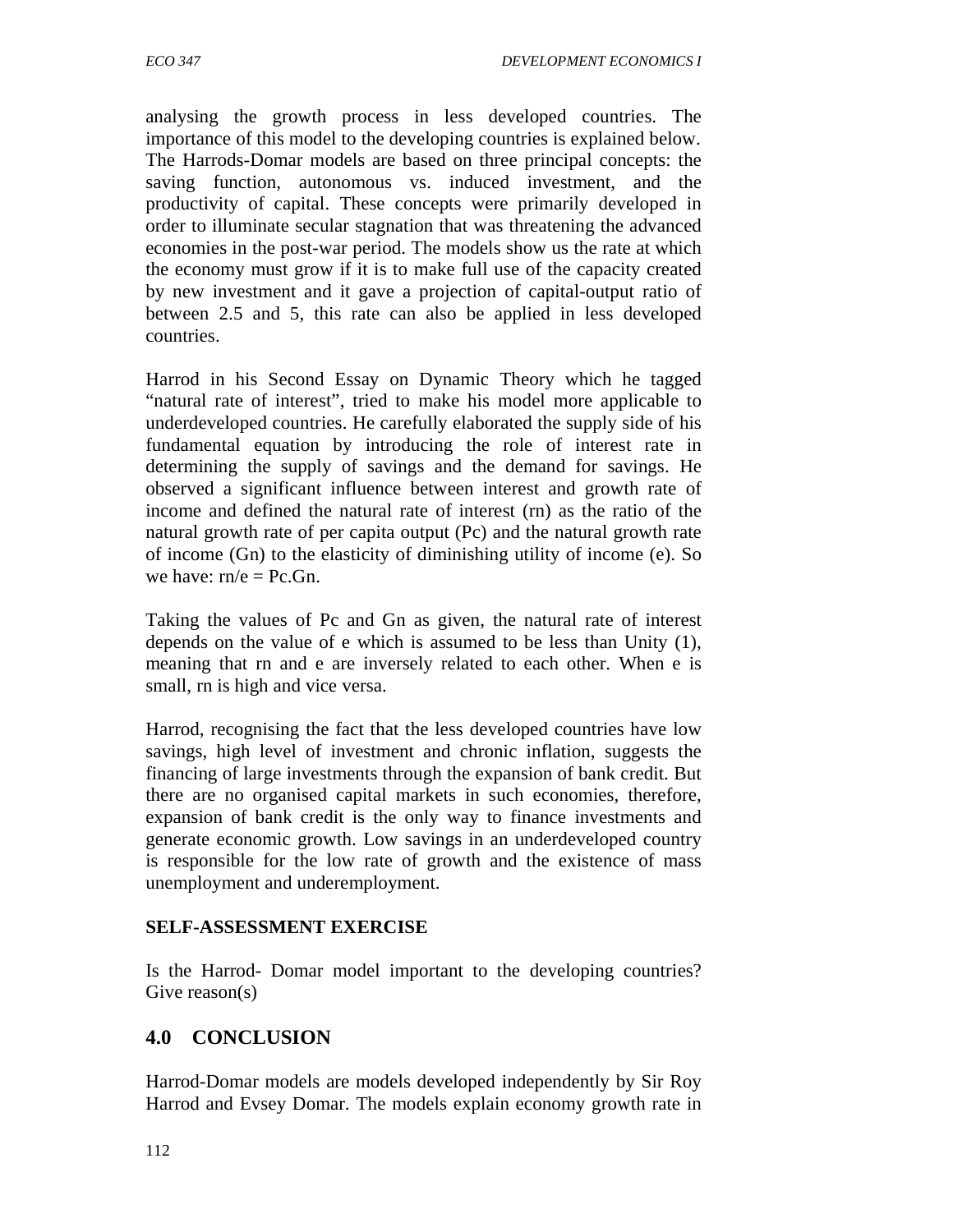analysing the growth process in less developed countries. The importance of this model to the developing countries is explained below. The Harrods-Domar models are based on three principal concepts: the saving function, autonomous vs. induced investment, and the productivity of capital. These concepts were primarily developed in order to illuminate secular stagnation that was threatening the advanced economies in the post-war period. The models show us the rate at which the economy must grow if it is to make full use of the capacity created by new investment and it gave a projection of capital-output ratio of between 2.5 and 5, this rate can also be applied in less developed countries.

Harrod in his Second Essay on Dynamic Theory which he tagged "natural rate of interest", tried to make his model more applicable to underdeveloped countries. He carefully elaborated the supply side of his fundamental equation by introducing the role of interest rate in determining the supply of savings and the demand for savings. He observed a significant influence between interest and growth rate of income and defined the natural rate of interest (rn) as the ratio of the natural growth rate of per capita output (Pc) and the natural growth rate of income (Gn) to the elasticity of diminishing utility of income (e). So we have: $rn/e = Pc.Gn$.

Taking the values of Pc and Gn as given, the natural rate of interest depends on the value of e which is assumed to be less than Unity (1), meaning that rn and e are inversely related to each other. When e is small, rn is high and vice versa.

Harrod, recognising the fact that the less developed countries have low savings, high level of investment and chronic inflation, suggests the financing of large investments through the expansion of bank credit. But there are no organised capital markets in such economies, therefore, expansion of bank credit is the only way to finance investments and generate economic growth. Low savings in an underdeveloped country is responsible for the low rate of growth and the existence of mass unemployment and underemployment.

**SELF-ASSESSMENT EXERCISE**

Is the Harrod- Domar model important to the developing countries? Give reason(s)

## 4.0 CONCLUSION

Harrod-Domar models are models developed independently by Sir Roy Harrod and Evsey Domar. The models explain economy growth rate in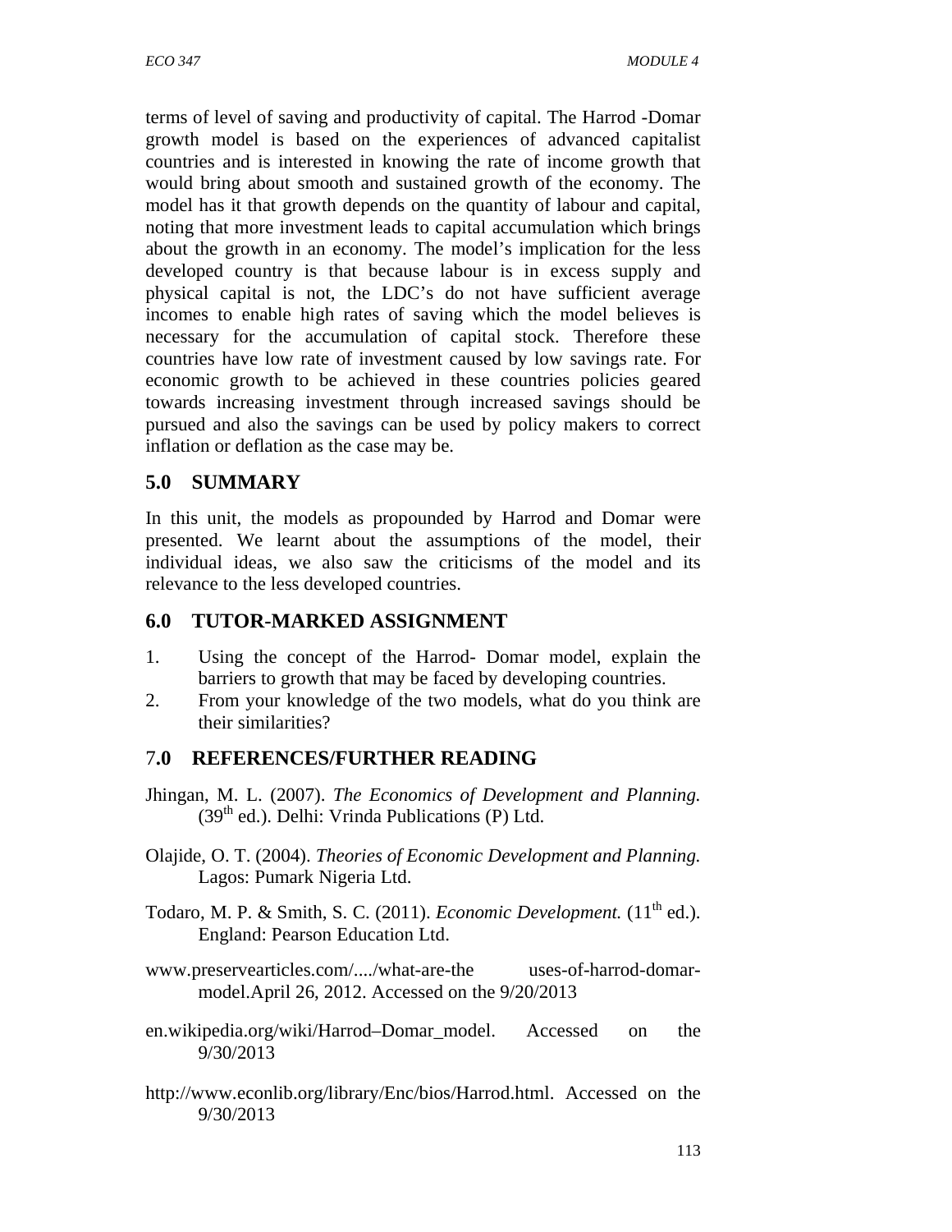terms of level of saving and productivity of capital. The Harrod -Domar growth model is based on the experiences of advanced capitalist countries and is interested in knowing the rate of income growth that would bring about smooth and sustained growth of the economy. The model has it that growth depends on the quantity of labour and capital, noting that more investment leads to capital accumulation which brings about the growth in an economy. The model's implication for the less developed country is that because labour is in excess supply and physical capital is not, the LDC's do not have sufficient average incomes to enable high rates of saving which the model believes is necessary for the accumulation of capital stock. Therefore these countries have low rate of investment caused by low savings rate. For economic growth to be achieved in these countries policies geared towards increasing investment through increased savings should be pursued and also the savings can be used by policy makers to correct inflation or deflation as the case may be.

## 5.0 SUMMARY

In this unit, the models as propounded by Harrod and Domar were presented. We learnt about the assumptions of the model, their individual ideas, we also saw the criticisms of the model and its relevance to the less developed countries.

## 6.0 TUTOR-MARKED ASSIGNMENT

1. Using the concept of the Harrod- Domar model, explain the barriers to growth that may be faced by developing countries.
2. From your knowledge of the two models, what do you think are their similarities?

## 7.0 REFERENCES/FURTHER READING

Jhingan, M. L. (2007). *The Economics of Development and Planning.* (39th ed.). Delhi: Vrinda Publications (P) Ltd.

Olajide, O. T. (2004). *Theories of Economic Development and Planning.* Lagos: Pumark Nigeria Ltd.

Todaro, M. P. & Smith, S. C. (2011). *Economic Development.* (11th ed.). England: Pearson Education Ltd.

www.preservearticles.com/..../what-are-the uses-of-harrod-domar-model.April 26, 2012. Accessed on the 9/20/2013

en.wikipedia.org/wiki/Harrod–Domar_model. Accessed on the 9/30/2013

http://www.econlib.org/library/Enc/bios/Harrod.html. Accessed on the 9/30/2013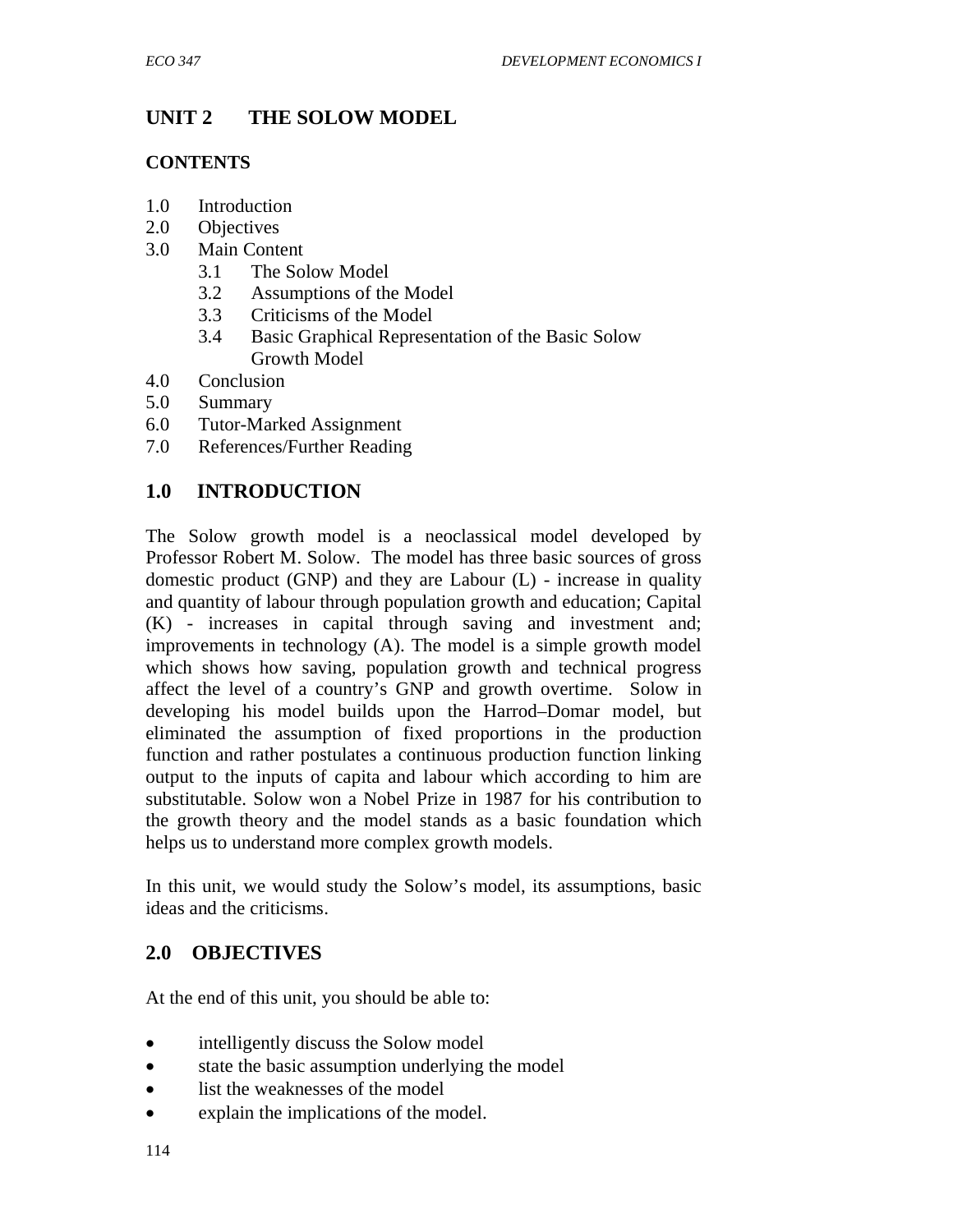## UNIT 2 THE SOLOW MODEL

### CONTENTS

- 1.0 Introduction
- 2.0 Objectives
- 3.0 Main Content
  - 3.1 The Solow Model
  - 3.2 Assumptions of the Model
  - 3.3 Criticisms of the Model
  - 3.4 Basic Graphical Representation of the Basic Solow Growth Model
- 4.0 Conclusion
- 5.0 Summary
- 6.0 Tutor-Marked Assignment
- 7.0 References/Further Reading

## 1.0 INTRODUCTION

The Solow growth model is a neoclassical model developed by Professor Robert M. Solow. The model has three basic sources of gross domestic product (GNP) and they are Labour (L) - increase in quality and quantity of labour through population growth and education; Capital (K) - increases in capital through saving and investment and; improvements in technology (A). The model is a simple growth model which shows how saving, population growth and technical progress affect the level of a country's GNP and growth overtime. Solow in developing his model builds upon the Harrod–Domar model, but eliminated the assumption of fixed proportions in the production function and rather postulates a continuous production function linking output to the inputs of capita and labour which according to him are substitutable. Solow won a Nobel Prize in 1987 for his contribution to the growth theory and the model stands as a basic foundation which helps us to understand more complex growth models.

In this unit, we would study the Solow's model, its assumptions, basic ideas and the criticisms.

## 2.0 OBJECTIVES

At the end of this unit, you should be able to:

- intelligently discuss the Solow model
- state the basic assumption underlying the model
- list the weaknesses of the model
- explain the implications of the model.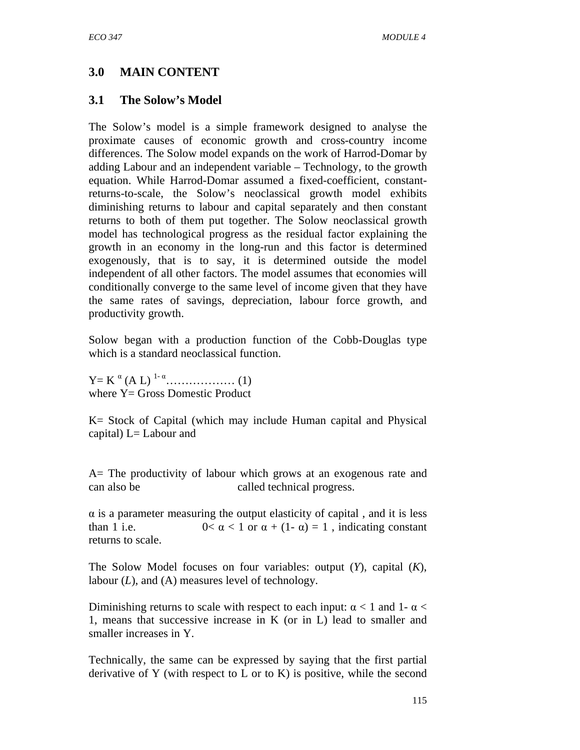## 3.0 MAIN CONTENT

### 3.1 The Solow's Model

The Solow's model is a simple framework designed to analyse the proximate causes of economic growth and cross-country income differences. The Solow model expands on the work of Harrod-Domar by adding Labour and an independent variable – Technology, to the growth equation. While Harrod-Domar assumed a fixed-coefficient, constant-returns-to-scale, the Solow's neoclassical growth model exhibits diminishing returns to labour and capital separately and then constant returns to both of them put together. The Solow neoclassical growth model has technological progress as the residual factor explaining the growth in an economy in the long-run and this factor is determined exogenously, that is to say, it is determined outside the model independent of all other factors. The model assumes that economies will conditionally converge to the same level of income given that they have the same rates of savings, depreciation, labour force growth, and productivity growth.

Solow began with a production function of the Cobb-Douglas type which is a standard neoclassical function.

$Y = K^{\alpha} (A L)^{1-\alpha}$……………… (1)
where Y= Gross Domestic Product

K= Stock of Capital (which may include Human capital and Physical capital) L= Labour and

A= The productivity of labour which grows at an exogenous rate and can also be called technical progress.

$\alpha$ is a parameter measuring the output elasticity of capital , and it is less than 1 i.e. $0 < \alpha < 1$ or $\alpha + (1- \alpha) = 1$ , indicating constant returns to scale.

The Solow Model focuses on four variables: output (*Y*), capital (*K*), labour (*L*), and (A) measures level of technology.

Diminishing returns to scale with respect to each input: $\alpha < 1$ and $1- \alpha < 1$, means that successive increase in K (or in L) lead to smaller and smaller increases in Y.

Technically, the same can be expressed by saying that the first partial derivative of Y (with respect to L or to K) is positive, while the second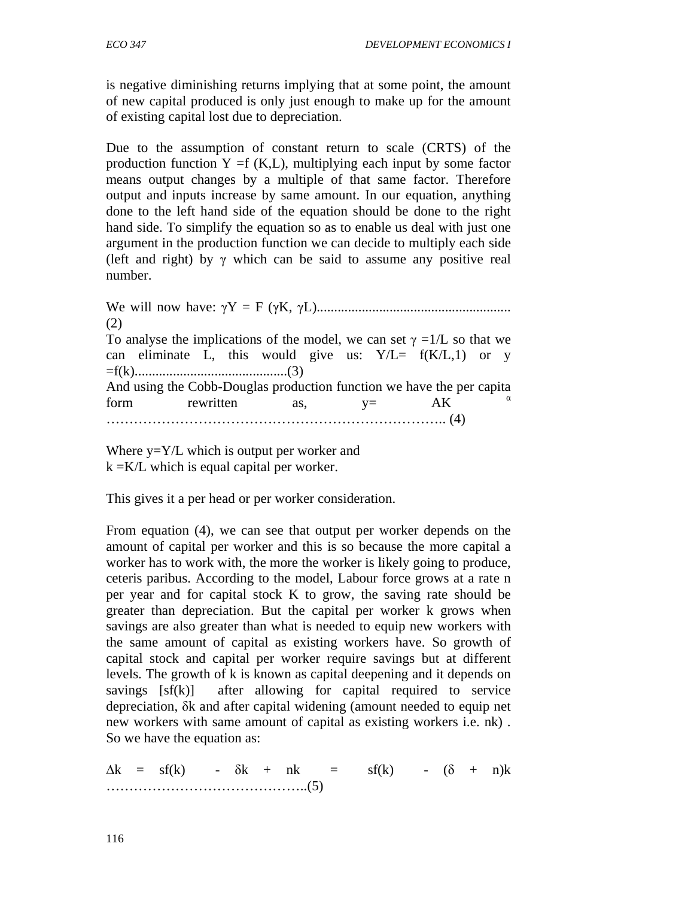is negative diminishing returns implying that at some point, the amount of new capital produced is only just enough to make up for the amount of existing capital lost due to depreciation.

Due to the assumption of constant return to scale (CRTS) of the production function $Y = f(K,L)$, multiplying each input by some factor means output changes by a multiple of that same factor. Therefore output and inputs increase by same amount. In our equation, anything done to the left hand side of the equation should be done to the right hand side. To simplify the equation so as to enable us deal with just one argument in the production function we can decide to multiply each side (left and right) by $\gamma$ which can be said to assume any positive real number.

We will now have: $\gamma Y = F(\gamma K, \gamma L)$........................................................(2)

To analyse the implications of the model, we can set $\gamma = 1/L$ so that we can eliminate L, this would give us: $Y/L = f(K/L, 1)$ or $y = f(k)$............................................(3)

And using the Cobb-Douglas production function we have the per capita form rewritten as, $y = AK^{\alpha}$ ……………………………………………………………….. (4)

Where $y = Y/L$ which is output per worker and
$k = K/L$ which is equal capital per worker.

This gives it a per head or per worker consideration.

From equation (4), we can see that output per worker depends on the amount of capital per worker and this is so because the more capital a worker has to work with, the more the worker is likely going to produce, ceteris paribus. According to the model, Labour force grows at a rate n per year and for capital stock K to grow, the saving rate should be greater than depreciation. But the capital per worker k grows when savings are also greater than what is needed to equip new workers with the same amount of capital as existing workers have. So growth of capital stock and capital per worker require savings but at different levels. The growth of k is known as capital deepening and it depends on savings $[sf(k)]$ after allowing for capital required to service depreciation, $\delta k$ and after capital widening (amount needed to equip net new workers with same amount of capital as existing workers i.e. $nk$) . So we have the equation as:

$\Delta k = sf(k) - \delta k + nk = sf(k) - (\delta + n)k$ ……………………………………..(5)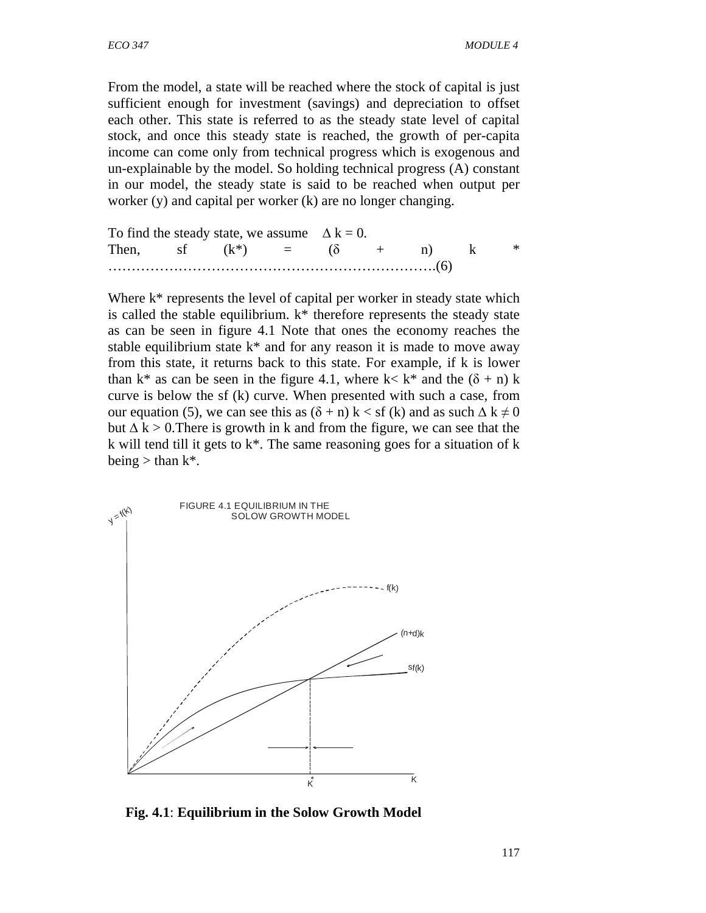From the model, a state will be reached where the stock of capital is just sufficient enough for investment (savings) and depreciation to offset each other. This state is referred to as the steady state level of capital stock, and once this steady state is reached, the growth of per-capita income can come only from technical progress which is exogenous and un-explainable by the model. So holding technical progress (A) constant in our model, the steady state is said to be reached when output per worker (y) and capital per worker (k) are no longer changing.

To find the steady state, we assume $\Delta k = 0$.

Then, $sf(k^*) = (\delta + n) k^*$ ………………………………………………………….(6)

Where k* represents the level of capital per worker in steady state which is called the stable equilibrium. k* therefore represents the steady state as can be seen in figure 4.1 Note that ones the economy reaches the stable equilibrium state k* and for any reason it is made to move away from this state, it returns back to this state. For example, if k is lower than k* as can be seen in the figure 4.1, where $k < k^*$ and the $(\delta + n) k$ curve is below the $sf(k)$ curve. When presented with such a case, from our equation (5), we can see this as $(\delta + n) k < sf(k)$ and as such $\Delta k \neq 0$ but $\Delta k > 0$.There is growth in k and from the figure, we can see that the k will tend till it gets to k*. The same reasoning goes for a situation of k being > than k*.

FIGURE 4.1 EQUILIBRIUM IN THE SOLOW GROWTH MODEL

**Fig. 4.1**: **Equilibrium in the Solow Growth Model**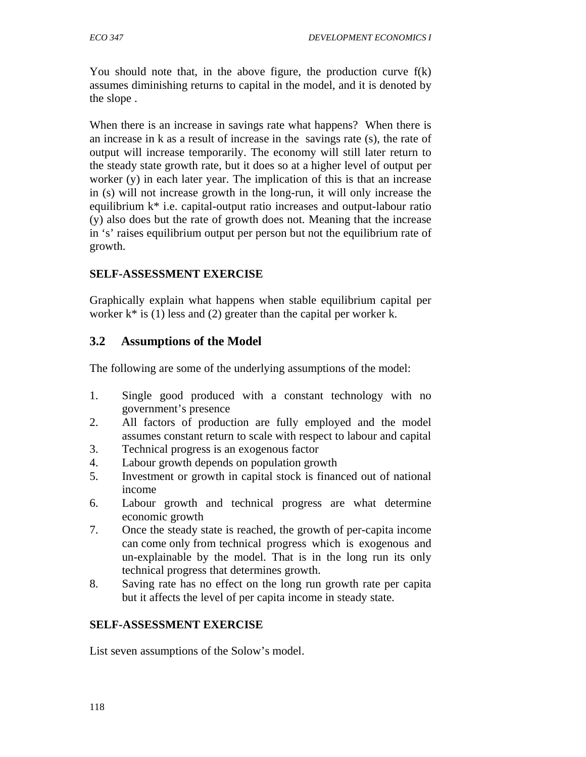You should note that, in the above figure, the production curve f(k) assumes diminishing returns to capital in the model, and it is denoted by the slope .

When there is an increase in savings rate what happens? When there is an increase in k as a result of increase in the savings rate (s), the rate of output will increase temporarily. The economy will still later return to the steady state growth rate, but it does so at a higher level of output per worker (y) in each later year. The implication of this is that an increase in (s) will not increase growth in the long-run, it will only increase the equilibrium k* i.e. capital-output ratio increases and output-labour ratio (y) also does but the rate of growth does not. Meaning that the increase in 's' raises equilibrium output per person but not the equilibrium rate of growth.

**SELF-ASSESSMENT EXERCISE**

Graphically explain what happens when stable equilibrium capital per worker k* is (1) less and (2) greater than the capital per worker k.

## 3.2 Assumptions of the Model

The following are some of the underlying assumptions of the model:

1. Single good produced with a constant technology with no government's presence
2. All factors of production are fully employed and the model assumes constant return to scale with respect to labour and capital
3. Technical progress is an exogenous factor
4. Labour growth depends on population growth
5. Investment or growth in capital stock is financed out of national income
6. Labour growth and technical progress are what determine economic growth
7. Once the steady state is reached, the growth of per-capita income can come only from technical progress which is exogenous and un-explainable by the model. That is in the long run its only technical progress that determines growth.
8. Saving rate has no effect on the long run growth rate per capita but it affects the level of per capita income in steady state.

**SELF-ASSESSMENT EXERCISE**

List seven assumptions of the Solow's model.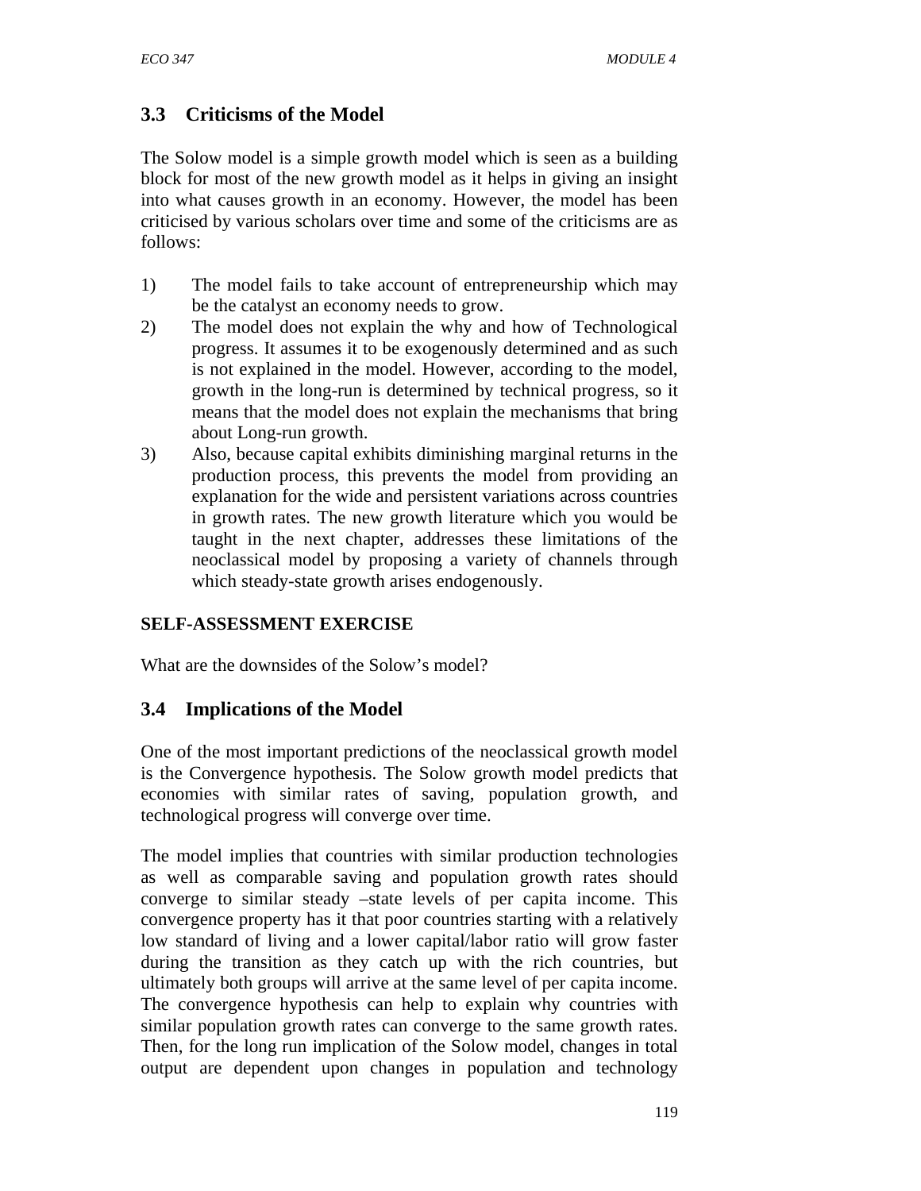## 3.3 Criticisms of the Model

The Solow model is a simple growth model which is seen as a building block for most of the new growth model as it helps in giving an insight into what causes growth in an economy. However, the model has been criticised by various scholars over time and some of the criticisms are as follows:

1) The model fails to take account of entrepreneurship which may be the catalyst an economy needs to grow.
2) The model does not explain the why and how of Technological progress. It assumes it to be exogenously determined and as such is not explained in the model. However, according to the model, growth in the long-run is determined by technical progress, so it means that the model does not explain the mechanisms that bring about Long-run growth.
3) Also, because capital exhibits diminishing marginal returns in the production process, this prevents the model from providing an explanation for the wide and persistent variations across countries in growth rates. The new growth literature which you would be taught in the next chapter, addresses these limitations of the neoclassical model by proposing a variety of channels through which steady-state growth arises endogenously.

**SELF-ASSESSMENT EXERCISE**

What are the downsides of the Solow's model?

## 3.4 Implications of the Model

One of the most important predictions of the neoclassical growth model is the Convergence hypothesis. The Solow growth model predicts that economies with similar rates of saving, population growth, and technological progress will converge over time.

The model implies that countries with similar production technologies as well as comparable saving and population growth rates should converge to similar steady –state levels of per capita income. This convergence property has it that poor countries starting with a relatively low standard of living and a lower capital/labor ratio will grow faster during the transition as they catch up with the rich countries, but ultimately both groups will arrive at the same level of per capita income. The convergence hypothesis can help to explain why countries with similar population growth rates can converge to the same growth rates. Then, for the long run implication of the Solow model, changes in total output are dependent upon changes in population and technology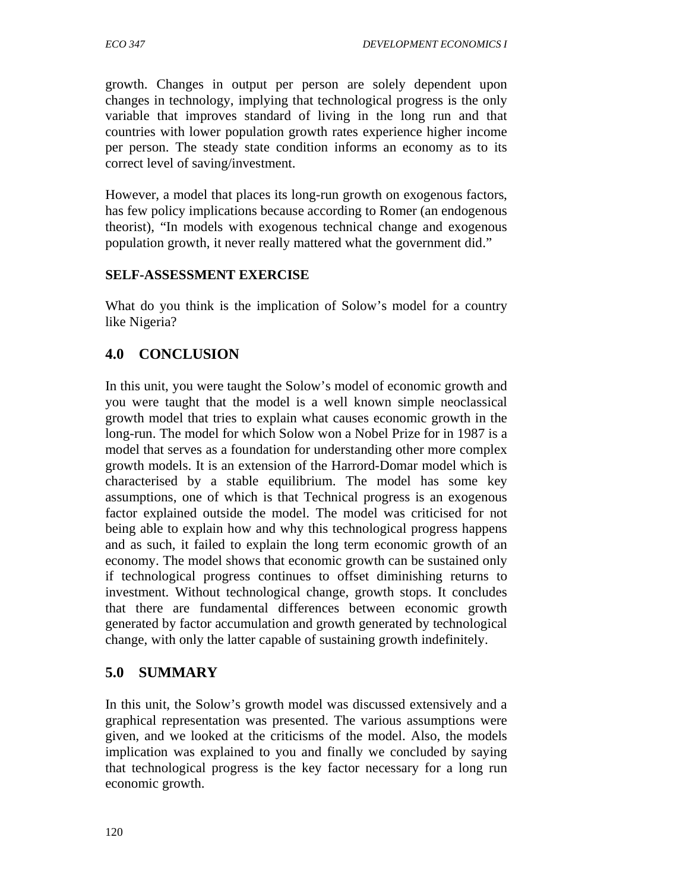growth. Changes in output per person are solely dependent upon changes in technology, implying that technological progress is the only variable that improves standard of living in the long run and that countries with lower population growth rates experience higher income per person. The steady state condition informs an economy as to its correct level of saving/investment.

However, a model that places its long-run growth on exogenous factors, has few policy implications because according to Romer (an endogenous theorist), "In models with exogenous technical change and exogenous population growth, it never really mattered what the government did."

**SELF-ASSESSMENT EXERCISE**

What do you think is the implication of Solow's model for a country like Nigeria?

## 4.0 CONCLUSION

In this unit, you were taught the Solow's model of economic growth and you were taught that the model is a well known simple neoclassical growth model that tries to explain what causes economic growth in the long-run. The model for which Solow won a Nobel Prize for in 1987 is a model that serves as a foundation for understanding other more complex growth models. It is an extension of the Harrod-Domar model which is characterised by a stable equilibrium. The model has some key assumptions, one of which is that Technical progress is an exogenous factor explained outside the model. The model was criticised for not being able to explain how and why this technological progress happens and as such, it failed to explain the long term economic growth of an economy. The model shows that economic growth can be sustained only if technological progress continues to offset diminishing returns to investment. Without technological change, growth stops. It concludes that there are fundamental differences between economic growth generated by factor accumulation and growth generated by technological change, with only the latter capable of sustaining growth indefinitely.

## 5.0 SUMMARY

In this unit, the Solow's growth model was discussed extensively and a graphical representation was presented. The various assumptions were given, and we looked at the criticisms of the model. Also, the models implication was explained to you and finally we concluded by saying that technological progress is the key factor necessary for a long run economic growth.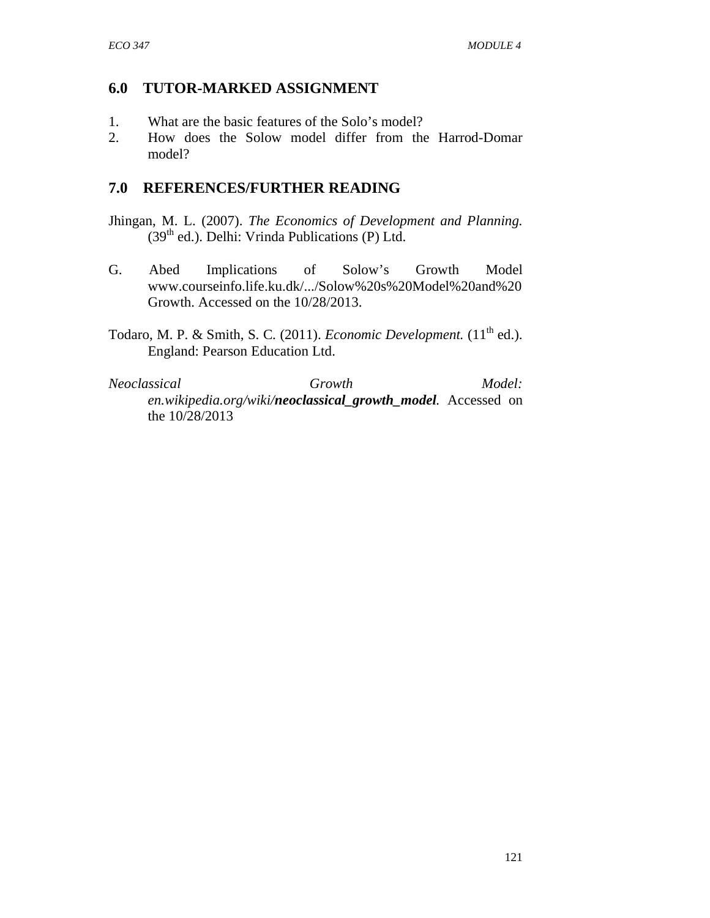## 6.0 TUTOR-MARKED ASSIGNMENT

1. What are the basic features of the Solo's model?
2. How does the Solow model differ from the Harrod-Domar model?

## 7.0 REFERENCES/FURTHER READING

Jhingan, M. L. (2007). *The Economics of Development and Planning.* (39th ed.). Delhi: Vrinda Publications (P) Ltd.

G. Abed Implications of Solow's Growth Model www.courseinfo.life.ku.dk/.../Solow%20s%20Model%20and%20 Growth. Accessed on the 10/28/2013.

Todaro, M. P. & Smith, S. C. (2011). *Economic Development.* (11th ed.). England: Pearson Education Ltd.

*Neoclassical Growth Model: en.wikipedia.org/wiki/**neoclassical_growth_model**.* Accessed on the 10/28/2013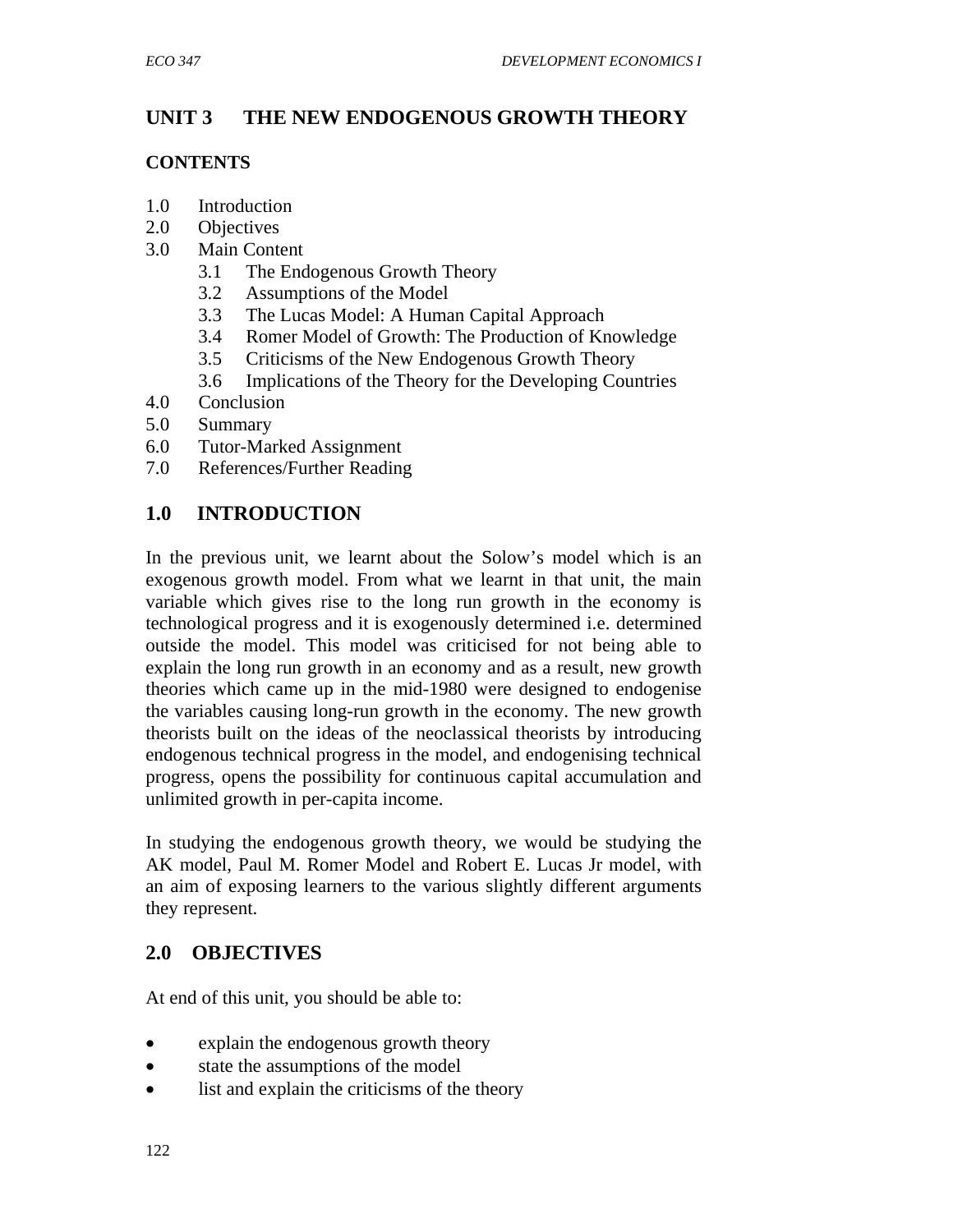# UNIT 3 THE NEW ENDOGENOUS GROWTH THEORY

## CONTENTS

1.0 Introduction
2.0 Objectives
3.0 Main Content
  3.1 The Endogenous Growth Theory
  3.2 Assumptions of the Model
  3.3 The Lucas Model: A Human Capital Approach
  3.4 Romer Model of Growth: The Production of Knowledge
  3.5 Criticisms of the New Endogenous Growth Theory
  3.6 Implications of the Theory for the Developing Countries
4.0 Conclusion
5.0 Summary
6.0 Tutor-Marked Assignment
7.0 References/Further Reading

## 1.0 INTRODUCTION

In the previous unit, we learnt about the Solow's model which is an exogenous growth model. From what we learnt in that unit, the main variable which gives rise to the long run growth in the economy is technological progress and it is exogenously determined i.e. determined outside the model. This model was criticised for not being able to explain the long run growth in an economy and as a result, new growth theories which came up in the mid-1980 were designed to endogenise the variables causing long-run growth in the economy. The new growth theorists built on the ideas of the neoclassical theorists by introducing endogenous technical progress in the model, and endogenising technical progress, opens the possibility for continuous capital accumulation and unlimited growth in per-capita income.

In studying the endogenous growth theory, we would be studying the AK model, Paul M. Romer Model and Robert E. Lucas Jr model, with an aim of exposing learners to the various slightly different arguments they represent.

## 2.0 OBJECTIVES

At end of this unit, you should be able to:

- explain the endogenous growth theory
- state the assumptions of the model
- list and explain the criticisms of the theory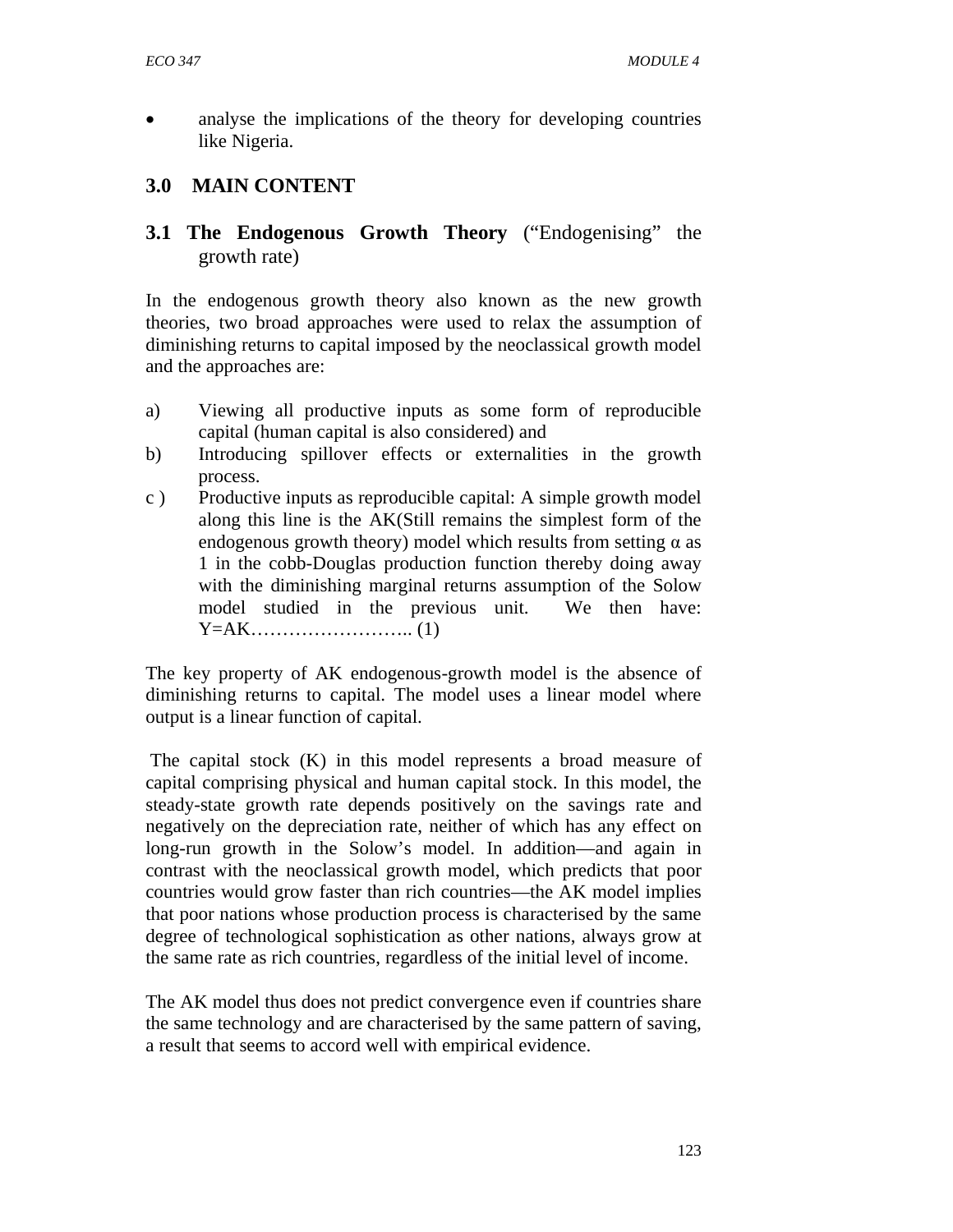- analyse the implications of the theory for developing countries like Nigeria.

## 3.0 MAIN CONTENT

### 3.1 The Endogenous Growth Theory ("Endogenising" the growth rate)

In the endogenous growth theory also known as the new growth theories, two broad approaches were used to relax the assumption of diminishing returns to capital imposed by the neoclassical growth model and the approaches are:

a) Viewing all productive inputs as some form of reproducible capital (human capital is also considered) and
b) Introducing spillover effects or externalities in the growth process.
c ) Productive inputs as reproducible capital: A simple growth model along this line is the AK(Still remains the simplest form of the endogenous growth theory) model which results from setting $\alpha$ as 1 in the cobb-Douglas production function thereby doing away with the diminishing marginal returns assumption of the Solow model studied in the previous unit. We then have: $Y=AK$…………………….. (1)

The key property of AK endogenous-growth model is the absence of diminishing returns to capital. The model uses a linear model where output is a linear function of capital.

The capital stock (K) in this model represents a broad measure of capital comprising physical and human capital stock. In this model, the steady-state growth rate depends positively on the savings rate and negatively on the depreciation rate, neither of which has any effect on long-run growth in the Solow's model. In addition—and again in contrast with the neoclassical growth model, which predicts that poor countries would grow faster than rich countries—the AK model implies that poor nations whose production process is characterised by the same degree of technological sophistication as other nations, always grow at the same rate as rich countries, regardless of the initial level of income.

The AK model thus does not predict convergence even if countries share the same technology and are characterised by the same pattern of saving, a result that seems to accord well with empirical evidence.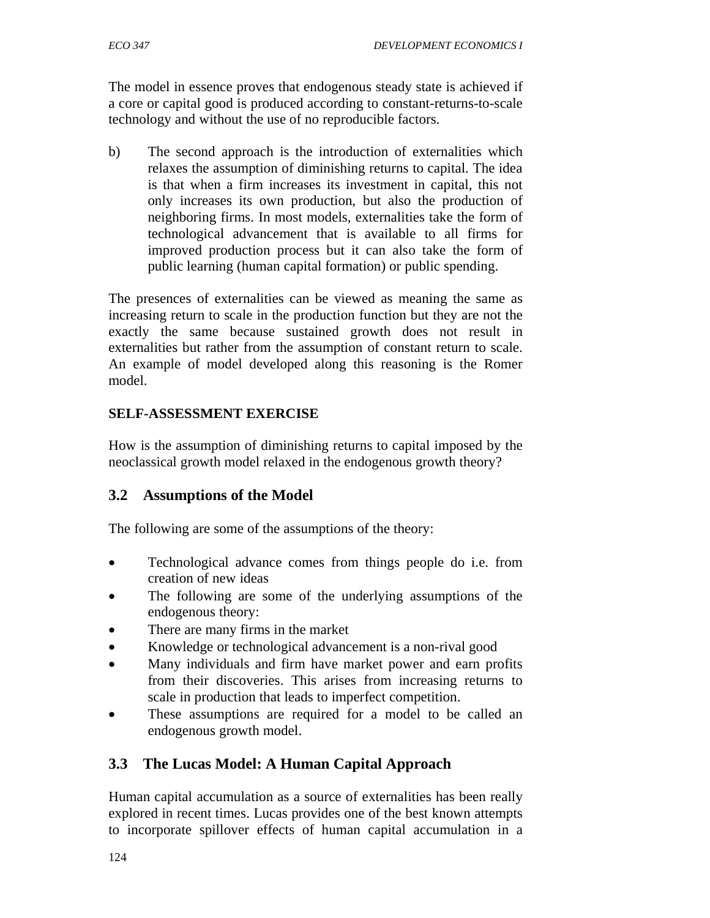The model in essence proves that endogenous steady state is achieved if a core or capital good is produced according to constant-returns-to-scale technology and without the use of no reproducible factors.

b) The second approach is the introduction of externalities which relaxes the assumption of diminishing returns to capital. The idea is that when a firm increases its investment in capital, this not only increases its own production, but also the production of neighboring firms. In most models, externalities take the form of technological advancement that is available to all firms for improved production process but it can also take the form of public learning (human capital formation) or public spending.

The presences of externalities can be viewed as meaning the same as increasing return to scale in the production function but they are not the exactly the same because sustained growth does not result in externalities but rather from the assumption of constant return to scale. An example of model developed along this reasoning is the Romer model.

**SELF-ASSESSMENT EXERCISE**

How is the assumption of diminishing returns to capital imposed by the neoclassical growth model relaxed in the endogenous growth theory?

## 3.2 Assumptions of the Model

The following are some of the assumptions of the theory:

- Technological advance comes from things people do i.e. from creation of new ideas
- The following are some of the underlying assumptions of the endogenous theory:
- There are many firms in the market
- Knowledge or technological advancement is a non-rival good
- Many individuals and firm have market power and earn profits from their discoveries. This arises from increasing returns to scale in production that leads to imperfect competition.
- These assumptions are required for a model to be called an endogenous growth model.

## 3.3 The Lucas Model: A Human Capital Approach

Human capital accumulation as a source of externalities has been really explored in recent times. Lucas provides one of the best known attempts to incorporate spillover effects of human capital accumulation in a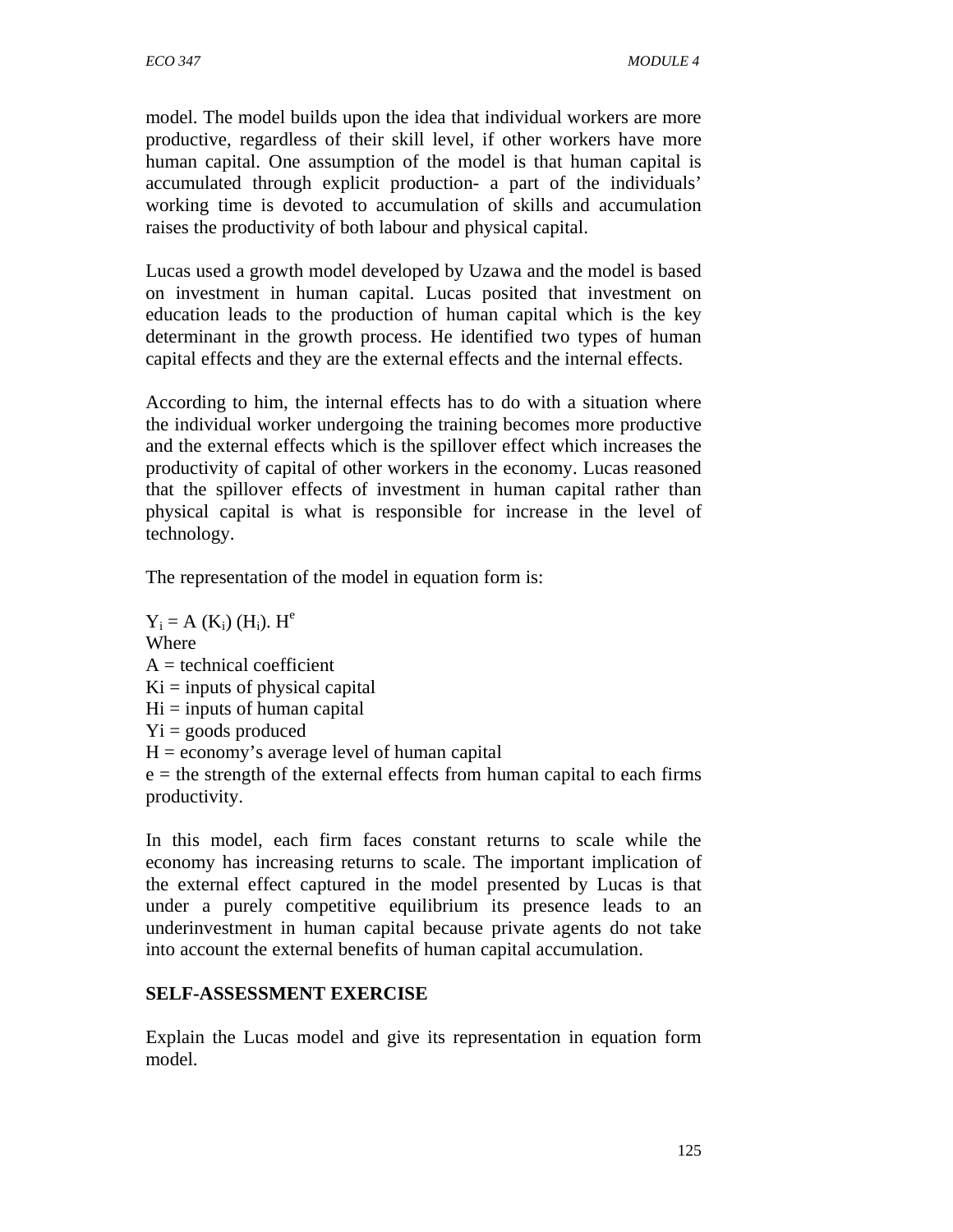model. The model builds upon the idea that individual workers are more productive, regardless of their skill level, if other workers have more human capital. One assumption of the model is that human capital is accumulated through explicit production- a part of the individuals' working time is devoted to accumulation of skills and accumulation raises the productivity of both labour and physical capital.

Lucas used a growth model developed by Uzawa and the model is based on investment in human capital. Lucas posited that investment on education leads to the production of human capital which is the key determinant in the growth process. He identified two types of human capital effects and they are the external effects and the internal effects.

According to him, the internal effects has to do with a situation where the individual worker undergoing the training becomes more productive and the external effects which is the spillover effect which increases the productivity of capital of other workers in the economy. Lucas reasoned that the spillover effects of investment in human capital rather than physical capital is what is responsible for increase in the level of technology.

The representation of the model in equation form is:

$Y_i = A\,(K_i)\,(H_i).\,H^e$

Where

$A$ = technical coefficient

$Ki$ = inputs of physical capital

$Hi$ = inputs of human capital

$Yi$ = goods produced

$H$ = economy's average level of human capital

$e$ = the strength of the external effects from human capital to each firms productivity.

In this model, each firm faces constant returns to scale while the economy has increasing returns to scale. The important implication of the external effect captured in the model presented by Lucas is that under a purely competitive equilibrium its presence leads to an underinvestment in human capital because private agents do not take into account the external benefits of human capital accumulation.

**SELF-ASSESSMENT EXERCISE**

Explain the Lucas model and give its representation in equation form model.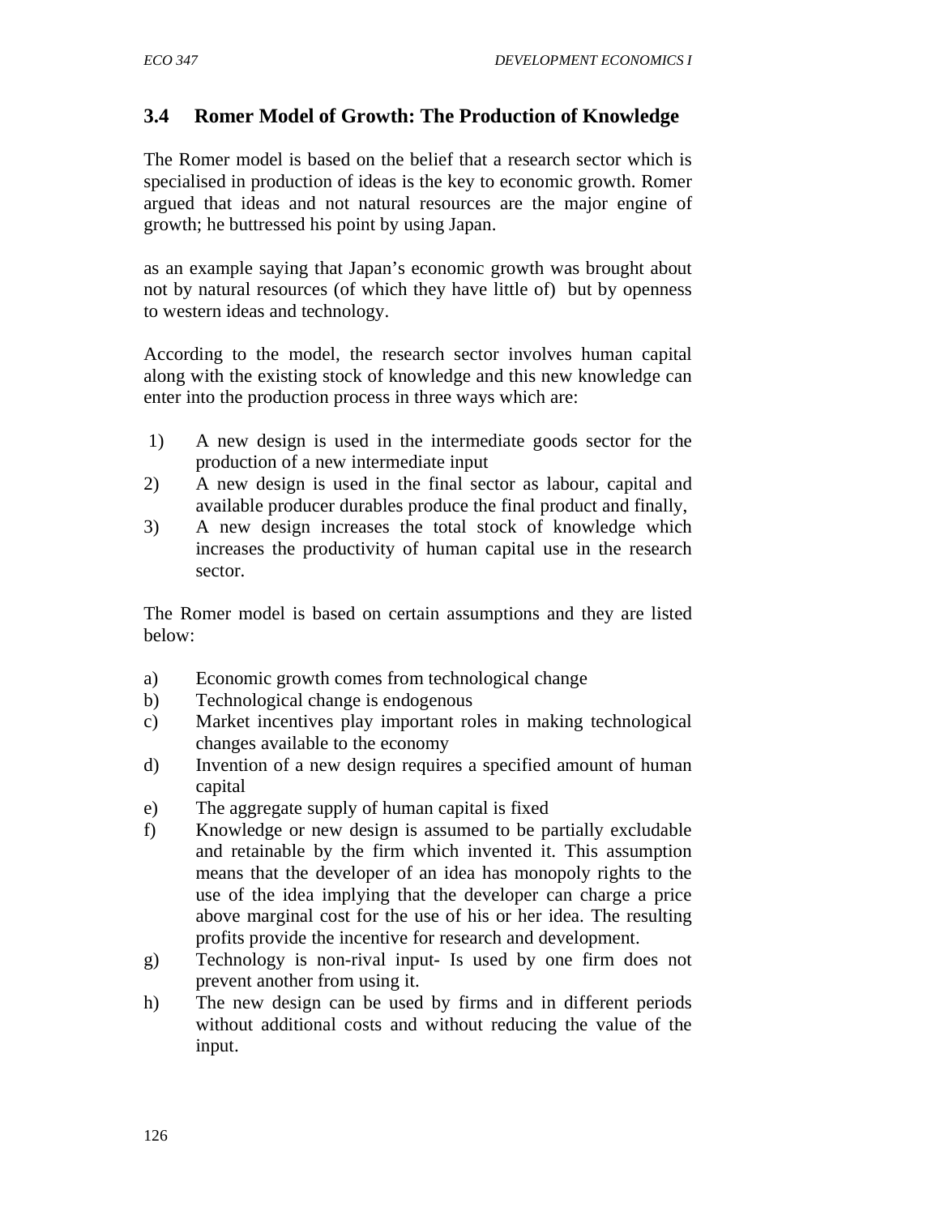### 3.4 Romer Model of Growth: The Production of Knowledge

The Romer model is based on the belief that a research sector which is specialised in production of ideas is the key to economic growth. Romer argued that ideas and not natural resources are the major engine of growth; he buttressed his point by using Japan.

as an example saying that Japan's economic growth was brought about not by natural resources (of which they have little of) but by openness to western ideas and technology.

According to the model, the research sector involves human capital along with the existing stock of knowledge and this new knowledge can enter into the production process in three ways which are:

1) A new design is used in the intermediate goods sector for the production of a new intermediate input
2) A new design is used in the final sector as labour, capital and available producer durables produce the final product and finally,
3) A new design increases the total stock of knowledge which increases the productivity of human capital use in the research sector.

The Romer model is based on certain assumptions and they are listed below:

a) Economic growth comes from technological change
b) Technological change is endogenous
c) Market incentives play important roles in making technological changes available to the economy
d) Invention of a new design requires a specified amount of human capital
e) The aggregate supply of human capital is fixed
f) Knowledge or new design is assumed to be partially excludable and retainable by the firm which invented it. This assumption means that the developer of an idea has monopoly rights to the use of the idea implying that the developer can charge a price above marginal cost for the use of his or her idea. The resulting profits provide the incentive for research and development.
g) Technology is non-rival input- Is used by one firm does not prevent another from using it.
h) The new design can be used by firms and in different periods without additional costs and without reducing the value of the input.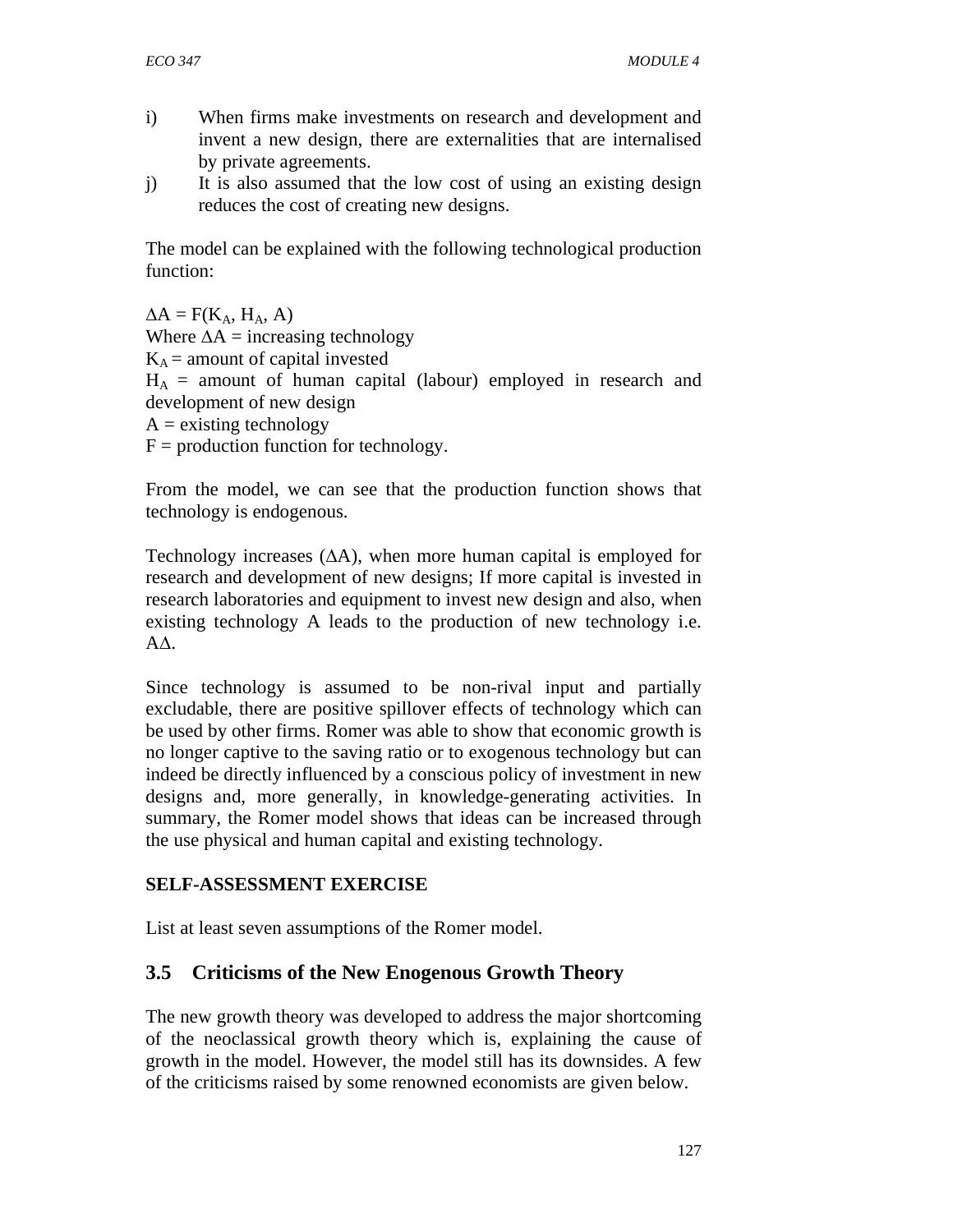i) When firms make investments on research and development and invent a new design, there are externalities that are internalised by private agreements.

j) It is also assumed that the low cost of using an existing design reduces the cost of creating new designs.

The model can be explained with the following technological production function:

$\Delta A = F(K_A, H_A, A)$
Where $\Delta A$ = increasing technology
$K_A$ = amount of capital invested
$H_A$ = amount of human capital (labour) employed in research and development of new design
$A$ = existing technology
$F$ = production function for technology.

From the model, we can see that the production function shows that technology is endogenous.

Technology increases ($\Delta A$), when more human capital is employed for research and development of new designs; If more capital is invested in research laboratories and equipment to invest new design and also, when existing technology A leads to the production of new technology i.e. $A\Delta$.

Since technology is assumed to be non-rival input and partially excludable, there are positive spillover effects of technology which can be used by other firms. Romer was able to show that economic growth is no longer captive to the saving ratio or to exogenous technology but can indeed be directly influenced by a conscious policy of investment in new designs and, more generally, in knowledge-generating activities. In summary, the Romer model shows that ideas can be increased through the use physical and human capital and existing technology.

**SELF-ASSESSMENT EXERCISE**

List at least seven assumptions of the Romer model.

## 3.5 Criticisms of the New Enogenous Growth Theory

The new growth theory was developed to address the major shortcoming of the neoclassical growth theory which is, explaining the cause of growth in the model. However, the model still has its downsides. A few of the criticisms raised by some renowned economists are given below.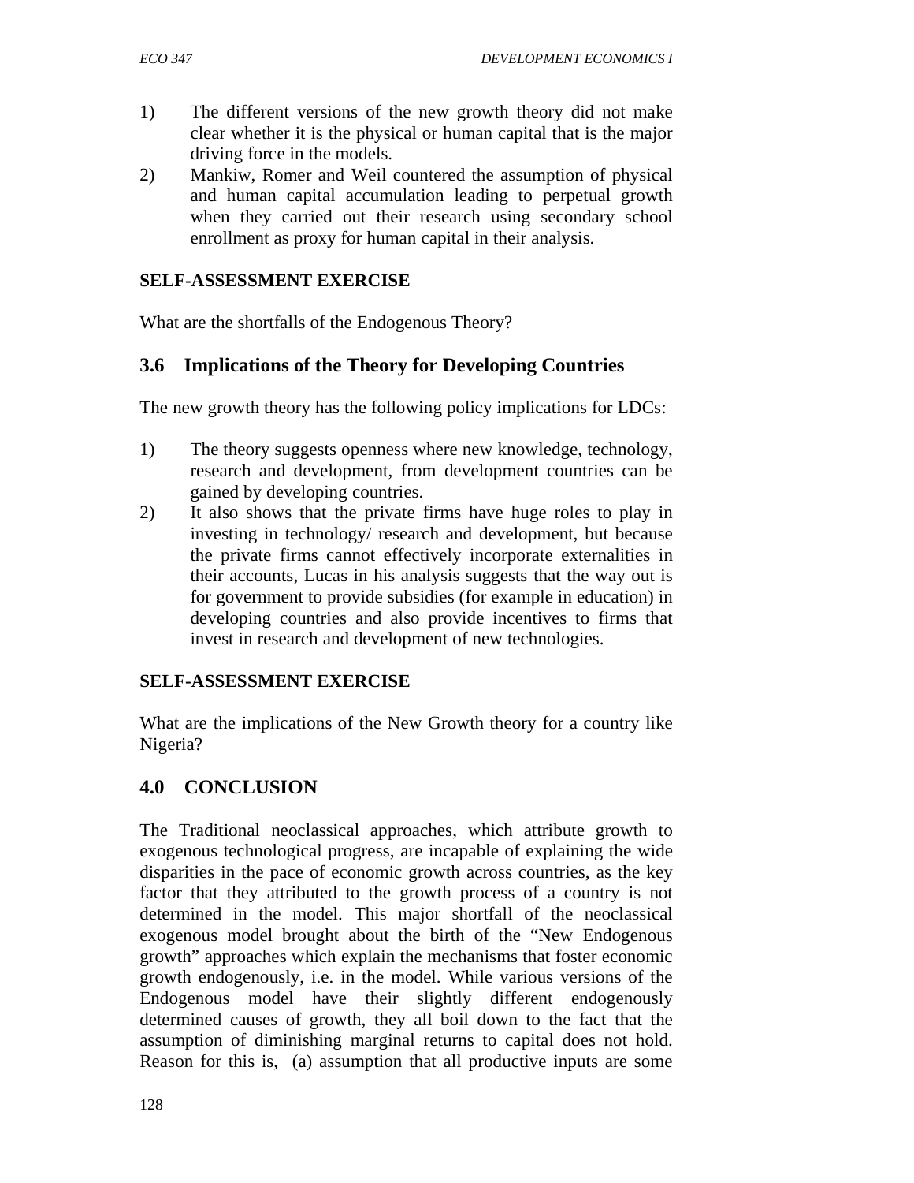1) The different versions of the new growth theory did not make clear whether it is the physical or human capital that is the major driving force in the models.
2) Mankiw, Romer and Weil countered the assumption of physical and human capital accumulation leading to perpetual growth when they carried out their research using secondary school enrollment as proxy for human capital in their analysis.

**SELF-ASSESSMENT EXERCISE**

What are the shortfalls of the Endogenous Theory?

## 3.6 Implications of the Theory for Developing Countries

The new growth theory has the following policy implications for LDCs:

1) The theory suggests openness where new knowledge, technology, research and development, from development countries can be gained by developing countries.
2) It also shows that the private firms have huge roles to play in investing in technology/ research and development, but because the private firms cannot effectively incorporate externalities in their accounts, Lucas in his analysis suggests that the way out is for government to provide subsidies (for example in education) in developing countries and also provide incentives to firms that invest in research and development of new technologies.

**SELF-ASSESSMENT EXERCISE**

What are the implications of the New Growth theory for a country like Nigeria?

## 4.0 CONCLUSION

The Traditional neoclassical approaches, which attribute growth to exogenous technological progress, are incapable of explaining the wide disparities in the pace of economic growth across countries, as the key factor that they attributed to the growth process of a country is not determined in the model. This major shortfall of the neoclassical exogenous model brought about the birth of the "New Endogenous growth" approaches which explain the mechanisms that foster economic growth endogenously, i.e. in the model. While various versions of the Endogenous model have their slightly different endogenously determined causes of growth, they all boil down to the fact that the assumption of diminishing marginal returns to capital does not hold. Reason for this is, (a) assumption that all productive inputs are some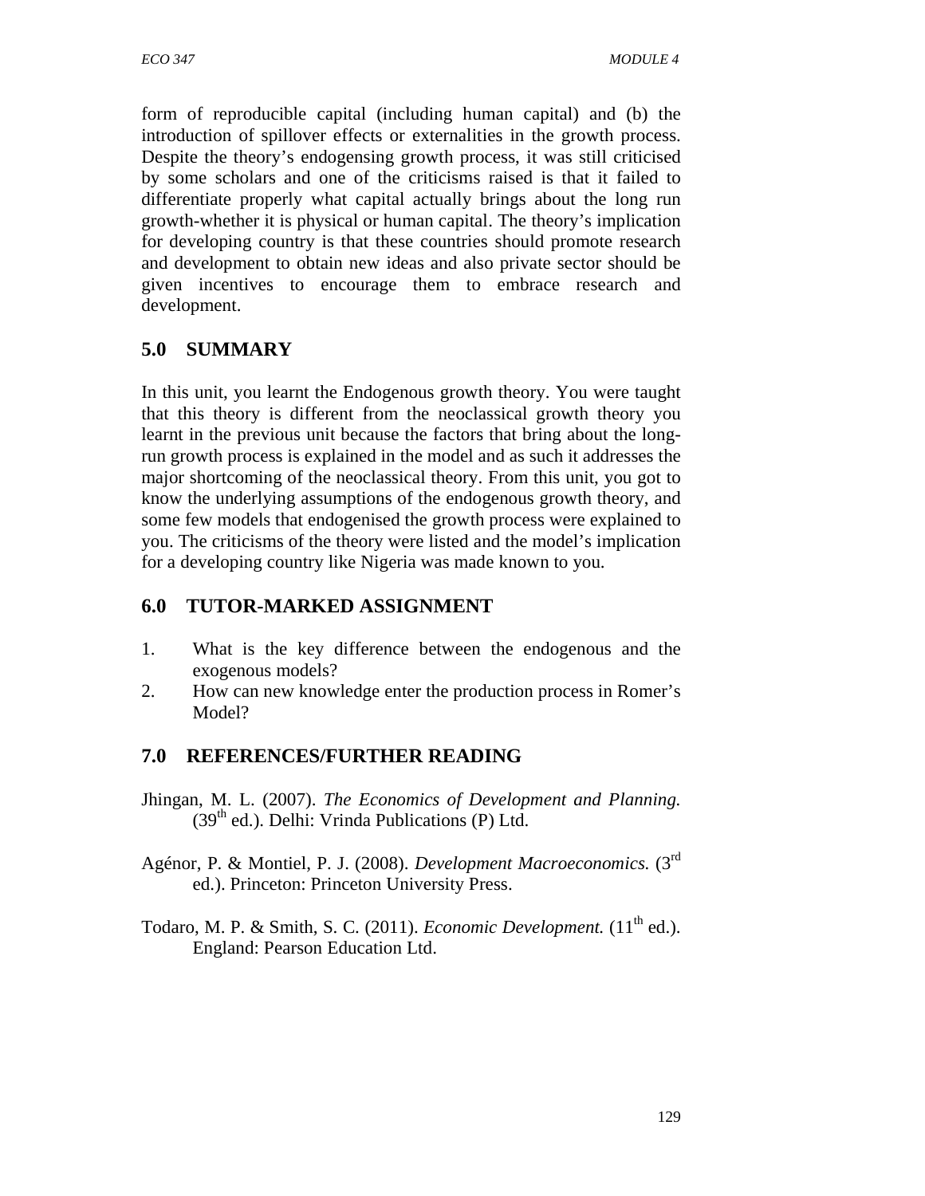form of reproducible capital (including human capital) and (b) the introduction of spillover effects or externalities in the growth process. Despite the theory's endogensing growth process, it was still criticised by some scholars and one of the criticisms raised is that it failed to differentiate properly what capital actually brings about the long run growth-whether it is physical or human capital. The theory's implication for developing country is that these countries should promote research and development to obtain new ideas and also private sector should be given incentives to encourage them to embrace research and development.

## 5.0 SUMMARY

In this unit, you learnt the Endogenous growth theory. You were taught that this theory is different from the neoclassical growth theory you learnt in the previous unit because the factors that bring about the long-run growth process is explained in the model and as such it addresses the major shortcoming of the neoclassical theory. From this unit, you got to know the underlying assumptions of the endogenous growth theory, and some few models that endogenised the growth process were explained to you. The criticisms of the theory were listed and the model's implication for a developing country like Nigeria was made known to you.

## 6.0 TUTOR-MARKED ASSIGNMENT

1. What is the key difference between the endogenous and the exogenous models?
2. How can new knowledge enter the production process in Romer's Model?

## 7.0 REFERENCES/FURTHER READING

Jhingan, M. L. (2007). *The Economics of Development and Planning.* (39th ed.). Delhi: Vrinda Publications (P) Ltd.

Agénor, P. & Montiel, P. J. (2008). *Development Macroeconomics.* (3rd ed.). Princeton: Princeton University Press.

Todaro, M. P. & Smith, S. C. (2011). *Economic Development.* (11th ed.). England: Pearson Education Ltd.